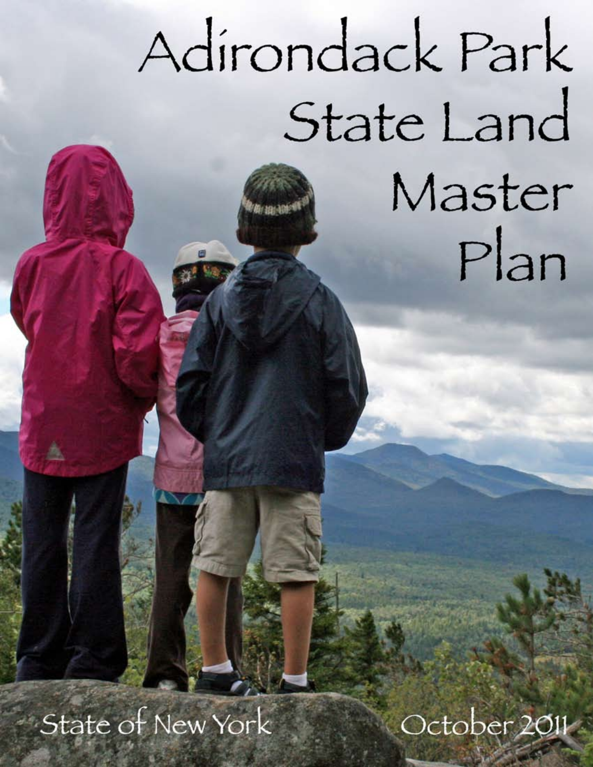# Adirondack Park State Land Master Plan

State of New York

October 2011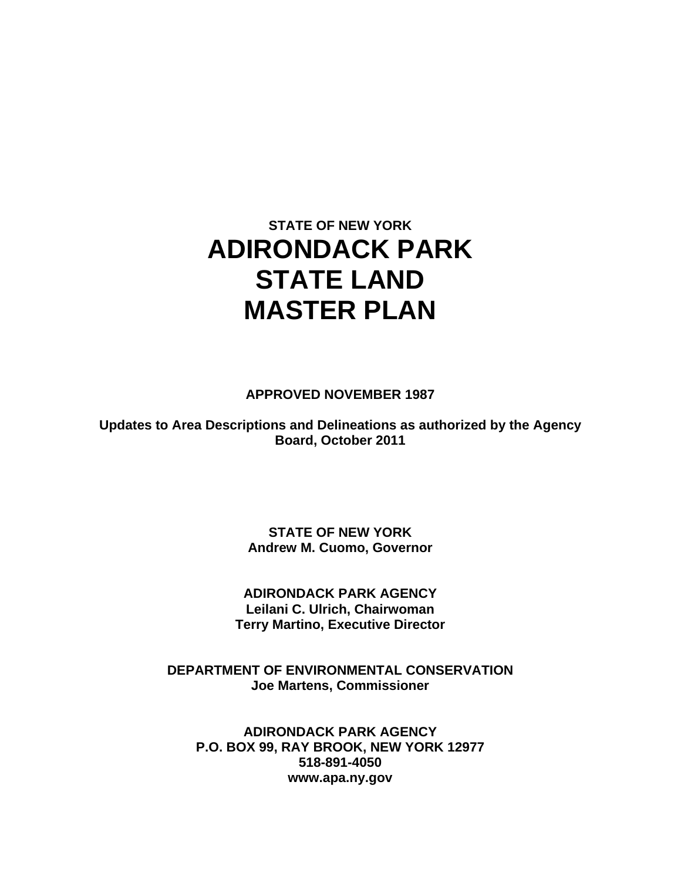**STATE OF NEW YORK**

# ADIRONDACK PARK STATE LAND MASTER PLAN

**APPROVED NOVEMBER 1987**

**Updates to Area Descriptions and Delineations as authorized by the Agency Board, October 2011**

**STATE OF NEW YORK**
**Andrew M. Cuomo, Governor**

**ADIRONDACK PARK AGENCY**
**Leilani C. Ulrich, Chairwoman**
**Terry Martino, Executive Director**

**DEPARTMENT OF ENVIRONMENTAL CONSERVATION**
**Joe Martens, Commissioner**

**ADIRONDACK PARK AGENCY**
**P.O. BOX 99, RAY BROOK, NEW YORK 12977**
**518-891-4050**
**www.apa.ny.gov**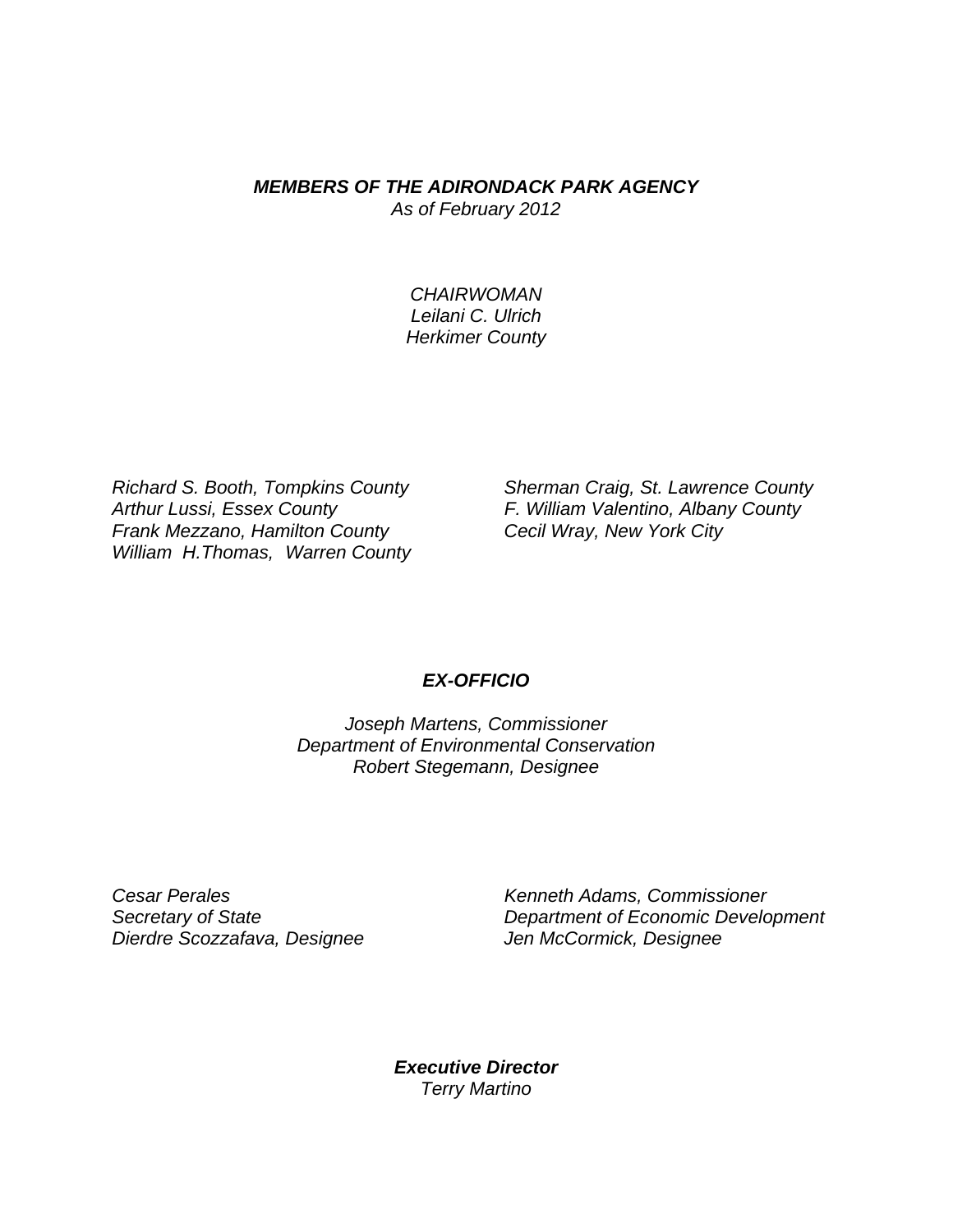***MEMBERS OF THE ADIRONDACK PARK AGENCY***

*As of February 2012*

*CHAIRWOMAN*
*Leilani C. Ulrich*
*Herkimer County*

*Richard S. Booth, Tompkins County*
*Arthur Lussi, Essex County*
*Frank Mezzano, Hamilton County*
*William H.Thomas, Warren County*

*Sherman Craig, St. Lawrence County*
*F. William Valentino, Albany County*
*Cecil Wray, New York City*

***EX-OFFICIO***

*Joseph Martens, Commissioner*
*Department of Environmental Conservation*
*Robert Stegemann, Designee*

*Cesar Perales*
*Secretary of State*
*Dierdre Scozzafava, Designee*

*Kenneth Adams, Commissioner*
*Department of Economic Development*
*Jen McCormick, Designee*

***Executive Director***
*Terry Martino*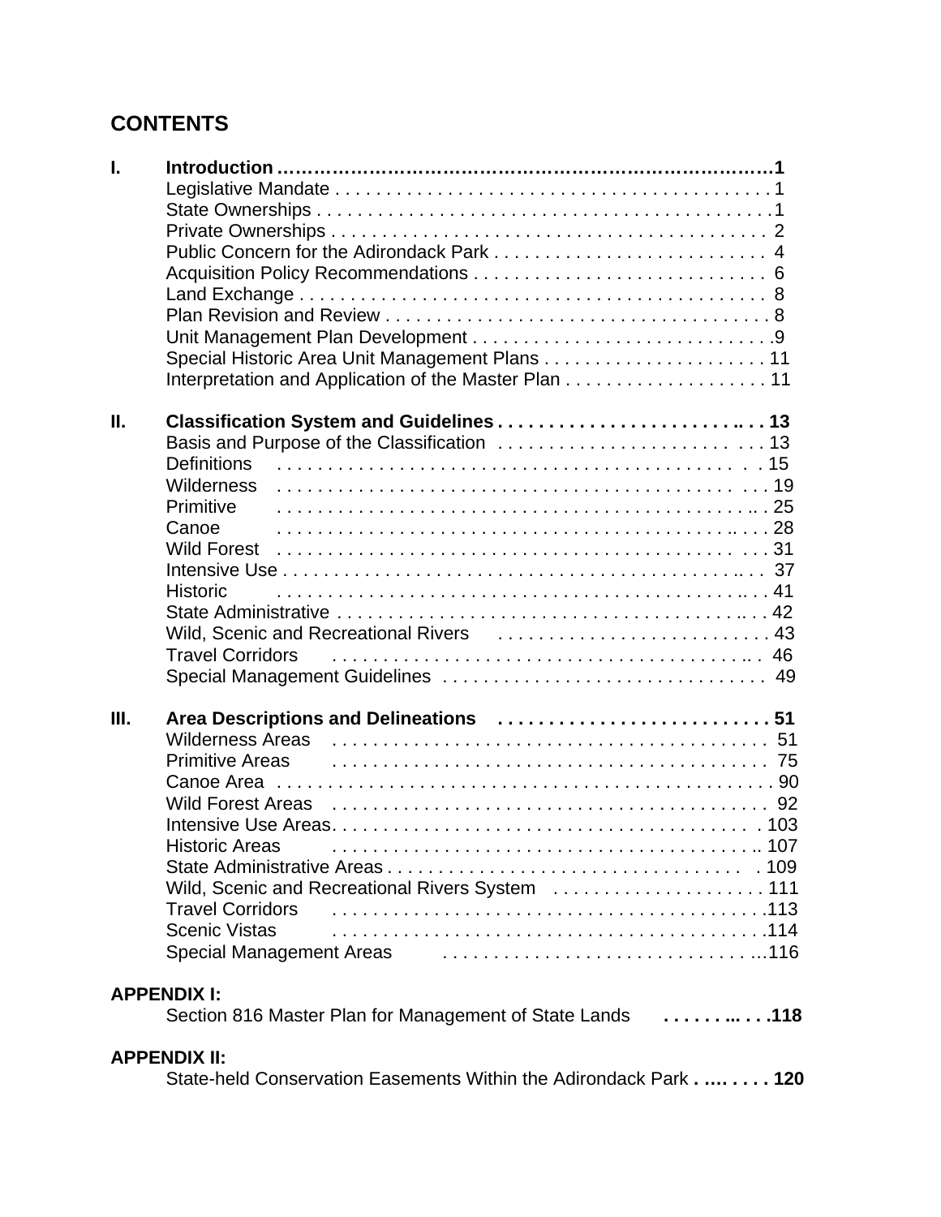# CONTENTS

**I. Introduction ........................................................................1**

- Legislative Mandate . . . . . . . . . . . . . . . . . . . . . . . . . . . . . . . . . . . . . . . . . . . 1
- State Ownerships . . . . . . . . . . . . . . . . . . . . . . . . . . . . . . . . . . . . . . . . . . . . .1
- Private Ownerships . . . . . . . . . . . . . . . . . . . . . . . . . . . . . . . . . . . . . . . . . . . 2
- Public Concern for the Adirondack Park . . . . . . . . . . . . . . . . . . . . . . . . . . . 4
- Acquisition Policy Recommendations . . . . . . . . . . . . . . . . . . . . . . . . . . . . . 6
- Land Exchange . . . . . . . . . . . . . . . . . . . . . . . . . . . . . . . . . . . . . . . . . . . . . . 8
- Plan Revision and Review . . . . . . . . . . . . . . . . . . . . . . . . . . . . . . . . . . . . . . 8
- Unit Management Plan Development . . . . . . . . . . . . . . . . . . . . . . . . . . . . . .9
- Special Historic Area Unit Management Plans . . . . . . . . . . . . . . . . . . . . . . . 11
- Interpretation and Application of the Master Plan . . . . . . . . . . . . . . . . . . . . 11

**II. Classification System and Guidelines . . . . . . . . . . . . . . . . . . . . . . . . . .. . . 13**

- Basis and Purpose of the Classification . . . . . . . . . . . . . . . . . . . . . . . . . . . 13
- Definitions . . . . . . . . . . . . . . . . . . . . . . . . . . . . . . . . . . . . . . . . . . . . . . . 15
- Wilderness . . . . . . . . . . . . . . . . . . . . . . . . . . . . . . . . . . . . . . . . . . . . . . . . 19
- Primitive . . . . . . . . . . . . . . . . . . . . . . . . . . . . . . . . . . . . . . . . . . . . . .. . 25
- Canoe . . . . . . . . . . . . . . . . . . . . . . . . . . . . . . . . . . . . . . . . . . . . .. . . . 28
- Wild Forest . . . . . . . . . . . . . . . . . . . . . . . . . . . . . . . . . . . . . . . . . . . . . . . 31
- Intensive Use . . . . . . . . . . . . . . . . . . . . . . . . . . . . . . . . . . . . . . . . . . . .. . . 37
- Historic . . . . . . . . . . . . . . . . . . . . . . . . . . . . . . . . . . . . . . . . . . . .. . . 41
- State Administrative . . . . . . . . . . . . . . . . . . . . . . . . . . . . . . . . . . . . . .. . . 42
- Wild, Scenic and Recreational Rivers . . . . . . . . . . . . . . . . . . . . . . . . . . . . 43
- Travel Corridors . . . . . . . . . . . . . . . . . . . . . . . . . . . . . . . . . . . . . . . .. . 46
- Special Management Guidelines . . . . . . . . . . . . . . . . . . . . . . . . . . . . . . . . 49

**III. Area Descriptions and Delineations . . . . . . . . . . . . . . . . . . . . . . . . . . . 51**

- Wilderness Areas . . . . . . . . . . . . . . . . . . . . . . . . . . . . . . . . . . . . . . . . . . . 51
- Primitive Areas . . . . . . . . . . . . . . . . . . . . . . . . . . . . . . . . . . . . . . . . . . . 75
- Canoe Area . . . . . . . . . . . . . . . . . . . . . . . . . . . . . . . . . . . . . . . . . . . . . . . . . 90
- Wild Forest Areas . . . . . . . . . . . . . . . . . . . . . . . . . . . . . . . . . . . . . . . . . . . 92
- Intensive Use Areas. . . . . . . . . . . . . . . . . . . . . . . . . . . . . . . . . . . . . . . . . . 103
- Historic Areas . . . . . . . . . . . . . . . . . . . . . . . . . . . . . . . . . . . . . . . . . .. 107
- State Administrative Areas . . . . . . . . . . . . . . . . . . . . . . . . . . . . . . . . . . . . 109
- Wild, Scenic and Recreational Rivers System . . . . . . . . . . . . . . . . . . . . . 111
- Travel Corridors . . . . . . . . . . . . . . . . . . . . . . . . . . . . . . . . . . . . . . . . . .113
- Scenic Vistas . . . . . . . . . . . . . . . . . . . . . . . . . . . . . . . . . . . . . . . . . .114
- Special Management Areas . . . . . . . . . . . . . . . . . . . . . . . . . . . . . . . ...116

**APPENDIX I:**

- Section 816 Master Plan for Management of State Lands **. . . . . . . .. . . . .118**

**APPENDIX II:**

- State-held Conservation Easements Within the Adirondack Park **. .... . . . . 120**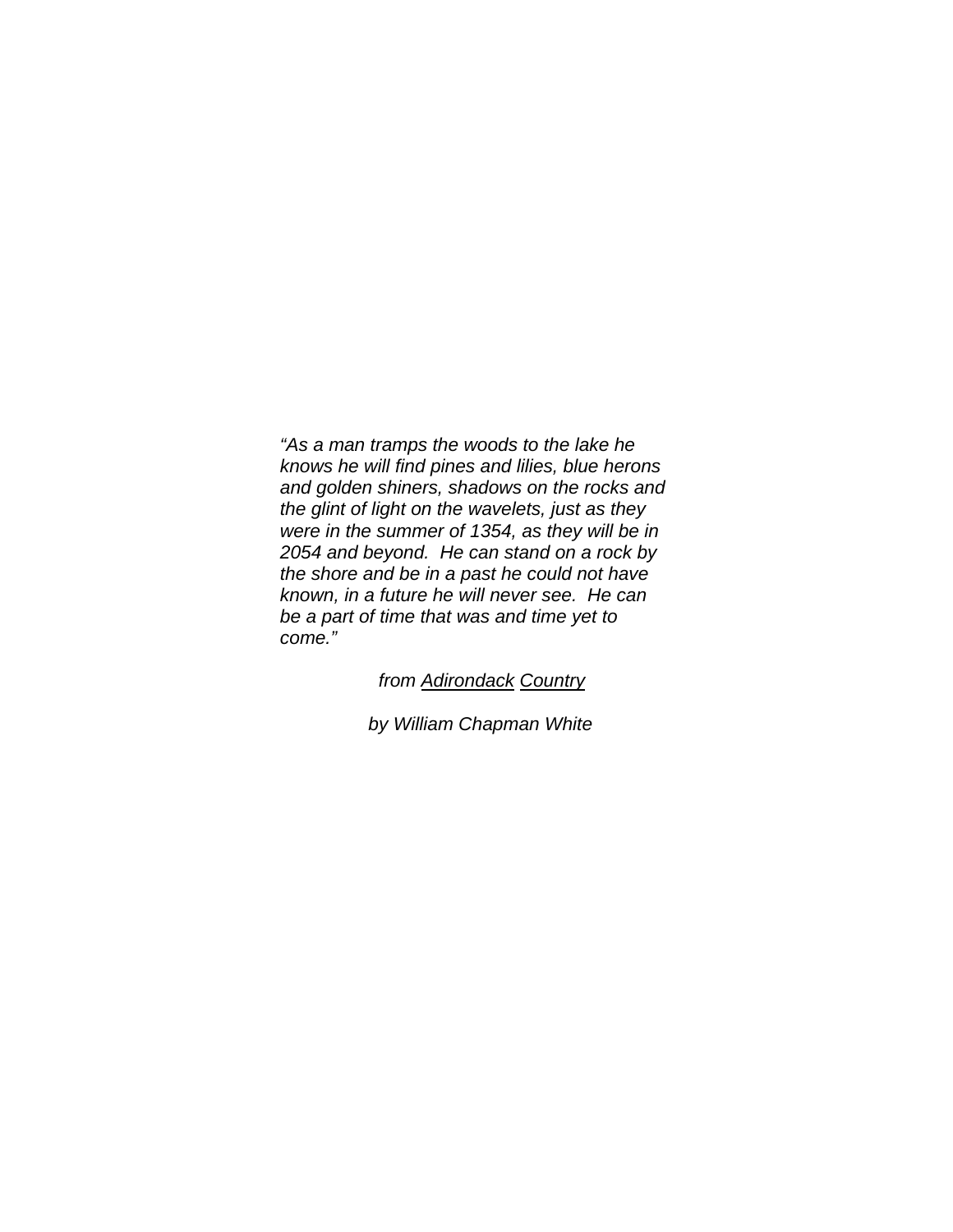*“As a man tramps the woods to the lake he knows he will find pines and lilies, blue herons and golden shiners, shadows on the rocks and the glint of light on the wavelets, just as they were in the summer of 1354, as they will be in 2054 and beyond. He can stand on a rock by the shore and be in a past he could not have known, in a future he will never see. He can be a part of time that was and time yet to come.”*

*from Adirondack Country*

*by William Chapman White*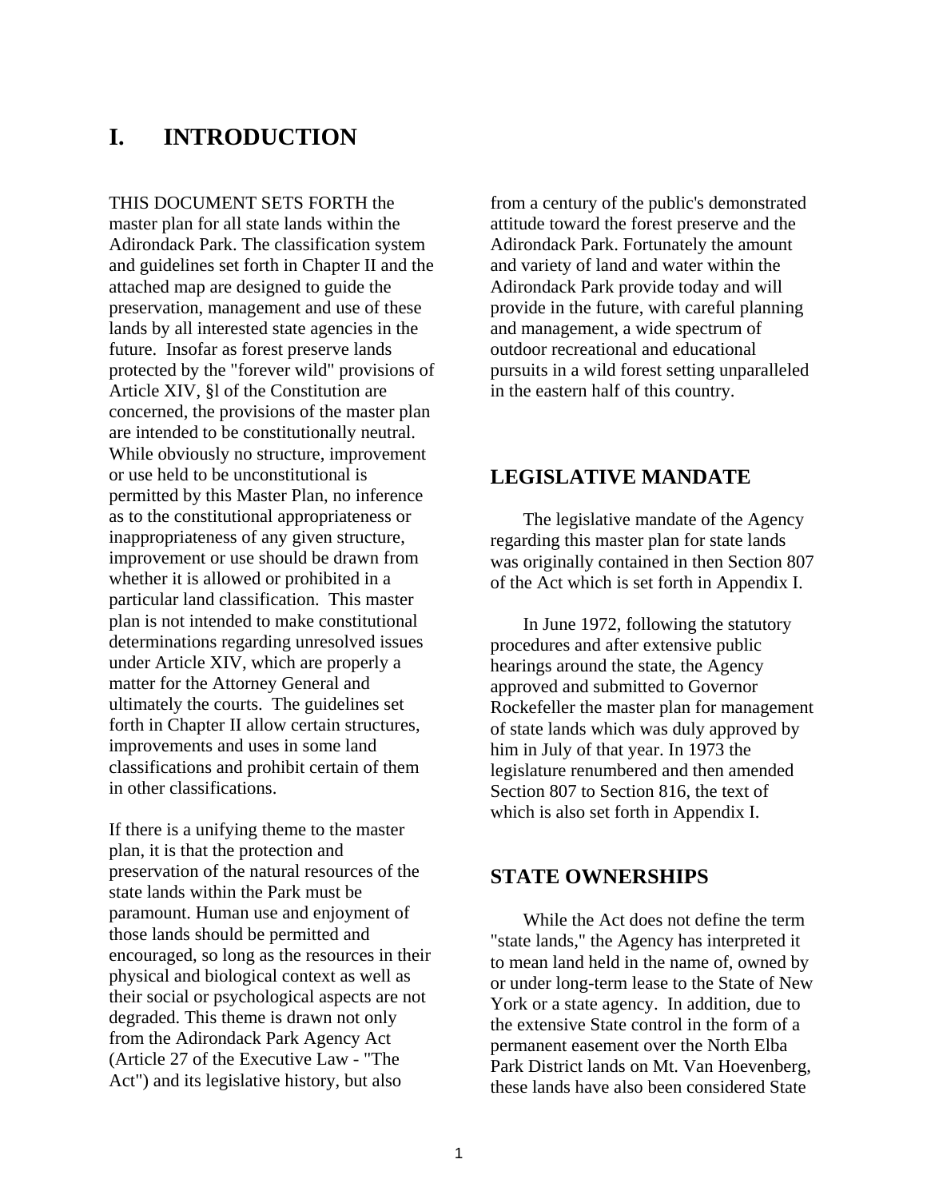# I. INTRODUCTION

THIS DOCUMENT SETS FORTH the master plan for all state lands within the Adirondack Park. The classification system and guidelines set forth in Chapter II and the attached map are designed to guide the preservation, management and use of these lands by all interested state agencies in the future. Insofar as forest preserve lands protected by the "forever wild" provisions of Article XIV, §l of the Constitution are concerned, the provisions of the master plan are intended to be constitutionally neutral. While obviously no structure, improvement or use held to be unconstitutional is permitted by this Master Plan, no inference as to the constitutional appropriateness or inappropriateness of any given structure, improvement or use should be drawn from whether it is allowed or prohibited in a particular land classification. This master plan is not intended to make constitutional determinations regarding unresolved issues under Article XIV, which are properly a matter for the Attorney General and ultimately the courts. The guidelines set forth in Chapter II allow certain structures, improvements and uses in some land classifications and prohibit certain of them in other classifications.

If there is a unifying theme to the master plan, it is that the protection and preservation of the natural resources of the state lands within the Park must be paramount. Human use and enjoyment of those lands should be permitted and encouraged, so long as the resources in their physical and biological context as well as their social or psychological aspects are not degraded. This theme is drawn not only from the Adirondack Park Agency Act (Article 27 of the Executive Law - "The Act") and its legislative history, but also from a century of the public's demonstrated attitude toward the forest preserve and the Adirondack Park. Fortunately the amount and variety of land and water within the Adirondack Park provide today and will provide in the future, with careful planning and management, a wide spectrum of outdoor recreational and educational pursuits in a wild forest setting unparalleled in the eastern half of this country.

## LEGISLATIVE MANDATE

The legislative mandate of the Agency regarding this master plan for state lands was originally contained in then Section 807 of the Act which is set forth in Appendix I.

In June 1972, following the statutory procedures and after extensive public hearings around the state, the Agency approved and submitted to Governor Rockefeller the master plan for management of state lands which was duly approved by him in July of that year. In 1973 the legislature renumbered and then amended Section 807 to Section 816, the text of which is also set forth in Appendix I.

## STATE OWNERSHIPS

While the Act does not define the term "state lands," the Agency has interpreted it to mean land held in the name of, owned by or under long-term lease to the State of New York or a state agency. In addition, due to the extensive State control in the form of a permanent easement over the North Elba Park District lands on Mt. Van Hoevenberg, these lands have also been considered State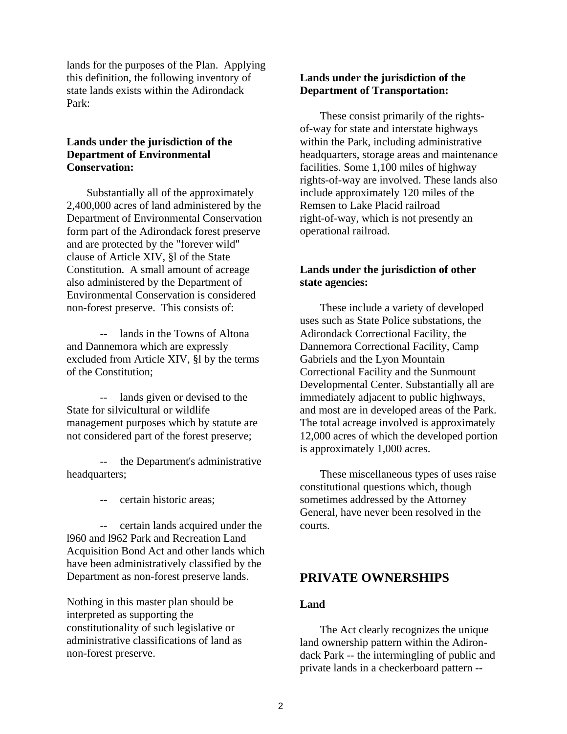lands for the purposes of the Plan. Applying this definition, the following inventory of state lands exists within the Adirondack Park:

**Lands under the jurisdiction of the Department of Environmental Conservation:**

Substantially all of the approximately 2,400,000 acres of land administered by the Department of Environmental Conservation form part of the Adirondack forest preserve and are protected by the "forever wild" clause of Article XIV, §l of the State Constitution. A small amount of acreage also administered by the Department of Environmental Conservation is considered non-forest preserve. This consists of:

-- lands in the Towns of Altona and Dannemora which are expressly excluded from Article XIV, §l by the terms of the Constitution;

-- lands given or devised to the State for silvicultural or wildlife management purposes which by statute are not considered part of the forest preserve;

-- the Department's administrative headquarters;

-- certain historic areas;

-- certain lands acquired under the l960 and l962 Park and Recreation Land Acquisition Bond Act and other lands which have been administratively classified by the Department as non-forest preserve lands.

Nothing in this master plan should be interpreted as supporting the constitutionality of such legislative or administrative classifications of land as non-forest preserve.

**Lands under the jurisdiction of the Department of Transportation:**

These consist primarily of the rights-of-way for state and interstate highways within the Park, including administrative headquarters, storage areas and maintenance facilities. Some 1,100 miles of highway rights-of-way are involved. These lands also include approximately 120 miles of the Remsen to Lake Placid railroad right-of-way, which is not presently an operational railroad.

**Lands under the jurisdiction of other state agencies:**

These include a variety of developed uses such as State Police substations, the Adirondack Correctional Facility, the Dannemora Correctional Facility, Camp Gabriels and the Lyon Mountain Correctional Facility and the Sunmount Developmental Center. Substantially all are immediately adjacent to public highways, and most are in developed areas of the Park. The total acreage involved is approximately 12,000 acres of which the developed portion is approximately 1,000 acres.

These miscellaneous types of uses raise constitutional questions which, though sometimes addressed by the Attorney General, have never been resolved in the courts.

## PRIVATE OWNERSHIPS

### Land

The Act clearly recognizes the unique land ownership pattern within the Adirondack Park -- the intermingling of public and private lands in a checkerboard pattern --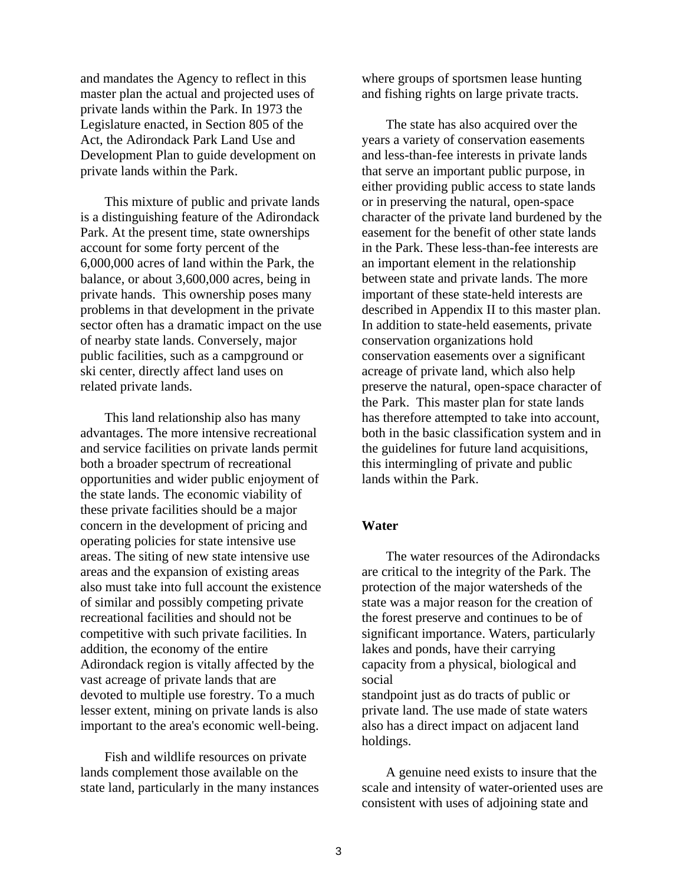and mandates the Agency to reflect in this master plan the actual and projected uses of private lands within the Park. In 1973 the Legislature enacted, in Section 805 of the Act, the Adirondack Park Land Use and Development Plan to guide development on private lands within the Park.

This mixture of public and private lands is a distinguishing feature of the Adirondack Park. At the present time, state ownerships account for some forty percent of the 6,000,000 acres of land within the Park, the balance, or about 3,600,000 acres, being in private hands. This ownership poses many problems in that development in the private sector often has a dramatic impact on the use of nearby state lands. Conversely, major public facilities, such as a campground or ski center, directly affect land uses on related private lands.

This land relationship also has many advantages. The more intensive recreational and service facilities on private lands permit both a broader spectrum of recreational opportunities and wider public enjoyment of the state lands. The economic viability of these private facilities should be a major concern in the development of pricing and operating policies for state intensive use areas. The siting of new state intensive use areas and the expansion of existing areas also must take into full account the existence of similar and possibly competing private recreational facilities and should not be competitive with such private facilities. In addition, the economy of the entire Adirondack region is vitally affected by the vast acreage of private lands that are devoted to multiple use forestry. To a much lesser extent, mining on private lands is also important to the area's economic well-being.

Fish and wildlife resources on private lands complement those available on the state land, particularly in the many instances where groups of sportsmen lease hunting and fishing rights on large private tracts.

The state has also acquired over the years a variety of conservation easements and less-than-fee interests in private lands that serve an important public purpose, in either providing public access to state lands or in preserving the natural, open-space character of the private land burdened by the easement for the benefit of other state lands in the Park. These less-than-fee interests are an important element in the relationship between state and private lands. The more important of these state-held interests are described in Appendix II to this master plan. In addition to state-held easements, private conservation organizations hold conservation easements over a significant acreage of private land, which also help preserve the natural, open-space character of the Park. This master plan for state lands has therefore attempted to take into account, both in the basic classification system and in the guidelines for future land acquisitions, this intermingling of private and public lands within the Park.

## Water

The water resources of the Adirondacks are critical to the integrity of the Park. The protection of the major watersheds of the state was a major reason for the creation of the forest preserve and continues to be of significant importance. Waters, particularly lakes and ponds, have their carrying capacity from a physical, biological and social standpoint just as do tracts of public or private land. The use made of state waters also has a direct impact on adjacent land holdings.

A genuine need exists to insure that the scale and intensity of water-oriented uses are consistent with uses of adjoining state and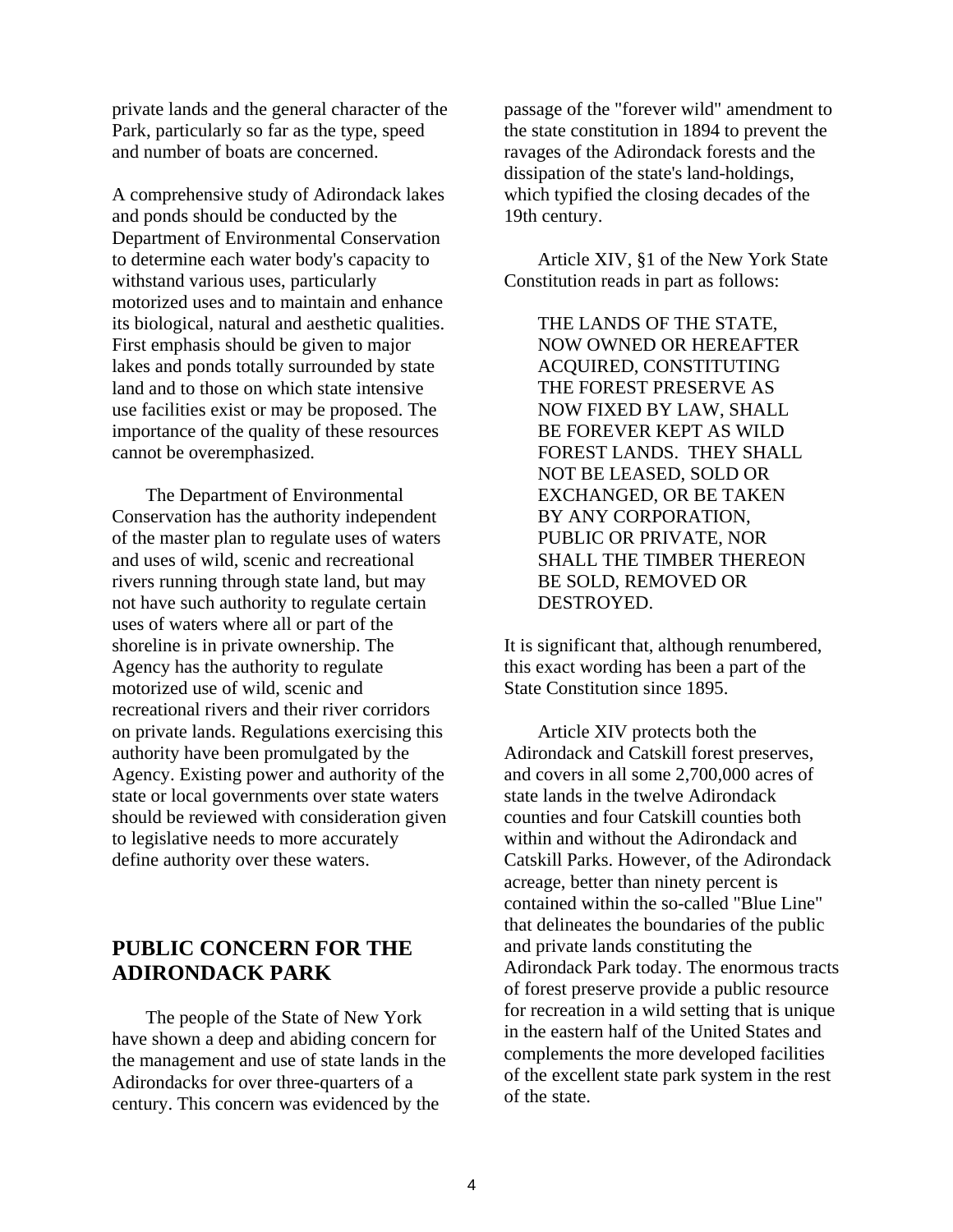private lands and the general character of the Park, particularly so far as the type, speed and number of boats are concerned.

A comprehensive study of Adirondack lakes and ponds should be conducted by the Department of Environmental Conservation to determine each water body's capacity to withstand various uses, particularly motorized uses and to maintain and enhance its biological, natural and aesthetic qualities. First emphasis should be given to major lakes and ponds totally surrounded by state land and to those on which state intensive use facilities exist or may be proposed. The importance of the quality of these resources cannot be overemphasized.

The Department of Environmental Conservation has the authority independent of the master plan to regulate uses of waters and uses of wild, scenic and recreational rivers running through state land, but may not have such authority to regulate certain uses of waters where all or part of the shoreline is in private ownership. The Agency has the authority to regulate motorized use of wild, scenic and recreational rivers and their river corridors on private lands. Regulations exercising this authority have been promulgated by the Agency. Existing power and authority of the state or local governments over state waters should be reviewed with consideration given to legislative needs to more accurately define authority over these waters.

## PUBLIC CONCERN FOR THE ADIRONDACK PARK

The people of the State of New York have shown a deep and abiding concern for the management and use of state lands in the Adirondacks for over three-quarters of a century. This concern was evidenced by the passage of the "forever wild" amendment to the state constitution in 1894 to prevent the ravages of the Adirondack forests and the dissipation of the state's land-holdings, which typified the closing decades of the 19th century.

Article XIV, §1 of the New York State Constitution reads in part as follows:

> THE LANDS OF THE STATE, NOW OWNED OR HEREAFTER ACQUIRED, CONSTITUTING THE FOREST PRESERVE AS NOW FIXED BY LAW, SHALL BE FOREVER KEPT AS WILD FOREST LANDS. THEY SHALL NOT BE LEASED, SOLD OR EXCHANGED, OR BE TAKEN BY ANY CORPORATION, PUBLIC OR PRIVATE, NOR SHALL THE TIMBER THEREON BE SOLD, REMOVED OR DESTROYED.

It is significant that, although renumbered, this exact wording has been a part of the State Constitution since 1895.

Article XIV protects both the Adirondack and Catskill forest preserves, and covers in all some 2,700,000 acres of state lands in the twelve Adirondack counties and four Catskill counties both within and without the Adirondack and Catskill Parks. However, of the Adirondack acreage, better than ninety percent is contained within the so-called "Blue Line" that delineates the boundaries of the public and private lands constituting the Adirondack Park today. The enormous tracts of forest preserve provide a public resource for recreation in a wild setting that is unique in the eastern half of the United States and complements the more developed facilities of the excellent state park system in the rest of the state.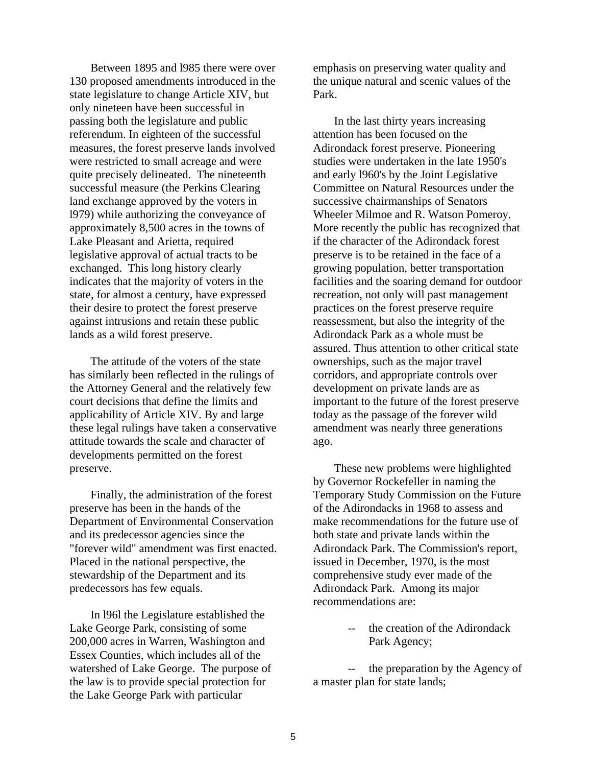Between 1895 and l985 there were over 130 proposed amendments introduced in the state legislature to change Article XIV, but only nineteen have been successful in passing both the legislature and public referendum. In eighteen of the successful measures, the forest preserve lands involved were restricted to small acreage and were quite precisely delineated. The nineteenth successful measure (the Perkins Clearing land exchange approved by the voters in l979) while authorizing the conveyance of approximately 8,500 acres in the towns of Lake Pleasant and Arietta, required legislative approval of actual tracts to be exchanged. This long history clearly indicates that the majority of voters in the state, for almost a century, have expressed their desire to protect the forest preserve against intrusions and retain these public lands as a wild forest preserve.

The attitude of the voters of the state has similarly been reflected in the rulings of the Attorney General and the relatively few court decisions that define the limits and applicability of Article XIV. By and large these legal rulings have taken a conservative attitude towards the scale and character of developments permitted on the forest preserve.

Finally, the administration of the forest preserve has been in the hands of the Department of Environmental Conservation and its predecessor agencies since the "forever wild" amendment was first enacted. Placed in the national perspective, the stewardship of the Department and its predecessors has few equals.

In l96l the Legislature established the Lake George Park, consisting of some 200,000 acres in Warren, Washington and Essex Counties, which includes all of the watershed of Lake George. The purpose of the law is to provide special protection for the Lake George Park with particular emphasis on preserving water quality and the unique natural and scenic values of the Park.

In the last thirty years increasing attention has been focused on the Adirondack forest preserve. Pioneering studies were undertaken in the late 1950's and early l960's by the Joint Legislative Committee on Natural Resources under the successive chairmanships of Senators Wheeler Milmoe and R. Watson Pomeroy. More recently the public has recognized that if the character of the Adirondack forest preserve is to be retained in the face of a growing population, better transportation facilities and the soaring demand for outdoor recreation, not only will past management practices on the forest preserve require reassessment, but also the integrity of the Adirondack Park as a whole must be assured. Thus attention to other critical state ownerships, such as the major travel corridors, and appropriate controls over development on private lands are as important to the future of the forest preserve today as the passage of the forever wild amendment was nearly three generations ago.

These new problems were highlighted by Governor Rockefeller in naming the Temporary Study Commission on the Future of the Adirondacks in 1968 to assess and make recommendations for the future use of both state and private lands within the Adirondack Park. The Commission's report, issued in December, 1970, is the most comprehensive study ever made of the Adirondack Park. Among its major recommendations are:

- the creation of the Adirondack Park Agency;
- the preparation by the Agency of a master plan for state lands;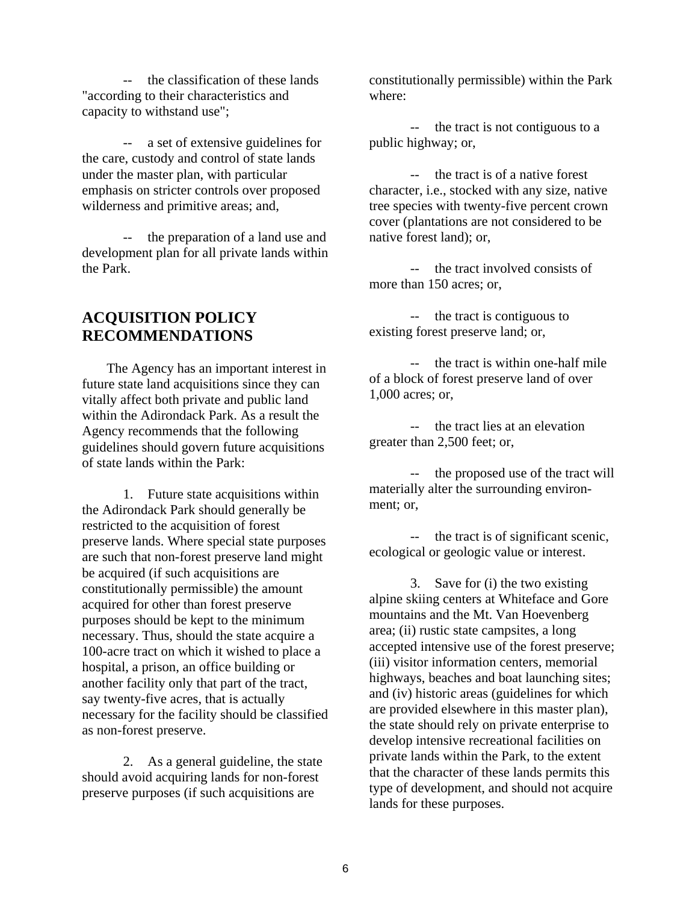-- the classification of these lands "according to their characteristics and capacity to withstand use";

-- a set of extensive guidelines for the care, custody and control of state lands under the master plan, with particular emphasis on stricter controls over proposed wilderness and primitive areas; and,

-- the preparation of a land use and development plan for all private lands within the Park.

## ACQUISITION POLICY RECOMMENDATIONS

The Agency has an important interest in future state land acquisitions since they can vitally affect both private and public land within the Adirondack Park. As a result the Agency recommends that the following guidelines should govern future acquisitions of state lands within the Park:

1. Future state acquisitions within the Adirondack Park should generally be restricted to the acquisition of forest preserve lands. Where special state purposes are such that non-forest preserve land might be acquired (if such acquisitions are constitutionally permissible) the amount acquired for other than forest preserve purposes should be kept to the minimum necessary. Thus, should the state acquire a 100-acre tract on which it wished to place a hospital, a prison, an office building or another facility only that part of the tract, say twenty-five acres, that is actually necessary for the facility should be classified as non-forest preserve.

2. As a general guideline, the state should avoid acquiring lands for non-forest preserve purposes (if such acquisitions are constitutionally permissible) within the Park where:

-- the tract is not contiguous to a public highway; or,

-- the tract is of a native forest character, i.e., stocked with any size, native tree species with twenty-five percent crown cover (plantations are not considered to be native forest land); or,

-- the tract involved consists of more than 150 acres; or,

-- the tract is contiguous to existing forest preserve land; or,

-- the tract is within one-half mile of a block of forest preserve land of over 1,000 acres; or,

-- the tract lies at an elevation greater than 2,500 feet; or,

-- the proposed use of the tract will materially alter the surrounding environment; or,

-- the tract is of significant scenic, ecological or geologic value or interest.

3. Save for (i) the two existing alpine skiing centers at Whiteface and Gore mountains and the Mt. Van Hoevenberg area; (ii) rustic state campsites, a long accepted intensive use of the forest preserve; (iii) visitor information centers, memorial highways, beaches and boat launching sites; and (iv) historic areas (guidelines for which are provided elsewhere in this master plan), the state should rely on private enterprise to develop intensive recreational facilities on private lands within the Park, to the extent that the character of these lands permits this type of development, and should not acquire lands for these purposes.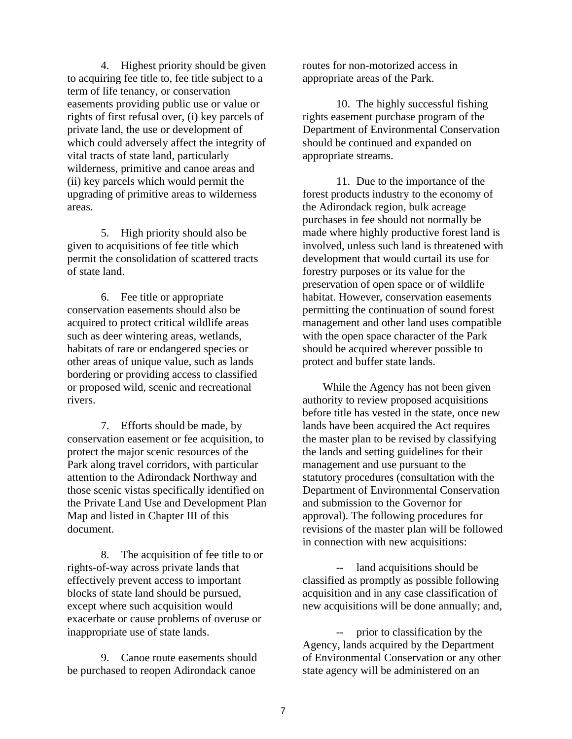4. Highest priority should be given to acquiring fee title to, fee title subject to a term of life tenancy, or conservation easements providing public use or value or rights of first refusal over, (i) key parcels of private land, the use or development of which could adversely affect the integrity of vital tracts of state land, particularly wilderness, primitive and canoe areas and (ii) key parcels which would permit the upgrading of primitive areas to wilderness areas.

5. High priority should also be given to acquisitions of fee title which permit the consolidation of scattered tracts of state land.

6. Fee title or appropriate conservation easements should also be acquired to protect critical wildlife areas such as deer wintering areas, wetlands, habitats of rare or endangered species or other areas of unique value, such as lands bordering or providing access to classified or proposed wild, scenic and recreational rivers.

7. Efforts should be made, by conservation easement or fee acquisition, to protect the major scenic resources of the Park along travel corridors, with particular attention to the Adirondack Northway and those scenic vistas specifically identified on the Private Land Use and Development Plan Map and listed in Chapter III of this document.

8. The acquisition of fee title to or rights-of-way across private lands that effectively prevent access to important blocks of state land should be pursued, except where such acquisition would exacerbate or cause problems of overuse or inappropriate use of state lands.

9. Canoe route easements should be purchased to reopen Adirondack canoe routes for non-motorized access in appropriate areas of the Park.

10. The highly successful fishing rights easement purchase program of the Department of Environmental Conservation should be continued and expanded on appropriate streams.

11. Due to the importance of the forest products industry to the economy of the Adirondack region, bulk acreage purchases in fee should not normally be made where highly productive forest land is involved, unless such land is threatened with development that would curtail its use for forestry purposes or its value for the preservation of open space or of wildlife habitat. However, conservation easements permitting the continuation of sound forest management and other land uses compatible with the open space character of the Park should be acquired wherever possible to protect and buffer state lands.

While the Agency has not been given authority to review proposed acquisitions before title has vested in the state, once new lands have been acquired the Act requires the master plan to be revised by classifying the lands and setting guidelines for their management and use pursuant to the statutory procedures (consultation with the Department of Environmental Conservation and submission to the Governor for approval). The following procedures for revisions of the master plan will be followed in connection with new acquisitions:

-- land acquisitions should be classified as promptly as possible following acquisition and in any case classification of new acquisitions will be done annually; and,

-- prior to classification by the Agency, lands acquired by the Department of Environmental Conservation or any other state agency will be administered on an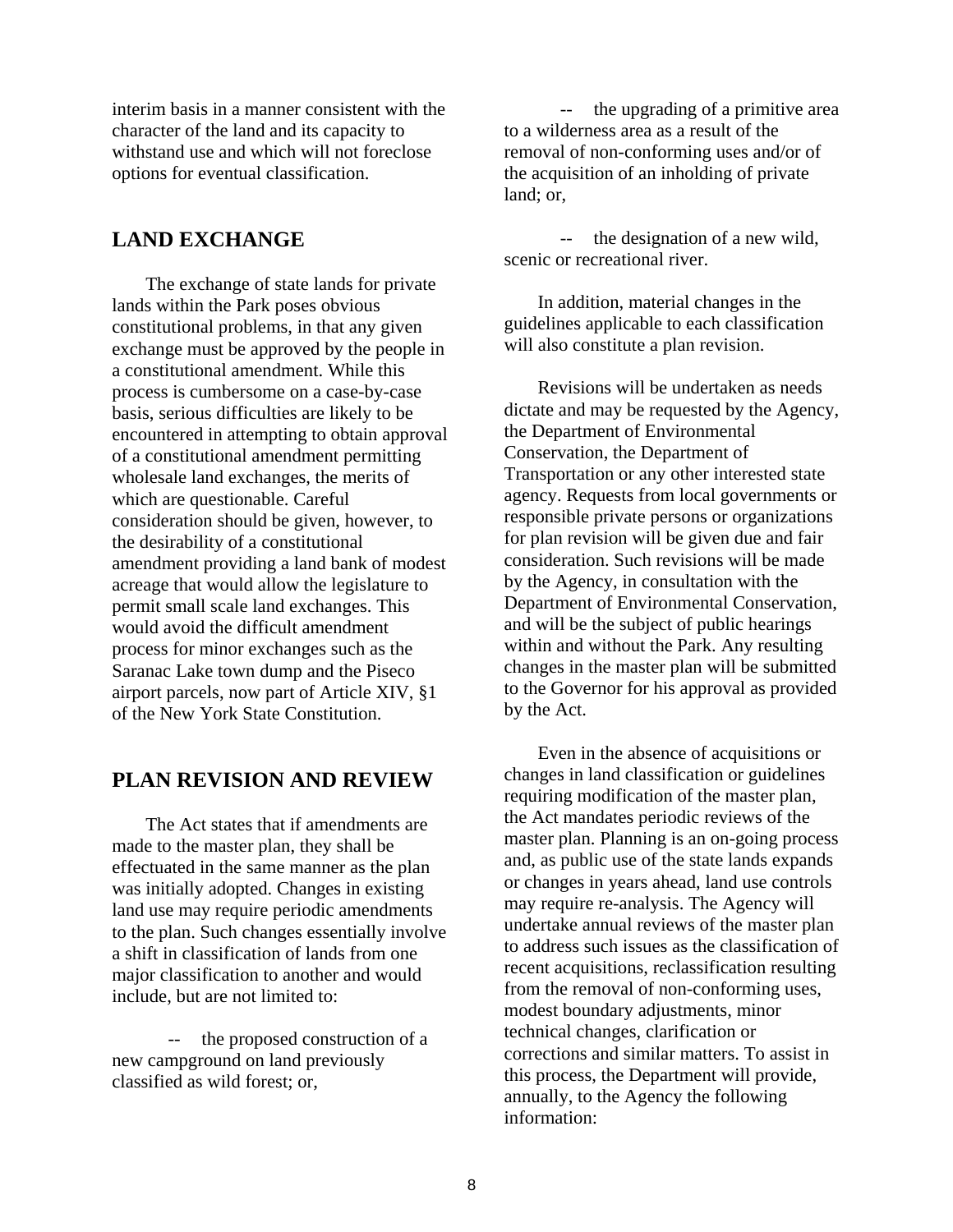interim basis in a manner consistent with the character of the land and its capacity to withstand use and which will not foreclose options for eventual classification.

## LAND EXCHANGE

The exchange of state lands for private lands within the Park poses obvious constitutional problems, in that any given exchange must be approved by the people in a constitutional amendment. While this process is cumbersome on a case-by-case basis, serious difficulties are likely to be encountered in attempting to obtain approval of a constitutional amendment permitting wholesale land exchanges, the merits of which are questionable. Careful consideration should be given, however, to the desirability of a constitutional amendment providing a land bank of modest acreage that would allow the legislature to permit small scale land exchanges. This would avoid the difficult amendment process for minor exchanges such as the Saranac Lake town dump and the Piseco airport parcels, now part of Article XIV, §1 of the New York State Constitution.

## PLAN REVISION AND REVIEW

The Act states that if amendments are made to the master plan, they shall be effectuated in the same manner as the plan was initially adopted. Changes in existing land use may require periodic amendments to the plan. Such changes essentially involve a shift in classification of lands from one major classification to another and would include, but are not limited to:

-- the proposed construction of a new campground on land previously classified as wild forest; or,

-- the upgrading of a primitive area to a wilderness area as a result of the removal of non-conforming uses and/or of the acquisition of an inholding of private land; or,

-- the designation of a new wild, scenic or recreational river.

In addition, material changes in the guidelines applicable to each classification will also constitute a plan revision.

Revisions will be undertaken as needs dictate and may be requested by the Agency, the Department of Environmental Conservation, the Department of Transportation or any other interested state agency. Requests from local governments or responsible private persons or organizations for plan revision will be given due and fair consideration. Such revisions will be made by the Agency, in consultation with the Department of Environmental Conservation, and will be the subject of public hearings within and without the Park. Any resulting changes in the master plan will be submitted to the Governor for his approval as provided by the Act.

Even in the absence of acquisitions or changes in land classification or guidelines requiring modification of the master plan, the Act mandates periodic reviews of the master plan. Planning is an on-going process and, as public use of the state lands expands or changes in years ahead, land use controls may require re-analysis. The Agency will undertake annual reviews of the master plan to address such issues as the classification of recent acquisitions, reclassification resulting from the removal of non-conforming uses, modest boundary adjustments, minor technical changes, clarification or corrections and similar matters. To assist in this process, the Department will provide, annually, to the Agency the following information: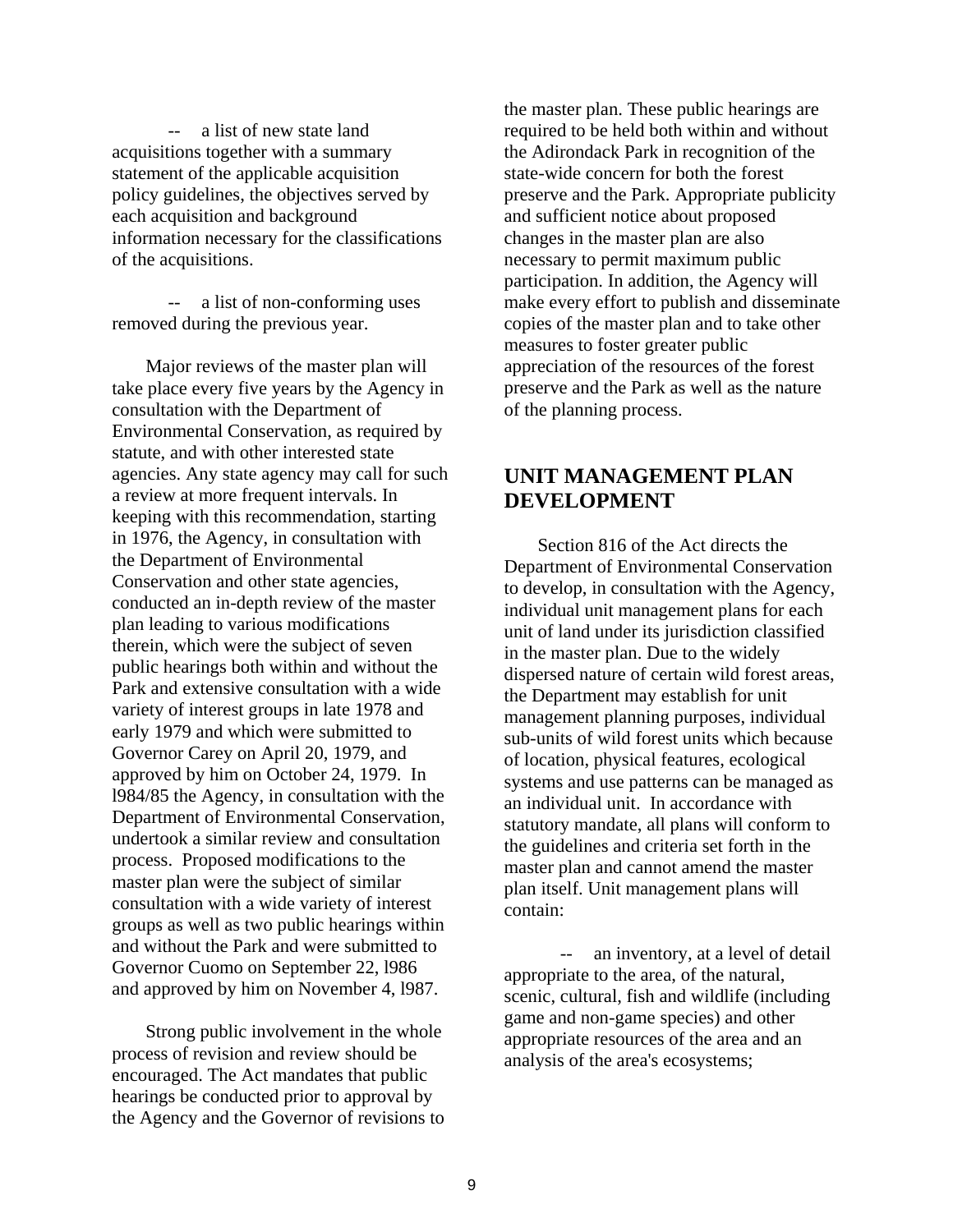-- a list of new state land acquisitions together with a summary statement of the applicable acquisition policy guidelines, the objectives served by each acquisition and background information necessary for the classifications of the acquisitions.

-- a list of non-conforming uses removed during the previous year.

Major reviews of the master plan will take place every five years by the Agency in consultation with the Department of Environmental Conservation, as required by statute, and with other interested state agencies. Any state agency may call for such a review at more frequent intervals. In keeping with this recommendation, starting in 1976, the Agency, in consultation with the Department of Environmental Conservation and other state agencies, conducted an in-depth review of the master plan leading to various modifications therein, which were the subject of seven public hearings both within and without the Park and extensive consultation with a wide variety of interest groups in late 1978 and early 1979 and which were submitted to Governor Carey on April 20, 1979, and approved by him on October 24, 1979. In l984/85 the Agency, in consultation with the Department of Environmental Conservation, undertook a similar review and consultation process. Proposed modifications to the master plan were the subject of similar consultation with a wide variety of interest groups as well as two public hearings within and without the Park and were submitted to Governor Cuomo on September 22, l986 and approved by him on November 4, l987.

Strong public involvement in the whole process of revision and review should be encouraged. The Act mandates that public hearings be conducted prior to approval by the Agency and the Governor of revisions to the master plan. These public hearings are required to be held both within and without the Adirondack Park in recognition of the state-wide concern for both the forest preserve and the Park. Appropriate publicity and sufficient notice about proposed changes in the master plan are also necessary to permit maximum public participation. In addition, the Agency will make every effort to publish and disseminate copies of the master plan and to take other measures to foster greater public appreciation of the resources of the forest preserve and the Park as well as the nature of the planning process.

## UNIT MANAGEMENT PLAN DEVELOPMENT

Section 816 of the Act directs the Department of Environmental Conservation to develop, in consultation with the Agency, individual unit management plans for each unit of land under its jurisdiction classified in the master plan. Due to the widely dispersed nature of certain wild forest areas, the Department may establish for unit management planning purposes, individual sub-units of wild forest units which because of location, physical features, ecological systems and use patterns can be managed as an individual unit. In accordance with statutory mandate, all plans will conform to the guidelines and criteria set forth in the master plan and cannot amend the master plan itself. Unit management plans will contain:

-- an inventory, at a level of detail appropriate to the area, of the natural, scenic, cultural, fish and wildlife (including game and non-game species) and other appropriate resources of the area and an analysis of the area's ecosystems;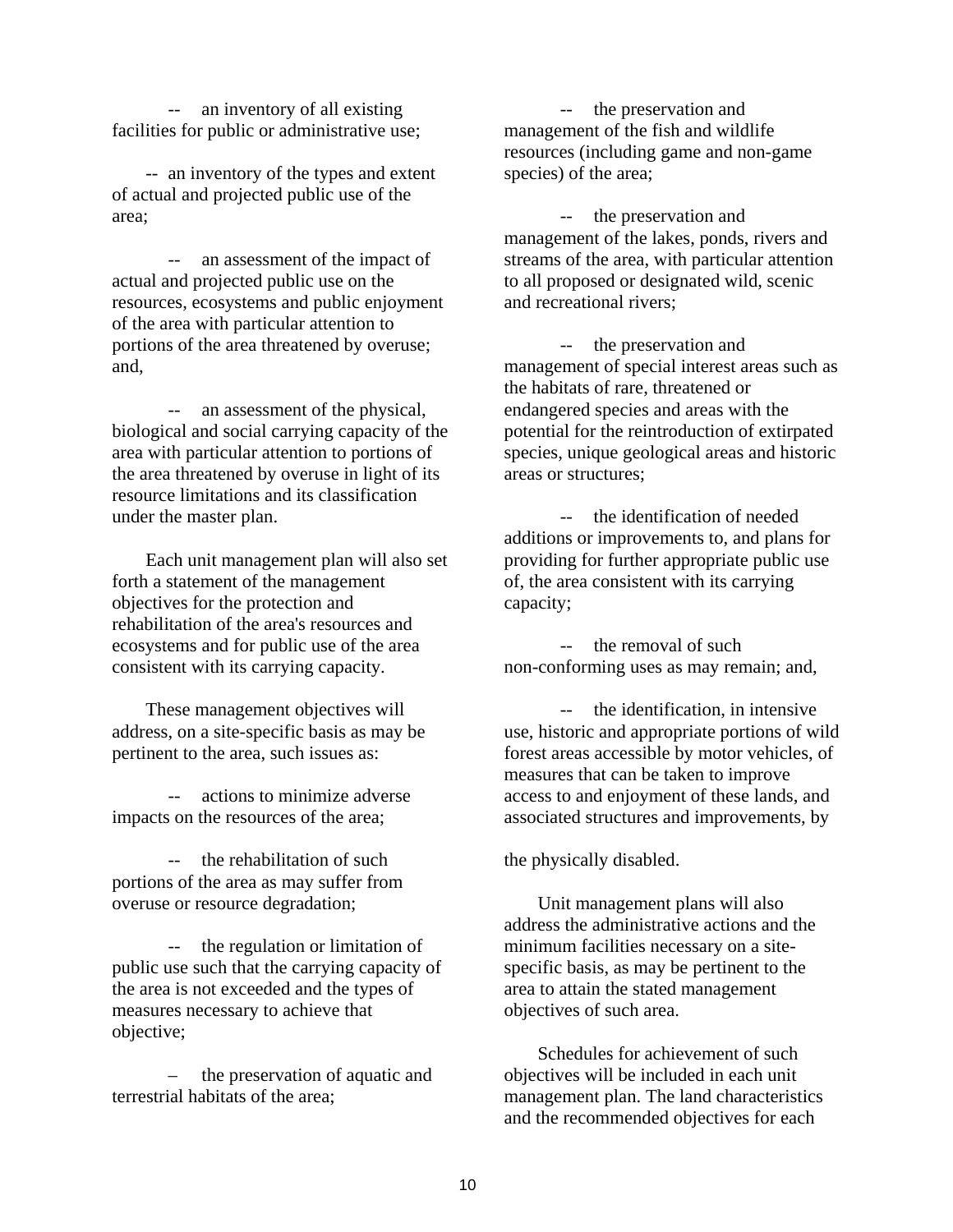-- an inventory of all existing facilities for public or administrative use;

-- an inventory of the types and extent of actual and projected public use of the area;

-- an assessment of the impact of actual and projected public use on the resources, ecosystems and public enjoyment of the area with particular attention to portions of the area threatened by overuse; and,

-- an assessment of the physical, biological and social carrying capacity of the area with particular attention to portions of the area threatened by overuse in light of its resource limitations and its classification under the master plan.

Each unit management plan will also set forth a statement of the management objectives for the protection and rehabilitation of the area's resources and ecosystems and for public use of the area consistent with its carrying capacity.

These management objectives will address, on a site-specific basis as may be pertinent to the area, such issues as:

-- actions to minimize adverse impacts on the resources of the area;

-- the rehabilitation of such portions of the area as may suffer from overuse or resource degradation;

-- the regulation or limitation of public use such that the carrying capacity of the area is not exceeded and the types of measures necessary to achieve that objective;

– the preservation of aquatic and terrestrial habitats of the area;

-- the preservation and management of the fish and wildlife resources (including game and non-game species) of the area;

-- the preservation and management of the lakes, ponds, rivers and streams of the area, with particular attention to all proposed or designated wild, scenic and recreational rivers;

-- the preservation and management of special interest areas such as the habitats of rare, threatened or endangered species and areas with the potential for the reintroduction of extirpated species, unique geological areas and historic areas or structures;

-- the identification of needed additions or improvements to, and plans for providing for further appropriate public use of, the area consistent with its carrying capacity;

-- the removal of such non-conforming uses as may remain; and,

-- the identification, in intensive use, historic and appropriate portions of wild forest areas accessible by motor vehicles, of measures that can be taken to improve access to and enjoyment of these lands, and associated structures and improvements, by the physically disabled.

Unit management plans will also address the administrative actions and the minimum facilities necessary on a site-specific basis, as may be pertinent to the area to attain the stated management objectives of such area.

Schedules for achievement of such objectives will be included in each unit management plan. The land characteristics and the recommended objectives for each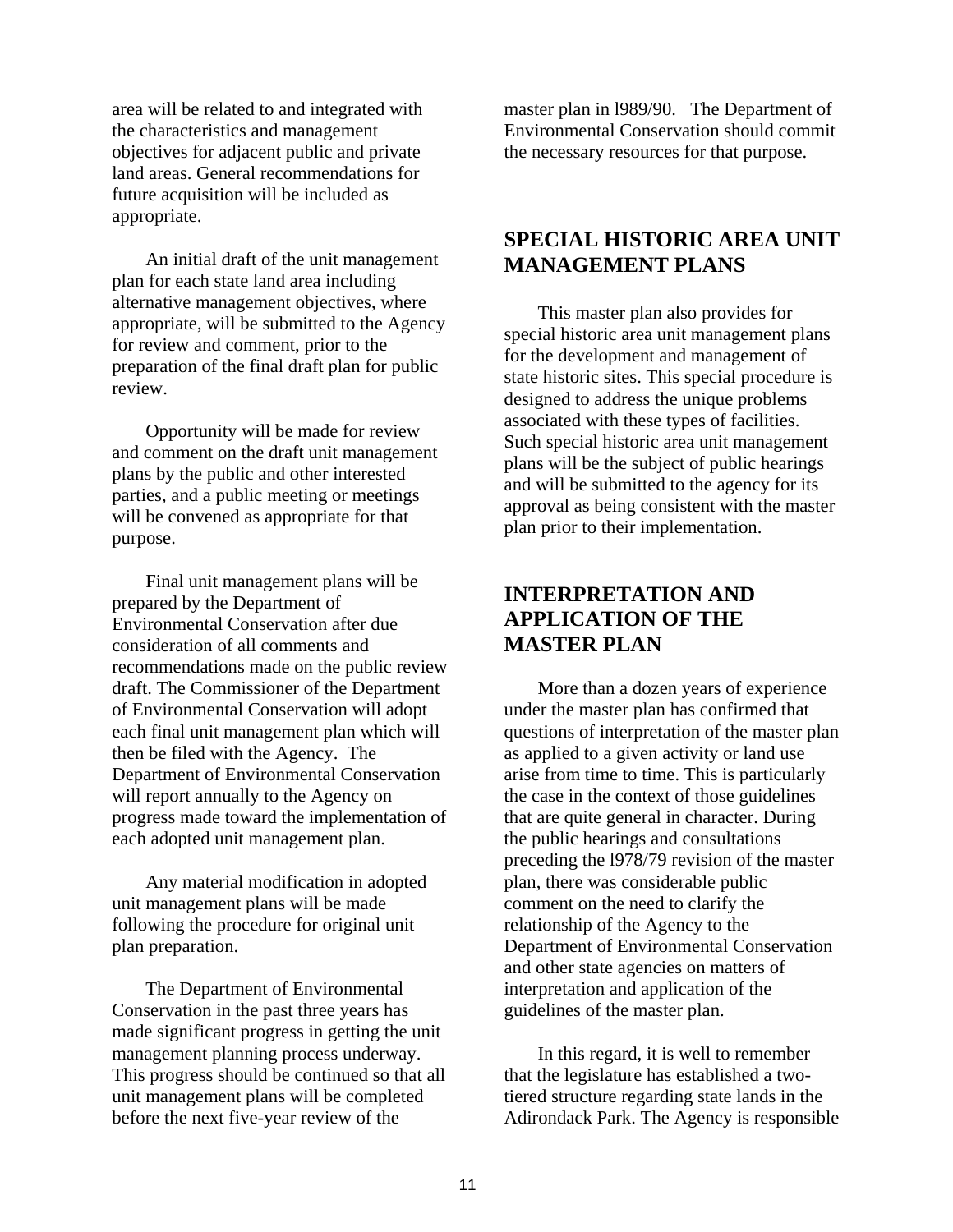area will be related to and integrated with the characteristics and management objectives for adjacent public and private land areas. General recommendations for future acquisition will be included as appropriate.

An initial draft of the unit management plan for each state land area including alternative management objectives, where appropriate, will be submitted to the Agency for review and comment, prior to the preparation of the final draft plan for public review.

Opportunity will be made for review and comment on the draft unit management plans by the public and other interested parties, and a public meeting or meetings will be convened as appropriate for that purpose.

Final unit management plans will be prepared by the Department of Environmental Conservation after due consideration of all comments and recommendations made on the public review draft. The Commissioner of the Department of Environmental Conservation will adopt each final unit management plan which will then be filed with the Agency. The Department of Environmental Conservation will report annually to the Agency on progress made toward the implementation of each adopted unit management plan.

Any material modification in adopted unit management plans will be made following the procedure for original unit plan preparation.

The Department of Environmental Conservation in the past three years has made significant progress in getting the unit management planning process underway. This progress should be continued so that all unit management plans will be completed before the next five-year review of the master plan in l989/90. The Department of Environmental Conservation should commit the necessary resources for that purpose.

## SPECIAL HISTORIC AREA UNIT MANAGEMENT PLANS

This master plan also provides for special historic area unit management plans for the development and management of state historic sites. This special procedure is designed to address the unique problems associated with these types of facilities. Such special historic area unit management plans will be the subject of public hearings and will be submitted to the agency for its approval as being consistent with the master plan prior to their implementation.

## INTERPRETATION AND APPLICATION OF THE MASTER PLAN

More than a dozen years of experience under the master plan has confirmed that questions of interpretation of the master plan as applied to a given activity or land use arise from time to time. This is particularly the case in the context of those guidelines that are quite general in character. During the public hearings and consultations preceding the l978/79 revision of the master plan, there was considerable public comment on the need to clarify the relationship of the Agency to the Department of Environmental Conservation and other state agencies on matters of interpretation and application of the guidelines of the master plan.

In this regard, it is well to remember that the legislature has established a two-tiered structure regarding state lands in the Adirondack Park. The Agency is responsible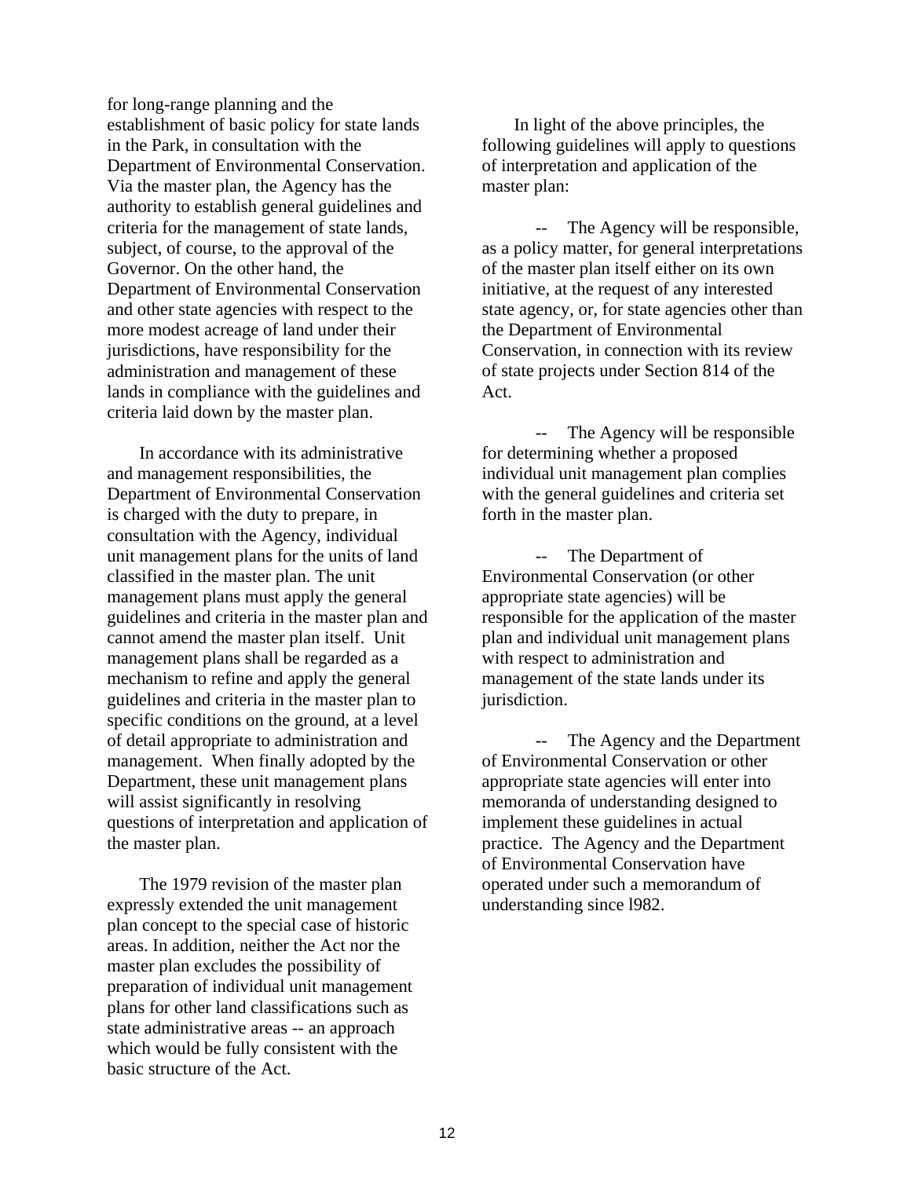for long-range planning and the establishment of basic policy for state lands in the Park, in consultation with the Department of Environmental Conservation. Via the master plan, the Agency has the authority to establish general guidelines and criteria for the management of state lands, subject, of course, to the approval of the Governor. On the other hand, the Department of Environmental Conservation and other state agencies with respect to the more modest acreage of land under their jurisdictions, have responsibility for the administration and management of these lands in compliance with the guidelines and criteria laid down by the master plan.

In accordance with its administrative and management responsibilities, the Department of Environmental Conservation is charged with the duty to prepare, in consultation with the Agency, individual unit management plans for the units of land classified in the master plan. The unit management plans must apply the general guidelines and criteria in the master plan and cannot amend the master plan itself. Unit management plans shall be regarded as a mechanism to refine and apply the general guidelines and criteria in the master plan to specific conditions on the ground, at a level of detail appropriate to administration and management. When finally adopted by the Department, these unit management plans will assist significantly in resolving questions of interpretation and application of the master plan.

The 1979 revision of the master plan expressly extended the unit management plan concept to the special case of historic areas. In addition, neither the Act nor the master plan excludes the possibility of preparation of individual unit management plans for other land classifications such as state administrative areas -- an approach which would be fully consistent with the basic structure of the Act.

In light of the above principles, the following guidelines will apply to questions of interpretation and application of the master plan:

-- The Agency will be responsible, as a policy matter, for general interpretations of the master plan itself either on its own initiative, at the request of any interested state agency, or, for state agencies other than the Department of Environmental Conservation, in connection with its review of state projects under Section 814 of the Act.

-- The Agency will be responsible for determining whether a proposed individual unit management plan complies with the general guidelines and criteria set forth in the master plan.

-- The Department of Environmental Conservation (or other appropriate state agencies) will be responsible for the application of the master plan and individual unit management plans with respect to administration and management of the state lands under its jurisdiction.

-- The Agency and the Department of Environmental Conservation or other appropriate state agencies will enter into memoranda of understanding designed to implement these guidelines in actual practice. The Agency and the Department of Environmental Conservation have operated under such a memorandum of understanding since l982.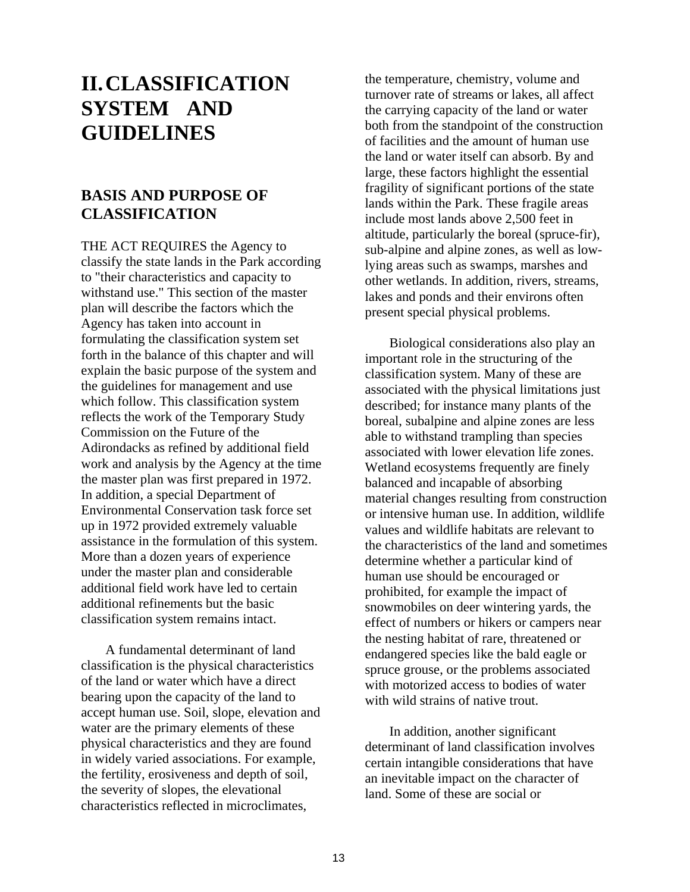# II. CLASSIFICATION SYSTEM AND GUIDELINES

## BASIS AND PURPOSE OF CLASSIFICATION

THE ACT REQUIRES the Agency to classify the state lands in the Park according to "their characteristics and capacity to withstand use." This section of the master plan will describe the factors which the Agency has taken into account in formulating the classification system set forth in the balance of this chapter and will explain the basic purpose of the system and the guidelines for management and use which follow. This classification system reflects the work of the Temporary Study Commission on the Future of the Adirondacks as refined by additional field work and analysis by the Agency at the time the master plan was first prepared in 1972. In addition, a special Department of Environmental Conservation task force set up in 1972 provided extremely valuable assistance in the formulation of this system. More than a dozen years of experience under the master plan and considerable additional field work have led to certain additional refinements but the basic classification system remains intact.

A fundamental determinant of land classification is the physical characteristics of the land or water which have a direct bearing upon the capacity of the land to accept human use. Soil, slope, elevation and water are the primary elements of these physical characteristics and they are found in widely varied associations. For example, the fertility, erosiveness and depth of soil, the severity of slopes, the elevational characteristics reflected in microclimates, the temperature, chemistry, volume and turnover rate of streams or lakes, all affect the carrying capacity of the land or water both from the standpoint of the construction of facilities and the amount of human use the land or water itself can absorb. By and large, these factors highlight the essential fragility of significant portions of the state lands within the Park. These fragile areas include most lands above 2,500 feet in altitude, particularly the boreal (spruce-fir), sub-alpine and alpine zones, as well as low-lying areas such as swamps, marshes and other wetlands. In addition, rivers, streams, lakes and ponds and their environs often present special physical problems.

Biological considerations also play an important role in the structuring of the classification system. Many of these are associated with the physical limitations just described; for instance many plants of the boreal, subalpine and alpine zones are less able to withstand trampling than species associated with lower elevation life zones. Wetland ecosystems frequently are finely balanced and incapable of absorbing material changes resulting from construction or intensive human use. In addition, wildlife values and wildlife habitats are relevant to the characteristics of the land and sometimes determine whether a particular kind of human use should be encouraged or prohibited, for example the impact of snowmobiles on deer wintering yards, the effect of numbers or hikers or campers near the nesting habitat of rare, threatened or endangered species like the bald eagle or spruce grouse, or the problems associated with motorized access to bodies of water with wild strains of native trout.

In addition, another significant determinant of land classification involves certain intangible considerations that have an inevitable impact on the character of land. Some of these are social or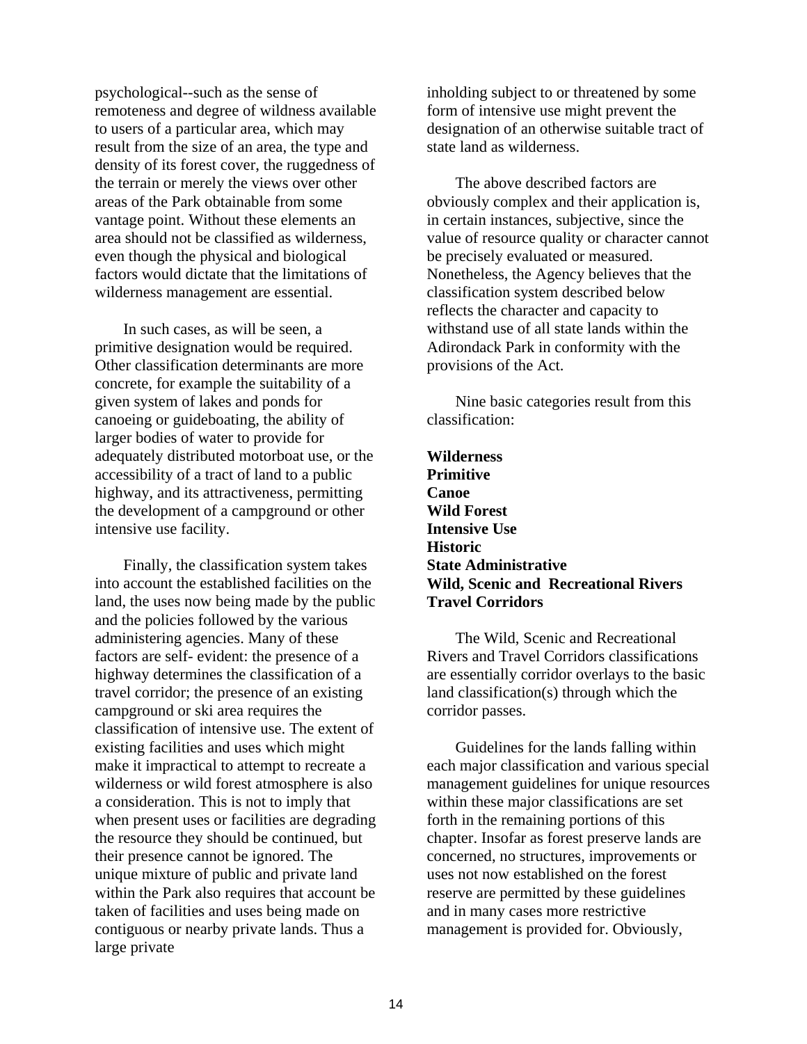psychological--such as the sense of remoteness and degree of wildness available to users of a particular area, which may result from the size of an area, the type and density of its forest cover, the ruggedness of the terrain or merely the views over other areas of the Park obtainable from some vantage point. Without these elements an area should not be classified as wilderness, even though the physical and biological factors would dictate that the limitations of wilderness management are essential.

In such cases, as will be seen, a primitive designation would be required. Other classification determinants are more concrete, for example the suitability of a given system of lakes and ponds for canoeing or guideboating, the ability of larger bodies of water to provide for adequately distributed motorboat use, or the accessibility of a tract of land to a public highway, and its attractiveness, permitting the development of a campground or other intensive use facility.

Finally, the classification system takes into account the established facilities on the land, the uses now being made by the public and the policies followed by the various administering agencies. Many of these factors are self- evident: the presence of a highway determines the classification of a travel corridor; the presence of an existing campground or ski area requires the classification of intensive use. The extent of existing facilities and uses which might make it impractical to attempt to recreate a wilderness or wild forest atmosphere is also a consideration. This is not to imply that when present uses or facilities are degrading the resource they should be continued, but their presence cannot be ignored. The unique mixture of public and private land within the Park also requires that account be taken of facilities and uses being made on contiguous or nearby private lands. Thus a large private inholding subject to or threatened by some form of intensive use might prevent the designation of an otherwise suitable tract of state land as wilderness.

The above described factors are obviously complex and their application is, in certain instances, subjective, since the value of resource quality or character cannot be precisely evaluated or measured. Nonetheless, the Agency believes that the classification system described below reflects the character and capacity to withstand use of all state lands within the Adirondack Park in conformity with the provisions of the Act.

Nine basic categories result from this classification:

**Wilderness**
**Primitive**
**Canoe**
**Wild Forest**
**Intensive Use**
**Historic**
**State Administrative**
**Wild, Scenic and Recreational Rivers**
**Travel Corridors**

The Wild, Scenic and Recreational Rivers and Travel Corridors classifications are essentially corridor overlays to the basic land classification(s) through which the corridor passes.

Guidelines for the lands falling within each major classification and various special management guidelines for unique resources within these major classifications are set forth in the remaining portions of this chapter. Insofar as forest preserve lands are concerned, no structures, improvements or uses not now established on the forest reserve are permitted by these guidelines and in many cases more restrictive management is provided for. Obviously,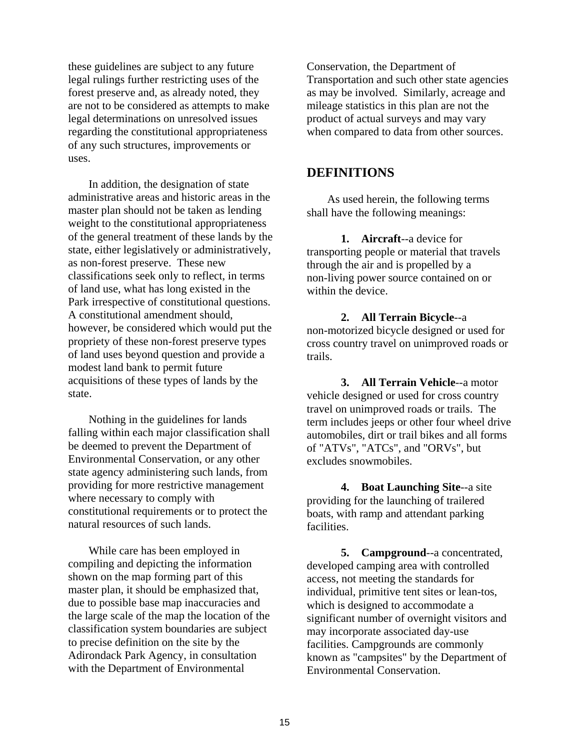these guidelines are subject to any future legal rulings further restricting uses of the forest preserve and, as already noted, they are not to be considered as attempts to make legal determinations on unresolved issues regarding the constitutional appropriateness of any such structures, improvements or uses.

In addition, the designation of state administrative areas and historic areas in the master plan should not be taken as lending weight to the constitutional appropriateness of the general treatment of these lands by the state, either legislatively or administratively, as non-forest preserve. These new classifications seek only to reflect, in terms of land use, what has long existed in the Park irrespective of constitutional questions. A constitutional amendment should, however, be considered which would put the propriety of these non-forest preserve types of land uses beyond question and provide a modest land bank to permit future acquisitions of these types of lands by the state.

Nothing in the guidelines for lands falling within each major classification shall be deemed to prevent the Department of Environmental Conservation, or any other state agency administering such lands, from providing for more restrictive management where necessary to comply with constitutional requirements or to protect the natural resources of such lands.

While care has been employed in compiling and depicting the information shown on the map forming part of this master plan, it should be emphasized that, due to possible base map inaccuracies and the large scale of the map the location of the classification system boundaries are subject to precise definition on the site by the Adirondack Park Agency, in consultation with the Department of Environmental Conservation, the Department of Transportation and such other state agencies as may be involved. Similarly, acreage and mileage statistics in this plan are not the product of actual surveys and may vary when compared to data from other sources.

## DEFINITIONS

As used herein, the following terms shall have the following meanings:

**1. Aircraft**--a device for transporting people or material that travels through the air and is propelled by a non-living power source contained on or within the device.

**2. All Terrain Bicycle**--a non-motorized bicycle designed or used for cross country travel on unimproved roads or trails.

**3. All Terrain Vehicle**--a motor vehicle designed or used for cross country travel on unimproved roads or trails. The term includes jeeps or other four wheel drive automobiles, dirt or trail bikes and all forms of "ATVs", "ATCs", and "ORVs", but excludes snowmobiles.

**4. Boat Launching Site**--a site providing for the launching of trailered boats, with ramp and attendant parking facilities.

**5. Campground**--a concentrated, developed camping area with controlled access, not meeting the standards for individual, primitive tent sites or lean-tos, which is designed to accommodate a significant number of overnight visitors and may incorporate associated day-use facilities. Campgrounds are commonly known as "campsites" by the Department of Environmental Conservation.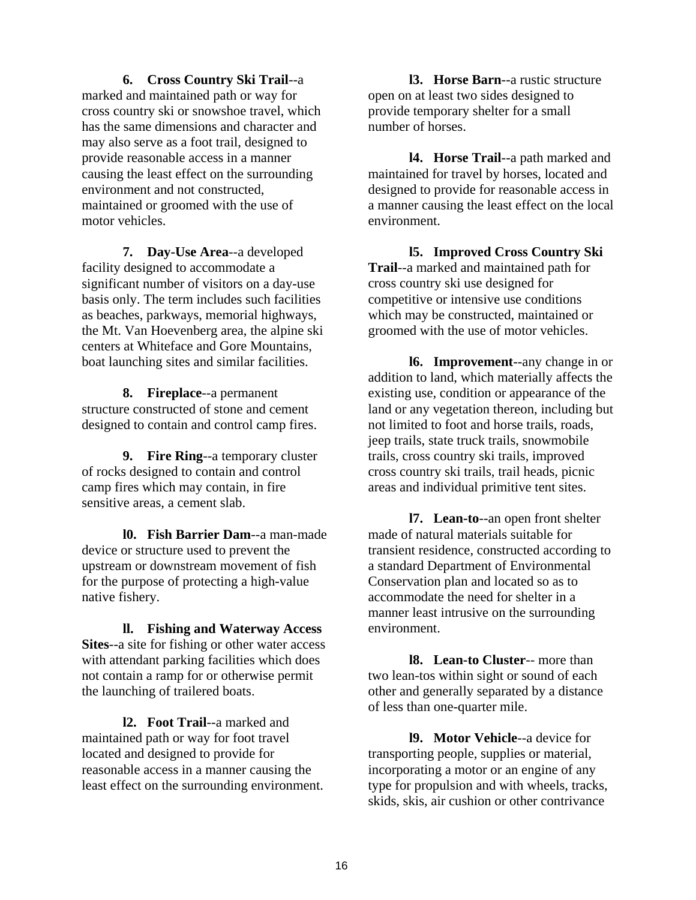**6. Cross Country Ski Trail**--a marked and maintained path or way for cross country ski or snowshoe travel, which has the same dimensions and character and may also serve as a foot trail, designed to provide reasonable access in a manner causing the least effect on the surrounding environment and not constructed, maintained or groomed with the use of motor vehicles.

**7. Day-Use Area**--a developed facility designed to accommodate a significant number of visitors on a day-use basis only. The term includes such facilities as beaches, parkways, memorial highways, the Mt. Van Hoevenberg area, the alpine ski centers at Whiteface and Gore Mountains, boat launching sites and similar facilities.

**8. Fireplace**--a permanent structure constructed of stone and cement designed to contain and control camp fires.

**9. Fire Ring**--a temporary cluster of rocks designed to contain and control camp fires which may contain, in fire sensitive areas, a cement slab.

**l0. Fish Barrier Dam**--a man-made device or structure used to prevent the upstream or downstream movement of fish for the purpose of protecting a high-value native fishery.

**ll. Fishing and Waterway Access Sites**--a site for fishing or other water access with attendant parking facilities which does not contain a ramp for or otherwise permit the launching of trailered boats.

**l2. Foot Trail**--a marked and maintained path or way for foot travel located and designed to provide for reasonable access in a manner causing the least effect on the surrounding environment.

**l3. Horse Barn**--a rustic structure open on at least two sides designed to provide temporary shelter for a small number of horses.

**l4. Horse Trail**--a path marked and maintained for travel by horses, located and designed to provide for reasonable access in a manner causing the least effect on the local environment.

**l5. Improved Cross Country Ski Trail**--a marked and maintained path for cross country ski use designed for competitive or intensive use conditions which may be constructed, maintained or groomed with the use of motor vehicles.

**l6. Improvement**--any change in or addition to land, which materially affects the existing use, condition or appearance of the land or any vegetation thereon, including but not limited to foot and horse trails, roads, jeep trails, state truck trails, snowmobile trails, cross country ski trails, improved cross country ski trails, trail heads, picnic areas and individual primitive tent sites.

**l7. Lean-to**--an open front shelter made of natural materials suitable for transient residence, constructed according to a standard Department of Environmental Conservation plan and located so as to accommodate the need for shelter in a manner least intrusive on the surrounding environment.

**l8. Lean-to Cluster**-- more than two lean-tos within sight or sound of each other and generally separated by a distance of less than one-quarter mile.

**l9. Motor Vehicle**--a device for transporting people, supplies or material, incorporating a motor or an engine of any type for propulsion and with wheels, tracks, skids, skis, air cushion or other contrivance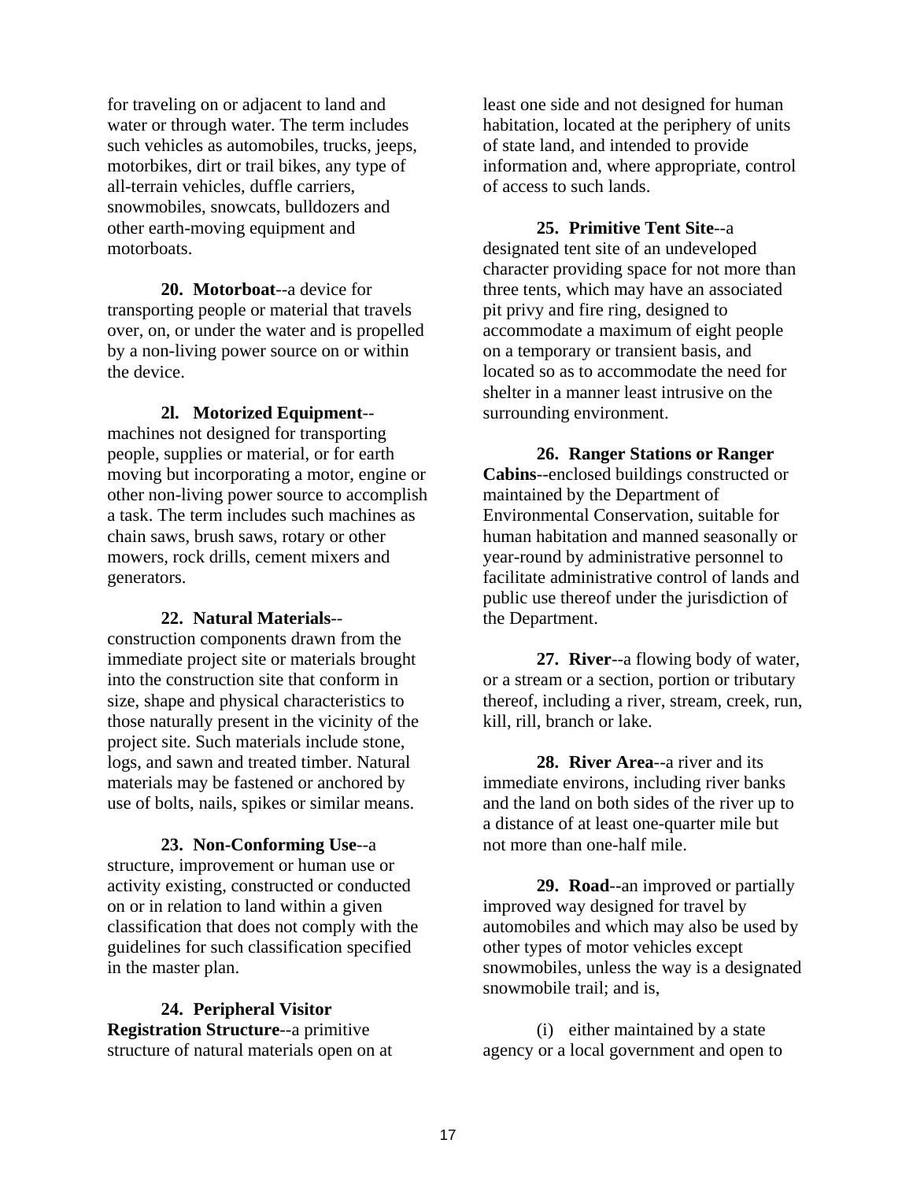for traveling on or adjacent to land and water or through water. The term includes such vehicles as automobiles, trucks, jeeps, motorbikes, dirt or trail bikes, any type of all-terrain vehicles, duffle carriers, snowmobiles, snowcats, bulldozers and other earth-moving equipment and motorboats.

**20. Motorboat**--a device for transporting people or material that travels over, on, or under the water and is propelled by a non-living power source on or within the device.

**2l. Motorized Equipment**--machines not designed for transporting people, supplies or material, or for earth moving but incorporating a motor, engine or other non-living power source to accomplish a task. The term includes such machines as chain saws, brush saws, rotary or other mowers, rock drills, cement mixers and generators.

**22. Natural Materials**--construction components drawn from the immediate project site or materials brought into the construction site that conform in size, shape and physical characteristics to those naturally present in the vicinity of the project site. Such materials include stone, logs, and sawn and treated timber. Natural materials may be fastened or anchored by use of bolts, nails, spikes or similar means.

**23. Non-Conforming Use**--a structure, improvement or human use or activity existing, constructed or conducted on or in relation to land within a given classification that does not comply with the guidelines for such classification specified in the master plan.

**24. Peripheral Visitor Registration Structure**--a primitive structure of natural materials open on at least one side and not designed for human habitation, located at the periphery of units of state land, and intended to provide information and, where appropriate, control of access to such lands.

**25. Primitive Tent Site**--a designated tent site of an undeveloped character providing space for not more than three tents, which may have an associated pit privy and fire ring, designed to accommodate a maximum of eight people on a temporary or transient basis, and located so as to accommodate the need for shelter in a manner least intrusive on the surrounding environment.

**26. Ranger Stations or Ranger Cabins**--enclosed buildings constructed or maintained by the Department of Environmental Conservation, suitable for human habitation and manned seasonally or year-round by administrative personnel to facilitate administrative control of lands and public use thereof under the jurisdiction of the Department.

**27. River**--a flowing body of water, or a stream or a section, portion or tributary thereof, including a river, stream, creek, run, kill, rill, branch or lake.

**28. River Area**--a river and its immediate environs, including river banks and the land on both sides of the river up to a distance of at least one-quarter mile but not more than one-half mile.

**29. Road**--an improved or partially improved way designed for travel by automobiles and which may also be used by other types of motor vehicles except snowmobiles, unless the way is a designated snowmobile trail; and is,

(i) either maintained by a state agency or a local government and open to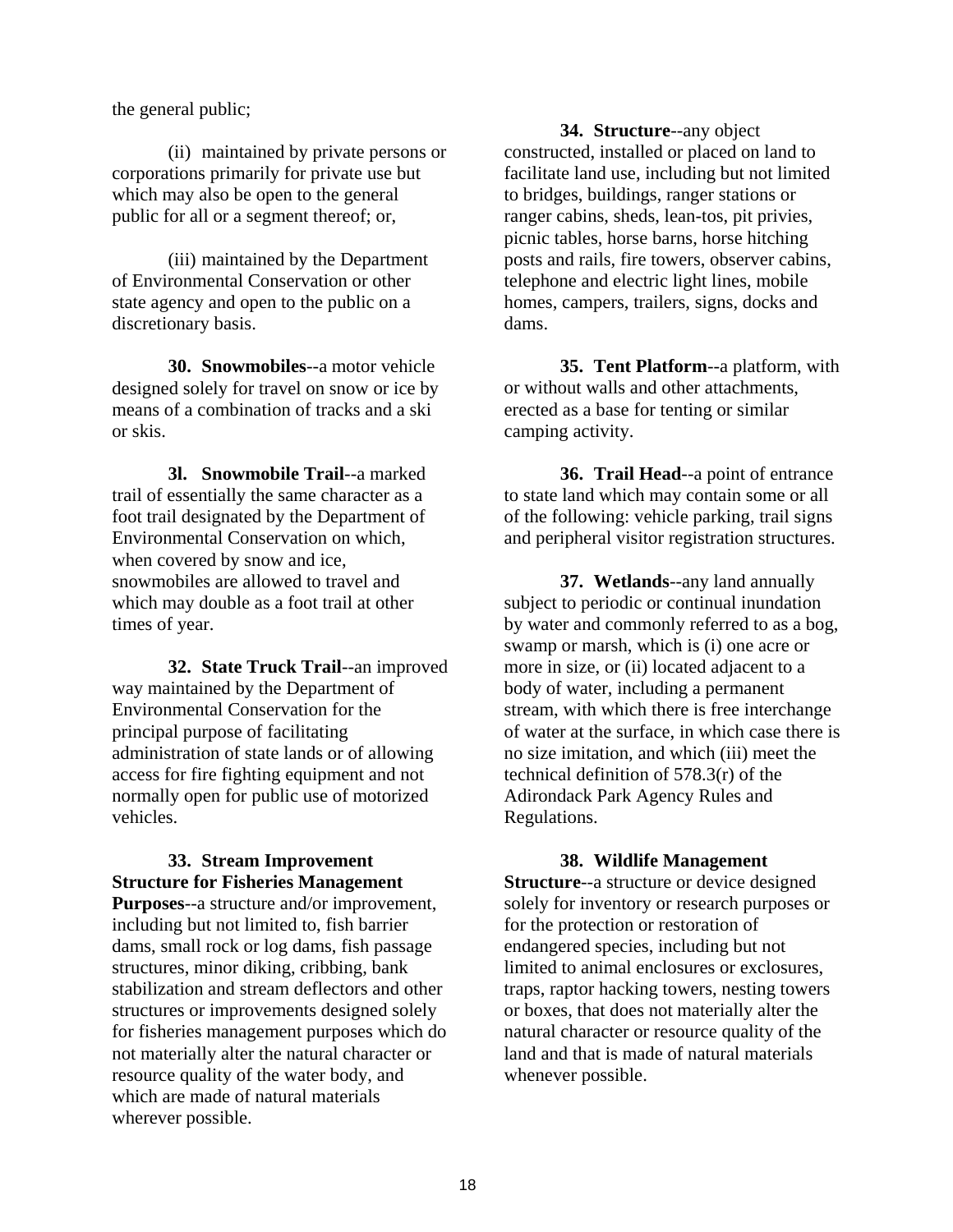the general public;

(ii) maintained by private persons or corporations primarily for private use but which may also be open to the general public for all or a segment thereof; or,

(iii) maintained by the Department of Environmental Conservation or other state agency and open to the public on a discretionary basis.

**30. Snowmobiles**--a motor vehicle designed solely for travel on snow or ice by means of a combination of tracks and a ski or skis.

**3l. Snowmobile Trail**--a marked trail of essentially the same character as a foot trail designated by the Department of Environmental Conservation on which, when covered by snow and ice, snowmobiles are allowed to travel and which may double as a foot trail at other times of year.

**32. State Truck Trail**--an improved way maintained by the Department of Environmental Conservation for the principal purpose of facilitating administration of state lands or of allowing access for fire fighting equipment and not normally open for public use of motorized vehicles.

**33. Stream Improvement Structure for Fisheries Management Purposes**--a structure and/or improvement, including but not limited to, fish barrier dams, small rock or log dams, fish passage structures, minor diking, cribbing, bank stabilization and stream deflectors and other structures or improvements designed solely for fisheries management purposes which do not materially alter the natural character or resource quality of the water body, and which are made of natural materials wherever possible.

**34. Structure**--any object constructed, installed or placed on land to facilitate land use, including but not limited to bridges, buildings, ranger stations or ranger cabins, sheds, lean-tos, pit privies, picnic tables, horse barns, horse hitching posts and rails, fire towers, observer cabins, telephone and electric light lines, mobile homes, campers, trailers, signs, docks and dams.

**35. Tent Platform**--a platform, with or without walls and other attachments, erected as a base for tenting or similar camping activity.

**36. Trail Head**--a point of entrance to state land which may contain some or all of the following: vehicle parking, trail signs and peripheral visitor registration structures.

**37. Wetlands**--any land annually subject to periodic or continual inundation by water and commonly referred to as a bog, swamp or marsh, which is (i) one acre or more in size, or (ii) located adjacent to a body of water, including a permanent stream, with which there is free interchange of water at the surface, in which case there is no size imitation, and which (iii) meet the technical definition of 578.3(r) of the Adirondack Park Agency Rules and Regulations.

**38. Wildlife Management Structure**--a structure or device designed solely for inventory or research purposes or for the protection or restoration of endangered species, including but not limited to animal enclosures or exclosures, traps, raptor hacking towers, nesting towers or boxes, that does not materially alter the natural character or resource quality of the land and that is made of natural materials whenever possible.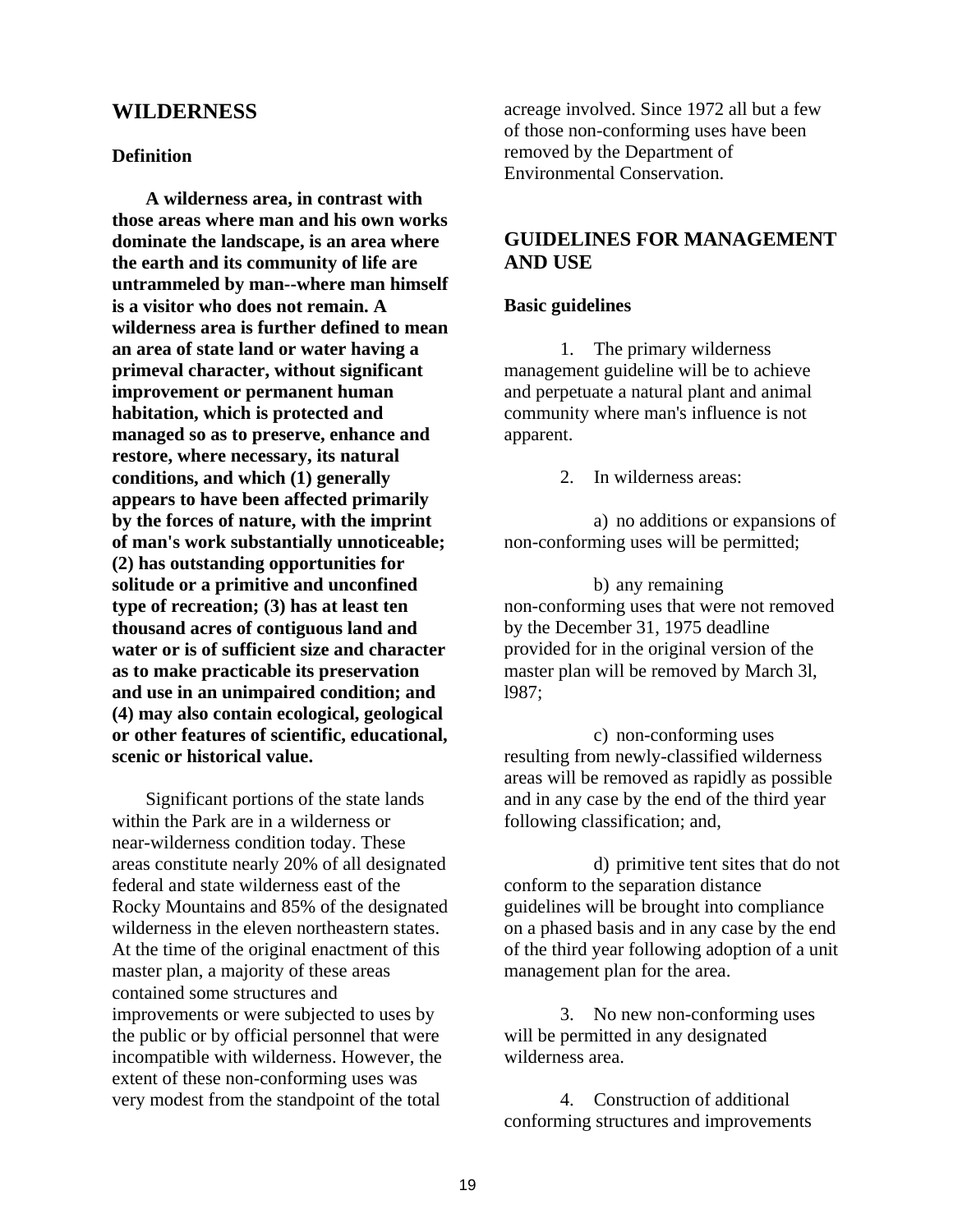## WILDERNESS

### Definition

**A wilderness area, in contrast with those areas where man and his own works dominate the landscape, is an area where the earth and its community of life are untrammeled by man--where man himself is a visitor who does not remain. A wilderness area is further defined to mean an area of state land or water having a primeval character, without significant improvement or permanent human habitation, which is protected and managed so as to preserve, enhance and restore, where necessary, its natural conditions, and which (1) generally appears to have been affected primarily by the forces of nature, with the imprint of man's work substantially unnoticeable; (2) has outstanding opportunities for solitude or a primitive and unconfined type of recreation; (3) has at least ten thousand acres of contiguous land and water or is of sufficient size and character as to make practicable its preservation and use in an unimpaired condition; and (4) may also contain ecological, geological or other features of scientific, educational, scenic or historical value.**

Significant portions of the state lands within the Park are in a wilderness or near-wilderness condition today. These areas constitute nearly 20% of all designated federal and state wilderness east of the Rocky Mountains and 85% of the designated wilderness in the eleven northeastern states. At the time of the original enactment of this master plan, a majority of these areas contained some structures and improvements or were subjected to uses by the public or by official personnel that were incompatible with wilderness. However, the extent of these non-conforming uses was very modest from the standpoint of the total acreage involved. Since 1972 all but a few of those non-conforming uses have been removed by the Department of Environmental Conservation.

## GUIDELINES FOR MANAGEMENT AND USE

### Basic guidelines

1. The primary wilderness management guideline will be to achieve and perpetuate a natural plant and animal community where man's influence is not apparent.

2. In wilderness areas:

   a) no additions or expansions of non-conforming uses will be permitted;

   b) any remaining non-conforming uses that were not removed by the December 31, 1975 deadline provided for in the original version of the master plan will be removed by March 3l, l987;

   c) non-conforming uses resulting from newly-classified wilderness areas will be removed as rapidly as possible and in any case by the end of the third year following classification; and,

   d) primitive tent sites that do not conform to the separation distance guidelines will be brought into compliance on a phased basis and in any case by the end of the third year following adoption of a unit management plan for the area.

3. No new non-conforming uses will be permitted in any designated wilderness area.

4. Construction of additional conforming structures and improvements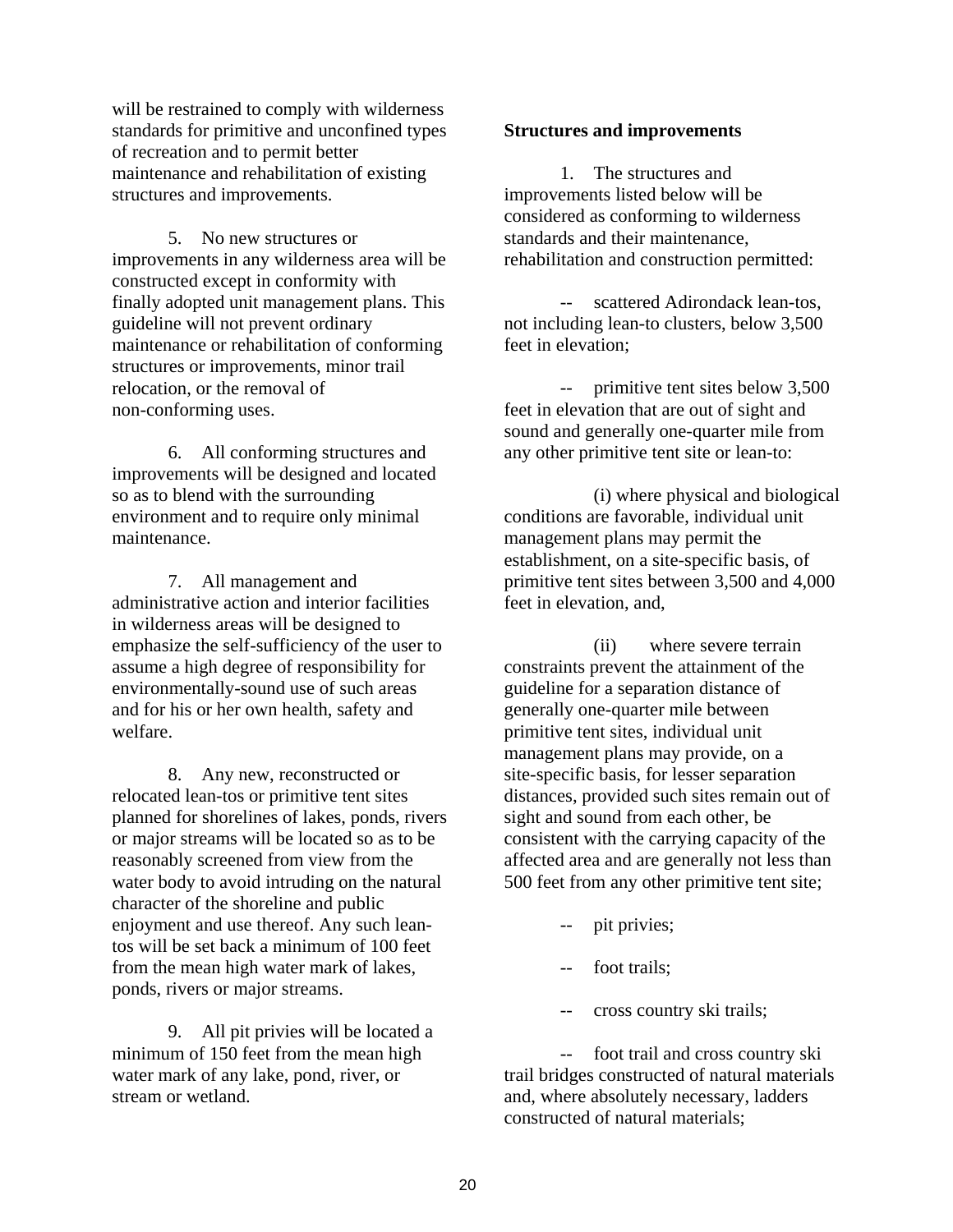will be restrained to comply with wilderness standards for primitive and unconfined types of recreation and to permit better maintenance and rehabilitation of existing structures and improvements.

5. No new structures or improvements in any wilderness area will be constructed except in conformity with finally adopted unit management plans. This guideline will not prevent ordinary maintenance or rehabilitation of conforming structures or improvements, minor trail relocation, or the removal of non-conforming uses.

6. All conforming structures and improvements will be designed and located so as to blend with the surrounding environment and to require only minimal maintenance.

7. All management and administrative action and interior facilities in wilderness areas will be designed to emphasize the self-sufficiency of the user to assume a high degree of responsibility for environmentally-sound use of such areas and for his or her own health, safety and welfare.

8. Any new, reconstructed or relocated lean-tos or primitive tent sites planned for shorelines of lakes, ponds, rivers or major streams will be located so as to be reasonably screened from view from the water body to avoid intruding on the natural character of the shoreline and public enjoyment and use thereof. Any such lean-tos will be set back a minimum of 100 feet from the mean high water mark of lakes, ponds, rivers or major streams.

9. All pit privies will be located a minimum of 150 feet from the mean high water mark of any lake, pond, river, or stream or wetland.

**Structures and improvements**

1. The structures and improvements listed below will be considered as conforming to wilderness standards and their maintenance, rehabilitation and construction permitted:

-- scattered Adirondack lean-tos, not including lean-to clusters, below 3,500 feet in elevation;

-- primitive tent sites below 3,500 feet in elevation that are out of sight and sound and generally one-quarter mile from any other primitive tent site or lean-to:

(i) where physical and biological conditions are favorable, individual unit management plans may permit the establishment, on a site-specific basis, of primitive tent sites between 3,500 and 4,000 feet in elevation, and,

(ii) where severe terrain constraints prevent the attainment of the guideline for a separation distance of generally one-quarter mile between primitive tent sites, individual unit management plans may provide, on a site-specific basis, for lesser separation distances, provided such sites remain out of sight and sound from each other, be consistent with the carrying capacity of the affected area and are generally not less than 500 feet from any other primitive tent site;

-- pit privies;

-- foot trails;

-- cross country ski trails;

-- foot trail and cross country ski trail bridges constructed of natural materials and, where absolutely necessary, ladders constructed of natural materials;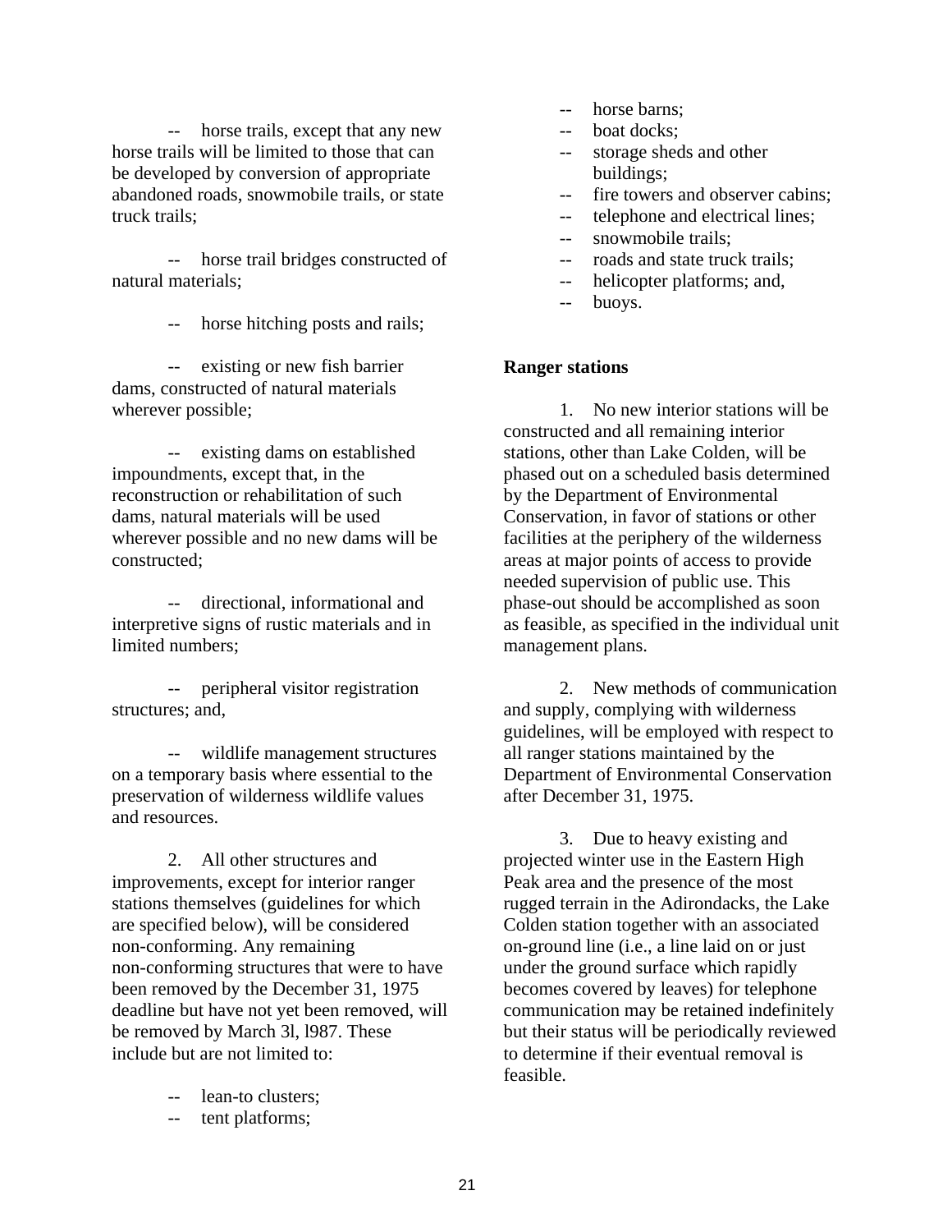-- horse trails, except that any new horse trails will be limited to those that can be developed by conversion of appropriate abandoned roads, snowmobile trails, or state truck trails;

-- horse trail bridges constructed of natural materials;

-- horse hitching posts and rails;

-- existing or new fish barrier dams, constructed of natural materials wherever possible;

-- existing dams on established impoundments, except that, in the reconstruction or rehabilitation of such dams, natural materials will be used wherever possible and no new dams will be constructed;

-- directional, informational and interpretive signs of rustic materials and in limited numbers;

-- peripheral visitor registration structures; and,

-- wildlife management structures on a temporary basis where essential to the preservation of wilderness wildlife values and resources.

2. All other structures and improvements, except for interior ranger stations themselves (guidelines for which are specified below), will be considered non-conforming. Any remaining non-conforming structures that were to have been removed by the December 31, 1975 deadline but have not yet been removed, will be removed by March 3l, l987. These include but are not limited to:

- -- lean-to clusters;
- -- tent platforms;
- -- horse barns;
- -- boat docks;
- -- storage sheds and other buildings;
- -- fire towers and observer cabins;
- -- telephone and electrical lines;
- -- snowmobile trails;
- -- roads and state truck trails;
- -- helicopter platforms; and,
- -- buoys.

**Ranger stations**

1. No new interior stations will be constructed and all remaining interior stations, other than Lake Colden, will be phased out on a scheduled basis determined by the Department of Environmental Conservation, in favor of stations or other facilities at the periphery of the wilderness areas at major points of access to provide needed supervision of public use. This phase-out should be accomplished as soon as feasible, as specified in the individual unit management plans.

2. New methods of communication and supply, complying with wilderness guidelines, will be employed with respect to all ranger stations maintained by the Department of Environmental Conservation after December 31, 1975.

3. Due to heavy existing and projected winter use in the Eastern High Peak area and the presence of the most rugged terrain in the Adirondacks, the Lake Colden station together with an associated on-ground line (i.e., a line laid on or just under the ground surface which rapidly becomes covered by leaves) for telephone communication may be retained indefinitely but their status will be periodically reviewed to determine if their eventual removal is feasible.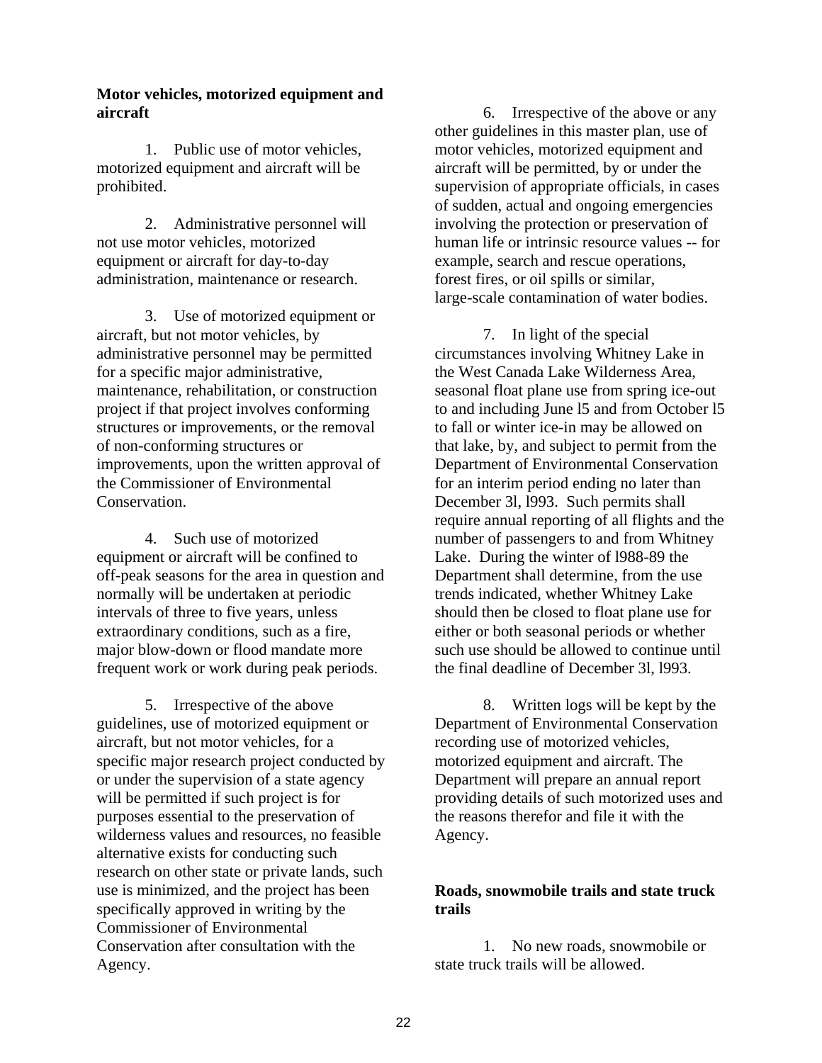**Motor vehicles, motorized equipment and aircraft**

1. Public use of motor vehicles, motorized equipment and aircraft will be prohibited.

2. Administrative personnel will not use motor vehicles, motorized equipment or aircraft for day-to-day administration, maintenance or research.

3. Use of motorized equipment or aircraft, but not motor vehicles, by administrative personnel may be permitted for a specific major administrative, maintenance, rehabilitation, or construction project if that project involves conforming structures or improvements, or the removal of non-conforming structures or improvements, upon the written approval of the Commissioner of Environmental Conservation.

4. Such use of motorized equipment or aircraft will be confined to off-peak seasons for the area in question and normally will be undertaken at periodic intervals of three to five years, unless extraordinary conditions, such as a fire, major blow-down or flood mandate more frequent work or work during peak periods.

5. Irrespective of the above guidelines, use of motorized equipment or aircraft, but not motor vehicles, for a specific major research project conducted by or under the supervision of a state agency will be permitted if such project is for purposes essential to the preservation of wilderness values and resources, no feasible alternative exists for conducting such research on other state or private lands, such use is minimized, and the project has been specifically approved in writing by the Commissioner of Environmental Conservation after consultation with the Agency.

6. Irrespective of the above or any other guidelines in this master plan, use of motor vehicles, motorized equipment and aircraft will be permitted, by or under the supervision of appropriate officials, in cases of sudden, actual and ongoing emergencies involving the protection or preservation of human life or intrinsic resource values -- for example, search and rescue operations, forest fires, or oil spills or similar, large-scale contamination of water bodies.

7. In light of the special circumstances involving Whitney Lake in the West Canada Lake Wilderness Area, seasonal float plane use from spring ice-out to and including June l5 and from October l5 to fall or winter ice-in may be allowed on that lake, by, and subject to permit from the Department of Environmental Conservation for an interim period ending no later than December 3l, l993. Such permits shall require annual reporting of all flights and the number of passengers to and from Whitney Lake. During the winter of l988-89 the Department shall determine, from the use trends indicated, whether Whitney Lake should then be closed to float plane use for either or both seasonal periods or whether such use should be allowed to continue until the final deadline of December 3l, l993.

8. Written logs will be kept by the Department of Environmental Conservation recording use of motorized vehicles, motorized equipment and aircraft. The Department will prepare an annual report providing details of such motorized uses and the reasons therefor and file it with the Agency.

**Roads, snowmobile trails and state truck trails**

1. No new roads, snowmobile or state truck trails will be allowed.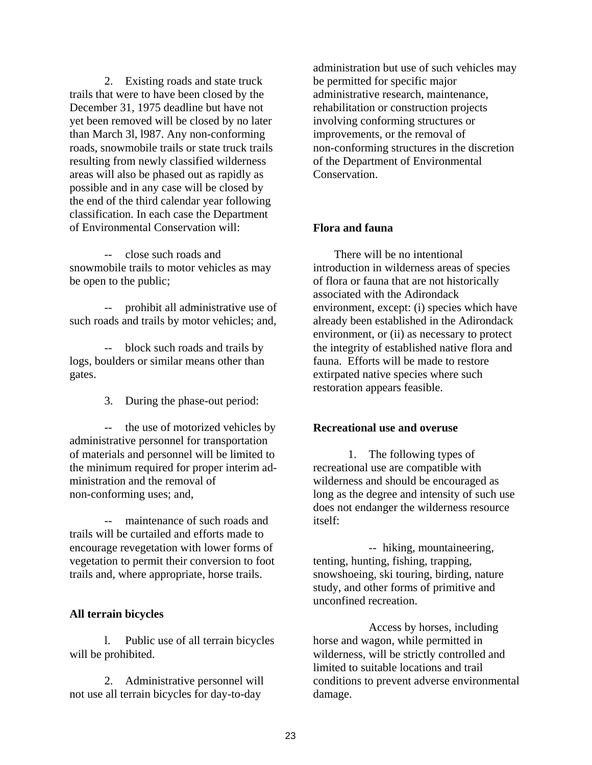2. Existing roads and state truck trails that were to have been closed by the December 31, 1975 deadline but have not yet been removed will be closed by no later than March 3l, l987. Any non-conforming roads, snowmobile trails or state truck trails resulting from newly classified wilderness areas will also be phased out as rapidly as possible and in any case will be closed by the end of the third calendar year following classification. In each case the Department of Environmental Conservation will:

-- close such roads and snowmobile trails to motor vehicles as may be open to the public;

-- prohibit all administrative use of such roads and trails by motor vehicles; and,

-- block such roads and trails by logs, boulders or similar means other than gates.

3. During the phase-out period:

-- the use of motorized vehicles by administrative personnel for transportation of materials and personnel will be limited to the minimum required for proper interim administration and the removal of non-conforming uses; and,

-- maintenance of such roads and trails will be curtailed and efforts made to encourage revegetation with lower forms of vegetation to permit their conversion to foot trails and, where appropriate, horse trails.

**All terrain bicycles**

l. Public use of all terrain bicycles will be prohibited.

2. Administrative personnel will not use all terrain bicycles for day-to-day administration but use of such vehicles may be permitted for specific major administrative research, maintenance, rehabilitation or construction projects involving conforming structures or improvements, or the removal of non-conforming structures in the discretion of the Department of Environmental Conservation.

**Flora and fauna**

There will be no intentional introduction in wilderness areas of species of flora or fauna that are not historically associated with the Adirondack environment, except: (i) species which have already been established in the Adirondack environment, or (ii) as necessary to protect the integrity of established native flora and fauna. Efforts will be made to restore extirpated native species where such restoration appears feasible.

**Recreational use and overuse**

1. The following types of recreational use are compatible with wilderness and should be encouraged as long as the degree and intensity of such use does not endanger the wilderness resource itself:

-- hiking, mountaineering, tenting, hunting, fishing, trapping, snowshoeing, ski touring, birding, nature study, and other forms of primitive and unconfined recreation.

Access by horses, including horse and wagon, while permitted in wilderness, will be strictly controlled and limited to suitable locations and trail conditions to prevent adverse environmental damage.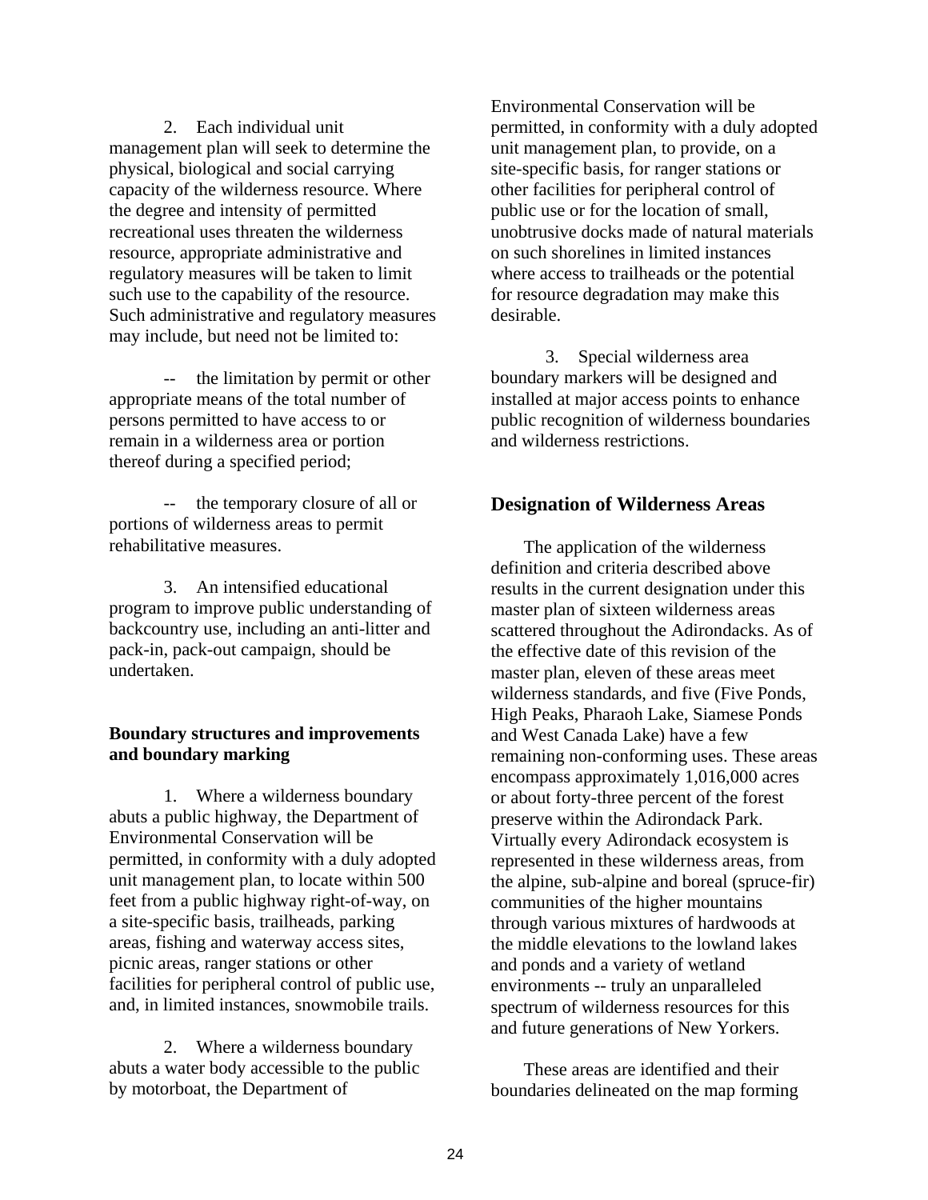2. Each individual unit management plan will seek to determine the physical, biological and social carrying capacity of the wilderness resource. Where the degree and intensity of permitted recreational uses threaten the wilderness resource, appropriate administrative and regulatory measures will be taken to limit such use to the capability of the resource. Such administrative and regulatory measures may include, but need not be limited to:

-- the limitation by permit or other appropriate means of the total number of persons permitted to have access to or remain in a wilderness area or portion thereof during a specified period;

-- the temporary closure of all or portions of wilderness areas to permit rehabilitative measures.

3. An intensified educational program to improve public understanding of backcountry use, including an anti-litter and pack-in, pack-out campaign, should be undertaken.

**Boundary structures and improvements and boundary marking**

1. Where a wilderness boundary abuts a public highway, the Department of Environmental Conservation will be permitted, in conformity with a duly adopted unit management plan, to locate within 500 feet from a public highway right-of-way, on a site-specific basis, trailheads, parking areas, fishing and waterway access sites, picnic areas, ranger stations or other facilities for peripheral control of public use, and, in limited instances, snowmobile trails.

2. Where a wilderness boundary abuts a water body accessible to the public by motorboat, the Department of Environmental Conservation will be permitted, in conformity with a duly adopted unit management plan, to provide, on a site-specific basis, for ranger stations or other facilities for peripheral control of public use or for the location of small, unobtrusive docks made of natural materials on such shorelines in limited instances where access to trailheads or the potential for resource degradation may make this desirable.

3. Special wilderness area boundary markers will be designed and installed at major access points to enhance public recognition of wilderness boundaries and wilderness restrictions.

## Designation of Wilderness Areas

The application of the wilderness definition and criteria described above results in the current designation under this master plan of sixteen wilderness areas scattered throughout the Adirondacks. As of the effective date of this revision of the master plan, eleven of these areas meet wilderness standards, and five (Five Ponds, High Peaks, Pharaoh Lake, Siamese Ponds and West Canada Lake) have a few remaining non-conforming uses. These areas encompass approximately 1,016,000 acres or about forty-three percent of the forest preserve within the Adirondack Park. Virtually every Adirondack ecosystem is represented in these wilderness areas, from the alpine, sub-alpine and boreal (spruce-fir) communities of the higher mountains through various mixtures of hardwoods at the middle elevations to the lowland lakes and ponds and a variety of wetland environments -- truly an unparalleled spectrum of wilderness resources for this and future generations of New Yorkers.

These areas are identified and their boundaries delineated on the map forming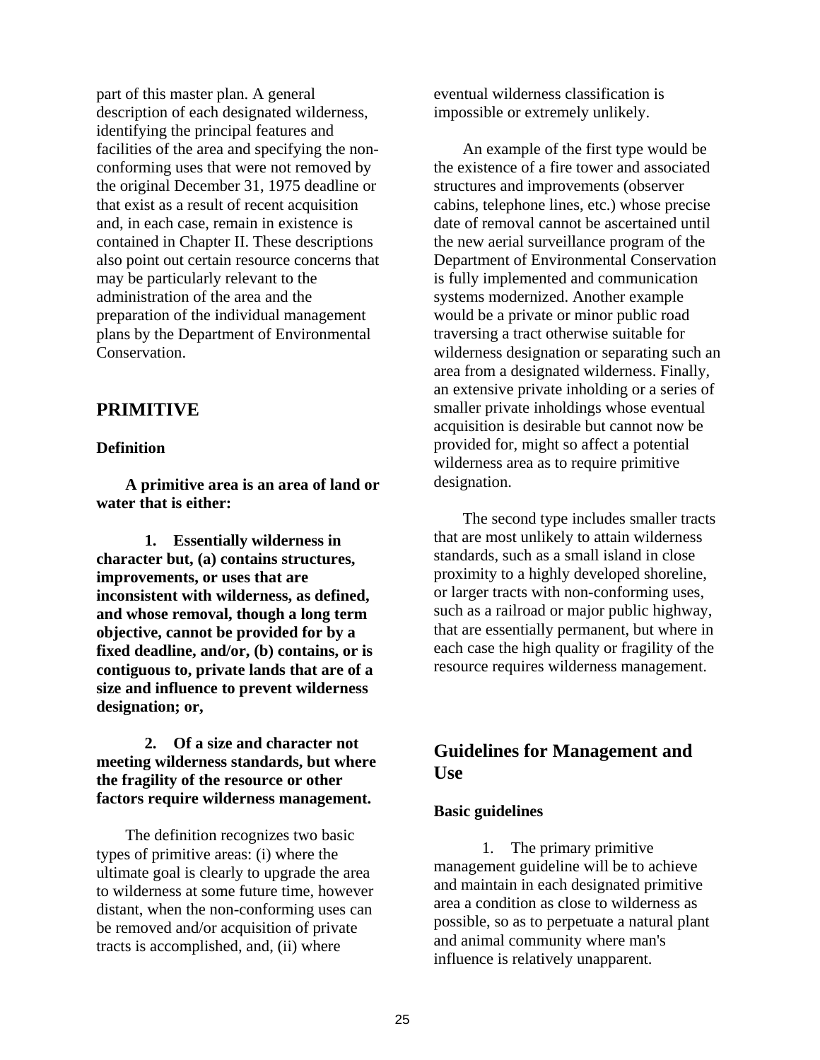part of this master plan. A general description of each designated wilderness, identifying the principal features and facilities of the area and specifying the non-conforming uses that were not removed by the original December 31, 1975 deadline or that exist as a result of recent acquisition and, in each case, remain in existence is contained in Chapter II. These descriptions also point out certain resource concerns that may be particularly relevant to the administration of the area and the preparation of the individual management plans by the Department of Environmental Conservation.

## PRIMITIVE

### Definition

**A primitive area is an area of land or water that is either:**

**1. Essentially wilderness in character but, (a) contains structures, improvements, or uses that are inconsistent with wilderness, as defined, and whose removal, though a long term objective, cannot be provided for by a fixed deadline, and/or, (b) contains, or is contiguous to, private lands that are of a size and influence to prevent wilderness designation; or,**

**2. Of a size and character not meeting wilderness standards, but where the fragility of the resource or other factors require wilderness management.**

The definition recognizes two basic types of primitive areas: (i) where the ultimate goal is clearly to upgrade the area to wilderness at some future time, however distant, when the non-conforming uses can be removed and/or acquisition of private tracts is accomplished, and, (ii) where eventual wilderness classification is impossible or extremely unlikely.

An example of the first type would be the existence of a fire tower and associated structures and improvements (observer cabins, telephone lines, etc.) whose precise date of removal cannot be ascertained until the new aerial surveillance program of the Department of Environmental Conservation is fully implemented and communication systems modernized. Another example would be a private or minor public road traversing a tract otherwise suitable for wilderness designation or separating such an area from a designated wilderness. Finally, an extensive private inholding or a series of smaller private inholdings whose eventual acquisition is desirable but cannot now be provided for, might so affect a potential wilderness area as to require primitive designation.

The second type includes smaller tracts that are most unlikely to attain wilderness standards, such as a small island in close proximity to a highly developed shoreline, or larger tracts with non-conforming uses, such as a railroad or major public highway, that are essentially permanent, but where in each case the high quality or fragility of the resource requires wilderness management.

## Guidelines for Management and Use

### Basic guidelines

1. The primary primitive management guideline will be to achieve and maintain in each designated primitive area a condition as close to wilderness as possible, so as to perpetuate a natural plant and animal community where man's influence is relatively unapparent.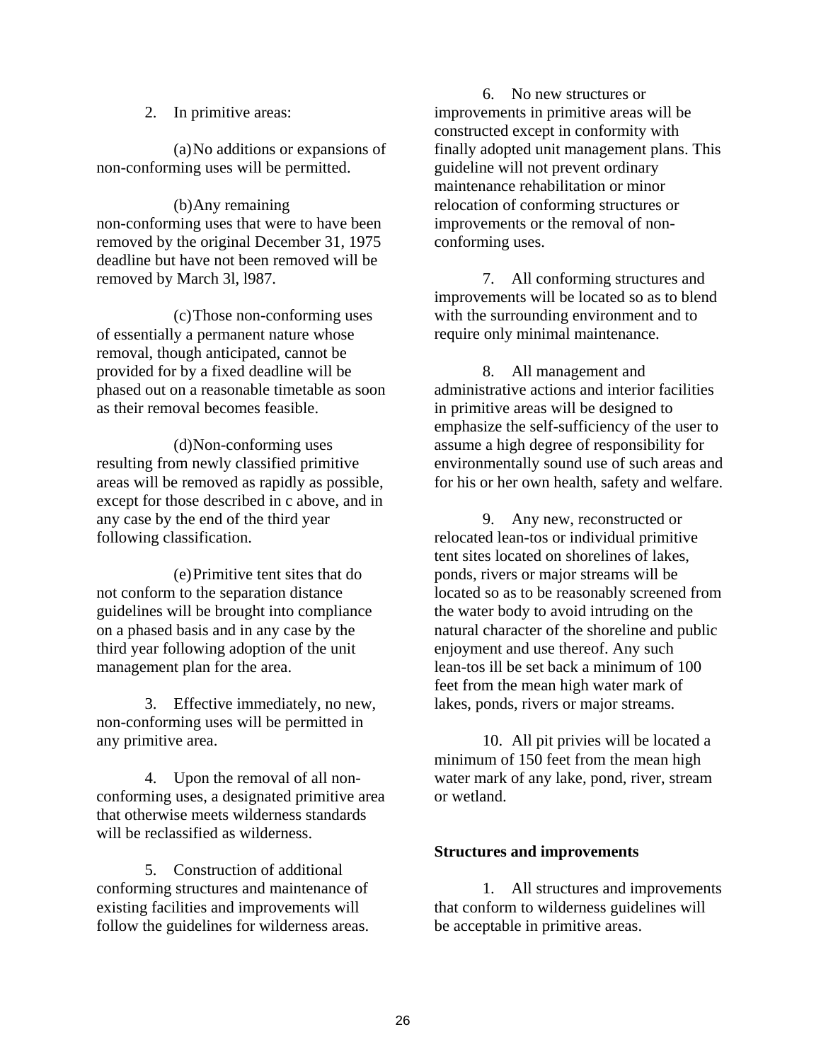2. In primitive areas:

(a) No additions or expansions of non-conforming uses will be permitted.

(b) Any remaining non-conforming uses that were to have been removed by the original December 31, 1975 deadline but have not been removed will be removed by March 3l, l987.

(c) Those non-conforming uses of essentially a permanent nature whose removal, though anticipated, cannot be provided for by a fixed deadline will be phased out on a reasonable timetable as soon as their removal becomes feasible.

(d) Non-conforming uses resulting from newly classified primitive areas will be removed as rapidly as possible, except for those described in c above, and in any case by the end of the third year following classification.

(e) Primitive tent sites that do not conform to the separation distance guidelines will be brought into compliance on a phased basis and in any case by the third year following adoption of the unit management plan for the area.

3. Effective immediately, no new, non-conforming uses will be permitted in any primitive area.

4. Upon the removal of all non-conforming uses, a designated primitive area that otherwise meets wilderness standards will be reclassified as wilderness.

5. Construction of additional conforming structures and maintenance of existing facilities and improvements will follow the guidelines for wilderness areas.

6. No new structures or improvements in primitive areas will be constructed except in conformity with finally adopted unit management plans. This guideline will not prevent ordinary maintenance rehabilitation or minor relocation of conforming structures or improvements or the removal of non-conforming uses.

7. All conforming structures and improvements will be located so as to blend with the surrounding environment and to require only minimal maintenance.

8. All management and administrative actions and interior facilities in primitive areas will be designed to emphasize the self-sufficiency of the user to assume a high degree of responsibility for environmentally sound use of such areas and for his or her own health, safety and welfare.

9. Any new, reconstructed or relocated lean-tos or individual primitive tent sites located on shorelines of lakes, ponds, rivers or major streams will be located so as to be reasonably screened from the water body to avoid intruding on the natural character of the shoreline and public enjoyment and use thereof. Any such lean-tos ill be set back a minimum of 100 feet from the mean high water mark of lakes, ponds, rivers or major streams.

10. All pit privies will be located a minimum of 150 feet from the mean high water mark of any lake, pond, river, stream or wetland.

**Structures and improvements**

1. All structures and improvements that conform to wilderness guidelines will be acceptable in primitive areas.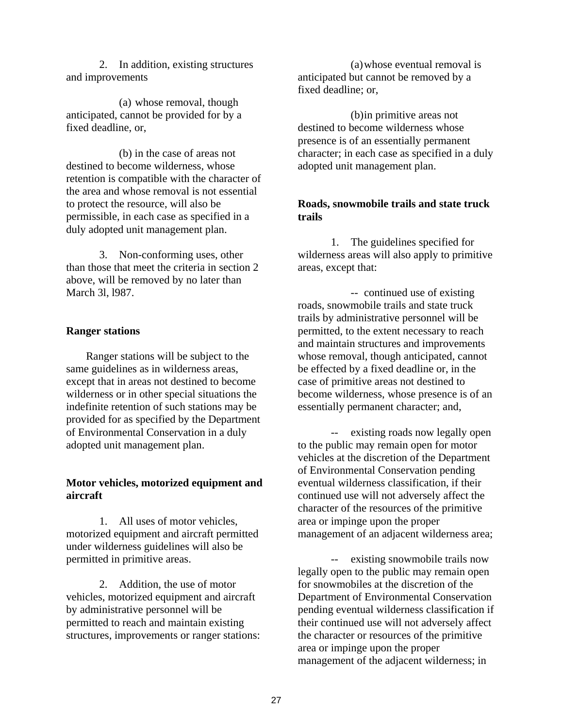2. In addition, existing structures and improvements

(a) whose removal, though anticipated, cannot be provided for by a fixed deadline, or,

(b) in the case of areas not destined to become wilderness, whose retention is compatible with the character of the area and whose removal is not essential to protect the resource, will also be permissible, in each case as specified in a duly adopted unit management plan.

3. Non-conforming uses, other than those that meet the criteria in section 2 above, will be removed by no later than March 3l, l987.

**Ranger stations**

Ranger stations will be subject to the same guidelines as in wilderness areas, except that in areas not destined to become wilderness or in other special situations the indefinite retention of such stations may be provided for as specified by the Department of Environmental Conservation in a duly adopted unit management plan.

**Motor vehicles, motorized equipment and aircraft**

1. All uses of motor vehicles, motorized equipment and aircraft permitted under wilderness guidelines will also be permitted in primitive areas.

2. Addition, the use of motor vehicles, motorized equipment and aircraft by administrative personnel will be permitted to reach and maintain existing structures, improvements or ranger stations:

(a) whose eventual removal is anticipated but cannot be removed by a fixed deadline; or,

(b) in primitive areas not destined to become wilderness whose presence is of an essentially permanent character; in each case as specified in a duly adopted unit management plan.

**Roads, snowmobile trails and state truck trails**

1. The guidelines specified for wilderness areas will also apply to primitive areas, except that:

-- continued use of existing roads, snowmobile trails and state truck trails by administrative personnel will be permitted, to the extent necessary to reach and maintain structures and improvements whose removal, though anticipated, cannot be effected by a fixed deadline or, in the case of primitive areas not destined to become wilderness, whose presence is of an essentially permanent character; and,

-- existing roads now legally open to the public may remain open for motor vehicles at the discretion of the Department of Environmental Conservation pending eventual wilderness classification, if their continued use will not adversely affect the character of the resources of the primitive area or impinge upon the proper management of an adjacent wilderness area;

-- existing snowmobile trails now legally open to the public may remain open for snowmobiles at the discretion of the Department of Environmental Conservation pending eventual wilderness classification if their continued use will not adversely affect the character or resources of the primitive area or impinge upon the proper management of the adjacent wilderness; in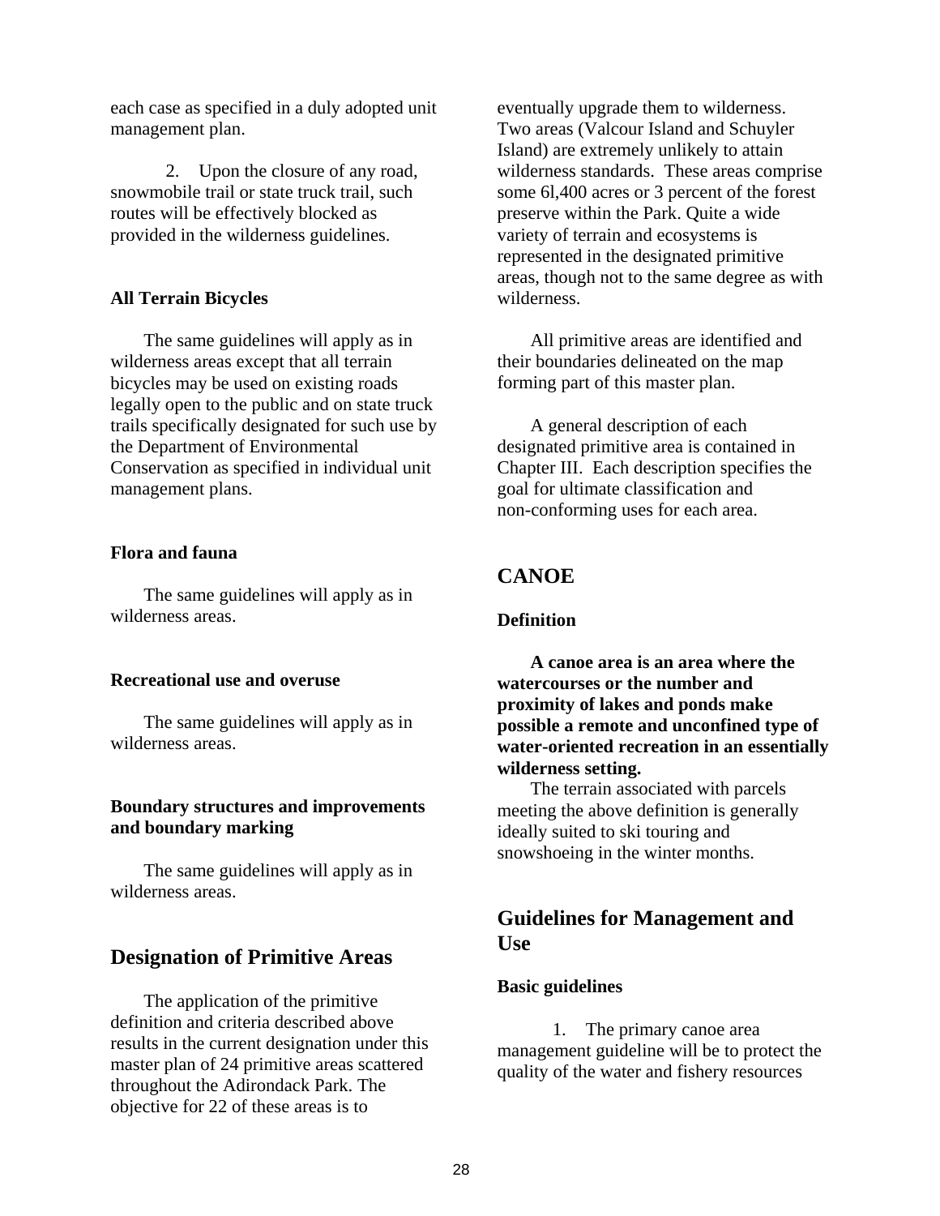each case as specified in a duly adopted unit management plan.

2. Upon the closure of any road, snowmobile trail or state truck trail, such routes will be effectively blocked as provided in the wilderness guidelines.

### All Terrain Bicycles

The same guidelines will apply as in wilderness areas except that all terrain bicycles may be used on existing roads legally open to the public and on state truck trails specifically designated for such use by the Department of Environmental Conservation as specified in individual unit management plans.

### Flora and fauna

The same guidelines will apply as in wilderness areas.

### Recreational use and overuse

The same guidelines will apply as in wilderness areas.

### Boundary structures and improvements and boundary marking

The same guidelines will apply as in wilderness areas.

## Designation of Primitive Areas

The application of the primitive definition and criteria described above results in the current designation under this master plan of 24 primitive areas scattered throughout the Adirondack Park. The objective for 22 of these areas is to eventually upgrade them to wilderness. Two areas (Valcour Island and Schuyler Island) are extremely unlikely to attain wilderness standards. These areas comprise some 6l,400 acres or 3 percent of the forest preserve within the Park. Quite a wide variety of terrain and ecosystems is represented in the designated primitive areas, though not to the same degree as with wilderness.

All primitive areas are identified and their boundaries delineated on the map forming part of this master plan.

A general description of each designated primitive area is contained in Chapter III. Each description specifies the goal for ultimate classification and non-conforming uses for each area.

## CANOE

### Definition

**A canoe area is an area where the watercourses or the number and proximity of lakes and ponds make possible a remote and unconfined type of water-oriented recreation in an essentially wilderness setting.**

The terrain associated with parcels meeting the above definition is generally ideally suited to ski touring and snowshoeing in the winter months.

## Guidelines for Management and Use

### Basic guidelines

1. The primary canoe area management guideline will be to protect the quality of the water and fishery resources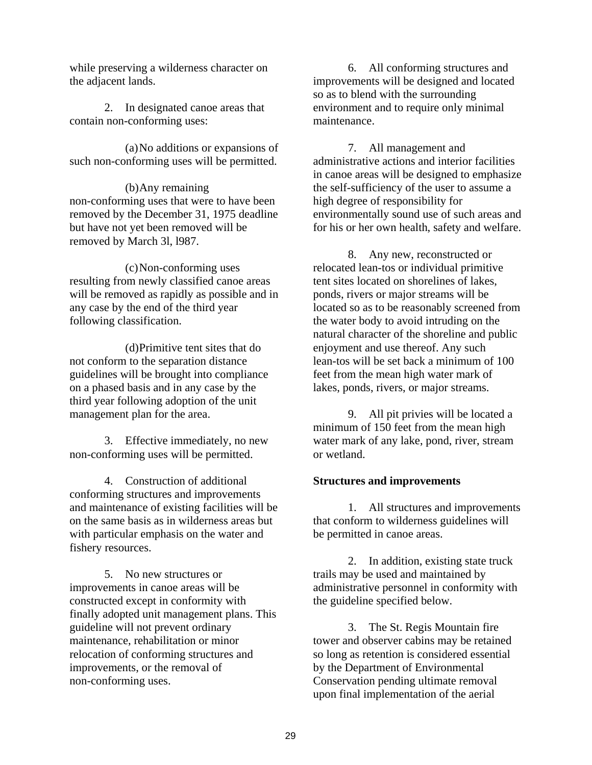while preserving a wilderness character on the adjacent lands.

2. In designated canoe areas that contain non-conforming uses:

(a) No additions or expansions of such non-conforming uses will be permitted.

(b) Any remaining non-conforming uses that were to have been removed by the December 31, 1975 deadline but have not yet been removed will be removed by March 3l, l987.

(c) Non-conforming uses resulting from newly classified canoe areas will be removed as rapidly as possible and in any case by the end of the third year following classification.

(d) Primitive tent sites that do not conform to the separation distance guidelines will be brought into compliance on a phased basis and in any case by the third year following adoption of the unit management plan for the area.

3. Effective immediately, no new non-conforming uses will be permitted.

4. Construction of additional conforming structures and improvements and maintenance of existing facilities will be on the same basis as in wilderness areas but with particular emphasis on the water and fishery resources.

5. No new structures or improvements in canoe areas will be constructed except in conformity with finally adopted unit management plans. This guideline will not prevent ordinary maintenance, rehabilitation or minor relocation of conforming structures and improvements, or the removal of non-conforming uses.

6. All conforming structures and improvements will be designed and located so as to blend with the surrounding environment and to require only minimal maintenance.

7. All management and administrative actions and interior facilities in canoe areas will be designed to emphasize the self-sufficiency of the user to assume a high degree of responsibility for environmentally sound use of such areas and for his or her own health, safety and welfare.

8. Any new, reconstructed or relocated lean-tos or individual primitive tent sites located on shorelines of lakes, ponds, rivers or major streams will be located so as to be reasonably screened from the water body to avoid intruding on the natural character of the shoreline and public enjoyment and use thereof. Any such lean-tos will be set back a minimum of 100 feet from the mean high water mark of lakes, ponds, rivers, or major streams.

9. All pit privies will be located a minimum of 150 feet from the mean high water mark of any lake, pond, river, stream or wetland.

**Structures and improvements**

1. All structures and improvements that conform to wilderness guidelines will be permitted in canoe areas.

2. In addition, existing state truck trails may be used and maintained by administrative personnel in conformity with the guideline specified below.

3. The St. Regis Mountain fire tower and observer cabins may be retained so long as retention is considered essential by the Department of Environmental Conservation pending ultimate removal upon final implementation of the aerial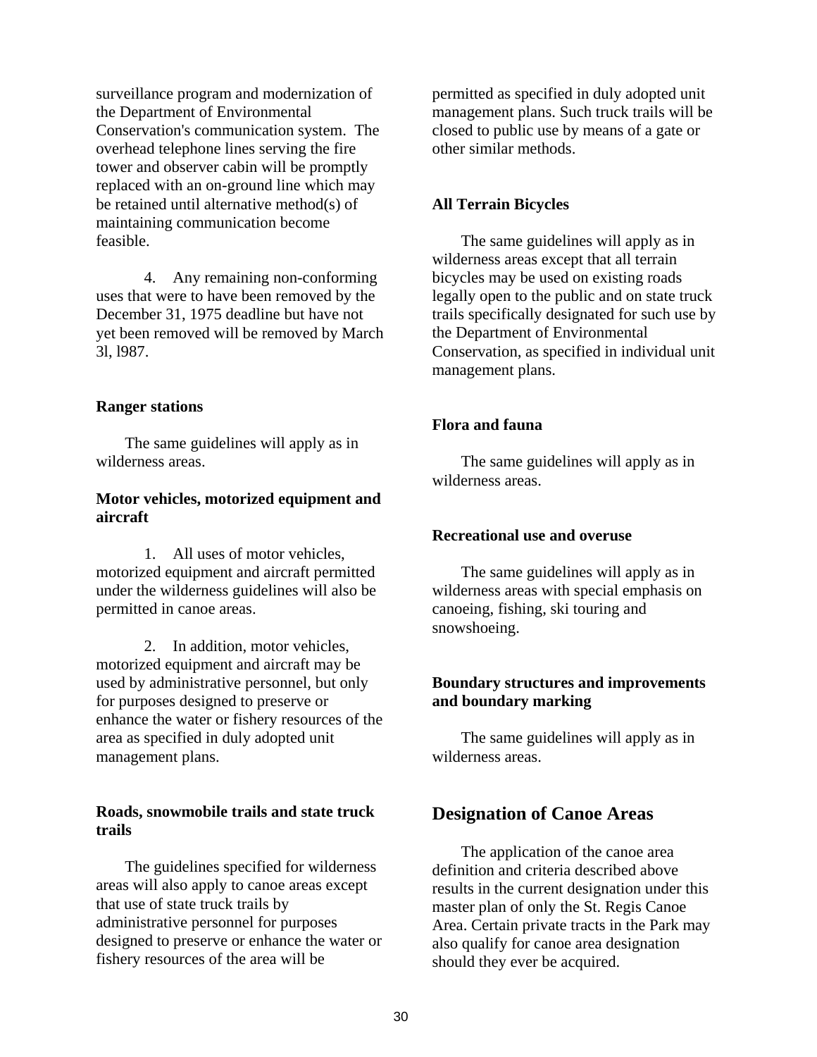surveillance program and modernization of the Department of Environmental Conservation's communication system. The overhead telephone lines serving the fire tower and observer cabin will be promptly replaced with an on-ground line which may be retained until alternative method(s) of maintaining communication become feasible.

4. Any remaining non-conforming uses that were to have been removed by the December 31, 1975 deadline but have not yet been removed will be removed by March 3l, l987.

**Ranger stations**

The same guidelines will apply as in wilderness areas.

**Motor vehicles, motorized equipment and aircraft**

1. All uses of motor vehicles, motorized equipment and aircraft permitted under the wilderness guidelines will also be permitted in canoe areas.

2. In addition, motor vehicles, motorized equipment and aircraft may be used by administrative personnel, but only for purposes designed to preserve or enhance the water or fishery resources of the area as specified in duly adopted unit management plans.

**Roads, snowmobile trails and state truck trails**

The guidelines specified for wilderness areas will also apply to canoe areas except that use of state truck trails by administrative personnel for purposes designed to preserve or enhance the water or fishery resources of the area will be permitted as specified in duly adopted unit management plans. Such truck trails will be closed to public use by means of a gate or other similar methods.

**All Terrain Bicycles**

The same guidelines will apply as in wilderness areas except that all terrain bicycles may be used on existing roads legally open to the public and on state truck trails specifically designated for such use by the Department of Environmental Conservation, as specified in individual unit management plans.

**Flora and fauna**

The same guidelines will apply as in wilderness areas.

**Recreational use and overuse**

The same guidelines will apply as in wilderness areas with special emphasis on canoeing, fishing, ski touring and snowshoeing.

**Boundary structures and improvements and boundary marking**

The same guidelines will apply as in wilderness areas.

## Designation of Canoe Areas

The application of the canoe area definition and criteria described above results in the current designation under this master plan of only the St. Regis Canoe Area. Certain private tracts in the Park may also qualify for canoe area designation should they ever be acquired.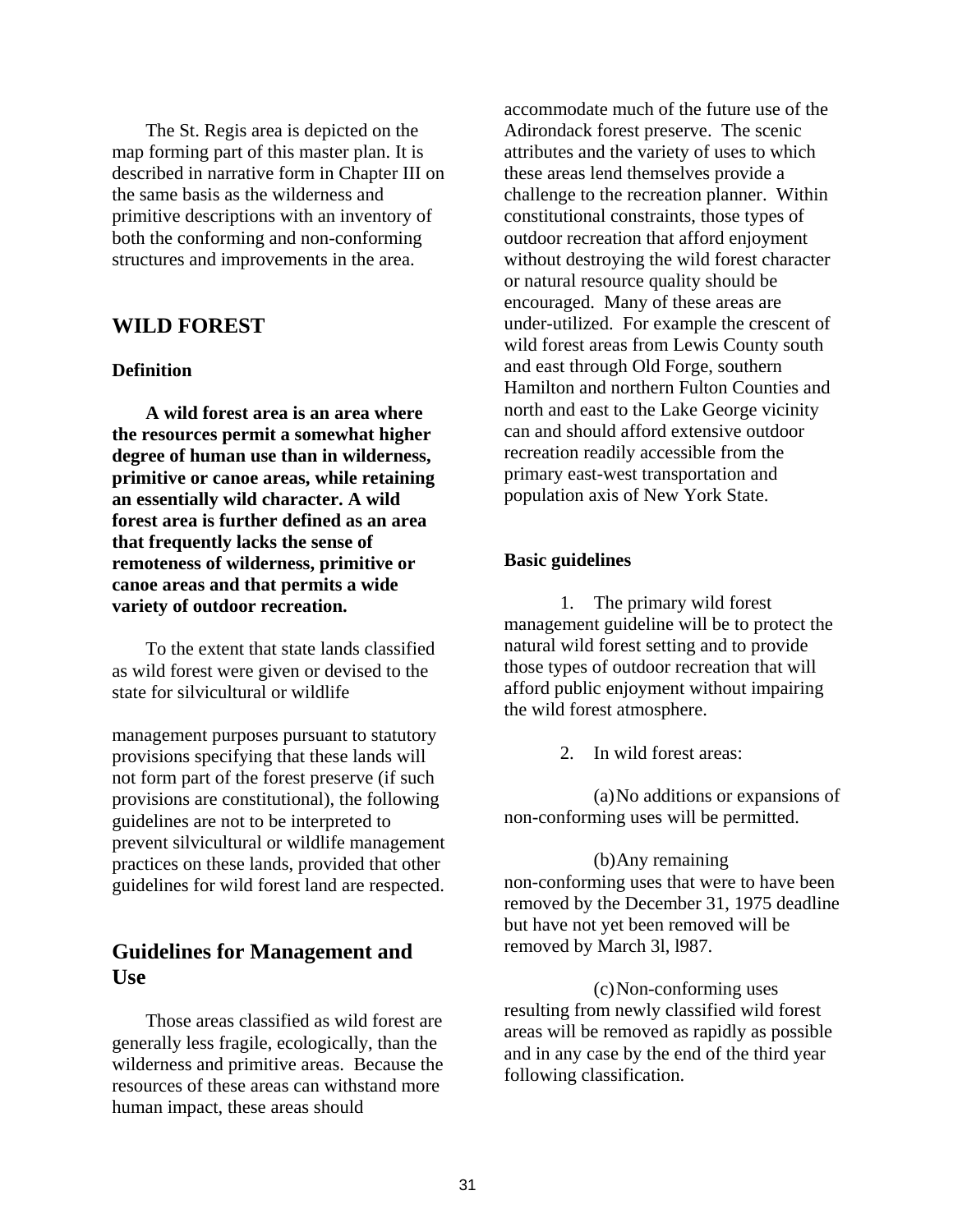The St. Regis area is depicted on the map forming part of this master plan. It is described in narrative form in Chapter III on the same basis as the wilderness and primitive descriptions with an inventory of both the conforming and non-conforming structures and improvements in the area.

## WILD FOREST

### Definition

**A wild forest area is an area where the resources permit a somewhat higher degree of human use than in wilderness, primitive or canoe areas, while retaining an essentially wild character. A wild forest area is further defined as an area that frequently lacks the sense of remoteness of wilderness, primitive or canoe areas and that permits a wide variety of outdoor recreation.**

To the extent that state lands classified as wild forest were given or devised to the state for silvicultural or wildlife management purposes pursuant to statutory provisions specifying that these lands will not form part of the forest preserve (if such provisions are constitutional), the following guidelines are not to be interpreted to prevent silvicultural or wildlife management practices on these lands, provided that other guidelines for wild forest land are respected.

## Guidelines for Management and Use

Those areas classified as wild forest are generally less fragile, ecologically, than the wilderness and primitive areas. Because the resources of these areas can withstand more human impact, these areas should accommodate much of the future use of the Adirondack forest preserve. The scenic attributes and the variety of uses to which these areas lend themselves provide a challenge to the recreation planner. Within constitutional constraints, those types of outdoor recreation that afford enjoyment without destroying the wild forest character or natural resource quality should be encouraged. Many of these areas are under-utilized. For example the crescent of wild forest areas from Lewis County south and east through Old Forge, southern Hamilton and northern Fulton Counties and north and east to the Lake George vicinity can and should afford extensive outdoor recreation readily accessible from the primary east-west transportation and population axis of New York State.

### Basic guidelines

1. The primary wild forest management guideline will be to protect the natural wild forest setting and to provide those types of outdoor recreation that will afford public enjoyment without impairing the wild forest atmosphere.

2. In wild forest areas:

   (a) No additions or expansions of non-conforming uses will be permitted.

   (b) Any remaining non-conforming uses that were to have been removed by the December 31, 1975 deadline but have not yet been removed will be removed by March 3l, l987.

   (c) Non-conforming uses resulting from newly classified wild forest areas will be removed as rapidly as possible and in any case by the end of the third year following classification.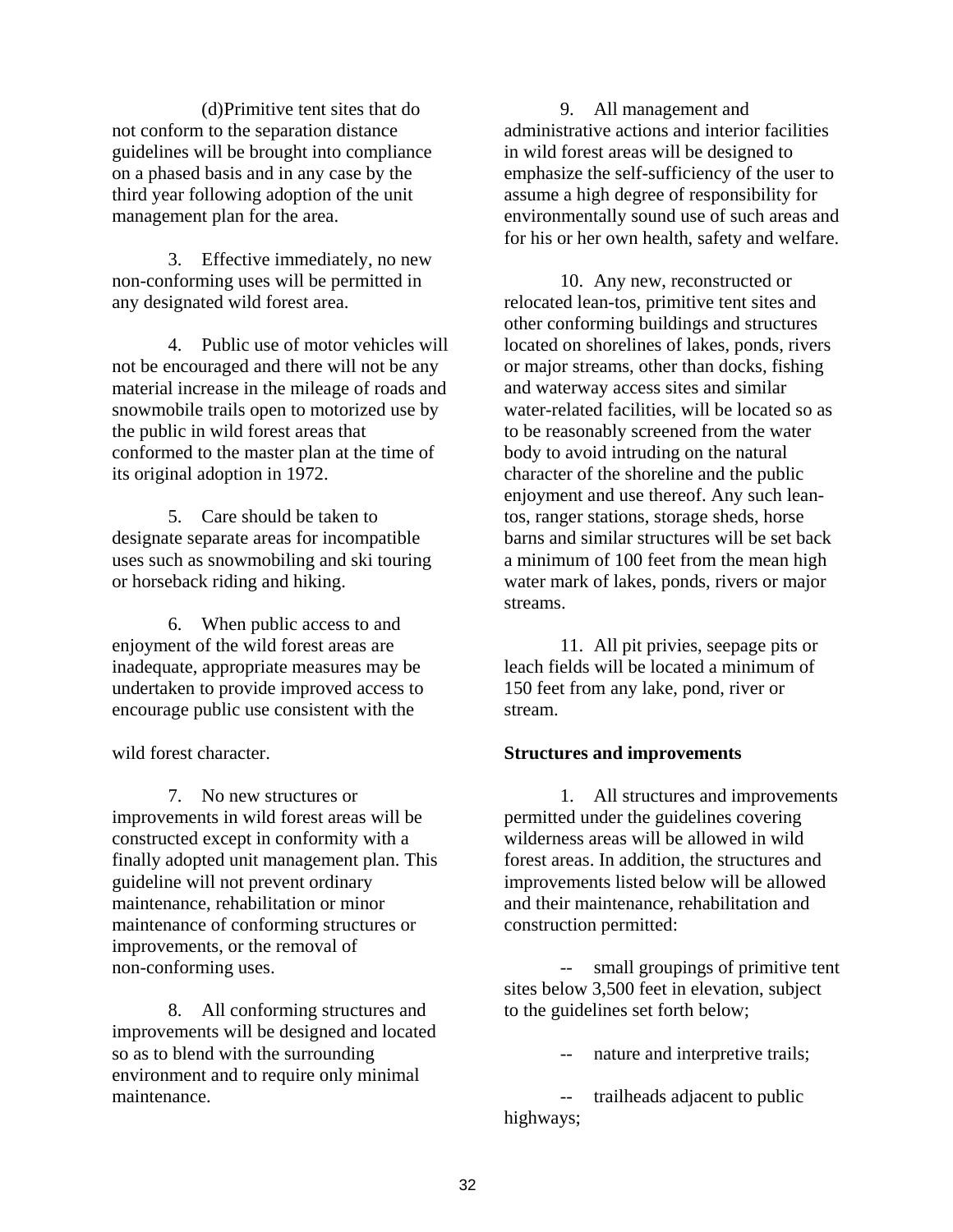(d) Primitive tent sites that do not conform to the separation distance guidelines will be brought into compliance on a phased basis and in any case by the third year following adoption of the unit management plan for the area.

3. Effective immediately, no new non-conforming uses will be permitted in any designated wild forest area.

4. Public use of motor vehicles will not be encouraged and there will not be any material increase in the mileage of roads and snowmobile trails open to motorized use by the public in wild forest areas that conformed to the master plan at the time of its original adoption in 1972.

5. Care should be taken to designate separate areas for incompatible uses such as snowmobiling and ski touring or horseback riding and hiking.

6. When public access to and enjoyment of the wild forest areas are inadequate, appropriate measures may be undertaken to provide improved access to encourage public use consistent with the wild forest character.

7. No new structures or improvements in wild forest areas will be constructed except in conformity with a finally adopted unit management plan. This guideline will not prevent ordinary maintenance, rehabilitation or minor maintenance of conforming structures or improvements, or the removal of non-conforming uses.

8. All conforming structures and improvements will be designed and located so as to blend with the surrounding environment and to require only minimal maintenance.

9. All management and administrative actions and interior facilities in wild forest areas will be designed to emphasize the self-sufficiency of the user to assume a high degree of responsibility for environmentally sound use of such areas and for his or her own health, safety and welfare.

10. Any new, reconstructed or relocated lean-tos, primitive tent sites and other conforming buildings and structures located on shorelines of lakes, ponds, rivers or major streams, other than docks, fishing and waterway access sites and similar water-related facilities, will be located so as to be reasonably screened from the water body to avoid intruding on the natural character of the shoreline and the public enjoyment and use thereof. Any such lean-tos, ranger stations, storage sheds, horse barns and similar structures will be set back a minimum of 100 feet from the mean high water mark of lakes, ponds, rivers or major streams.

11. All pit privies, seepage pits or leach fields will be located a minimum of 150 feet from any lake, pond, river or stream.

**Structures and improvements**

1. All structures and improvements permitted under the guidelines covering wilderness areas will be allowed in wild forest areas. In addition, the structures and improvements listed below will be allowed and their maintenance, rehabilitation and construction permitted:

-- small groupings of primitive tent sites below 3,500 feet in elevation, subject to the guidelines set forth below;

-- nature and interpretive trails;

-- trailheads adjacent to public highways;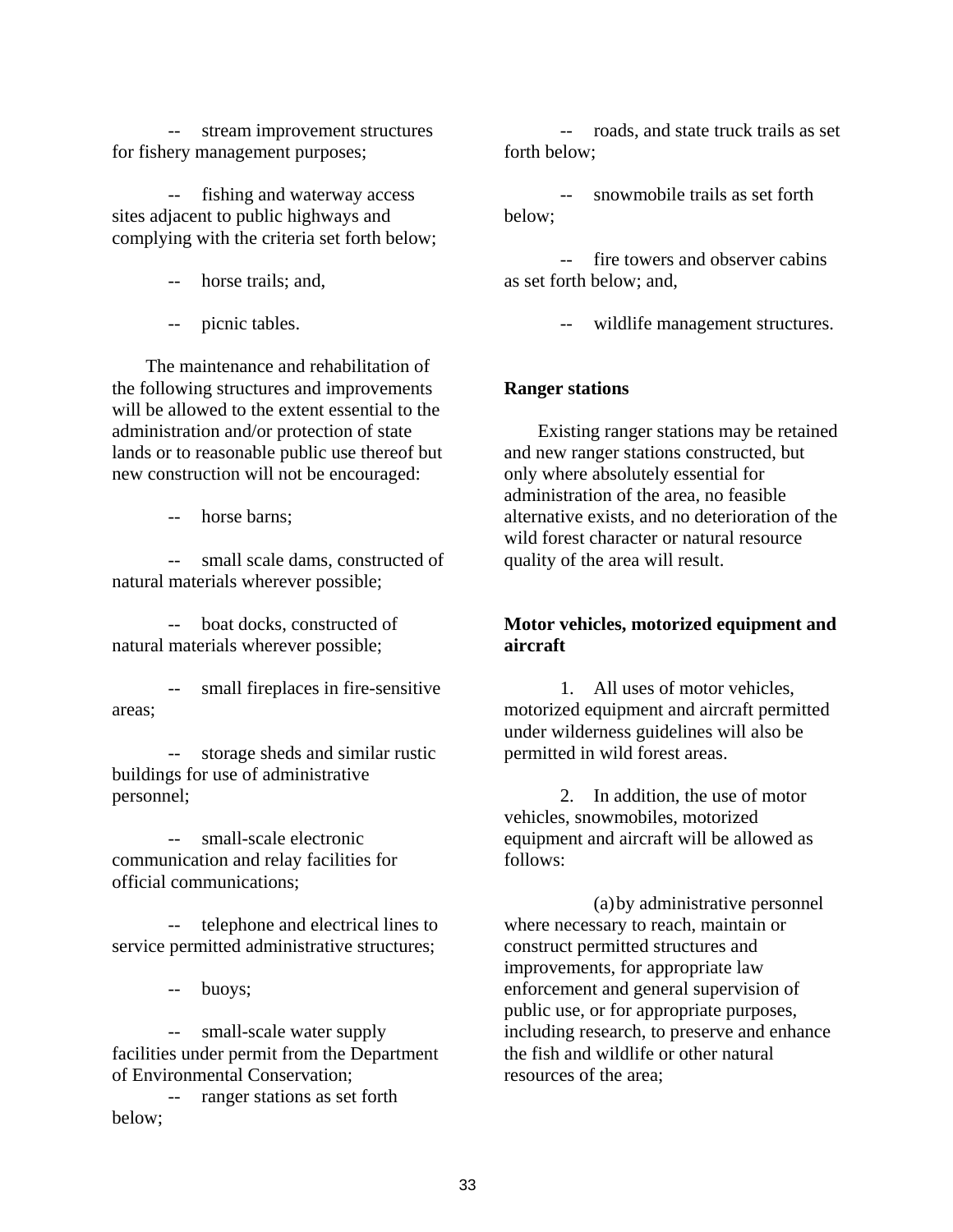-- stream improvement structures for fishery management purposes;

-- fishing and waterway access sites adjacent to public highways and complying with the criteria set forth below;

-- horse trails; and,

-- picnic tables.

The maintenance and rehabilitation of the following structures and improvements will be allowed to the extent essential to the administration and/or protection of state lands or to reasonable public use thereof but new construction will not be encouraged:

-- horse barns;

-- small scale dams, constructed of natural materials wherever possible;

-- boat docks, constructed of natural materials wherever possible;

-- small fireplaces in fire-sensitive areas;

-- storage sheds and similar rustic buildings for use of administrative personnel;

-- small-scale electronic communication and relay facilities for official communications;

-- telephone and electrical lines to service permitted administrative structures;

-- buoys;

-- small-scale water supply facilities under permit from the Department of Environmental Conservation;

-- ranger stations as set forth below;

-- roads, and state truck trails as set forth below;

-- snowmobile trails as set forth below;

-- fire towers and observer cabins as set forth below; and,

-- wildlife management structures.

**Ranger stations**

Existing ranger stations may be retained and new ranger stations constructed, but only where absolutely essential for administration of the area, no feasible alternative exists, and no deterioration of the wild forest character or natural resource quality of the area will result.

**Motor vehicles, motorized equipment and aircraft**

1. All uses of motor vehicles, motorized equipment and aircraft permitted under wilderness guidelines will also be permitted in wild forest areas.

2. In addition, the use of motor vehicles, snowmobiles, motorized equipment and aircraft will be allowed as follows:

(a) by administrative personnel where necessary to reach, maintain or construct permitted structures and improvements, for appropriate law enforcement and general supervision of public use, or for appropriate purposes, including research, to preserve and enhance the fish and wildlife or other natural resources of the area;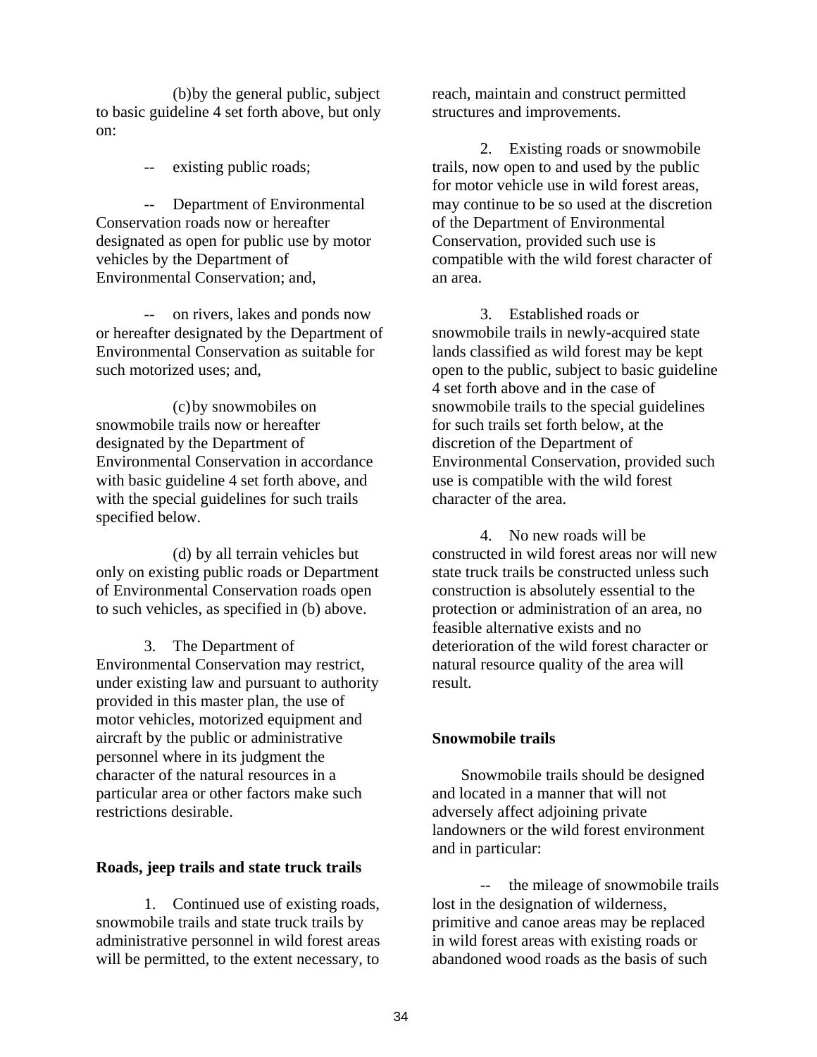(b) by the general public, subject to basic guideline 4 set forth above, but only on:

-- existing public roads;

-- Department of Environmental Conservation roads now or hereafter designated as open for public use by motor vehicles by the Department of Environmental Conservation; and,

-- on rivers, lakes and ponds now or hereafter designated by the Department of Environmental Conservation as suitable for such motorized uses; and,

(c) by snowmobiles on snowmobile trails now or hereafter designated by the Department of Environmental Conservation in accordance with basic guideline 4 set forth above, and with the special guidelines for such trails specified below.

(d) by all terrain vehicles but only on existing public roads or Department of Environmental Conservation roads open to such vehicles, as specified in (b) above.

3. The Department of Environmental Conservation may restrict, under existing law and pursuant to authority provided in this master plan, the use of motor vehicles, motorized equipment and aircraft by the public or administrative personnel where in its judgment the character of the natural resources in a particular area or other factors make such restrictions desirable.

**Roads, jeep trails and state truck trails**

1. Continued use of existing roads, snowmobile trails and state truck trails by administrative personnel in wild forest areas will be permitted, to the extent necessary, to reach, maintain and construct permitted structures and improvements.

2. Existing roads or snowmobile trails, now open to and used by the public for motor vehicle use in wild forest areas, may continue to be so used at the discretion of the Department of Environmental Conservation, provided such use is compatible with the wild forest character of an area.

3. Established roads or snowmobile trails in newly-acquired state lands classified as wild forest may be kept open to the public, subject to basic guideline 4 set forth above and in the case of snowmobile trails to the special guidelines for such trails set forth below, at the discretion of the Department of Environmental Conservation, provided such use is compatible with the wild forest character of the area.

4. No new roads will be constructed in wild forest areas nor will new state truck trails be constructed unless such construction is absolutely essential to the protection or administration of an area, no feasible alternative exists and no deterioration of the wild forest character or natural resource quality of the area will result.

**Snowmobile trails**

Snowmobile trails should be designed and located in a manner that will not adversely affect adjoining private landowners or the wild forest environment and in particular:

-- the mileage of snowmobile trails lost in the designation of wilderness, primitive and canoe areas may be replaced in wild forest areas with existing roads or abandoned wood roads as the basis of such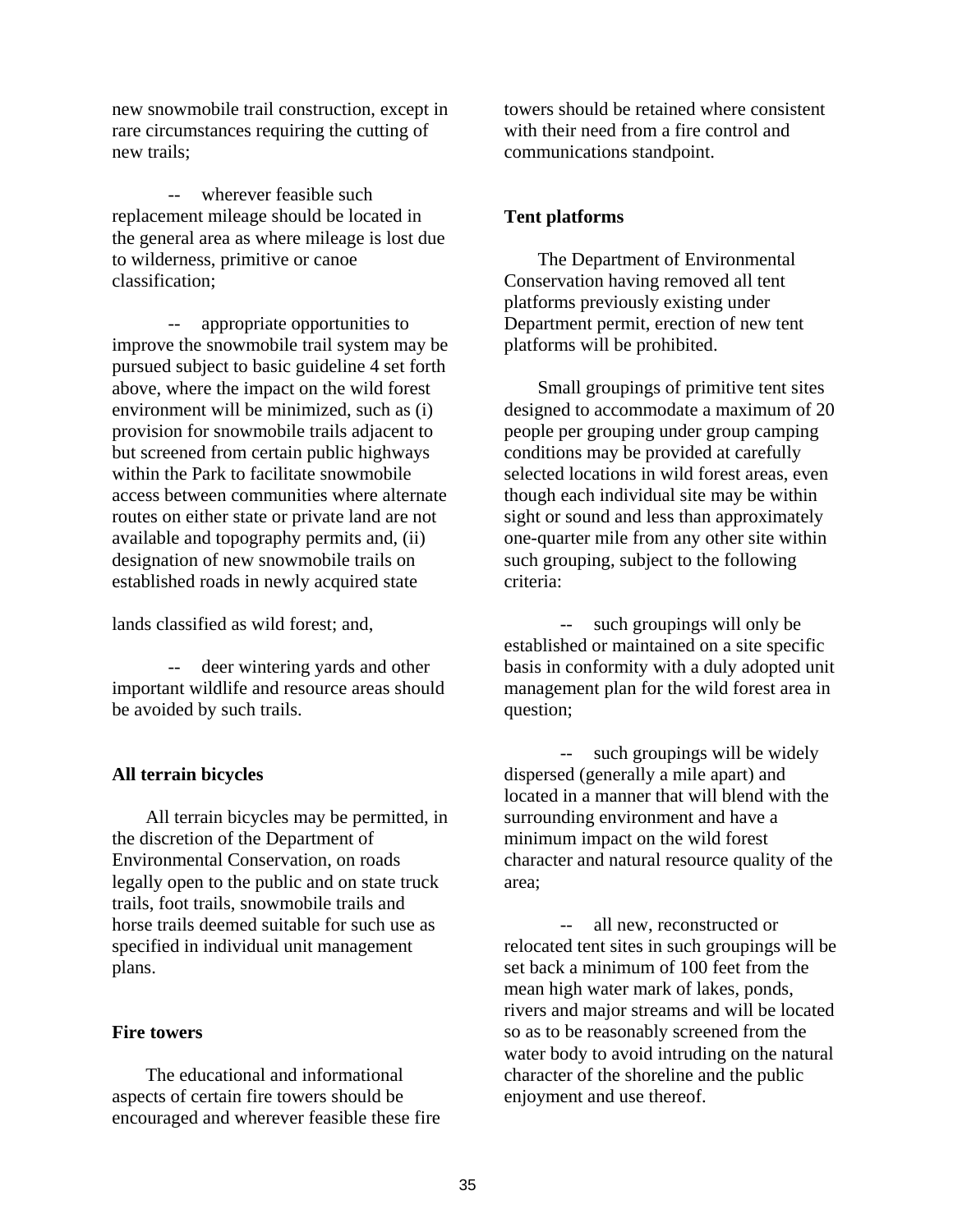new snowmobile trail construction, except in rare circumstances requiring the cutting of new trails;

-- wherever feasible such replacement mileage should be located in the general area as where mileage is lost due to wilderness, primitive or canoe classification;

-- appropriate opportunities to improve the snowmobile trail system may be pursued subject to basic guideline 4 set forth above, where the impact on the wild forest environment will be minimized, such as (i) provision for snowmobile trails adjacent to but screened from certain public highways within the Park to facilitate snowmobile access between communities where alternate routes on either state or private land are not available and topography permits and, (ii) designation of new snowmobile trails on established roads in newly acquired state lands classified as wild forest; and,

-- deer wintering yards and other important wildlife and resource areas should be avoided by such trails.

**All terrain bicycles**

All terrain bicycles may be permitted, in the discretion of the Department of Environmental Conservation, on roads legally open to the public and on state truck trails, foot trails, snowmobile trails and horse trails deemed suitable for such use as specified in individual unit management plans.

**Fire towers**

The educational and informational aspects of certain fire towers should be encouraged and wherever feasible these fire towers should be retained where consistent with their need from a fire control and communications standpoint.

**Tent platforms**

The Department of Environmental Conservation having removed all tent platforms previously existing under Department permit, erection of new tent platforms will be prohibited.

Small groupings of primitive tent sites designed to accommodate a maximum of 20 people per grouping under group camping conditions may be provided at carefully selected locations in wild forest areas, even though each individual site may be within sight or sound and less than approximately one-quarter mile from any other site within such grouping, subject to the following criteria:

-- such groupings will only be established or maintained on a site specific basis in conformity with a duly adopted unit management plan for the wild forest area in question;

-- such groupings will be widely dispersed (generally a mile apart) and located in a manner that will blend with the surrounding environment and have a minimum impact on the wild forest character and natural resource quality of the area;

-- all new, reconstructed or relocated tent sites in such groupings will be set back a minimum of 100 feet from the mean high water mark of lakes, ponds, rivers and major streams and will be located so as to be reasonably screened from the water body to avoid intruding on the natural character of the shoreline and the public enjoyment and use thereof.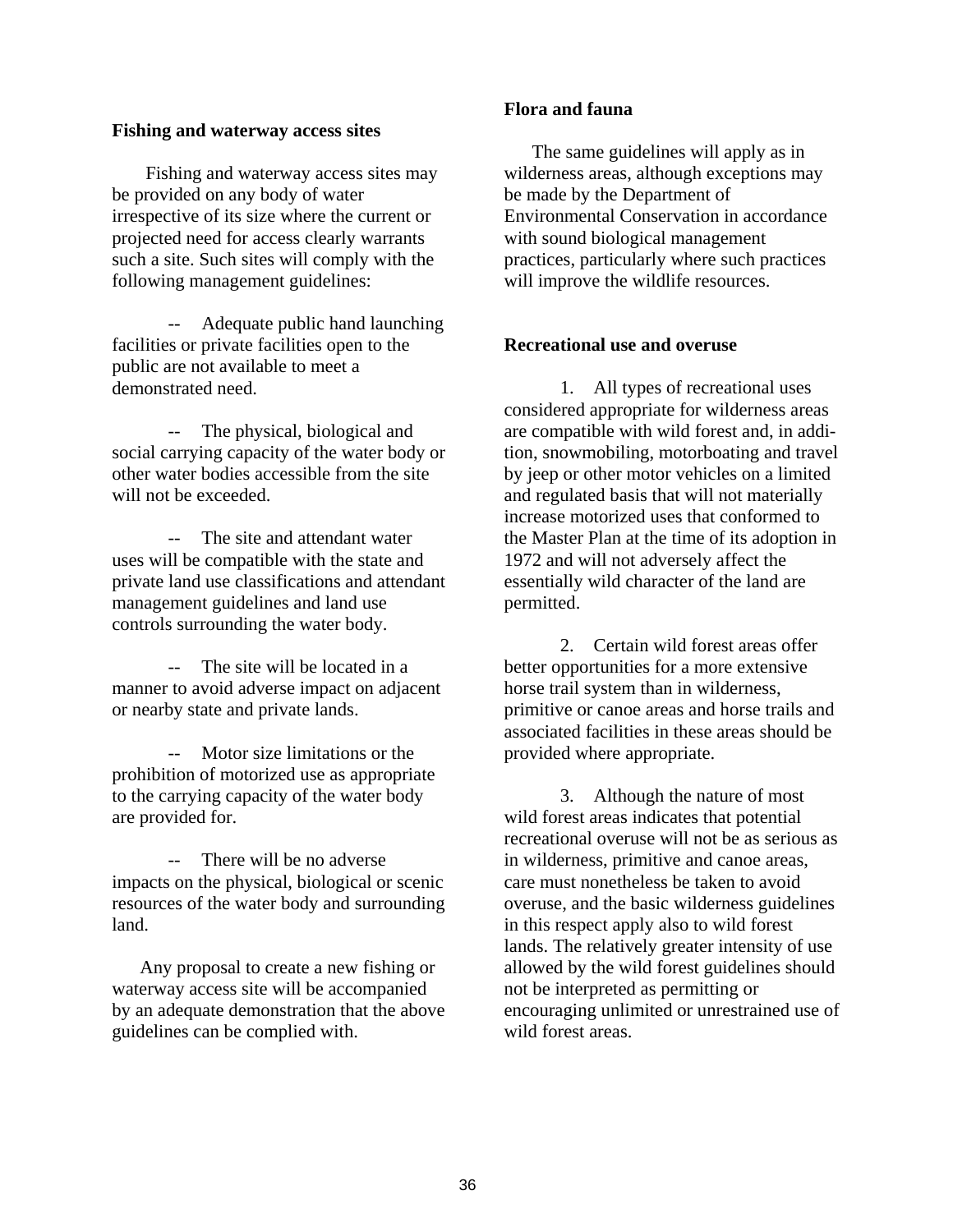**Fishing and waterway access sites**

Fishing and waterway access sites may be provided on any body of water irrespective of its size where the current or projected need for access clearly warrants such a site. Such sites will comply with the following management guidelines:

-- Adequate public hand launching facilities or private facilities open to the public are not available to meet a demonstrated need.

-- The physical, biological and social carrying capacity of the water body or other water bodies accessible from the site will not be exceeded.

-- The site and attendant water uses will be compatible with the state and private land use classifications and attendant management guidelines and land use controls surrounding the water body.

-- The site will be located in a manner to avoid adverse impact on adjacent or nearby state and private lands.

-- Motor size limitations or the prohibition of motorized use as appropriate to the carrying capacity of the water body are provided for.

-- There will be no adverse impacts on the physical, biological or scenic resources of the water body and surrounding land.

Any proposal to create a new fishing or waterway access site will be accompanied by an adequate demonstration that the above guidelines can be complied with.

**Flora and fauna**

The same guidelines will apply as in wilderness areas, although exceptions may be made by the Department of Environmental Conservation in accordance with sound biological management practices, particularly where such practices will improve the wildlife resources.

**Recreational use and overuse**

1. All types of recreational uses considered appropriate for wilderness areas are compatible with wild forest and, in addition, snowmobiling, motorboating and travel by jeep or other motor vehicles on a limited and regulated basis that will not materially increase motorized uses that conformed to the Master Plan at the time of its adoption in 1972 and will not adversely affect the essentially wild character of the land are permitted.

2. Certain wild forest areas offer better opportunities for a more extensive horse trail system than in wilderness, primitive or canoe areas and horse trails and associated facilities in these areas should be provided where appropriate.

3. Although the nature of most wild forest areas indicates that potential recreational overuse will not be as serious as in wilderness, primitive and canoe areas, care must nonetheless be taken to avoid overuse, and the basic wilderness guidelines in this respect apply also to wild forest lands. The relatively greater intensity of use allowed by the wild forest guidelines should not be interpreted as permitting or encouraging unlimited or unrestrained use of wild forest areas.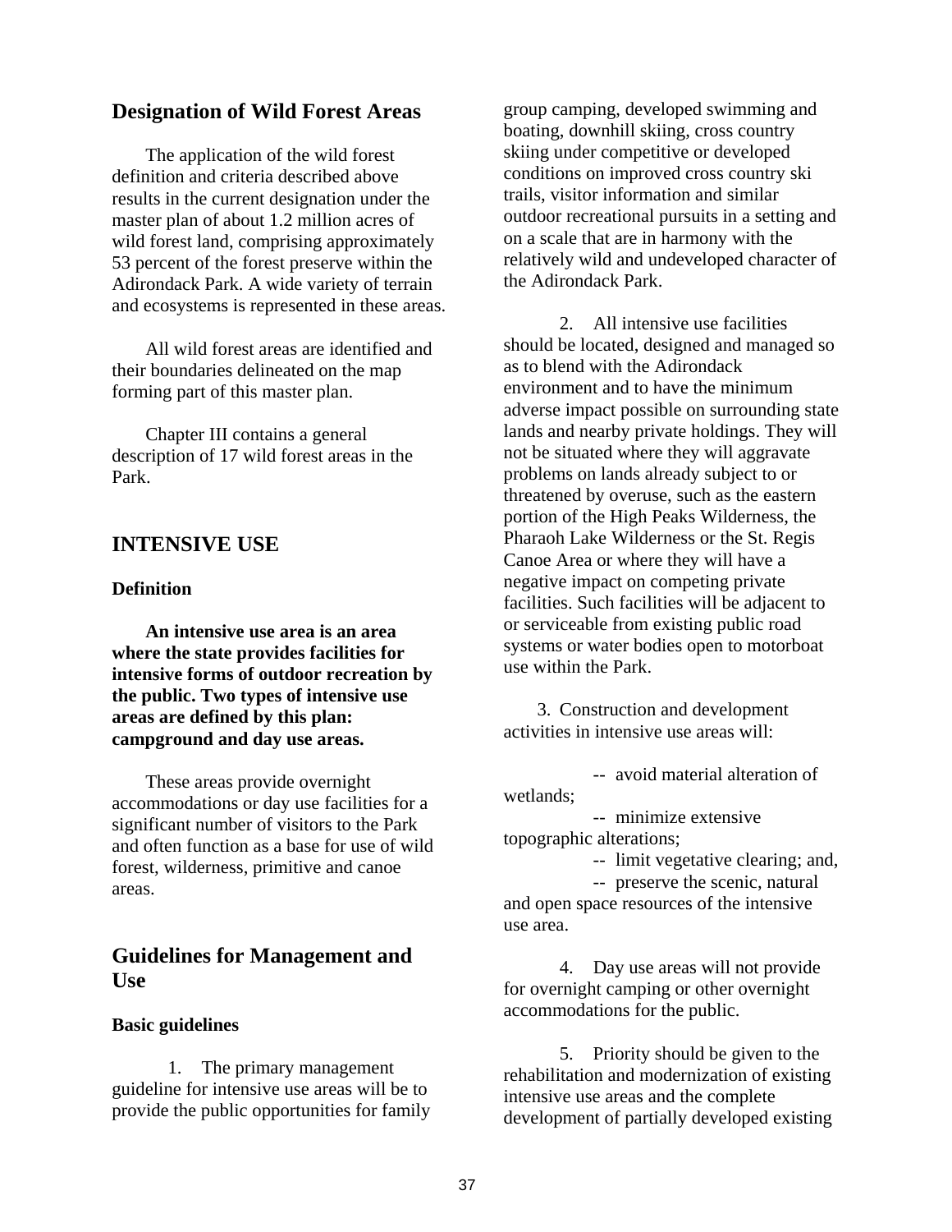## Designation of Wild Forest Areas

The application of the wild forest definition and criteria described above results in the current designation under the master plan of about 1.2 million acres of wild forest land, comprising approximately 53 percent of the forest preserve within the Adirondack Park. A wide variety of terrain and ecosystems is represented in these areas.

All wild forest areas are identified and their boundaries delineated on the map forming part of this master plan.

Chapter III contains a general description of 17 wild forest areas in the Park.

# INTENSIVE USE

### Definition

**An intensive use area is an area where the state provides facilities for intensive forms of outdoor recreation by the public. Two types of intensive use areas are defined by this plan: campground and day use areas.**

These areas provide overnight accommodations or day use facilities for a significant number of visitors to the Park and often function as a base for use of wild forest, wilderness, primitive and canoe areas.

## Guidelines for Management and Use

### Basic guidelines

1. The primary management guideline for intensive use areas will be to provide the public opportunities for family group camping, developed swimming and boating, downhill skiing, cross country skiing under competitive or developed conditions on improved cross country ski trails, visitor information and similar outdoor recreational pursuits in a setting and on a scale that are in harmony with the relatively wild and undeveloped character of the Adirondack Park.

2. All intensive use facilities should be located, designed and managed so as to blend with the Adirondack environment and to have the minimum adverse impact possible on surrounding state lands and nearby private holdings. They will not be situated where they will aggravate problems on lands already subject to or threatened by overuse, such as the eastern portion of the High Peaks Wilderness, the Pharaoh Lake Wilderness or the St. Regis Canoe Area or where they will have a negative impact on competing private facilities. Such facilities will be adjacent to or serviceable from existing public road systems or water bodies open to motorboat use within the Park.

3. Construction and development activities in intensive use areas will:

-- avoid material alteration of wetlands;
-- minimize extensive topographic alterations;
-- limit vegetative clearing; and,
-- preserve the scenic, natural and open space resources of the intensive use area.

4. Day use areas will not provide for overnight camping or other overnight accommodations for the public.

5. Priority should be given to the rehabilitation and modernization of existing intensive use areas and the complete development of partially developed existing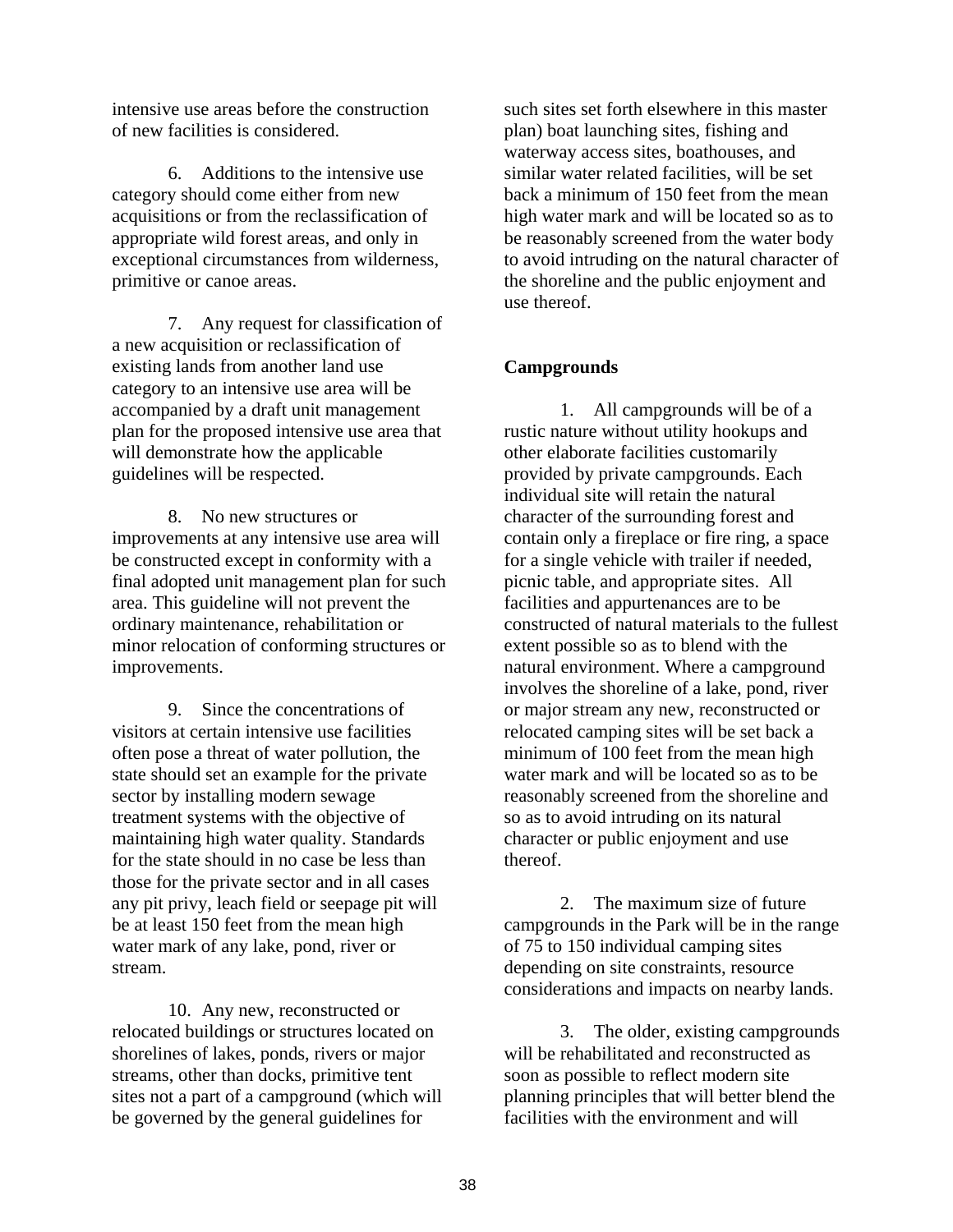intensive use areas before the construction of new facilities is considered.

6. Additions to the intensive use category should come either from new acquisitions or from the reclassification of appropriate wild forest areas, and only in exceptional circumstances from wilderness, primitive or canoe areas.

7. Any request for classification of a new acquisition or reclassification of existing lands from another land use category to an intensive use area will be accompanied by a draft unit management plan for the proposed intensive use area that will demonstrate how the applicable guidelines will be respected.

8. No new structures or improvements at any intensive use area will be constructed except in conformity with a final adopted unit management plan for such area. This guideline will not prevent the ordinary maintenance, rehabilitation or minor relocation of conforming structures or improvements.

9. Since the concentrations of visitors at certain intensive use facilities often pose a threat of water pollution, the state should set an example for the private sector by installing modern sewage treatment systems with the objective of maintaining high water quality. Standards for the state should in no case be less than those for the private sector and in all cases any pit privy, leach field or seepage pit will be at least 150 feet from the mean high water mark of any lake, pond, river or stream.

10. Any new, reconstructed or relocated buildings or structures located on shorelines of lakes, ponds, rivers or major streams, other than docks, primitive tent sites not a part of a campground (which will be governed by the general guidelines for such sites set forth elsewhere in this master plan) boat launching sites, fishing and waterway access sites, boathouses, and similar water related facilities, will be set back a minimum of 150 feet from the mean high water mark and will be located so as to be reasonably screened from the water body to avoid intruding on the natural character of the shoreline and the public enjoyment and use thereof.

**Campgrounds**

1. All campgrounds will be of a rustic nature without utility hookups and other elaborate facilities customarily provided by private campgrounds. Each individual site will retain the natural character of the surrounding forest and contain only a fireplace or fire ring, a space for a single vehicle with trailer if needed, picnic table, and appropriate sites. All facilities and appurtenances are to be constructed of natural materials to the fullest extent possible so as to blend with the natural environment. Where a campground involves the shoreline of a lake, pond, river or major stream any new, reconstructed or relocated camping sites will be set back a minimum of 100 feet from the mean high water mark and will be located so as to be reasonably screened from the shoreline and so as to avoid intruding on its natural character or public enjoyment and use thereof.

2. The maximum size of future campgrounds in the Park will be in the range of 75 to 150 individual camping sites depending on site constraints, resource considerations and impacts on nearby lands.

3. The older, existing campgrounds will be rehabilitated and reconstructed as soon as possible to reflect modern site planning principles that will better blend the facilities with the environment and will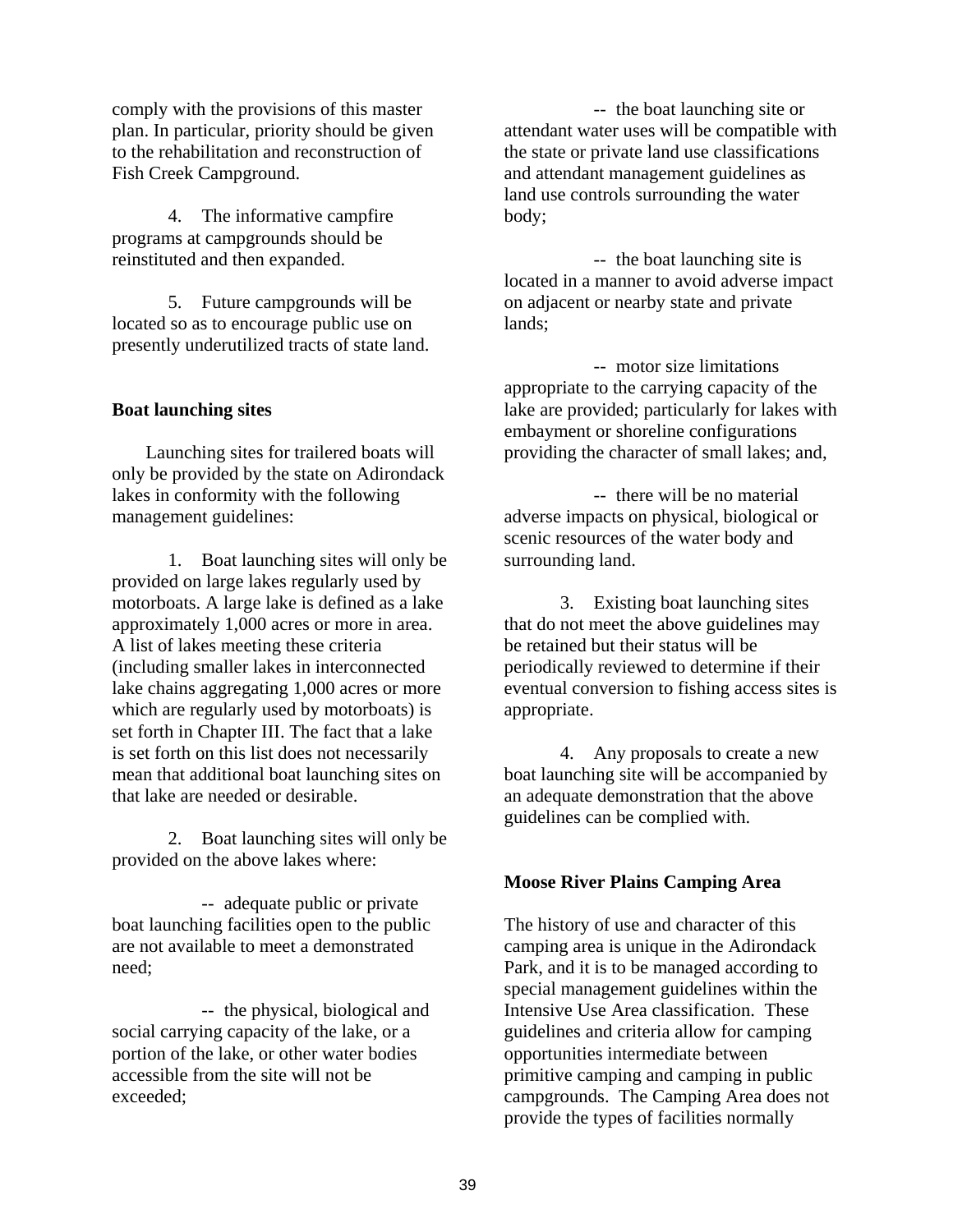comply with the provisions of this master plan. In particular, priority should be given to the rehabilitation and reconstruction of Fish Creek Campground.

4. The informative campfire programs at campgrounds should be reinstituted and then expanded.

5. Future campgrounds will be located so as to encourage public use on presently underutilized tracts of state land.

**Boat launching sites**

Launching sites for trailered boats will only be provided by the state on Adirondack lakes in conformity with the following management guidelines:

1. Boat launching sites will only be provided on large lakes regularly used by motorboats. A large lake is defined as a lake approximately 1,000 acres or more in area. A list of lakes meeting these criteria (including smaller lakes in interconnected lake chains aggregating 1,000 acres or more which are regularly used by motorboats) is set forth in Chapter III. The fact that a lake is set forth on this list does not necessarily mean that additional boat launching sites on that lake are needed or desirable.

2. Boat launching sites will only be provided on the above lakes where:

-- adequate public or private boat launching facilities open to the public are not available to meet a demonstrated need;

-- the physical, biological and social carrying capacity of the lake, or a portion of the lake, or other water bodies accessible from the site will not be exceeded;

-- the boat launching site or attendant water uses will be compatible with the state or private land use classifications and attendant management guidelines as land use controls surrounding the water body;

-- the boat launching site is located in a manner to avoid adverse impact on adjacent or nearby state and private lands;

-- motor size limitations appropriate to the carrying capacity of the lake are provided; particularly for lakes with embayment or shoreline configurations providing the character of small lakes; and,

-- there will be no material adverse impacts on physical, biological or scenic resources of the water body and surrounding land.

3. Existing boat launching sites that do not meet the above guidelines may be retained but their status will be periodically reviewed to determine if their eventual conversion to fishing access sites is appropriate.

4. Any proposals to create a new boat launching site will be accompanied by an adequate demonstration that the above guidelines can be complied with.

**Moose River Plains Camping Area**

The history of use and character of this camping area is unique in the Adirondack Park, and it is to be managed according to special management guidelines within the Intensive Use Area classification. These guidelines and criteria allow for camping opportunities intermediate between primitive camping and camping in public campgrounds. The Camping Area does not provide the types of facilities normally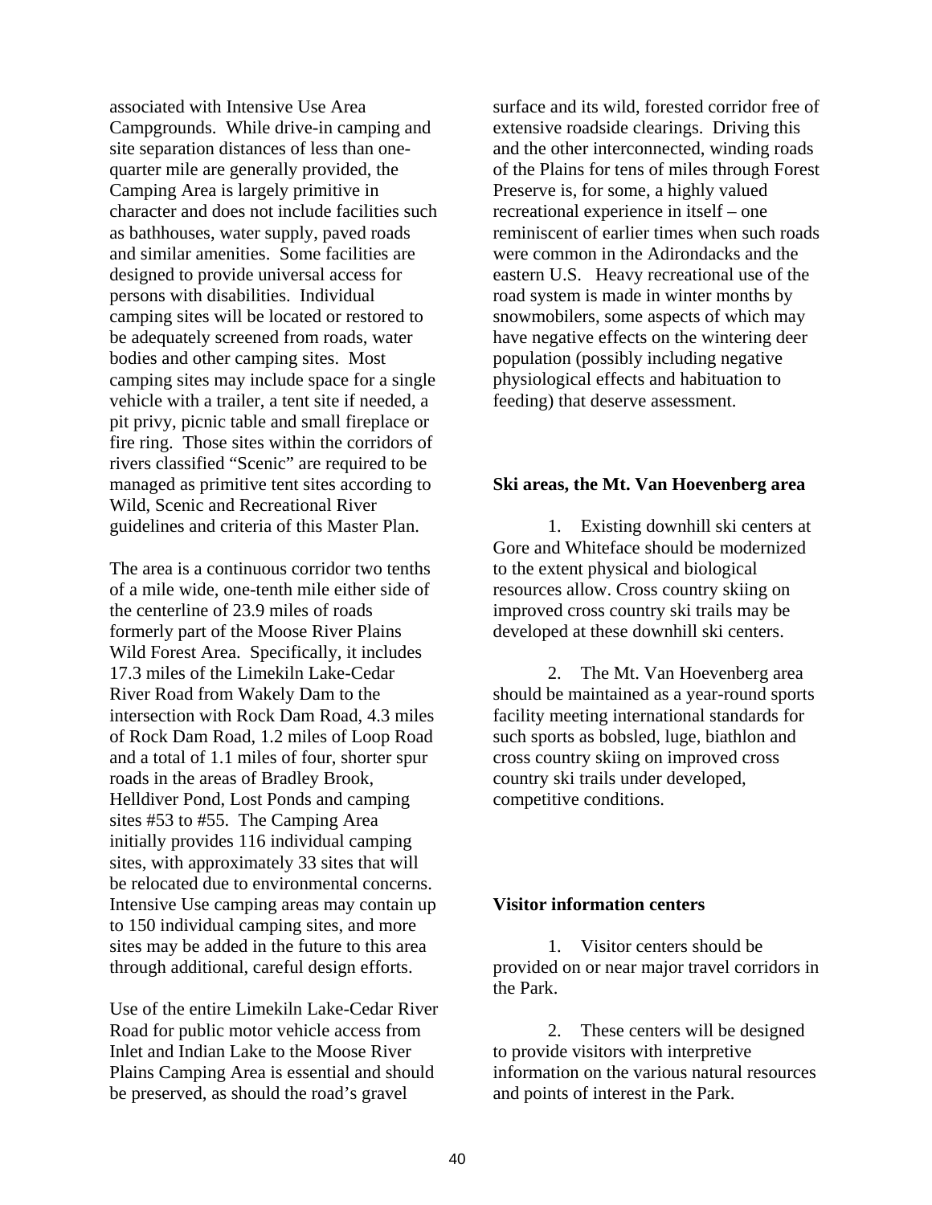associated with Intensive Use Area Campgrounds. While drive-in camping and site separation distances of less than one-quarter mile are generally provided, the Camping Area is largely primitive in character and does not include facilities such as bathhouses, water supply, paved roads and similar amenities. Some facilities are designed to provide universal access for persons with disabilities. Individual camping sites will be located or restored to be adequately screened from roads, water bodies and other camping sites. Most camping sites may include space for a single vehicle with a trailer, a tent site if needed, a pit privy, picnic table and small fireplace or fire ring. Those sites within the corridors of rivers classified "Scenic" are required to be managed as primitive tent sites according to Wild, Scenic and Recreational River guidelines and criteria of this Master Plan.

The area is a continuous corridor two tenths of a mile wide, one-tenth mile either side of the centerline of 23.9 miles of roads formerly part of the Moose River Plains Wild Forest Area. Specifically, it includes 17.3 miles of the Limekiln Lake-Cedar River Road from Wakely Dam to the intersection with Rock Dam Road, 4.3 miles of Rock Dam Road, 1.2 miles of Loop Road and a total of 1.1 miles of four, shorter spur roads in the areas of Bradley Brook, Helldiver Pond, Lost Ponds and camping sites #53 to #55. The Camping Area initially provides 116 individual camping sites, with approximately 33 sites that will be relocated due to environmental concerns. Intensive Use camping areas may contain up to 150 individual camping sites, and more sites may be added in the future to this area through additional, careful design efforts.

Use of the entire Limekiln Lake-Cedar River Road for public motor vehicle access from Inlet and Indian Lake to the Moose River Plains Camping Area is essential and should be preserved, as should the road's gravel surface and its wild, forested corridor free of extensive roadside clearings. Driving this and the other interconnected, winding roads of the Plains for tens of miles through Forest Preserve is, for some, a highly valued recreational experience in itself – one reminiscent of earlier times when such roads were common in the Adirondacks and the eastern U.S. Heavy recreational use of the road system is made in winter months by snowmobilers, some aspects of which may have negative effects on the wintering deer population (possibly including negative physiological effects and habituation to feeding) that deserve assessment.

**Ski areas, the Mt. Van Hoevenberg area**

1. Existing downhill ski centers at Gore and Whiteface should be modernized to the extent physical and biological resources allow. Cross country skiing on improved cross country ski trails may be developed at these downhill ski centers.

2. The Mt. Van Hoevenberg area should be maintained as a year-round sports facility meeting international standards for such sports as bobsled, luge, biathlon and cross country skiing on improved cross country ski trails under developed, competitive conditions.

**Visitor information centers**

1. Visitor centers should be provided on or near major travel corridors in the Park.

2. These centers will be designed to provide visitors with interpretive information on the various natural resources and points of interest in the Park.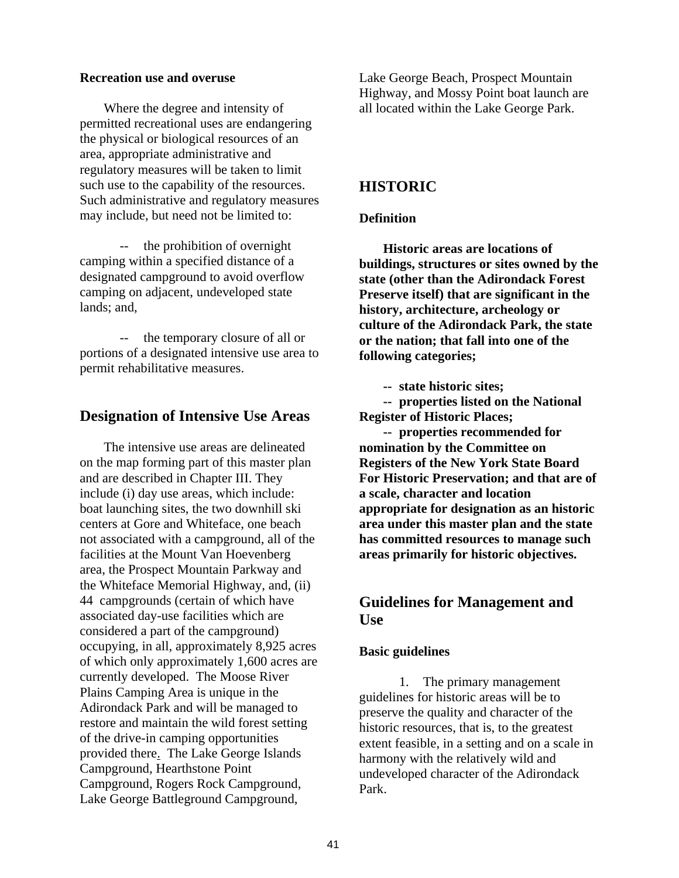### Recreation use and overuse

Where the degree and intensity of permitted recreational uses are endangering the physical or biological resources of an area, appropriate administrative and regulatory measures will be taken to limit such use to the capability of the resources. Such administrative and regulatory measures may include, but need not be limited to:

-- the prohibition of overnight camping within a specified distance of a designated campground to avoid overflow camping on adjacent, undeveloped state lands; and,

-- the temporary closure of all or portions of a designated intensive use area to permit rehabilitative measures.

## Designation of Intensive Use Areas

The intensive use areas are delineated on the map forming part of this master plan and are described in Chapter III. They include (i) day use areas, which include: boat launching sites, the two downhill ski centers at Gore and Whiteface, one beach not associated with a campground, all of the facilities at the Mount Van Hoevenberg area, the Prospect Mountain Parkway and the Whiteface Memorial Highway, and, (ii) 44 campgrounds (certain of which have associated day-use facilities which are considered a part of the campground) occupying, in all, approximately 8,925 acres of which only approximately 1,600 acres are currently developed. The Moose River Plains Camping Area is unique in the Adirondack Park and will be managed to restore and maintain the wild forest setting of the drive-in camping opportunities provided there. The Lake George Islands Campground, Hearthstone Point Campground, Rogers Rock Campground, Lake George Battleground Campground, Lake George Beach, Prospect Mountain Highway, and Mossy Point boat launch are all located within the Lake George Park.

## HISTORIC

### Definition

**Historic areas are locations of buildings, structures or sites owned by the state (other than the Adirondack Forest Preserve itself) that are significant in the history, architecture, archeology or culture of the Adirondack Park, the state or the nation; that fall into one of the following categories;**

**-- state historic sites;**

**-- properties listed on the National Register of Historic Places;**

**-- properties recommended for nomination by the Committee on Registers of the New York State Board For Historic Preservation; and that are of a scale, character and location appropriate for designation as an historic area under this master plan and the state has committed resources to manage such areas primarily for historic objectives.**

## Guidelines for Management and Use

### Basic guidelines

1. The primary management guidelines for historic areas will be to preserve the quality and character of the historic resources, that is, to the greatest extent feasible, in a setting and on a scale in harmony with the relatively wild and undeveloped character of the Adirondack Park.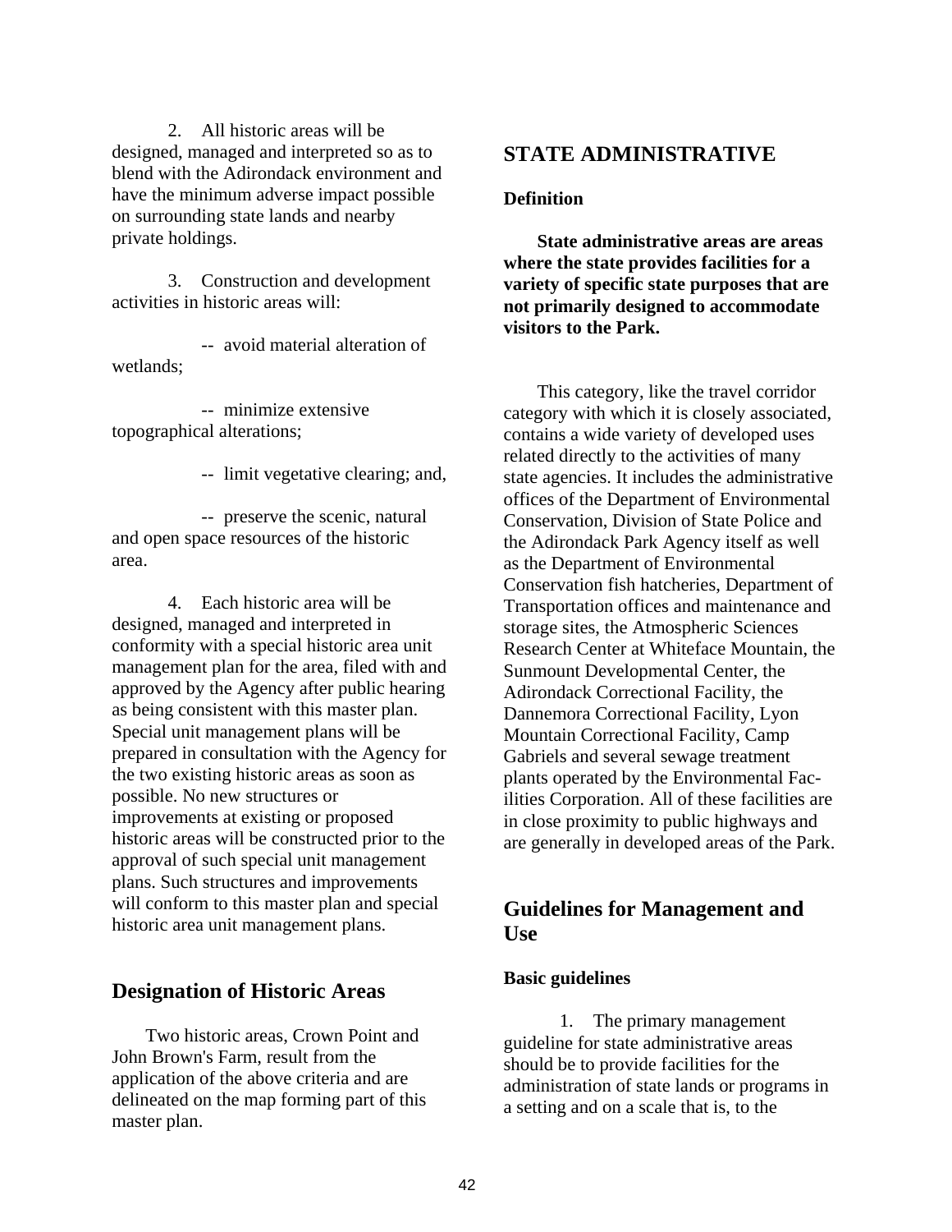2. All historic areas will be designed, managed and interpreted so as to blend with the Adirondack environment and have the minimum adverse impact possible on surrounding state lands and nearby private holdings.

3. Construction and development activities in historic areas will:

-- avoid material alteration of wetlands;

-- minimize extensive topographical alterations;

-- limit vegetative clearing; and,

-- preserve the scenic, natural and open space resources of the historic area.

4. Each historic area will be designed, managed and interpreted in conformity with a special historic area unit management plan for the area, filed with and approved by the Agency after public hearing as being consistent with this master plan. Special unit management plans will be prepared in consultation with the Agency for the two existing historic areas as soon as possible. No new structures or improvements at existing or proposed historic areas will be constructed prior to the approval of such special unit management plans. Such structures and improvements will conform to this master plan and special historic area unit management plans.

## Designation of Historic Areas

Two historic areas, Crown Point and John Brown's Farm, result from the application of the above criteria and are delineated on the map forming part of this master plan.

# STATE ADMINISTRATIVE

### Definition

**State administrative areas are areas where the state provides facilities for a variety of specific state purposes that are not primarily designed to accommodate visitors to the Park.**

This category, like the travel corridor category with which it is closely associated, contains a wide variety of developed uses related directly to the activities of many state agencies. It includes the administrative offices of the Department of Environmental Conservation, Division of State Police and the Adirondack Park Agency itself as well as the Department of Environmental Conservation fish hatcheries, Department of Transportation offices and maintenance and storage sites, the Atmospheric Sciences Research Center at Whiteface Mountain, the Sunmount Developmental Center, the Adirondack Correctional Facility, the Dannemora Correctional Facility, Lyon Mountain Correctional Facility, Camp Gabriels and several sewage treatment plants operated by the Environmental Facilities Corporation. All of these facilities are in close proximity to public highways and are generally in developed areas of the Park.

## Guidelines for Management and Use

### Basic guidelines

1. The primary management guideline for state administrative areas should be to provide facilities for the administration of state lands or programs in a setting and on a scale that is, to the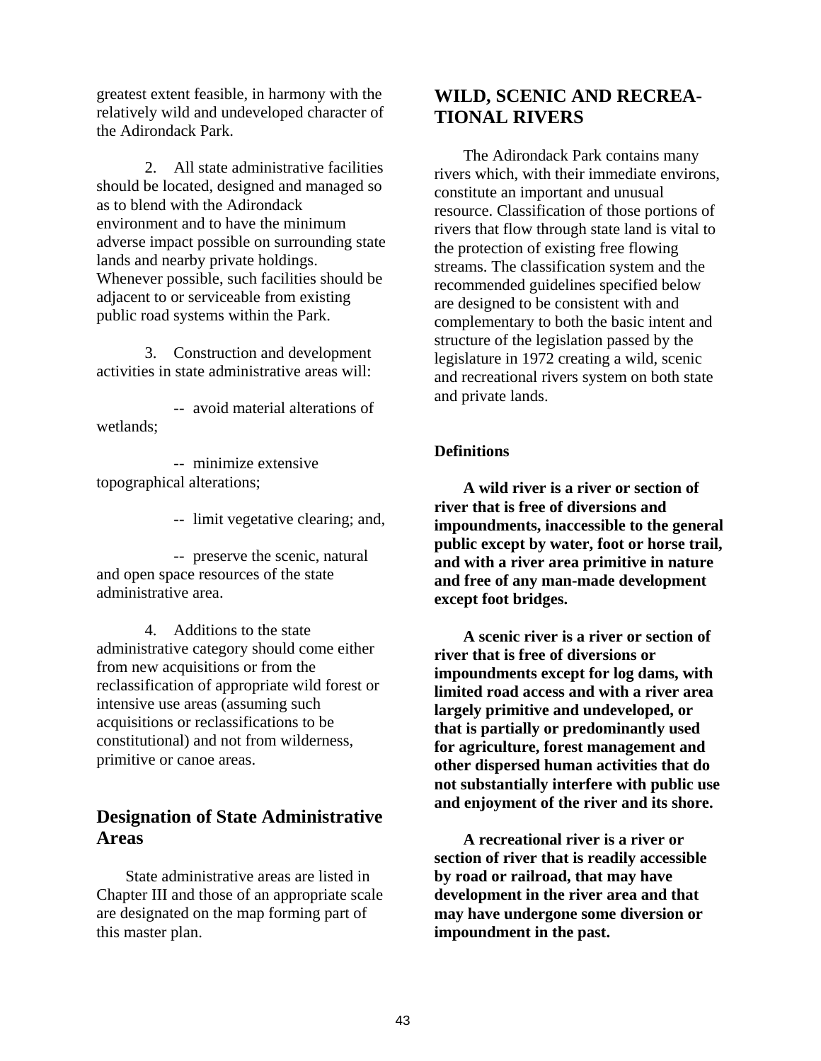greatest extent feasible, in harmony with the relatively wild and undeveloped character of the Adirondack Park.

2. All state administrative facilities should be located, designed and managed so as to blend with the Adirondack environment and to have the minimum adverse impact possible on surrounding state lands and nearby private holdings. Whenever possible, such facilities should be adjacent to or serviceable from existing public road systems within the Park.

3. Construction and development activities in state administrative areas will:

-- avoid material alterations of wetlands;

-- minimize extensive topographical alterations;

-- limit vegetative clearing; and,

-- preserve the scenic, natural and open space resources of the state administrative area.

4. Additions to the state administrative category should come either from new acquisitions or from the reclassification of appropriate wild forest or intensive use areas (assuming such acquisitions or reclassifications to be constitutional) and not from wilderness, primitive or canoe areas.

## Designation of State Administrative Areas

State administrative areas are listed in Chapter III and those of an appropriate scale are designated on the map forming part of this master plan.

## WILD, SCENIC AND RECREATIONAL RIVERS

The Adirondack Park contains many rivers which, with their immediate environs, constitute an important and unusual resource. Classification of those portions of rivers that flow through state land is vital to the protection of existing free flowing streams. The classification system and the recommended guidelines specified below are designed to be consistent with and complementary to both the basic intent and structure of the legislation passed by the legislature in 1972 creating a wild, scenic and recreational rivers system on both state and private lands.

### Definitions

**A wild river is a river or section of river that is free of diversions and impoundments, inaccessible to the general public except by water, foot or horse trail, and with a river area primitive in nature and free of any man-made development except foot bridges.**

**A scenic river is a river or section of river that is free of diversions or impoundments except for log dams, with limited road access and with a river area largely primitive and undeveloped, or that is partially or predominantly used for agriculture, forest management and other dispersed human activities that do not substantially interfere with public use and enjoyment of the river and its shore.**

**A recreational river is a river or section of river that is readily accessible by road or railroad, that may have development in the river area and that may have undergone some diversion or impoundment in the past.**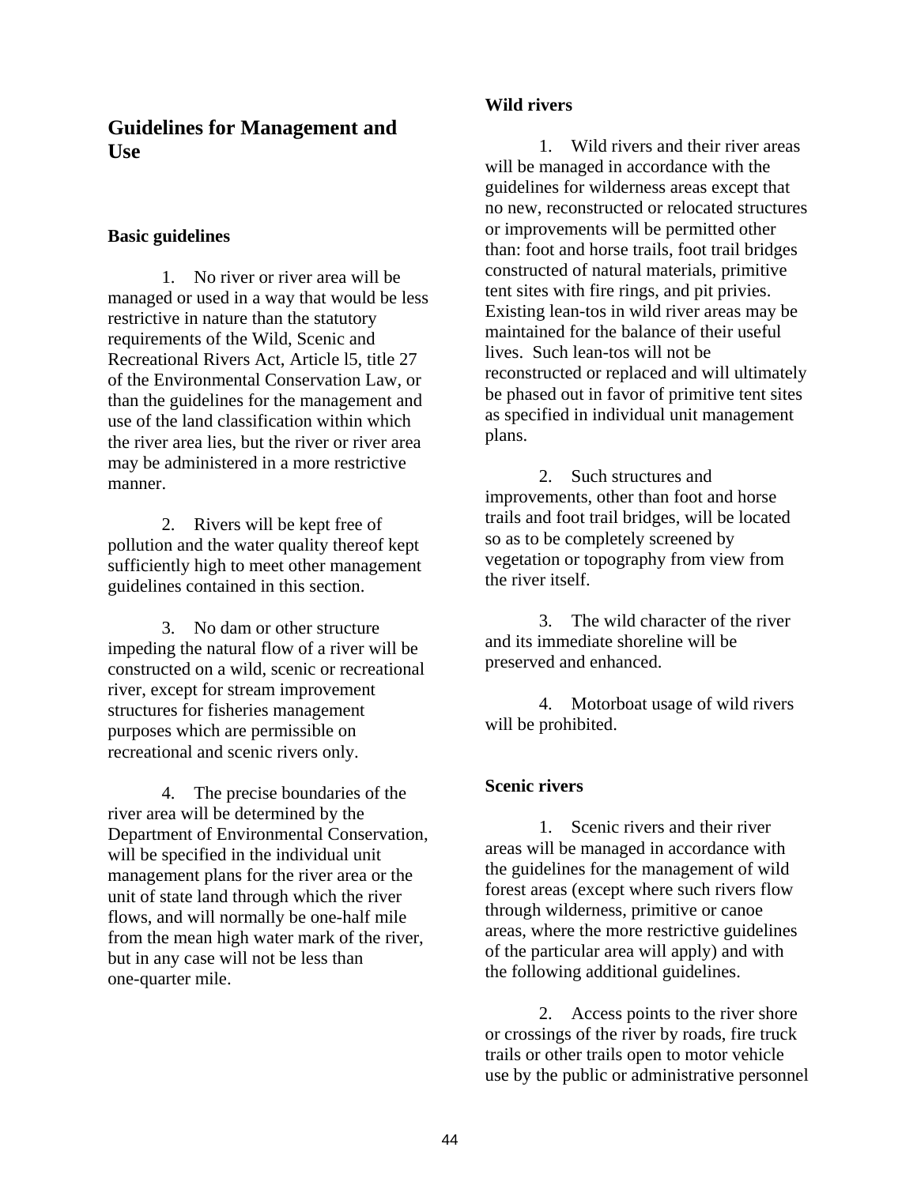## Guidelines for Management and Use

### Basic guidelines

1. No river or river area will be managed or used in a way that would be less restrictive in nature than the statutory requirements of the Wild, Scenic and Recreational Rivers Act, Article l5, title 27 of the Environmental Conservation Law, or than the guidelines for the management and use of the land classification within which the river area lies, but the river or river area may be administered in a more restrictive manner.

2. Rivers will be kept free of pollution and the water quality thereof kept sufficiently high to meet other management guidelines contained in this section.

3. No dam or other structure impeding the natural flow of a river will be constructed on a wild, scenic or recreational river, except for stream improvement structures for fisheries management purposes which are permissible on recreational and scenic rivers only.

4. The precise boundaries of the river area will be determined by the Department of Environmental Conservation, will be specified in the individual unit management plans for the river area or the unit of state land through which the river flows, and will normally be one-half mile from the mean high water mark of the river, but in any case will not be less than one-quarter mile.

### Wild rivers

1. Wild rivers and their river areas will be managed in accordance with the guidelines for wilderness areas except that no new, reconstructed or relocated structures or improvements will be permitted other than: foot and horse trails, foot trail bridges constructed of natural materials, primitive tent sites with fire rings, and pit privies. Existing lean-tos in wild river areas may be maintained for the balance of their useful lives. Such lean-tos will not be reconstructed or replaced and will ultimately be phased out in favor of primitive tent sites as specified in individual unit management plans.

2. Such structures and improvements, other than foot and horse trails and foot trail bridges, will be located so as to be completely screened by vegetation or topography from view from the river itself.

3. The wild character of the river and its immediate shoreline will be preserved and enhanced.

4. Motorboat usage of wild rivers will be prohibited.

### Scenic rivers

1. Scenic rivers and their river areas will be managed in accordance with the guidelines for the management of wild forest areas (except where such rivers flow through wilderness, primitive or canoe areas, where the more restrictive guidelines of the particular area will apply) and with the following additional guidelines.

2. Access points to the river shore or crossings of the river by roads, fire truck trails or other trails open to motor vehicle use by the public or administrative personnel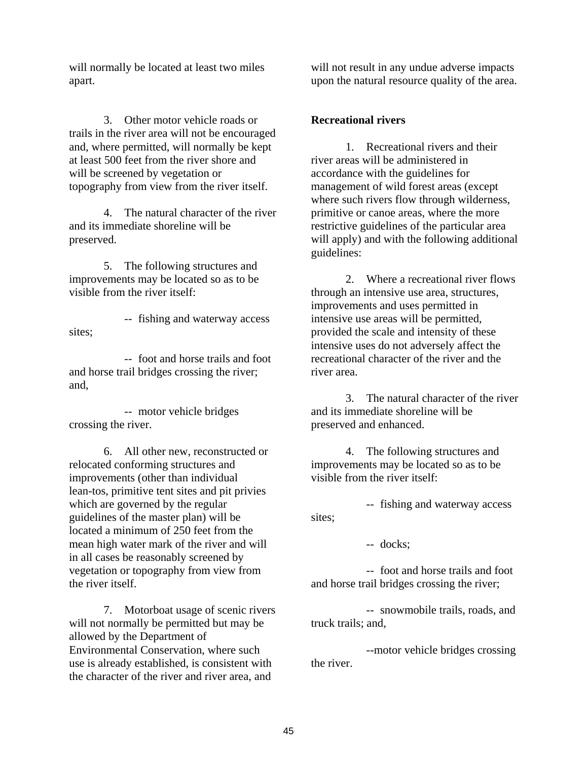will normally be located at least two miles apart.

3. Other motor vehicle roads or trails in the river area will not be encouraged and, where permitted, will normally be kept at least 500 feet from the river shore and will be screened by vegetation or topography from view from the river itself.

4. The natural character of the river and its immediate shoreline will be preserved.

5. The following structures and improvements may be located so as to be visible from the river itself:

-- fishing and waterway access sites;

-- foot and horse trails and foot and horse trail bridges crossing the river; and,

-- motor vehicle bridges crossing the river.

6. All other new, reconstructed or relocated conforming structures and improvements (other than individual lean-tos, primitive tent sites and pit privies which are governed by the regular guidelines of the master plan) will be located a minimum of 250 feet from the mean high water mark of the river and will in all cases be reasonably screened by vegetation or topography from view from the river itself.

7. Motorboat usage of scenic rivers will not normally be permitted but may be allowed by the Department of Environmental Conservation, where such use is already established, is consistent with the character of the river and river area, and will not result in any undue adverse impacts upon the natural resource quality of the area.

**Recreational rivers**

1. Recreational rivers and their river areas will be administered in accordance with the guidelines for management of wild forest areas (except where such rivers flow through wilderness, primitive or canoe areas, where the more restrictive guidelines of the particular area will apply) and with the following additional guidelines:

2. Where a recreational river flows through an intensive use area, structures, improvements and uses permitted in intensive use areas will be permitted, provided the scale and intensity of these intensive uses do not adversely affect the recreational character of the river and the river area.

3. The natural character of the river and its immediate shoreline will be preserved and enhanced.

4. The following structures and improvements may be located so as to be visible from the river itself:

-- fishing and waterway access sites;

-- docks;

-- foot and horse trails and foot and horse trail bridges crossing the river;

-- snowmobile trails, roads, and truck trails; and,

--motor vehicle bridges crossing the river.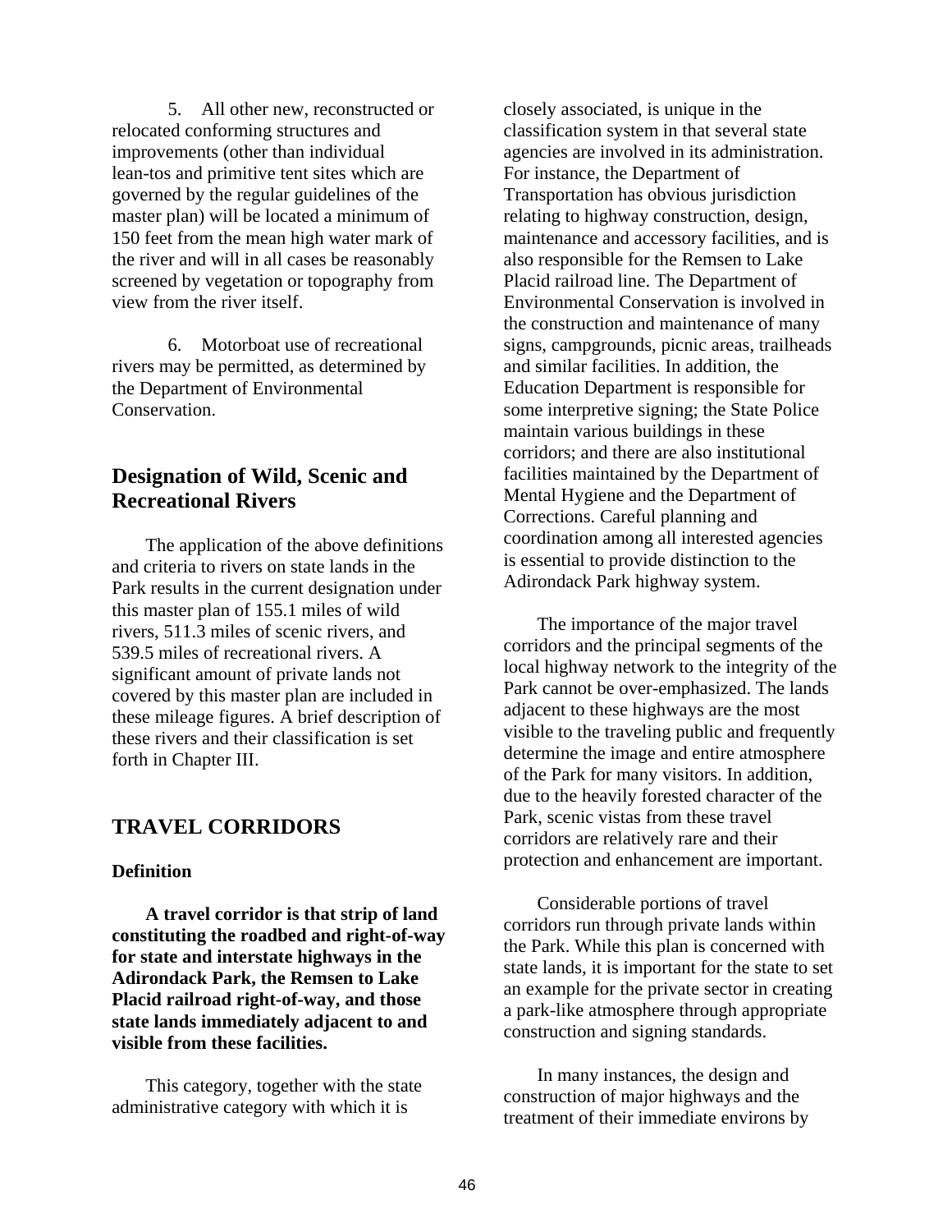5. All other new, reconstructed or relocated conforming structures and improvements (other than individual lean-tos and primitive tent sites which are governed by the regular guidelines of the master plan) will be located a minimum of 150 feet from the mean high water mark of the river and will in all cases be reasonably screened by vegetation or topography from view from the river itself.

6. Motorboat use of recreational rivers may be permitted, as determined by the Department of Environmental Conservation.

## Designation of Wild, Scenic and Recreational Rivers

The application of the above definitions and criteria to rivers on state lands in the Park results in the current designation under this master plan of 155.1 miles of wild rivers, 511.3 miles of scenic rivers, and 539.5 miles of recreational rivers. A significant amount of private lands not covered by this master plan are included in these mileage figures. A brief description of these rivers and their classification is set forth in Chapter III.

## TRAVEL CORRIDORS

### Definition

**A travel corridor is that strip of land constituting the roadbed and right-of-way for state and interstate highways in the Adirondack Park, the Remsen to Lake Placid railroad right-of-way, and those state lands immediately adjacent to and visible from these facilities.**

This category, together with the state administrative category with which it is closely associated, is unique in the classification system in that several state agencies are involved in its administration. For instance, the Department of Transportation has obvious jurisdiction relating to highway construction, design, maintenance and accessory facilities, and is also responsible for the Remsen to Lake Placid railroad line. The Department of Environmental Conservation is involved in the construction and maintenance of many signs, campgrounds, picnic areas, trailheads and similar facilities. In addition, the Education Department is responsible for some interpretive signing; the State Police maintain various buildings in these corridors; and there are also institutional facilities maintained by the Department of Mental Hygiene and the Department of Corrections. Careful planning and coordination among all interested agencies is essential to provide distinction to the Adirondack Park highway system.

The importance of the major travel corridors and the principal segments of the local highway network to the integrity of the Park cannot be over-emphasized. The lands adjacent to these highways are the most visible to the traveling public and frequently determine the image and entire atmosphere of the Park for many visitors. In addition, due to the heavily forested character of the Park, scenic vistas from these travel corridors are relatively rare and their protection and enhancement are important.

Considerable portions of travel corridors run through private lands within the Park. While this plan is concerned with state lands, it is important for the state to set an example for the private sector in creating a park-like atmosphere through appropriate construction and signing standards.

In many instances, the design and construction of major highways and the treatment of their immediate environs by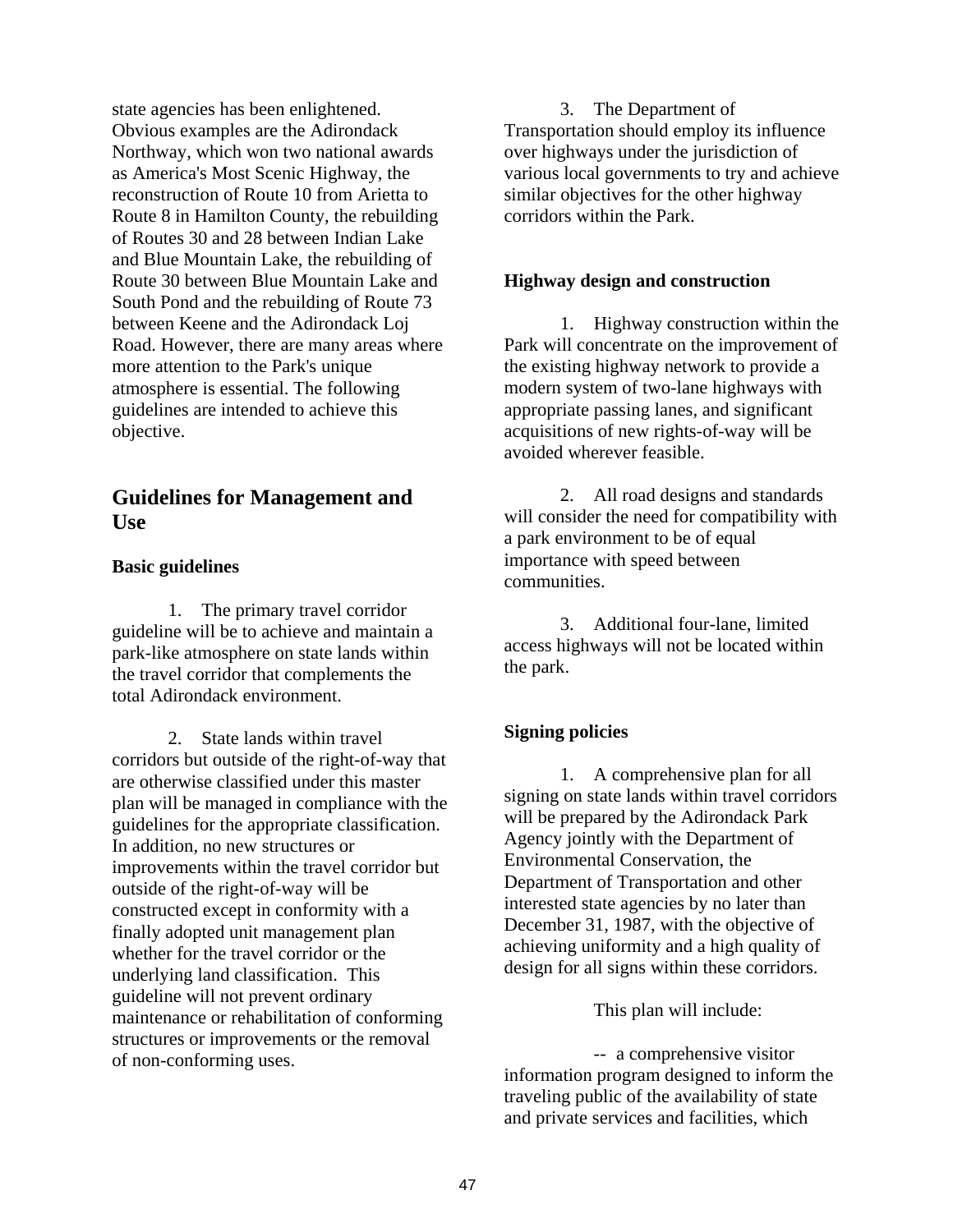state agencies has been enlightened. Obvious examples are the Adirondack Northway, which won two national awards as America's Most Scenic Highway, the reconstruction of Route 10 from Arietta to Route 8 in Hamilton County, the rebuilding of Routes 30 and 28 between Indian Lake and Blue Mountain Lake, the rebuilding of Route 30 between Blue Mountain Lake and South Pond and the rebuilding of Route 73 between Keene and the Adirondack Loj Road. However, there are many areas where more attention to the Park's unique atmosphere is essential. The following guidelines are intended to achieve this objective.

## Guidelines for Management and Use

### Basic guidelines

1. The primary travel corridor guideline will be to achieve and maintain a park-like atmosphere on state lands within the travel corridor that complements the total Adirondack environment.

2. State lands within travel corridors but outside of the right-of-way that are otherwise classified under this master plan will be managed in compliance with the guidelines for the appropriate classification. In addition, no new structures or improvements within the travel corridor but outside of the right-of-way will be constructed except in conformity with a finally adopted unit management plan whether for the travel corridor or the underlying land classification. This guideline will not prevent ordinary maintenance or rehabilitation of conforming structures or improvements or the removal of non-conforming uses.

3. The Department of Transportation should employ its influence over highways under the jurisdiction of various local governments to try and achieve similar objectives for the other highway corridors within the Park.

### Highway design and construction

1. Highway construction within the Park will concentrate on the improvement of the existing highway network to provide a modern system of two-lane highways with appropriate passing lanes, and significant acquisitions of new rights-of-way will be avoided wherever feasible.

2. All road designs and standards will consider the need for compatibility with a park environment to be of equal importance with speed between communities.

3. Additional four-lane, limited access highways will not be located within the park.

### Signing policies

1. A comprehensive plan for all signing on state lands within travel corridors will be prepared by the Adirondack Park Agency jointly with the Department of Environmental Conservation, the Department of Transportation and other interested state agencies by no later than December 31, 1987, with the objective of achieving uniformity and a high quality of design for all signs within these corridors.

This plan will include:

-- a comprehensive visitor information program designed to inform the traveling public of the availability of state and private services and facilities, which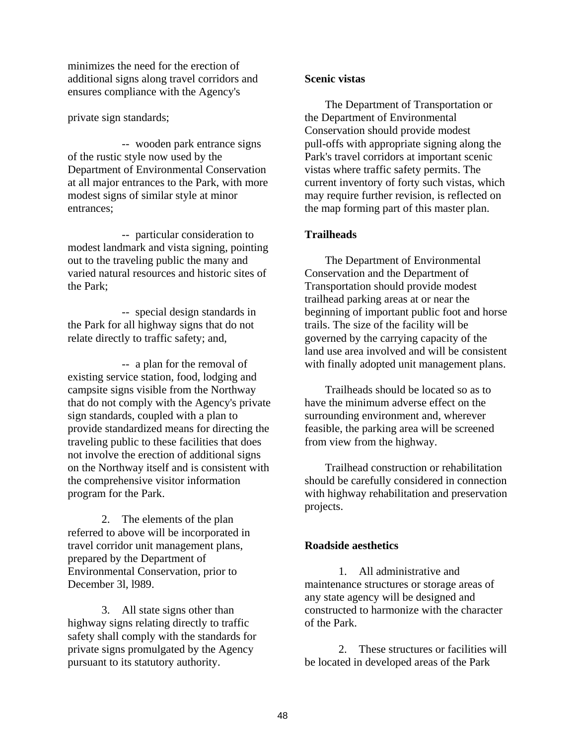minimizes the need for the erection of additional signs along travel corridors and ensures compliance with the Agency's

private sign standards;

-- wooden park entrance signs of the rustic style now used by the Department of Environmental Conservation at all major entrances to the Park, with more modest signs of similar style at minor entrances;

-- particular consideration to modest landmark and vista signing, pointing out to the traveling public the many and varied natural resources and historic sites of the Park;

-- special design standards in the Park for all highway signs that do not relate directly to traffic safety; and,

-- a plan for the removal of existing service station, food, lodging and campsite signs visible from the Northway that do not comply with the Agency's private sign standards, coupled with a plan to provide standardized means for directing the traveling public to these facilities that does not involve the erection of additional signs on the Northway itself and is consistent with the comprehensive visitor information program for the Park.

2. The elements of the plan referred to above will be incorporated in travel corridor unit management plans, prepared by the Department of Environmental Conservation, prior to December 3l, l989.

3. All state signs other than highway signs relating directly to traffic safety shall comply with the standards for private signs promulgated by the Agency pursuant to its statutory authority.

**Scenic vistas**

The Department of Transportation or the Department of Environmental Conservation should provide modest pull-offs with appropriate signing along the Park's travel corridors at important scenic vistas where traffic safety permits. The current inventory of forty such vistas, which may require further revision, is reflected on the map forming part of this master plan.

**Trailheads**

The Department of Environmental Conservation and the Department of Transportation should provide modest trailhead parking areas at or near the beginning of important public foot and horse trails. The size of the facility will be governed by the carrying capacity of the land use area involved and will be consistent with finally adopted unit management plans.

Trailheads should be located so as to have the minimum adverse effect on the surrounding environment and, wherever feasible, the parking area will be screened from view from the highway.

Trailhead construction or rehabilitation should be carefully considered in connection with highway rehabilitation and preservation projects.

**Roadside aesthetics**

1. All administrative and maintenance structures or storage areas of any state agency will be designed and constructed to harmonize with the character of the Park.

2. These structures or facilities will be located in developed areas of the Park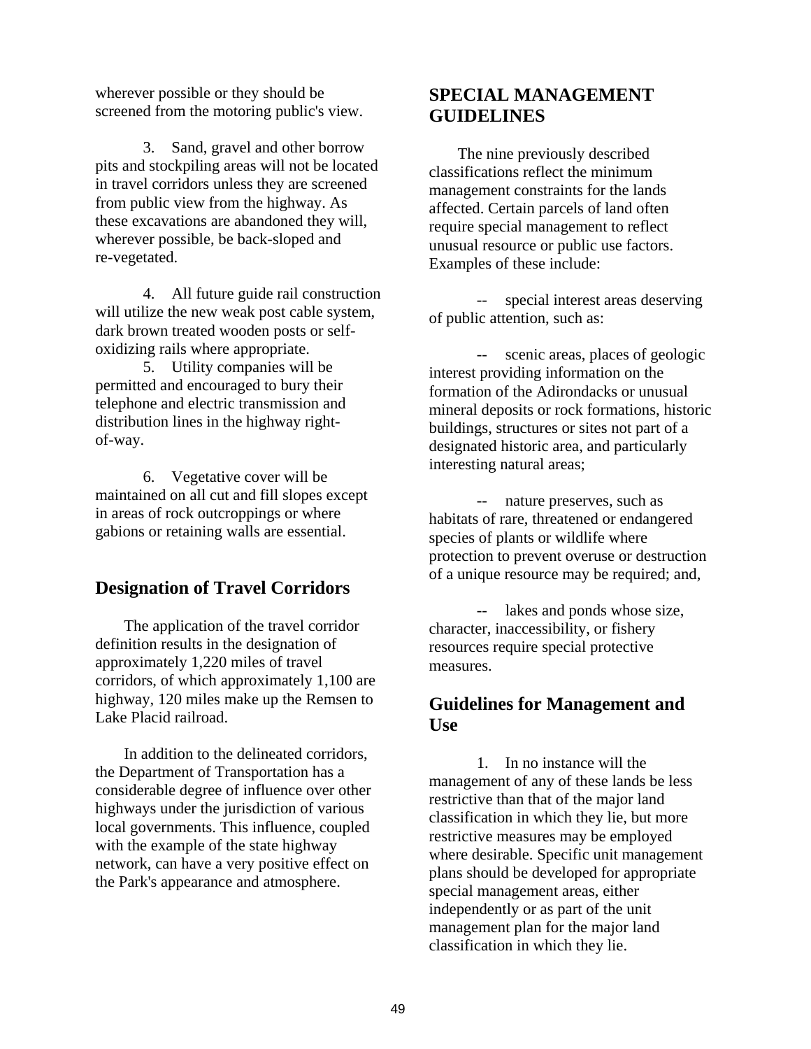wherever possible or they should be screened from the motoring public's view.

3. Sand, gravel and other borrow pits and stockpiling areas will not be located in travel corridors unless they are screened from public view from the highway. As these excavations are abandoned they will, wherever possible, be back-sloped and re-vegetated.

4. All future guide rail construction will utilize the new weak post cable system, dark brown treated wooden posts or self-oxidizing rails where appropriate.

5. Utility companies will be permitted and encouraged to bury their telephone and electric transmission and distribution lines in the highway right-of-way.

6. Vegetative cover will be maintained on all cut and fill slopes except in areas of rock outcroppings or where gabions or retaining walls are essential.

## Designation of Travel Corridors

The application of the travel corridor definition results in the designation of approximately 1,220 miles of travel corridors, of which approximately 1,100 are highway, 120 miles make up the Remsen to Lake Placid railroad.

In addition to the delineated corridors, the Department of Transportation has a considerable degree of influence over other highways under the jurisdiction of various local governments. This influence, coupled with the example of the state highway network, can have a very positive effect on the Park's appearance and atmosphere.

# SPECIAL MANAGEMENT GUIDELINES

The nine previously described classifications reflect the minimum management constraints for the lands affected. Certain parcels of land often require special management to reflect unusual resource or public use factors. Examples of these include:

-- special interest areas deserving of public attention, such as:

-- scenic areas, places of geologic interest providing information on the formation of the Adirondacks or unusual mineral deposits or rock formations, historic buildings, structures or sites not part of a designated historic area, and particularly interesting natural areas;

-- nature preserves, such as habitats of rare, threatened or endangered species of plants or wildlife where protection to prevent overuse or destruction of a unique resource may be required; and,

-- lakes and ponds whose size, character, inaccessibility, or fishery resources require special protective measures.

## Guidelines for Management and Use

1. In no instance will the management of any of these lands be less restrictive than that of the major land classification in which they lie, but more restrictive measures may be employed where desirable. Specific unit management plans should be developed for appropriate special management areas, either independently or as part of the unit management plan for the major land classification in which they lie.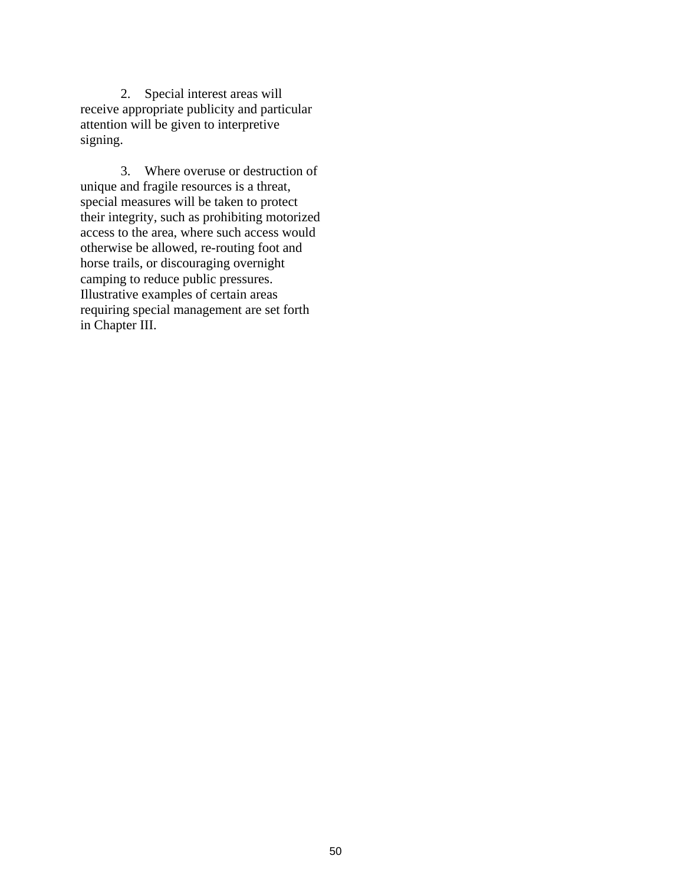2. Special interest areas will receive appropriate publicity and particular attention will be given to interpretive signing.

3. Where overuse or destruction of unique and fragile resources is a threat, special measures will be taken to protect their integrity, such as prohibiting motorized access to the area, where such access would otherwise be allowed, re-routing foot and horse trails, or discouraging overnight camping to reduce public pressures. Illustrative examples of certain areas requiring special management are set forth in Chapter III.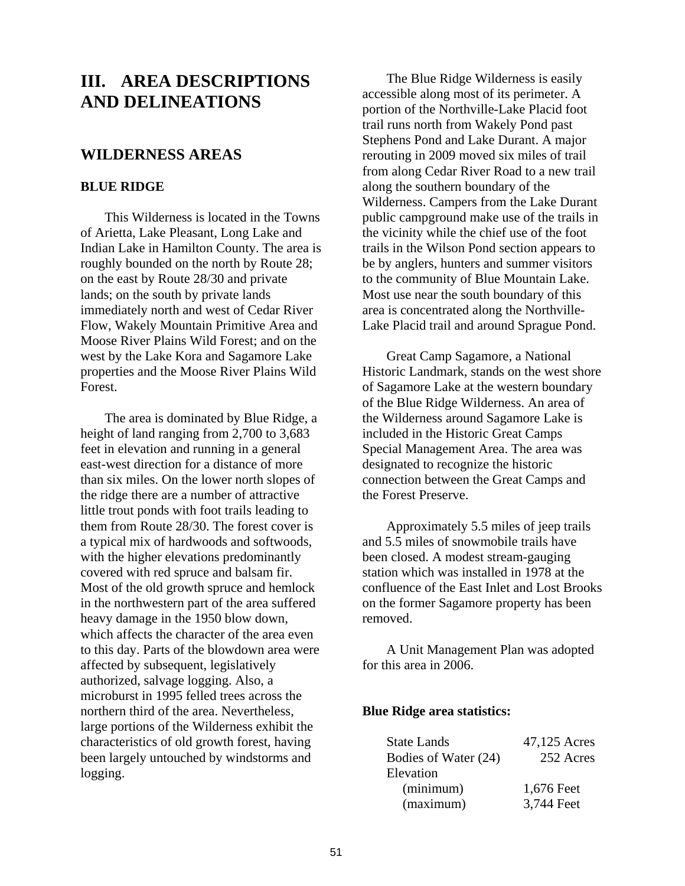# III. AREA DESCRIPTIONS AND DELINEATIONS

## WILDERNESS AREAS

### BLUE RIDGE

This Wilderness is located in the Towns of Arietta, Lake Pleasant, Long Lake and Indian Lake in Hamilton County. The area is roughly bounded on the north by Route 28; on the east by Route 28/30 and private lands; on the south by private lands immediately north and west of Cedar River Flow, Wakely Mountain Primitive Area and Moose River Plains Wild Forest; and on the west by the Lake Kora and Sagamore Lake properties and the Moose River Plains Wild Forest.

The area is dominated by Blue Ridge, a height of land ranging from 2,700 to 3,683 feet in elevation and running in a general east-west direction for a distance of more than six miles. On the lower north slopes of the ridge there are a number of attractive little trout ponds with foot trails leading to them from Route 28/30. The forest cover is a typical mix of hardwoods and softwoods, with the higher elevations predominantly covered with red spruce and balsam fir. Most of the old growth spruce and hemlock in the northwestern part of the area suffered heavy damage in the 1950 blow down, which affects the character of the area even to this day. Parts of the blowdown area were affected by subsequent, legislatively authorized, salvage logging. Also, a microburst in 1995 felled trees across the northern third of the area. Nevertheless, large portions of the Wilderness exhibit the characteristics of old growth forest, having been largely untouched by windstorms and logging.

The Blue Ridge Wilderness is easily accessible along most of its perimeter. A portion of the Northville-Lake Placid foot trail runs north from Wakely Pond past Stephens Pond and Lake Durant. A major rerouting in 2009 moved six miles of trail from along Cedar River Road to a new trail along the southern boundary of the Wilderness. Campers from the Lake Durant public campground make use of the trails in the vicinity while the chief use of the foot trails in the Wilson Pond section appears to be by anglers, hunters and summer visitors to the community of Blue Mountain Lake. Most use near the south boundary of this area is concentrated along the Northville-Lake Placid trail and around Sprague Pond.

Great Camp Sagamore, a National Historic Landmark, stands on the west shore of Sagamore Lake at the western boundary of the Blue Ridge Wilderness. An area of the Wilderness around Sagamore Lake is included in the Historic Great Camps Special Management Area. The area was designated to recognize the historic connection between the Great Camps and the Forest Preserve.

Approximately 5.5 miles of jeep trails and 5.5 miles of snowmobile trails have been closed. A modest stream-gauging station which was installed in 1978 at the confluence of the East Inlet and Lost Brooks on the former Sagamore property has been removed.

A Unit Management Plan was adopted for this area in 2006.

**Blue Ridge area statistics:**

| | |
|---|---|
| State Lands | 47,125 Acres |
| Bodies of Water (24) | 252 Acres |
| Elevation | |
| (minimum) | 1,676 Feet |
| (maximum) | 3,744 Feet |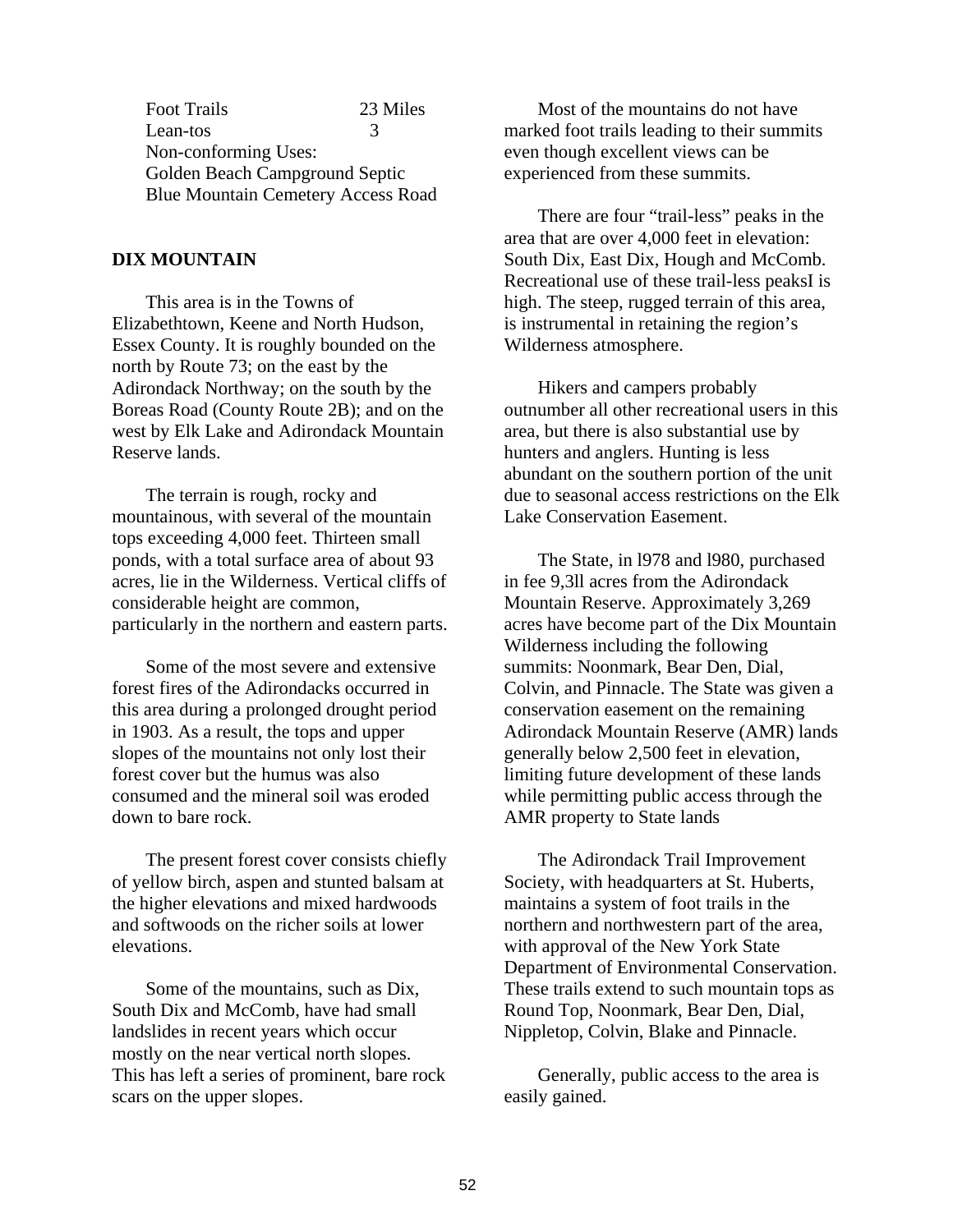| | |
|---|---|
| Foot Trails | 23 Miles |
| Lean-tos | 3 |

Non-conforming Uses:
Golden Beach Campground Septic
Blue Mountain Cemetery Access Road

## DIX MOUNTAIN

This area is in the Towns of Elizabethtown, Keene and North Hudson, Essex County. It is roughly bounded on the north by Route 73; on the east by the Adirondack Northway; on the south by the Boreas Road (County Route 2B); and on the west by Elk Lake and Adirondack Mountain Reserve lands.

The terrain is rough, rocky and mountainous, with several of the mountain tops exceeding 4,000 feet. Thirteen small ponds, with a total surface area of about 93 acres, lie in the Wilderness. Vertical cliffs of considerable height are common, particularly in the northern and eastern parts.

Some of the most severe and extensive forest fires of the Adirondacks occurred in this area during a prolonged drought period in 1903. As a result, the tops and upper slopes of the mountains not only lost their forest cover but the humus was also consumed and the mineral soil was eroded down to bare rock.

The present forest cover consists chiefly of yellow birch, aspen and stunted balsam at the higher elevations and mixed hardwoods and softwoods on the richer soils at lower elevations.

Some of the mountains, such as Dix, South Dix and McComb, have had small landslides in recent years which occur mostly on the near vertical north slopes. This has left a series of prominent, bare rock scars on the upper slopes.

Most of the mountains do not have marked foot trails leading to their summits even though excellent views can be experienced from these summits.

There are four "trail-less" peaks in the area that are over 4,000 feet in elevation: South Dix, East Dix, Hough and McComb. Recreational use of these trail-less peaksI is high. The steep, rugged terrain of this area, is instrumental in retaining the region's Wilderness atmosphere.

Hikers and campers probably outnumber all other recreational users in this area, but there is also substantial use by hunters and anglers. Hunting is less abundant on the southern portion of the unit due to seasonal access restrictions on the Elk Lake Conservation Easement.

The State, in l978 and l980, purchased in fee 9,3ll acres from the Adirondack Mountain Reserve. Approximately 3,269 acres have become part of the Dix Mountain Wilderness including the following summits: Noonmark, Bear Den, Dial, Colvin, and Pinnacle. The State was given a conservation easement on the remaining Adirondack Mountain Reserve (AMR) lands generally below 2,500 feet in elevation, limiting future development of these lands while permitting public access through the AMR property to State lands

The Adirondack Trail Improvement Society, with headquarters at St. Huberts, maintains a system of foot trails in the northern and northwestern part of the area, with approval of the New York State Department of Environmental Conservation. These trails extend to such mountain tops as Round Top, Noonmark, Bear Den, Dial, Nippletop, Colvin, Blake and Pinnacle.

Generally, public access to the area is easily gained.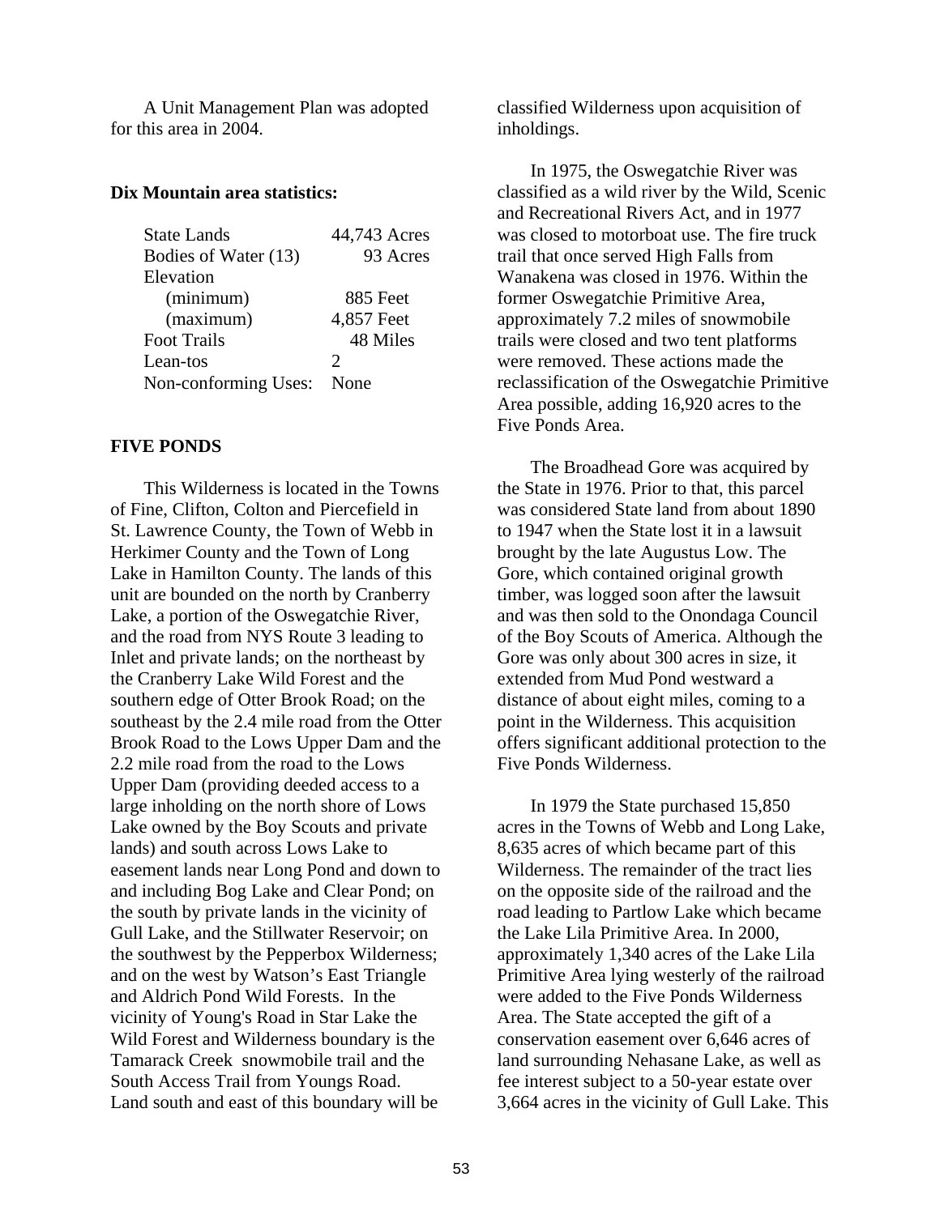A Unit Management Plan was adopted for this area in 2004.

**Dix Mountain area statistics:**

| | |
|---|---|
| State Lands | 44,743 Acres |
| Bodies of Water (13) | 93 Acres |
| Elevation | |
| (minimum) | 885 Feet |
| (maximum) | 4,857 Feet |
| Foot Trails | 48 Miles |
| Lean-tos | 2 |
| Non-conforming Uses: | None |

**FIVE PONDS**

This Wilderness is located in the Towns of Fine, Clifton, Colton and Piercefield in St. Lawrence County, the Town of Webb in Herkimer County and the Town of Long Lake in Hamilton County. The lands of this unit are bounded on the north by Cranberry Lake, a portion of the Oswegatchie River, and the road from NYS Route 3 leading to Inlet and private lands; on the northeast by the Cranberry Lake Wild Forest and the southern edge of Otter Brook Road; on the southeast by the 2.4 mile road from the Otter Brook Road to the Lows Upper Dam and the 2.2 mile road from the road to the Lows Upper Dam (providing deeded access to a large inholding on the north shore of Lows Lake owned by the Boy Scouts and private lands) and south across Lows Lake to easement lands near Long Pond and down to and including Bog Lake and Clear Pond; on the south by private lands in the vicinity of Gull Lake, and the Stillwater Reservoir; on the southwest by the Pepperbox Wilderness; and on the west by Watson's East Triangle and Aldrich Pond Wild Forests. In the vicinity of Young's Road in Star Lake the Wild Forest and Wilderness boundary is the Tamarack Creek snowmobile trail and the South Access Trail from Youngs Road. Land south and east of this boundary will be classified Wilderness upon acquisition of inholdings.

In 1975, the Oswegatchie River was classified as a wild river by the Wild, Scenic and Recreational Rivers Act, and in 1977 was closed to motorboat use. The fire truck trail that once served High Falls from Wanakena was closed in 1976. Within the former Oswegatchie Primitive Area, approximately 7.2 miles of snowmobile trails were closed and two tent platforms were removed. These actions made the reclassification of the Oswegatchie Primitive Area possible, adding 16,920 acres to the Five Ponds Area.

The Broadhead Gore was acquired by the State in 1976. Prior to that, this parcel was considered State land from about 1890 to 1947 when the State lost it in a lawsuit brought by the late Augustus Low. The Gore, which contained original growth timber, was logged soon after the lawsuit and was then sold to the Onondaga Council of the Boy Scouts of America. Although the Gore was only about 300 acres in size, it extended from Mud Pond westward a distance of about eight miles, coming to a point in the Wilderness. This acquisition offers significant additional protection to the Five Ponds Wilderness.

In 1979 the State purchased 15,850 acres in the Towns of Webb and Long Lake, 8,635 acres of which became part of this Wilderness. The remainder of the tract lies on the opposite side of the railroad and the road leading to Partlow Lake which became the Lake Lila Primitive Area. In 2000, approximately 1,340 acres of the Lake Lila Primitive Area lying westerly of the railroad were added to the Five Ponds Wilderness Area. The State accepted the gift of a conservation easement over 6,646 acres of land surrounding Nehasane Lake, as well as fee interest subject to a 50-year estate over 3,664 acres in the vicinity of Gull Lake. This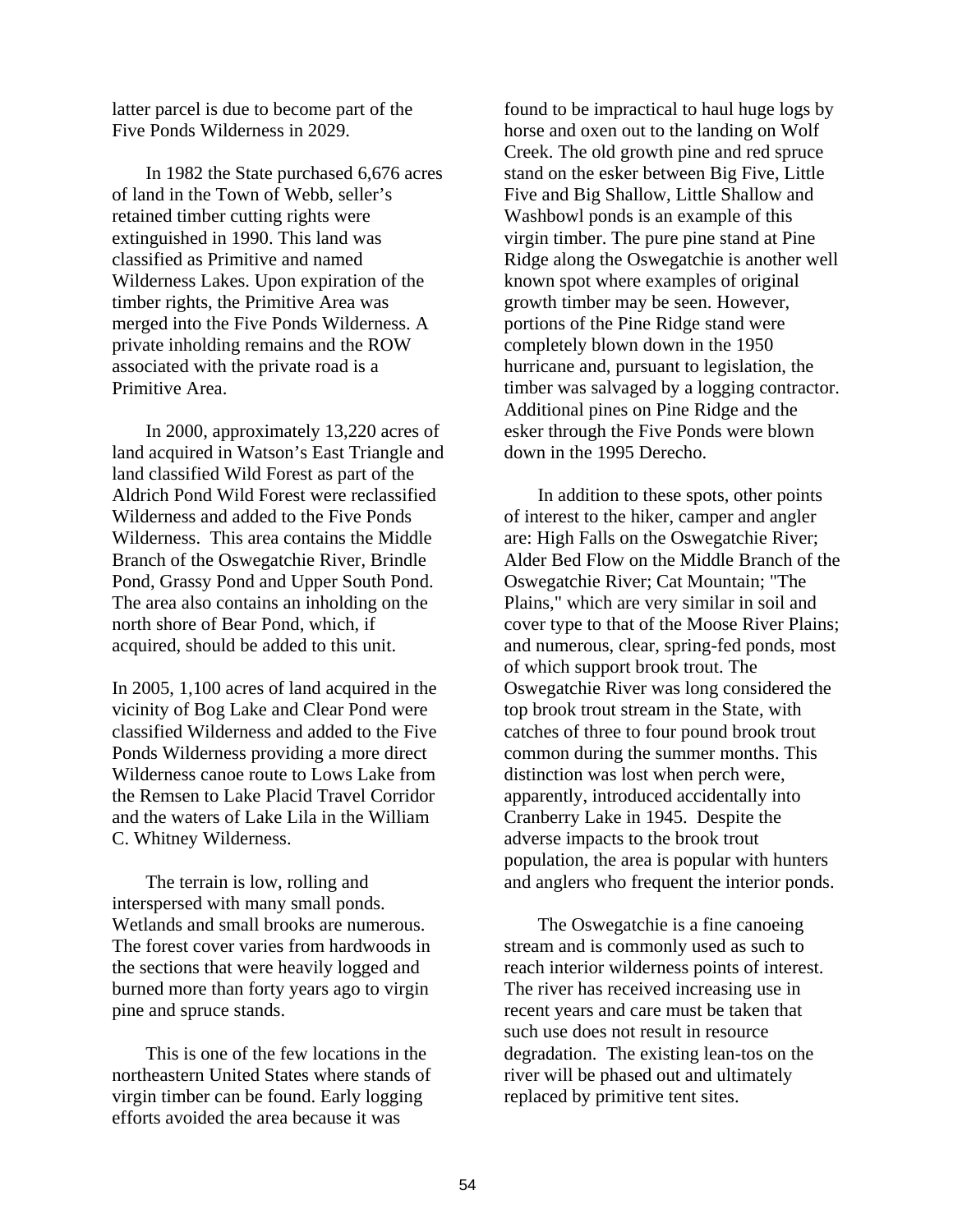latter parcel is due to become part of the Five Ponds Wilderness in 2029.

In 1982 the State purchased 6,676 acres of land in the Town of Webb, seller's retained timber cutting rights were extinguished in 1990. This land was classified as Primitive and named Wilderness Lakes. Upon expiration of the timber rights, the Primitive Area was merged into the Five Ponds Wilderness. A private inholding remains and the ROW associated with the private road is a Primitive Area.

In 2000, approximately 13,220 acres of land acquired in Watson's East Triangle and land classified Wild Forest as part of the Aldrich Pond Wild Forest were reclassified Wilderness and added to the Five Ponds Wilderness. This area contains the Middle Branch of the Oswegatchie River, Brindle Pond, Grassy Pond and Upper South Pond. The area also contains an inholding on the north shore of Bear Pond, which, if acquired, should be added to this unit.

In 2005, 1,100 acres of land acquired in the vicinity of Bog Lake and Clear Pond were classified Wilderness and added to the Five Ponds Wilderness providing a more direct Wilderness canoe route to Lows Lake from the Remsen to Lake Placid Travel Corridor and the waters of Lake Lila in the William C. Whitney Wilderness.

The terrain is low, rolling and interspersed with many small ponds. Wetlands and small brooks are numerous. The forest cover varies from hardwoods in the sections that were heavily logged and burned more than forty years ago to virgin pine and spruce stands.

This is one of the few locations in the northeastern United States where stands of virgin timber can be found. Early logging efforts avoided the area because it was found to be impractical to haul huge logs by horse and oxen out to the landing on Wolf Creek. The old growth pine and red spruce stand on the esker between Big Five, Little Five and Big Shallow, Little Shallow and Washbowl ponds is an example of this virgin timber. The pure pine stand at Pine Ridge along the Oswegatchie is another well known spot where examples of original growth timber may be seen. However, portions of the Pine Ridge stand were completely blown down in the 1950 hurricane and, pursuant to legislation, the timber was salvaged by a logging contractor. Additional pines on Pine Ridge and the esker through the Five Ponds were blown down in the 1995 Derecho.

In addition to these spots, other points of interest to the hiker, camper and angler are: High Falls on the Oswegatchie River; Alder Bed Flow on the Middle Branch of the Oswegatchie River; Cat Mountain; "The Plains," which are very similar in soil and cover type to that of the Moose River Plains; and numerous, clear, spring-fed ponds, most of which support brook trout. The Oswegatchie River was long considered the top brook trout stream in the State, with catches of three to four pound brook trout common during the summer months. This distinction was lost when perch were, apparently, introduced accidentally into Cranberry Lake in 1945. Despite the adverse impacts to the brook trout population, the area is popular with hunters and anglers who frequent the interior ponds.

The Oswegatchie is a fine canoeing stream and is commonly used as such to reach interior wilderness points of interest. The river has received increasing use in recent years and care must be taken that such use does not result in resource degradation. The existing lean-tos on the river will be phased out and ultimately replaced by primitive tent sites.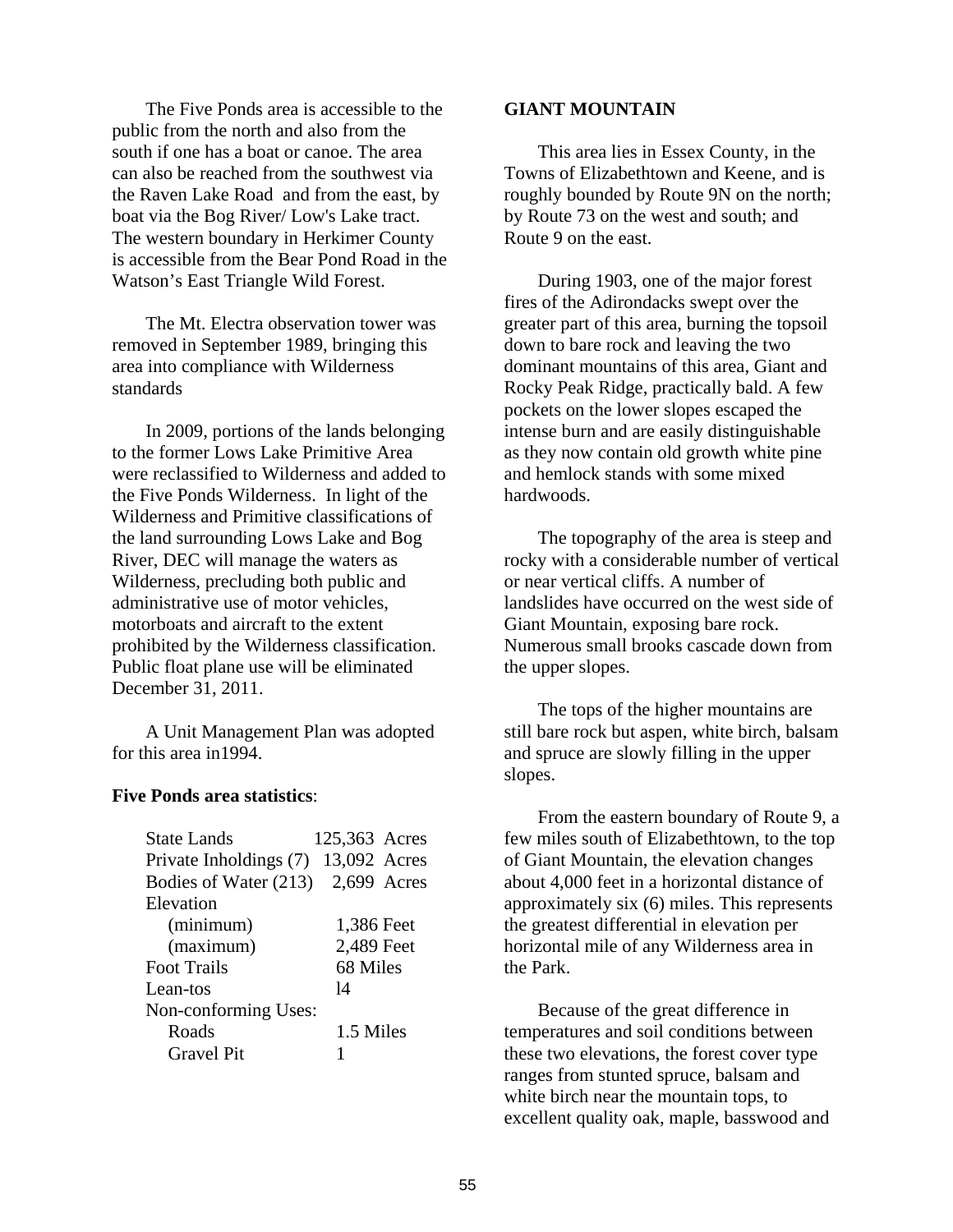The Five Ponds area is accessible to the public from the north and also from the south if one has a boat or canoe. The area can also be reached from the southwest via the Raven Lake Road and from the east, by boat via the Bog River/ Low's Lake tract. The western boundary in Herkimer County is accessible from the Bear Pond Road in the Watson's East Triangle Wild Forest.

The Mt. Electra observation tower was removed in September 1989, bringing this area into compliance with Wilderness standards

In 2009, portions of the lands belonging to the former Lows Lake Primitive Area were reclassified to Wilderness and added to the Five Ponds Wilderness. In light of the Wilderness and Primitive classifications of the land surrounding Lows Lake and Bog River, DEC will manage the waters as Wilderness, precluding both public and administrative use of motor vehicles, motorboats and aircraft to the extent prohibited by the Wilderness classification. Public float plane use will be eliminated December 31, 2011.

A Unit Management Plan was adopted for this area in1994.

**Five Ponds area statistics**:

| | |
|---|---|
| State Lands | 125,363 Acres |
| Private Inholdings (7) | 13,092 Acres |
| Bodies of Water (213) | 2,699 Acres |
| Elevation | |
| (minimum) | 1,386 Feet |
| (maximum) | 2,489 Feet |
| Foot Trails | 68 Miles |
| Lean-tos | l4 |
| Non-conforming Uses: | |
| Roads | 1.5 Miles |
| Gravel Pit | 1 |

**GIANT MOUNTAIN**

This area lies in Essex County, in the Towns of Elizabethtown and Keene, and is roughly bounded by Route 9N on the north; by Route 73 on the west and south; and Route 9 on the east.

During 1903, one of the major forest fires of the Adirondacks swept over the greater part of this area, burning the topsoil down to bare rock and leaving the two dominant mountains of this area, Giant and Rocky Peak Ridge, practically bald. A few pockets on the lower slopes escaped the intense burn and are easily distinguishable as they now contain old growth white pine and hemlock stands with some mixed hardwoods.

The topography of the area is steep and rocky with a considerable number of vertical or near vertical cliffs. A number of landslides have occurred on the west side of Giant Mountain, exposing bare rock. Numerous small brooks cascade down from the upper slopes.

The tops of the higher mountains are still bare rock but aspen, white birch, balsam and spruce are slowly filling in the upper slopes.

From the eastern boundary of Route 9, a few miles south of Elizabethtown, to the top of Giant Mountain, the elevation changes about 4,000 feet in a horizontal distance of approximately six (6) miles. This represents the greatest differential in elevation per horizontal mile of any Wilderness area in the Park.

Because of the great difference in temperatures and soil conditions between these two elevations, the forest cover type ranges from stunted spruce, balsam and white birch near the mountain tops, to excellent quality oak, maple, basswood and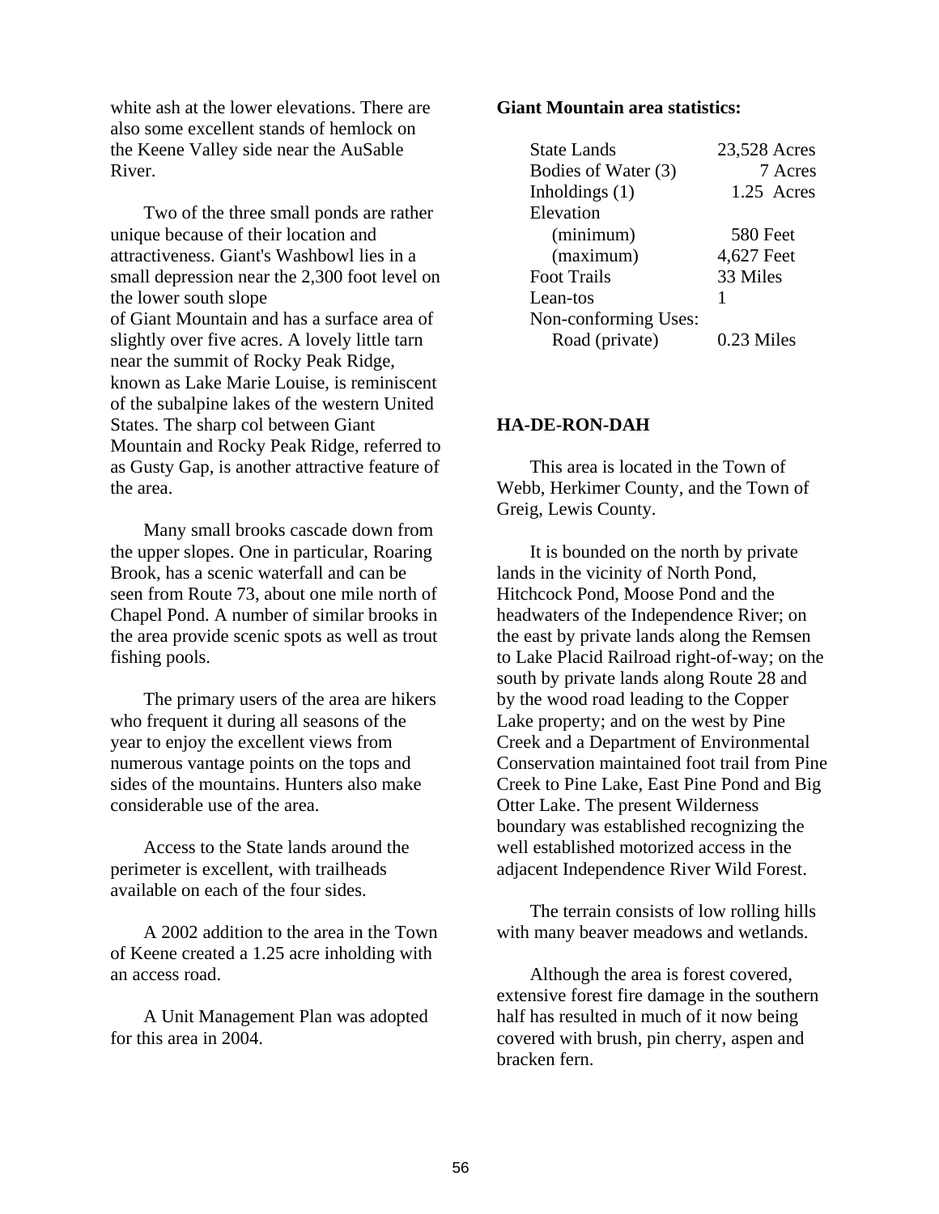white ash at the lower elevations. There are also some excellent stands of hemlock on the Keene Valley side near the AuSable River.

Two of the three small ponds are rather unique because of their location and attractiveness. Giant's Washbowl lies in a small depression near the 2,300 foot level on the lower south slope of Giant Mountain and has a surface area of slightly over five acres. A lovely little tarn near the summit of Rocky Peak Ridge, known as Lake Marie Louise, is reminiscent of the subalpine lakes of the western United States. The sharp col between Giant Mountain and Rocky Peak Ridge, referred to as Gusty Gap, is another attractive feature of the area.

Many small brooks cascade down from the upper slopes. One in particular, Roaring Brook, has a scenic waterfall and can be seen from Route 73, about one mile north of Chapel Pond. A number of similar brooks in the area provide scenic spots as well as trout fishing pools.

The primary users of the area are hikers who frequent it during all seasons of the year to enjoy the excellent views from numerous vantage points on the tops and sides of the mountains. Hunters also make considerable use of the area.

Access to the State lands around the perimeter is excellent, with trailheads available on each of the four sides.

A 2002 addition to the area in the Town of Keene created a 1.25 acre inholding with an access road.

A Unit Management Plan was adopted for this area in 2004.

**Giant Mountain area statistics:**

| | |
|---|---|
| State Lands | 23,528 Acres |
| Bodies of Water (3) | 7 Acres |
| Inholdings (1) | 1.25 Acres |
| Elevation | |
| (minimum) | 580 Feet |
| (maximum) | 4,627 Feet |
| Foot Trails | 33 Miles |
| Lean-tos | 1 |
| Non-conforming Uses: | |
| Road (private) | 0.23 Miles |

## HA-DE-RON-DAH

This area is located in the Town of Webb, Herkimer County, and the Town of Greig, Lewis County.

It is bounded on the north by private lands in the vicinity of North Pond, Hitchcock Pond, Moose Pond and the headwaters of the Independence River; on the east by private lands along the Remsen to Lake Placid Railroad right-of-way; on the south by private lands along Route 28 and by the wood road leading to the Copper Lake property; and on the west by Pine Creek and a Department of Environmental Conservation maintained foot trail from Pine Creek to Pine Lake, East Pine Pond and Big Otter Lake. The present Wilderness boundary was established recognizing the well established motorized access in the adjacent Independence River Wild Forest.

The terrain consists of low rolling hills with many beaver meadows and wetlands.

Although the area is forest covered, extensive forest fire damage in the southern half has resulted in much of it now being covered with brush, pin cherry, aspen and bracken fern.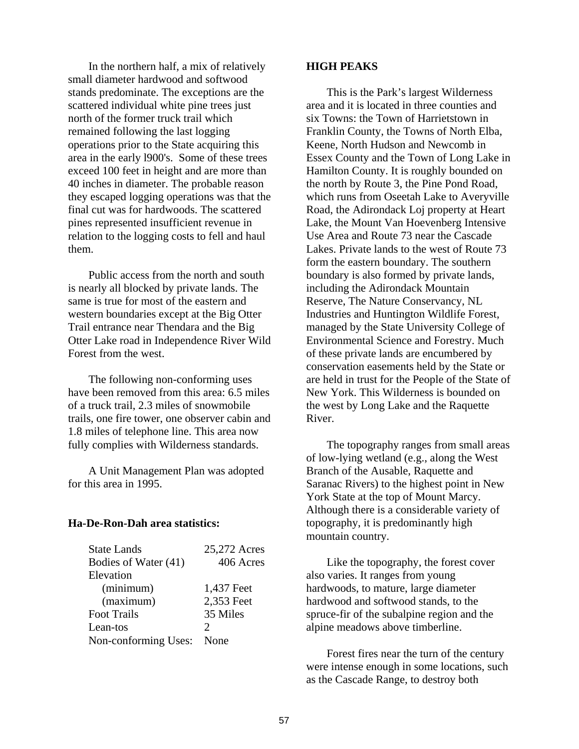In the northern half, a mix of relatively small diameter hardwood and softwood stands predominate. The exceptions are the scattered individual white pine trees just north of the former truck trail which remained following the last logging operations prior to the State acquiring this area in the early l900's.  Some of these trees exceed 100 feet in height and are more than 40 inches in diameter. The probable reason they escaped logging operations was that the final cut was for hardwoods. The scattered pines represented insufficient revenue in relation to the logging costs to fell and haul them.

Public access from the north and south is nearly all blocked by private lands. The same is true for most of the eastern and western boundaries except at the Big Otter Trail entrance near Thendara and the Big Otter Lake road in Independence River Wild Forest from the west.

The following non-conforming uses have been removed from this area: 6.5 miles of a truck trail, 2.3 miles of snowmobile trails, one fire tower, one observer cabin and 1.8 miles of telephone line. This area now fully complies with Wilderness standards.

A Unit Management Plan was adopted for this area in 1995.

**Ha-De-Ron-Dah area statistics:**

| | |
|---|---|
| State Lands | 25,272 Acres |
| Bodies of Water (41) | 406 Acres |
| Elevation | |
| (minimum) | 1,437 Feet |
| (maximum) | 2,353 Feet |
| Foot Trails | 35 Miles |
| Lean-tos | 2 |
| Non-conforming Uses: | None |

**HIGH PEAKS**

This is the Park's largest Wilderness area and it is located in three counties and six Towns: the Town of Harrietstown in Franklin County, the Towns of North Elba, Keene, North Hudson and Newcomb in Essex County and the Town of Long Lake in Hamilton County. It is roughly bounded on the north by Route 3, the Pine Pond Road, which runs from Oseetah Lake to Averyville Road, the Adirondack Loj property at Heart Lake, the Mount Van Hoevenberg Intensive Use Area and Route 73 near the Cascade Lakes. Private lands to the west of Route 73 form the eastern boundary. The southern boundary is also formed by private lands, including the Adirondack Mountain Reserve, The Nature Conservancy, NL Industries and Huntington Wildlife Forest, managed by the State University College of Environmental Science and Forestry. Much of these private lands are encumbered by conservation easements held by the State or are held in trust for the People of the State of New York. This Wilderness is bounded on the west by Long Lake and the Raquette River.

The topography ranges from small areas of low-lying wetland (e.g., along the West Branch of the Ausable, Raquette and Saranac Rivers) to the highest point in New York State at the top of Mount Marcy. Although there is a considerable variety of topography, it is predominantly high mountain country.

Like the topography, the forest cover also varies. It ranges from young hardwoods, to mature, large diameter hardwood and softwood stands, to the spruce-fir of the subalpine region and the alpine meadows above timberline.

Forest fires near the turn of the century were intense enough in some locations, such as the Cascade Range, to destroy both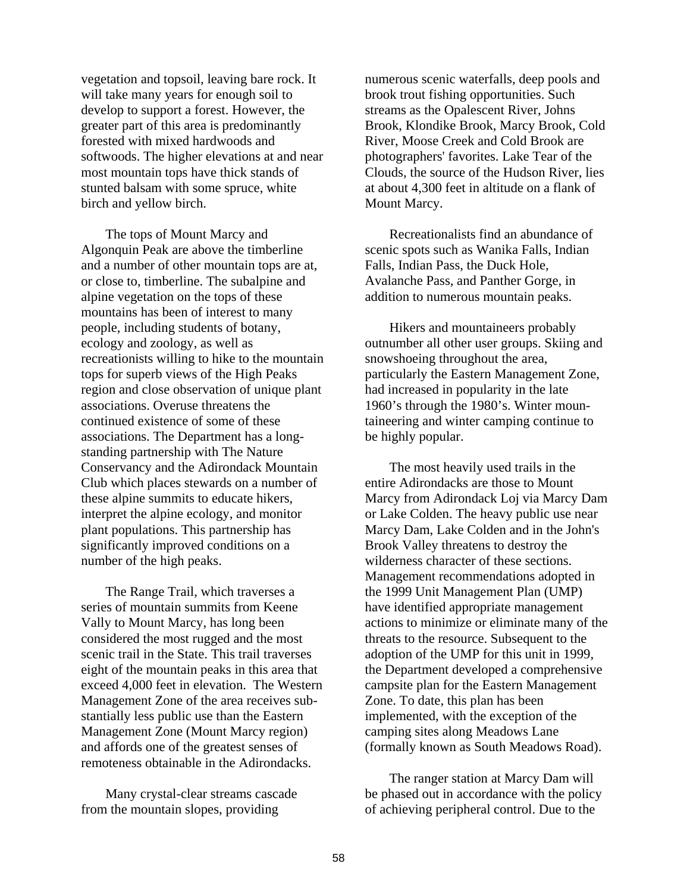vegetation and topsoil, leaving bare rock. It will take many years for enough soil to develop to support a forest. However, the greater part of this area is predominantly forested with mixed hardwoods and softwoods. The higher elevations at and near most mountain tops have thick stands of stunted balsam with some spruce, white birch and yellow birch.

The tops of Mount Marcy and Algonquin Peak are above the timberline and a number of other mountain tops are at, or close to, timberline. The subalpine and alpine vegetation on the tops of these mountains has been of interest to many people, including students of botany, ecology and zoology, as well as recreationists willing to hike to the mountain tops for superb views of the High Peaks region and close observation of unique plant associations. Overuse threatens the continued existence of some of these associations. The Department has a long-standing partnership with The Nature Conservancy and the Adirondack Mountain Club which places stewards on a number of these alpine summits to educate hikers, interpret the alpine ecology, and monitor plant populations. This partnership has significantly improved conditions on a number of the high peaks.

The Range Trail, which traverses a series of mountain summits from Keene Vally to Mount Marcy, has long been considered the most rugged and the most scenic trail in the State. This trail traverses eight of the mountain peaks in this area that exceed 4,000 feet in elevation. The Western Management Zone of the area receives substantially less public use than the Eastern Management Zone (Mount Marcy region) and affords one of the greatest senses of remoteness obtainable in the Adirondacks.

Many crystal-clear streams cascade from the mountain slopes, providing numerous scenic waterfalls, deep pools and brook trout fishing opportunities. Such streams as the Opalescent River, Johns Brook, Klondike Brook, Marcy Brook, Cold River, Moose Creek and Cold Brook are photographers' favorites. Lake Tear of the Clouds, the source of the Hudson River, lies at about 4,300 feet in altitude on a flank of Mount Marcy.

Recreationalists find an abundance of scenic spots such as Wanika Falls, Indian Falls, Indian Pass, the Duck Hole, Avalanche Pass, and Panther Gorge, in addition to numerous mountain peaks.

Hikers and mountaineers probably outnumber all other user groups. Skiing and snowshoeing throughout the area, particularly the Eastern Management Zone, had increased in popularity in the late 1960's through the 1980's. Winter mountaineering and winter camping continue to be highly popular.

The most heavily used trails in the entire Adirondacks are those to Mount Marcy from Adirondack Loj via Marcy Dam or Lake Colden. The heavy public use near Marcy Dam, Lake Colden and in the John's Brook Valley threatens to destroy the wilderness character of these sections. Management recommendations adopted in the 1999 Unit Management Plan (UMP) have identified appropriate management actions to minimize or eliminate many of the threats to the resource. Subsequent to the adoption of the UMP for this unit in 1999, the Department developed a comprehensive campsite plan for the Eastern Management Zone. To date, this plan has been implemented, with the exception of the camping sites along Meadows Lane (formally known as South Meadows Road).

The ranger station at Marcy Dam will be phased out in accordance with the policy of achieving peripheral control. Due to the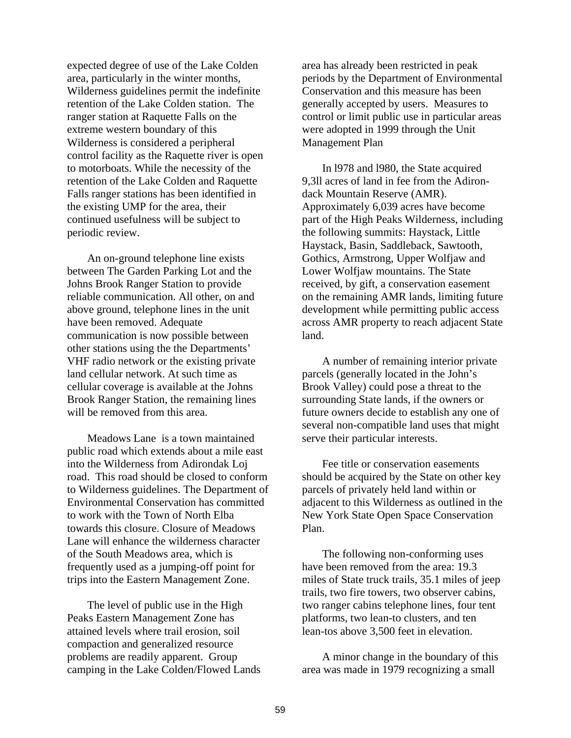expected degree of use of the Lake Colden area, particularly in the winter months, Wilderness guidelines permit the indefinite retention of the Lake Colden station. The ranger station at Raquette Falls on the extreme western boundary of this Wilderness is considered a peripheral control facility as the Raquette river is open to motorboats. While the necessity of the retention of the Lake Colden and Raquette Falls ranger stations has been identified in the existing UMP for the area, their continued usefulness will be subject to periodic review.

An on-ground telephone line exists between The Garden Parking Lot and the Johns Brook Ranger Station to provide reliable communication. All other, on and above ground, telephone lines in the unit have been removed. Adequate communication is now possible between other stations using the the Departments' VHF radio network or the existing private land cellular network. At such time as cellular coverage is available at the Johns Brook Ranger Station, the remaining lines will be removed from this area.

Meadows Lane is a town maintained public road which extends about a mile east into the Wilderness from Adirondak Loj road. This road should be closed to conform to Wilderness guidelines. The Department of Environmental Conservation has committed to work with the Town of North Elba towards this closure. Closure of Meadows Lane will enhance the wilderness character of the South Meadows area, which is frequently used as a jumping-off point for trips into the Eastern Management Zone.

The level of public use in the High Peaks Eastern Management Zone has attained levels where trail erosion, soil compaction and generalized resource problems are readily apparent. Group camping in the Lake Colden/Flowed Lands area has already been restricted in peak periods by the Department of Environmental Conservation and this measure has been generally accepted by users. Measures to control or limit public use in particular areas were adopted in 1999 through the Unit Management Plan

In l978 and l980, the State acquired 9,3ll acres of land in fee from the Adirondack Mountain Reserve (AMR). Approximately 6,039 acres have become part of the High Peaks Wilderness, including the following summits: Haystack, Little Haystack, Basin, Saddleback, Sawtooth, Gothics, Armstrong, Upper Wolfjaw and Lower Wolfjaw mountains. The State received, by gift, a conservation easement on the remaining AMR lands, limiting future development while permitting public access across AMR property to reach adjacent State land.

A number of remaining interior private parcels (generally located in the John's Brook Valley) could pose a threat to the surrounding State lands, if the owners or future owners decide to establish any one of several non-compatible land uses that might serve their particular interests.

Fee title or conservation easements should be acquired by the State on other key parcels of privately held land within or adjacent to this Wilderness as outlined in the New York State Open Space Conservation Plan.

The following non-conforming uses have been removed from the area: 19.3 miles of State truck trails, 35.1 miles of jeep trails, two fire towers, two observer cabins, two ranger cabins telephone lines, four tent platforms, two lean-to clusters, and ten lean-tos above 3,500 feet in elevation.

A minor change in the boundary of this area was made in 1979 recognizing a small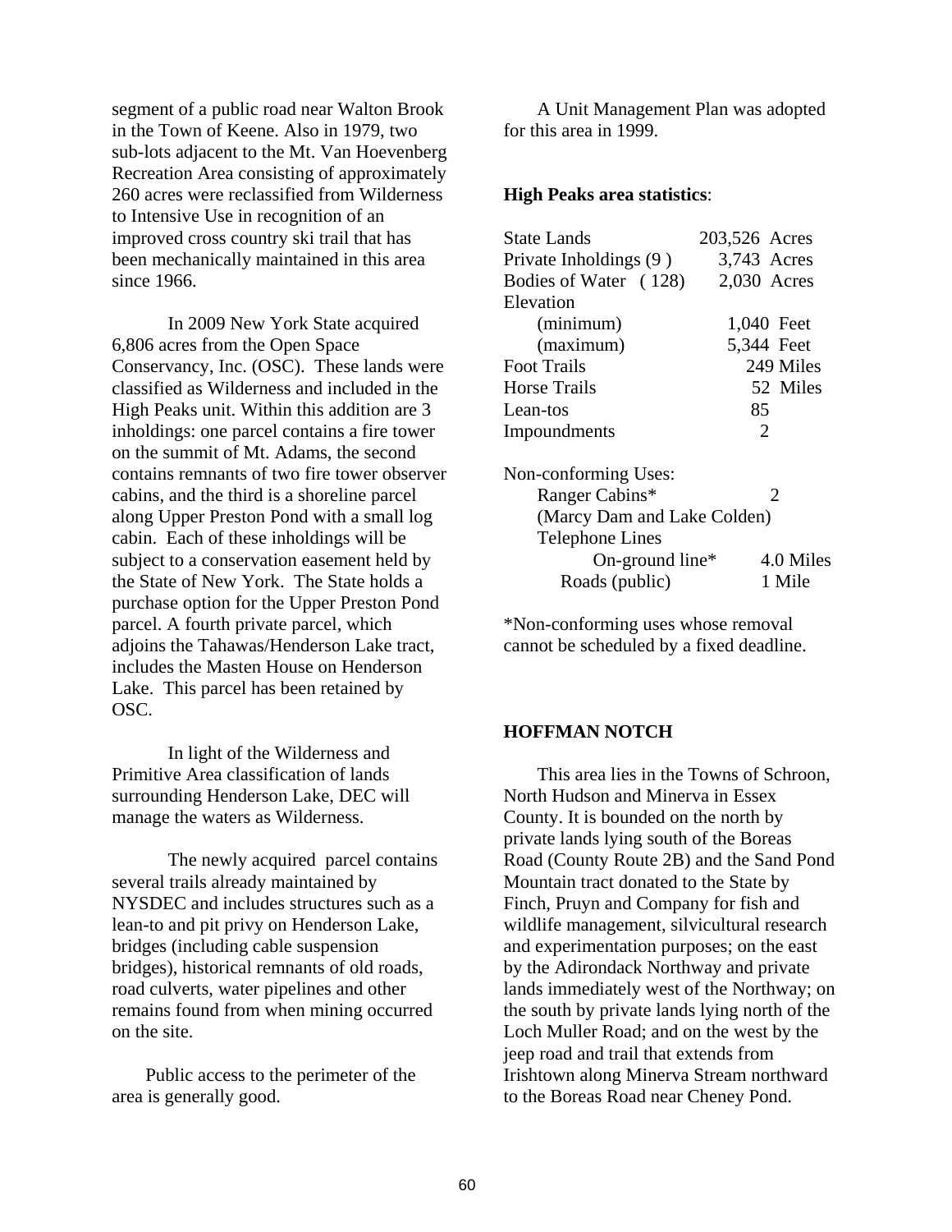segment of a public road near Walton Brook in the Town of Keene. Also in 1979, two sub-lots adjacent to the Mt. Van Hoevenberg Recreation Area consisting of approximately 260 acres were reclassified from Wilderness to Intensive Use in recognition of an improved cross country ski trail that has been mechanically maintained in this area since 1966.

In 2009 New York State acquired 6,806 acres from the Open Space Conservancy, Inc. (OSC). These lands were classified as Wilderness and included in the High Peaks unit. Within this addition are 3 inholdings: one parcel contains a fire tower on the summit of Mt. Adams, the second contains remnants of two fire tower observer cabins, and the third is a shoreline parcel along Upper Preston Pond with a small log cabin. Each of these inholdings will be subject to a conservation easement held by the State of New York. The State holds a purchase option for the Upper Preston Pond parcel. A fourth private parcel, which adjoins the Tahawas/Henderson Lake tract, includes the Masten House on Henderson Lake. This parcel has been retained by OSC.

In light of the Wilderness and Primitive Area classification of lands surrounding Henderson Lake, DEC will manage the waters as Wilderness.

The newly acquired parcel contains several trails already maintained by NYSDEC and includes structures such as a lean-to and pit privy on Henderson Lake, bridges (including cable suspension bridges), historical remnants of old roads, road culverts, water pipelines and other remains found from when mining occurred on the site.

Public access to the perimeter of the area is generally good.

A Unit Management Plan was adopted for this area in 1999.

**High Peaks area statistics**:

| | |
|---|---|
| State Lands | 203,526 Acres |
| Private Inholdings (9 ) | 3,743 Acres |
| Bodies of Water ( 128) | 2,030 Acres |
| Elevation | |
| (minimum) | 1,040 Feet |
| (maximum) | 5,344 Feet |
| Foot Trails | 249 Miles |
| Horse Trails | 52 Miles |
| Lean-tos | 85 |
| Impoundments | 2 |

Non-conforming Uses:

| | |
|---|---|
| Ranger Cabins* | 2 |
| (Marcy Dam and Lake Colden) | |
| Telephone Lines | |
| On-ground line* | 4.0 Miles |
| Roads (public) | 1 Mile |

*Non-conforming uses whose removal cannot be scheduled by a fixed deadline.

## HOFFMAN NOTCH

This area lies in the Towns of Schroon, North Hudson and Minerva in Essex County. It is bounded on the north by private lands lying south of the Boreas Road (County Route 2B) and the Sand Pond Mountain tract donated to the State by Finch, Pruyn and Company for fish and wildlife management, silvicultural research and experimentation purposes; on the east by the Adirondack Northway and private lands immediately west of the Northway; on the south by private lands lying north of the Loch Muller Road; and on the west by the jeep road and trail that extends from Irishtown along Minerva Stream northward to the Boreas Road near Cheney Pond.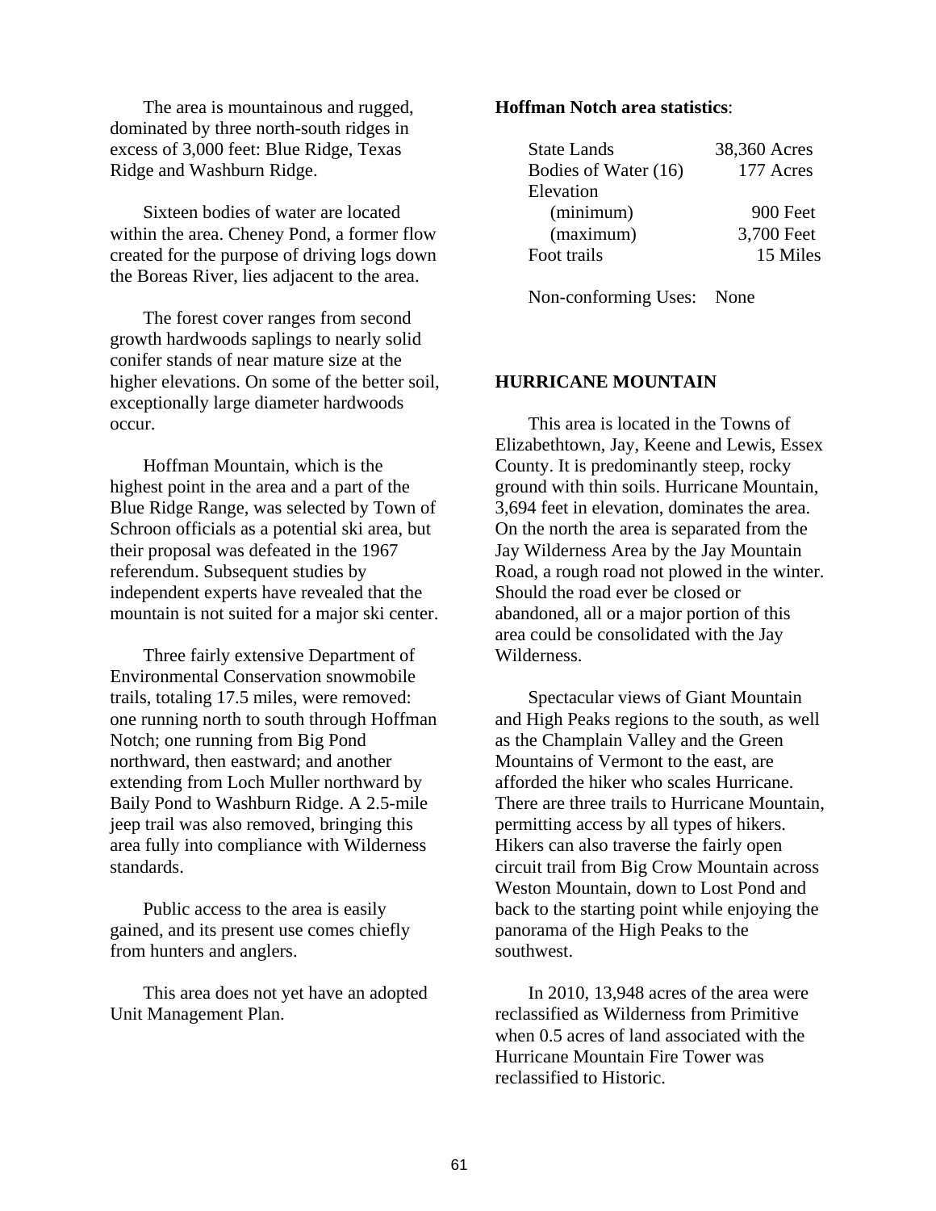The area is mountainous and rugged, dominated by three north-south ridges in excess of 3,000 feet: Blue Ridge, Texas Ridge and Washburn Ridge.

Sixteen bodies of water are located within the area. Cheney Pond, a former flow created for the purpose of driving logs down the Boreas River, lies adjacent to the area.

The forest cover ranges from second growth hardwoods saplings to nearly solid conifer stands of near mature size at the higher elevations. On some of the better soil, exceptionally large diameter hardwoods occur.

Hoffman Mountain, which is the highest point in the area and a part of the Blue Ridge Range, was selected by Town of Schroon officials as a potential ski area, but their proposal was defeated in the 1967 referendum. Subsequent studies by independent experts have revealed that the mountain is not suited for a major ski center.

Three fairly extensive Department of Environmental Conservation snowmobile trails, totaling 17.5 miles, were removed: one running north to south through Hoffman Notch; one running from Big Pond northward, then eastward; and another extending from Loch Muller northward by Baily Pond to Washburn Ridge. A 2.5-mile jeep trail was also removed, bringing this area fully into compliance with Wilderness standards.

Public access to the area is easily gained, and its present use comes chiefly from hunters and anglers.

This area does not yet have an adopted Unit Management Plan.

**Hoffman Notch area statistics**:

| | |
|---|---|
| State Lands | 38,360 Acres |
| Bodies of Water (16) | 177 Acres |
| Elevation | |
| (minimum) | 900 Feet |
| (maximum) | 3,700 Feet |
| Foot trails | 15 Miles |

Non-conforming Uses: None

## HURRICANE MOUNTAIN

This area is located in the Towns of Elizabethtown, Jay, Keene and Lewis, Essex County. It is predominantly steep, rocky ground with thin soils. Hurricane Mountain, 3,694 feet in elevation, dominates the area. On the north the area is separated from the Jay Wilderness Area by the Jay Mountain Road, a rough road not plowed in the winter. Should the road ever be closed or abandoned, all or a major portion of this area could be consolidated with the Jay Wilderness.

Spectacular views of Giant Mountain and High Peaks regions to the south, as well as the Champlain Valley and the Green Mountains of Vermont to the east, are afforded the hiker who scales Hurricane. There are three trails to Hurricane Mountain, permitting access by all types of hikers. Hikers can also traverse the fairly open circuit trail from Big Crow Mountain across Weston Mountain, down to Lost Pond and back to the starting point while enjoying the panorama of the High Peaks to the southwest.

In 2010, 13,948 acres of the area were reclassified as Wilderness from Primitive when 0.5 acres of land associated with the Hurricane Mountain Fire Tower was reclassified to Historic.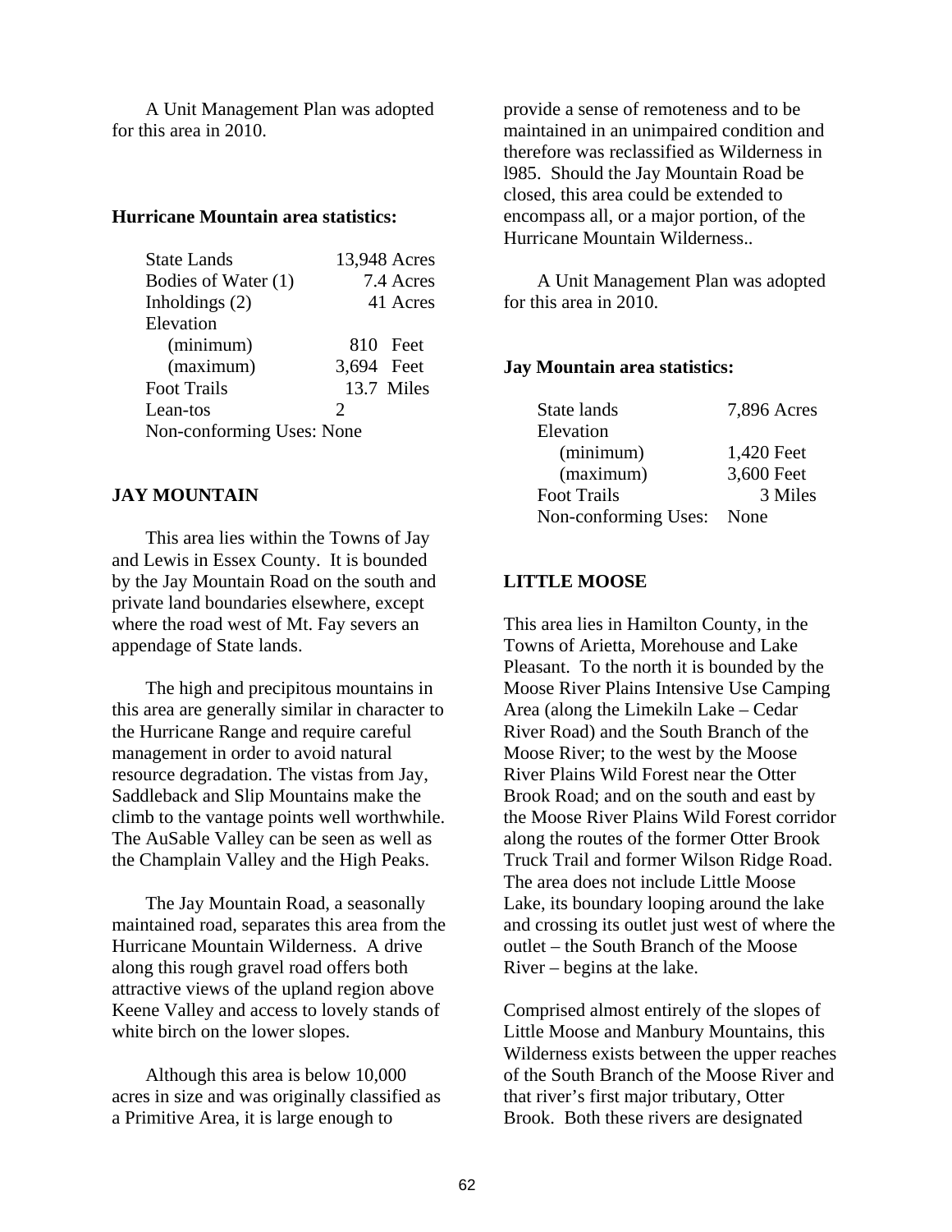A Unit Management Plan was adopted for this area in 2010.

**Hurricane Mountain area statistics:**

| | |
|---|---|
| State Lands | 13,948 Acres |
| Bodies of Water (1) | 7.4 Acres |
| Inholdings (2) | 41 Acres |
| Elevation | |
| (minimum) | 810 Feet |
| (maximum) | 3,694 Feet |
| Foot Trails | 13.7 Miles |
| Lean-tos | 2 |
| Non-conforming Uses: None | |

**JAY MOUNTAIN**

This area lies within the Towns of Jay and Lewis in Essex County. It is bounded by the Jay Mountain Road on the south and private land boundaries elsewhere, except where the road west of Mt. Fay severs an appendage of State lands.

The high and precipitous mountains in this area are generally similar in character to the Hurricane Range and require careful management in order to avoid natural resource degradation. The vistas from Jay, Saddleback and Slip Mountains make the climb to the vantage points well worthwhile. The AuSable Valley can be seen as well as the Champlain Valley and the High Peaks.

The Jay Mountain Road, a seasonally maintained road, separates this area from the Hurricane Mountain Wilderness. A drive along this rough gravel road offers both attractive views of the upland region above Keene Valley and access to lovely stands of white birch on the lower slopes.

Although this area is below 10,000 acres in size and was originally classified as a Primitive Area, it is large enough to provide a sense of remoteness and to be maintained in an unimpaired condition and therefore was reclassified as Wilderness in l985. Should the Jay Mountain Road be closed, this area could be extended to encompass all, or a major portion, of the Hurricane Mountain Wilderness..

A Unit Management Plan was adopted for this area in 2010.

**Jay Mountain area statistics:**

| | |
|---|---|
| State lands | 7,896 Acres |
| Elevation | |
| (minimum) | 1,420 Feet |
| (maximum) | 3,600 Feet |
| Foot Trails | 3 Miles |
| Non-conforming Uses: | None |

**LITTLE MOOSE**

This area lies in Hamilton County, in the Towns of Arietta, Morehouse and Lake Pleasant. To the north it is bounded by the Moose River Plains Intensive Use Camping Area (along the Limekiln Lake – Cedar River Road) and the South Branch of the Moose River; to the west by the Moose River Plains Wild Forest near the Otter Brook Road; and on the south and east by the Moose River Plains Wild Forest corridor along the routes of the former Otter Brook Truck Trail and former Wilson Ridge Road. The area does not include Little Moose Lake, its boundary looping around the lake and crossing its outlet just west of where the outlet – the South Branch of the Moose River – begins at the lake.

Comprised almost entirely of the slopes of Little Moose and Manbury Mountains, this Wilderness exists between the upper reaches of the South Branch of the Moose River and that river's first major tributary, Otter Brook. Both these rivers are designated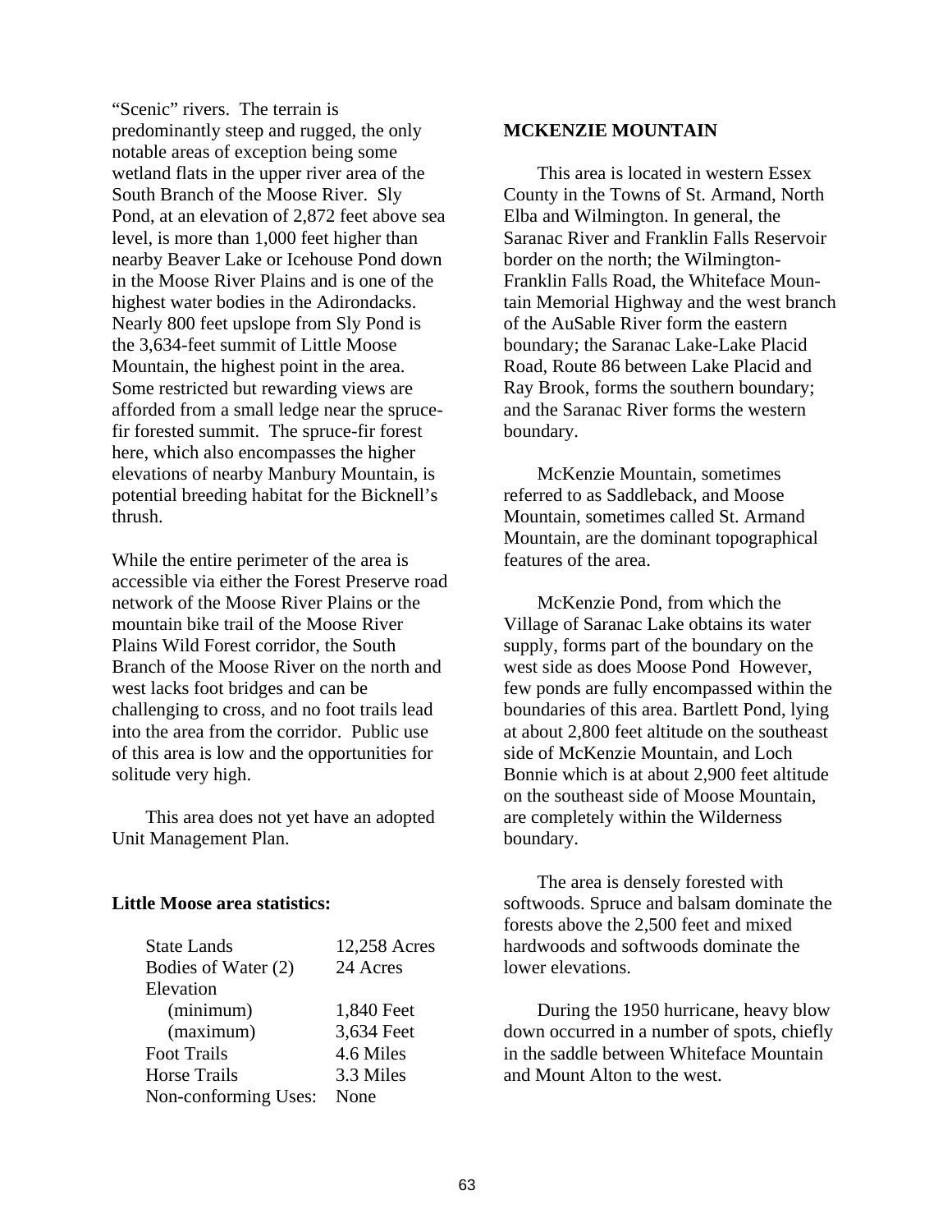"Scenic" rivers. The terrain is predominantly steep and rugged, the only notable areas of exception being some wetland flats in the upper river area of the South Branch of the Moose River. Sly Pond, at an elevation of 2,872 feet above sea level, is more than 1,000 feet higher than nearby Beaver Lake or Icehouse Pond down in the Moose River Plains and is one of the highest water bodies in the Adirondacks. Nearly 800 feet upslope from Sly Pond is the 3,634-feet summit of Little Moose Mountain, the highest point in the area. Some restricted but rewarding views are afforded from a small ledge near the spruce-fir forested summit. The spruce-fir forest here, which also encompasses the higher elevations of nearby Manbury Mountain, is potential breeding habitat for the Bicknell's thrush.

While the entire perimeter of the area is accessible via either the Forest Preserve road network of the Moose River Plains or the mountain bike trail of the Moose River Plains Wild Forest corridor, the South Branch of the Moose River on the north and west lacks foot bridges and can be challenging to cross, and no foot trails lead into the area from the corridor. Public use of this area is low and the opportunities for solitude very high.

This area does not yet have an adopted Unit Management Plan.

**Little Moose area statistics:**

| | |
|---|---|
| State Lands | 12,258 Acres |
| Bodies of Water (2) | 24 Acres |
| Elevation | |
| (minimum) | 1,840 Feet |
| (maximum) | 3,634 Feet |
| Foot Trails | 4.6 Miles |
| Horse Trails | 3.3 Miles |
| Non-conforming Uses: | None |

**MCKENZIE MOUNTAIN**

This area is located in western Essex County in the Towns of St. Armand, North Elba and Wilmington. In general, the Saranac River and Franklin Falls Reservoir border on the north; the Wilmington-Franklin Falls Road, the Whiteface Mountain Memorial Highway and the west branch of the AuSable River form the eastern boundary; the Saranac Lake-Lake Placid Road, Route 86 between Lake Placid and Ray Brook, forms the southern boundary; and the Saranac River forms the western boundary.

McKenzie Mountain, sometimes referred to as Saddleback, and Moose Mountain, sometimes called St. Armand Mountain, are the dominant topographical features of the area.

McKenzie Pond, from which the Village of Saranac Lake obtains its water supply, forms part of the boundary on the west side as does Moose Pond However, few ponds are fully encompassed within the boundaries of this area. Bartlett Pond, lying at about 2,800 feet altitude on the southeast side of McKenzie Mountain, and Loch Bonnie which is at about 2,900 feet altitude on the southeast side of Moose Mountain, are completely within the Wilderness boundary.

The area is densely forested with softwoods. Spruce and balsam dominate the forests above the 2,500 feet and mixed hardwoods and softwoods dominate the lower elevations.

During the 1950 hurricane, heavy blow down occurred in a number of spots, chiefly in the saddle between Whiteface Mountain and Mount Alton to the west.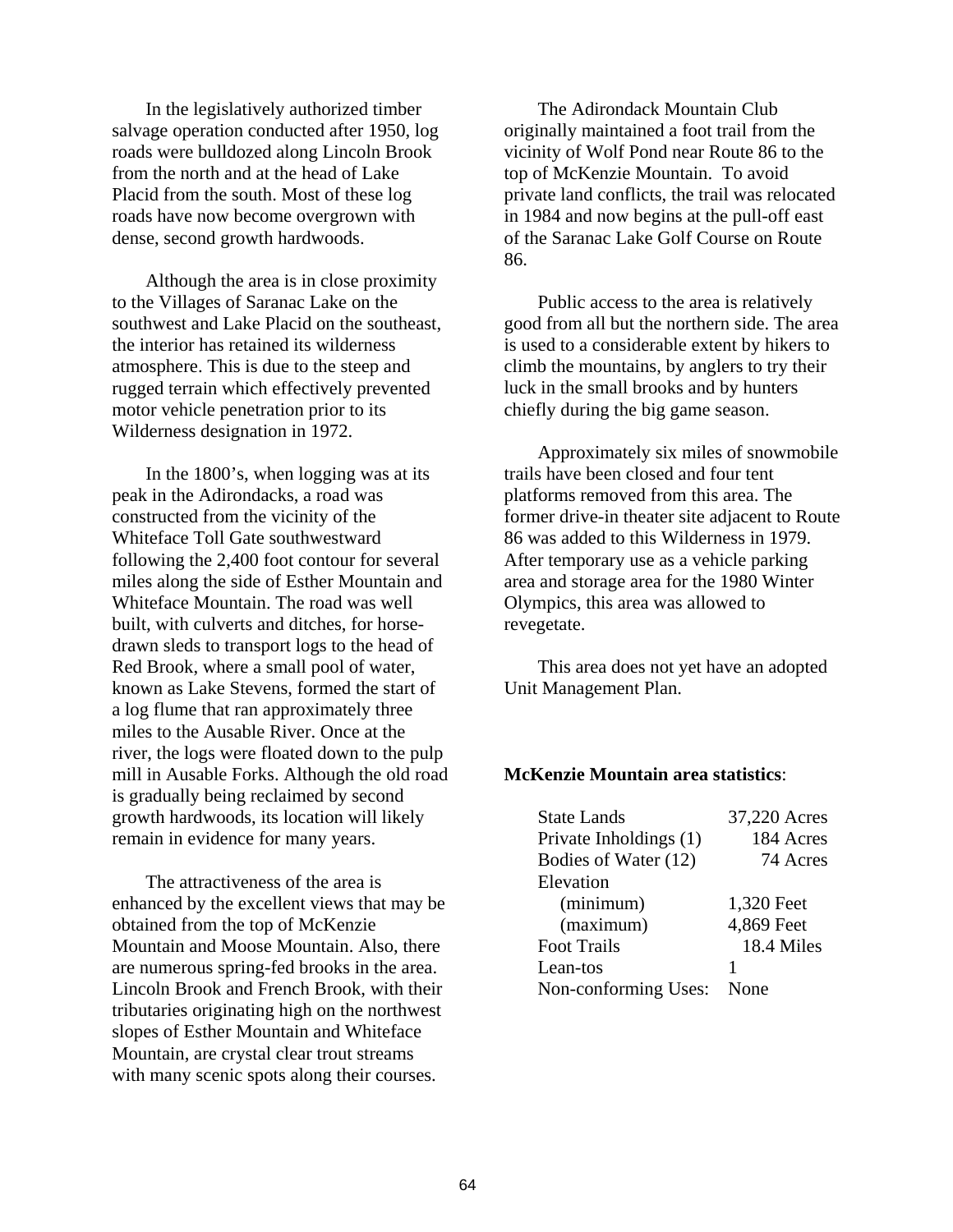In the legislatively authorized timber salvage operation conducted after 1950, log roads were bulldozed along Lincoln Brook from the north and at the head of Lake Placid from the south. Most of these log roads have now become overgrown with dense, second growth hardwoods.

Although the area is in close proximity to the Villages of Saranac Lake on the southwest and Lake Placid on the southeast, the interior has retained its wilderness atmosphere. This is due to the steep and rugged terrain which effectively prevented motor vehicle penetration prior to its Wilderness designation in 1972.

In the 1800's, when logging was at its peak in the Adirondacks, a road was constructed from the vicinity of the Whiteface Toll Gate southwestward following the 2,400 foot contour for several miles along the side of Esther Mountain and Whiteface Mountain. The road was well built, with culverts and ditches, for horse-drawn sleds to transport logs to the head of Red Brook, where a small pool of water, known as Lake Stevens, formed the start of a log flume that ran approximately three miles to the Ausable River. Once at the river, the logs were floated down to the pulp mill in Ausable Forks. Although the old road is gradually being reclaimed by second growth hardwoods, its location will likely remain in evidence for many years.

The attractiveness of the area is enhanced by the excellent views that may be obtained from the top of McKenzie Mountain and Moose Mountain. Also, there are numerous spring-fed brooks in the area. Lincoln Brook and French Brook, with their tributaries originating high on the northwest slopes of Esther Mountain and Whiteface Mountain, are crystal clear trout streams with many scenic spots along their courses.

The Adirondack Mountain Club originally maintained a foot trail from the vicinity of Wolf Pond near Route 86 to the top of McKenzie Mountain. To avoid private land conflicts, the trail was relocated in 1984 and now begins at the pull-off east of the Saranac Lake Golf Course on Route 86.

Public access to the area is relatively good from all but the northern side. The area is used to a considerable extent by hikers to climb the mountains, by anglers to try their luck in the small brooks and by hunters chiefly during the big game season.

Approximately six miles of snowmobile trails have been closed and four tent platforms removed from this area. The former drive-in theater site adjacent to Route 86 was added to this Wilderness in 1979. After temporary use as a vehicle parking area and storage area for the 1980 Winter Olympics, this area was allowed to revegetate.

This area does not yet have an adopted Unit Management Plan.

**McKenzie Mountain area statistics**:

| | |
|---|---|
| State Lands | 37,220 Acres |
| Private Inholdings (1) | 184 Acres |
| Bodies of Water (12) | 74 Acres |
| Elevation | |
| (minimum) | 1,320 Feet |
| (maximum) | 4,869 Feet |
| Foot Trails | 18.4 Miles |
| Lean-tos | 1 |
| Non-conforming Uses: | None |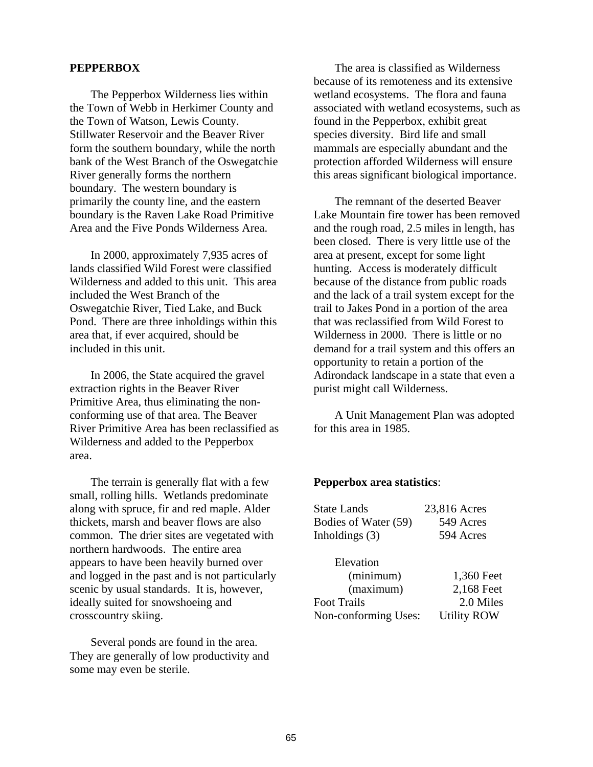## PEPPERBOX

The Pepperbox Wilderness lies within the Town of Webb in Herkimer County and the Town of Watson, Lewis County. Stillwater Reservoir and the Beaver River form the southern boundary, while the north bank of the West Branch of the Oswegatchie River generally forms the northern boundary. The western boundary is primarily the county line, and the eastern boundary is the Raven Lake Road Primitive Area and the Five Ponds Wilderness Area.

In 2000, approximately 7,935 acres of lands classified Wild Forest were classified Wilderness and added to this unit. This area included the West Branch of the Oswegatchie River, Tied Lake, and Buck Pond. There are three inholdings within this area that, if ever acquired, should be included in this unit.

In 2006, the State acquired the gravel extraction rights in the Beaver River Primitive Area, thus eliminating the non-conforming use of that area. The Beaver River Primitive Area has been reclassified as Wilderness and added to the Pepperbox area.

The terrain is generally flat with a few small, rolling hills. Wetlands predominate along with spruce, fir and red maple. Alder thickets, marsh and beaver flows are also common. The drier sites are vegetated with northern hardwoods. The entire area appears to have been heavily burned over and logged in the past and is not particularly scenic by usual standards. It is, however, ideally suited for snowshoeing and crosscountry skiing.

Several ponds are found in the area. They are generally of low productivity and some may even be sterile.

The area is classified as Wilderness because of its remoteness and its extensive wetland ecosystems. The flora and fauna associated with wetland ecosystems, such as found in the Pepperbox, exhibit great species diversity. Bird life and small mammals are especially abundant and the protection afforded Wilderness will ensure this areas significant biological importance.

The remnant of the deserted Beaver Lake Mountain fire tower has been removed and the rough road, 2.5 miles in length, has been closed. There is very little use of the area at present, except for some light hunting. Access is moderately difficult because of the distance from public roads and the lack of a trail system except for the trail to Jakes Pond in a portion of the area that was reclassified from Wild Forest to Wilderness in 2000. There is little or no demand for a trail system and this offers an opportunity to retain a portion of the Adirondack landscape in a state that even a purist might call Wilderness.

A Unit Management Plan was adopted for this area in 1985.

**Pepperbox area statistics**:

| | |
|---|---|
| State Lands | 23,816 Acres |
| Bodies of Water (59) | 549 Acres |
| Inholdings (3) | 594 Acres |
| Elevation | |
| (minimum) | 1,360 Feet |
| (maximum) | 2,168 Feet |
| Foot Trails | 2.0 Miles |
| Non-conforming Uses: | Utility ROW |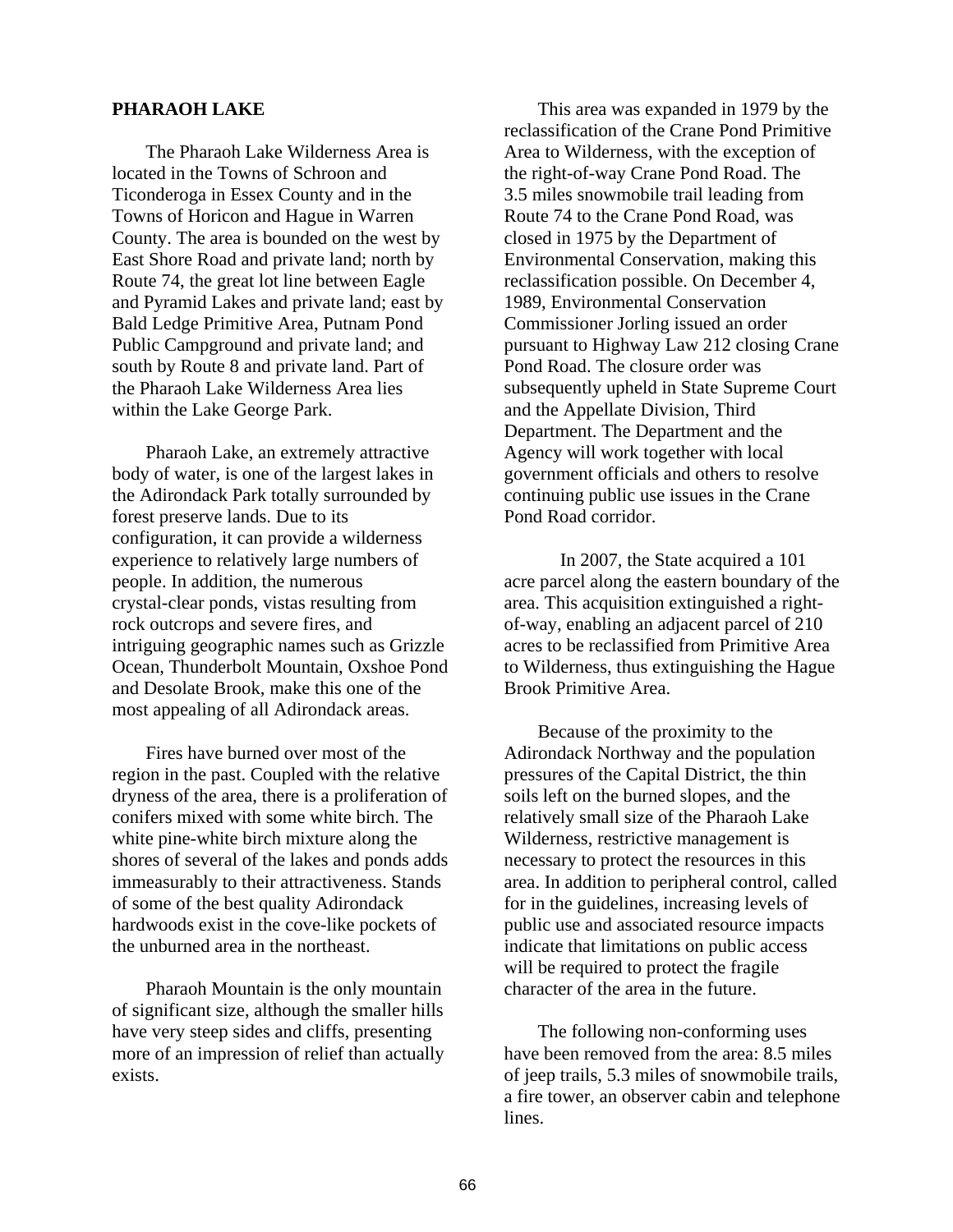## PHARAOH LAKE

The Pharaoh Lake Wilderness Area is located in the Towns of Schroon and Ticonderoga in Essex County and in the Towns of Horicon and Hague in Warren County. The area is bounded on the west by East Shore Road and private land; north by Route 74, the great lot line between Eagle and Pyramid Lakes and private land; east by Bald Ledge Primitive Area, Putnam Pond Public Campground and private land; and south by Route 8 and private land. Part of the Pharaoh Lake Wilderness Area lies within the Lake George Park.

Pharaoh Lake, an extremely attractive body of water, is one of the largest lakes in the Adirondack Park totally surrounded by forest preserve lands. Due to its configuration, it can provide a wilderness experience to relatively large numbers of people. In addition, the numerous crystal-clear ponds, vistas resulting from rock outcrops and severe fires, and intriguing geographic names such as Grizzle Ocean, Thunderbolt Mountain, Oxshoe Pond and Desolate Brook, make this one of the most appealing of all Adirondack areas.

Fires have burned over most of the region in the past. Coupled with the relative dryness of the area, there is a proliferation of conifers mixed with some white birch. The white pine-white birch mixture along the shores of several of the lakes and ponds adds immeasurably to their attractiveness. Stands of some of the best quality Adirondack hardwoods exist in the cove-like pockets of the unburned area in the northeast.

Pharaoh Mountain is the only mountain of significant size, although the smaller hills have very steep sides and cliffs, presenting more of an impression of relief than actually exists.

This area was expanded in 1979 by the reclassification of the Crane Pond Primitive Area to Wilderness, with the exception of the right-of-way Crane Pond Road. The 3.5 miles snowmobile trail leading from Route 74 to the Crane Pond Road, was closed in 1975 by the Department of Environmental Conservation, making this reclassification possible. On December 4, 1989, Environmental Conservation Commissioner Jorling issued an order pursuant to Highway Law 212 closing Crane Pond Road. The closure order was subsequently upheld in State Supreme Court and the Appellate Division, Third Department. The Department and the Agency will work together with local government officials and others to resolve continuing public use issues in the Crane Pond Road corridor.

In 2007, the State acquired a 101 acre parcel along the eastern boundary of the area. This acquisition extinguished a right-of-way, enabling an adjacent parcel of 210 acres to be reclassified from Primitive Area to Wilderness, thus extinguishing the Hague Brook Primitive Area.

Because of the proximity to the Adirondack Northway and the population pressures of the Capital District, the thin soils left on the burned slopes, and the relatively small size of the Pharaoh Lake Wilderness, restrictive management is necessary to protect the resources in this area. In addition to peripheral control, called for in the guidelines, increasing levels of public use and associated resource impacts indicate that limitations on public access will be required to protect the fragile character of the area in the future.

The following non-conforming uses have been removed from the area: 8.5 miles of jeep trails, 5.3 miles of snowmobile trails, a fire tower, an observer cabin and telephone lines.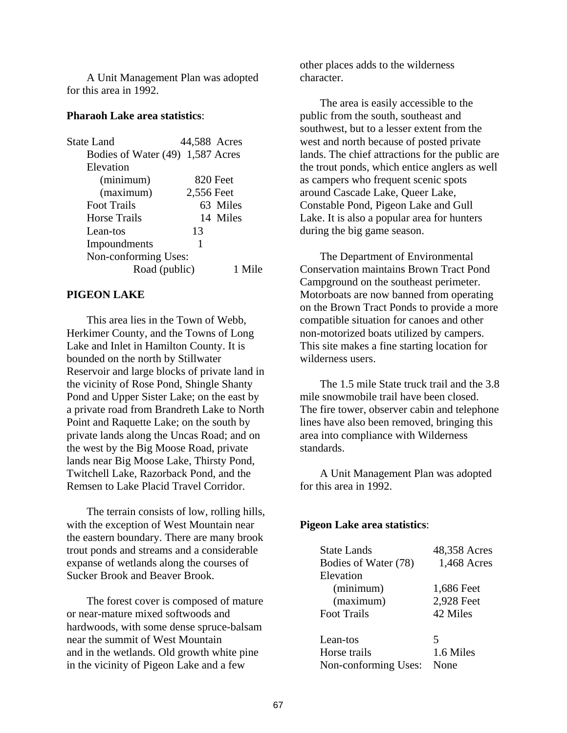A Unit Management Plan was adopted for this area in 1992.

**Pharaoh Lake area statistics**:

| | |
|---|---|
| State Land | 44,588 Acres |
| Bodies of Water (49) | 1,587 Acres |
| Elevation | |
| (minimum) | 820 Feet |
| (maximum) | 2,556 Feet |
| Foot Trails | 63 Miles |
| Horse Trails | 14 Miles |
| Lean-tos | 13 |
| Impoundments | 1 |
| Non-conforming Uses: | |
| Road (public) | 1 Mile |

**PIGEON LAKE**

This area lies in the Town of Webb, Herkimer County, and the Towns of Long Lake and Inlet in Hamilton County. It is bounded on the north by Stillwater Reservoir and large blocks of private land in the vicinity of Rose Pond, Shingle Shanty Pond and Upper Sister Lake; on the east by a private road from Brandreth Lake to North Point and Raquette Lake; on the south by private lands along the Uncas Road; and on the west by the Big Moose Road, private lands near Big Moose Lake, Thirsty Pond, Twitchell Lake, Razorback Pond, and the Remsen to Lake Placid Travel Corridor.

The terrain consists of low, rolling hills, with the exception of West Mountain near the eastern boundary. There are many brook trout ponds and streams and a considerable expanse of wetlands along the courses of Sucker Brook and Beaver Brook.

The forest cover is composed of mature or near-mature mixed softwoods and hardwoods, with some dense spruce-balsam near the summit of West Mountain and in the wetlands. Old growth white pine in the vicinity of Pigeon Lake and a few other places adds to the wilderness character.

The area is easily accessible to the public from the south, southeast and southwest, but to a lesser extent from the west and north because of posted private lands. The chief attractions for the public are the trout ponds, which entice anglers as well as campers who frequent scenic spots around Cascade Lake, Queer Lake, Constable Pond, Pigeon Lake and Gull Lake. It is also a popular area for hunters during the big game season.

The Department of Environmental Conservation maintains Brown Tract Pond Campground on the southeast perimeter. Motorboats are now banned from operating on the Brown Tract Ponds to provide a more compatible situation for canoes and other non-motorized boats utilized by campers. This site makes a fine starting location for wilderness users.

The 1.5 mile State truck trail and the 3.8 mile snowmobile trail have been closed. The fire tower, observer cabin and telephone lines have also been removed, bringing this area into compliance with Wilderness standards.

A Unit Management Plan was adopted for this area in 1992.

**Pigeon Lake area statistics**:

| | |
|---|---|
| State Lands | 48,358 Acres |
| Bodies of Water (78) | 1,468 Acres |
| Elevation | |
| (minimum) | 1,686 Feet |
| (maximum) | 2,928 Feet |
| Foot Trails | 42 Miles |
| Lean-tos | 5 |
| Horse trails | 1.6 Miles |
| Non-conforming Uses: | None |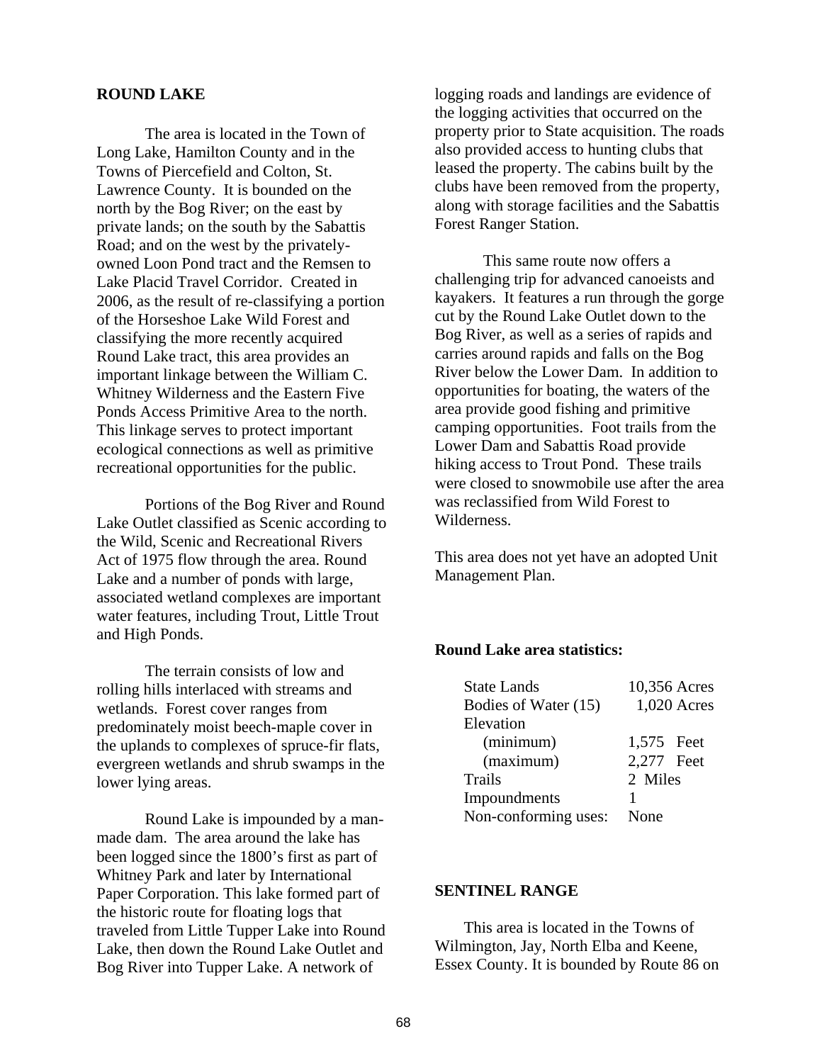## ROUND LAKE

The area is located in the Town of Long Lake, Hamilton County and in the Towns of Piercefield and Colton, St. Lawrence County. It is bounded on the north by the Bog River; on the east by private lands; on the south by the Sabattis Road; and on the west by the privately-owned Loon Pond tract and the Remsen to Lake Placid Travel Corridor. Created in 2006, as the result of re-classifying a portion of the Horseshoe Lake Wild Forest and classifying the more recently acquired Round Lake tract, this area provides an important linkage between the William C. Whitney Wilderness and the Eastern Five Ponds Access Primitive Area to the north. This linkage serves to protect important ecological connections as well as primitive recreational opportunities for the public.

Portions of the Bog River and Round Lake Outlet classified as Scenic according to the Wild, Scenic and Recreational Rivers Act of 1975 flow through the area. Round Lake and a number of ponds with large, associated wetland complexes are important water features, including Trout, Little Trout and High Ponds.

The terrain consists of low and rolling hills interlaced with streams and wetlands. Forest cover ranges from predominately moist beech-maple cover in the uplands to complexes of spruce-fir flats, evergreen wetlands and shrub swamps in the lower lying areas.

Round Lake is impounded by a man-made dam. The area around the lake has been logged since the 1800's first as part of Whitney Park and later by International Paper Corporation. This lake formed part of the historic route for floating logs that traveled from Little Tupper Lake into Round Lake, then down the Round Lake Outlet and Bog River into Tupper Lake. A network of logging roads and landings are evidence of the logging activities that occurred on the property prior to State acquisition. The roads also provided access to hunting clubs that leased the property. The cabins built by the clubs have been removed from the property, along with storage facilities and the Sabattis Forest Ranger Station.

This same route now offers a challenging trip for advanced canoeists and kayakers. It features a run through the gorge cut by the Round Lake Outlet down to the Bog River, as well as a series of rapids and carries around rapids and falls on the Bog River below the Lower Dam. In addition to opportunities for boating, the waters of the area provide good fishing and primitive camping opportunities. Foot trails from the Lower Dam and Sabattis Road provide hiking access to Trout Pond. These trails were closed to snowmobile use after the area was reclassified from Wild Forest to Wilderness.

This area does not yet have an adopted Unit Management Plan.

**Round Lake area statistics:**

| | |
|---|---|
| State Lands | 10,356 Acres |
| Bodies of Water (15) | 1,020 Acres |
| Elevation | |
| (minimum) | 1,575 Feet |
| (maximum) | 2,277 Feet |
| Trails | 2 Miles |
| Impoundments | 1 |
| Non-conforming uses: | None |

## SENTINEL RANGE

This area is located in the Towns of Wilmington, Jay, North Elba and Keene, Essex County. It is bounded by Route 86 on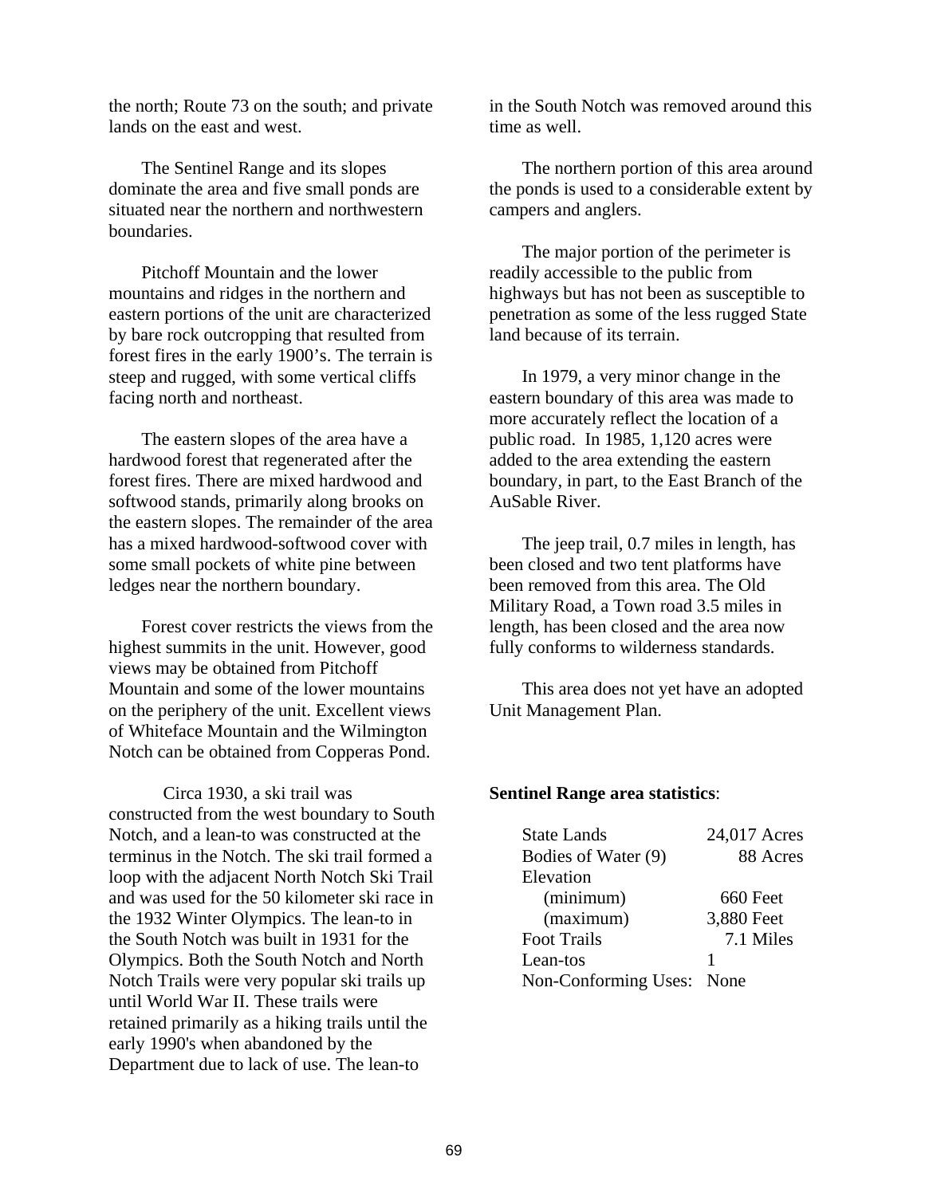the north; Route 73 on the south; and private lands on the east and west.

The Sentinel Range and its slopes dominate the area and five small ponds are situated near the northern and northwestern boundaries.

Pitchoff Mountain and the lower mountains and ridges in the northern and eastern portions of the unit are characterized by bare rock outcropping that resulted from forest fires in the early 1900's. The terrain is steep and rugged, with some vertical cliffs facing north and northeast.

The eastern slopes of the area have a hardwood forest that regenerated after the forest fires. There are mixed hardwood and softwood stands, primarily along brooks on the eastern slopes. The remainder of the area has a mixed hardwood-softwood cover with some small pockets of white pine between ledges near the northern boundary.

Forest cover restricts the views from the highest summits in the unit. However, good views may be obtained from Pitchoff Mountain and some of the lower mountains on the periphery of the unit. Excellent views of Whiteface Mountain and the Wilmington Notch can be obtained from Copperas Pond.

Circa 1930, a ski trail was constructed from the west boundary to South Notch, and a lean-to was constructed at the terminus in the Notch. The ski trail formed a loop with the adjacent North Notch Ski Trail and was used for the 50 kilometer ski race in the 1932 Winter Olympics. The lean-to in the South Notch was built in 1931 for the Olympics. Both the South Notch and North Notch Trails were very popular ski trails up until World War II. These trails were retained primarily as a hiking trails until the early 1990's when abandoned by the Department due to lack of use. The lean-to in the South Notch was removed around this time as well.

The northern portion of this area around the ponds is used to a considerable extent by campers and anglers.

The major portion of the perimeter is readily accessible to the public from highways but has not been as susceptible to penetration as some of the less rugged State land because of its terrain.

In 1979, a very minor change in the eastern boundary of this area was made to more accurately reflect the location of a public road. In 1985, 1,120 acres were added to the area extending the eastern boundary, in part, to the East Branch of the AuSable River.

The jeep trail, 0.7 miles in length, has been closed and two tent platforms have been removed from this area. The Old Military Road, a Town road 3.5 miles in length, has been closed and the area now fully conforms to wilderness standards.

This area does not yet have an adopted Unit Management Plan.

**Sentinel Range area statistics**:

| | |
|---|---|
| State Lands | 24,017 Acres |
| Bodies of Water (9) | 88 Acres |
| Elevation | |
| (minimum) | 660 Feet |
| (maximum) | 3,880 Feet |
| Foot Trails | 7.1 Miles |
| Lean-tos | 1 |
| Non-Conforming Uses: | None |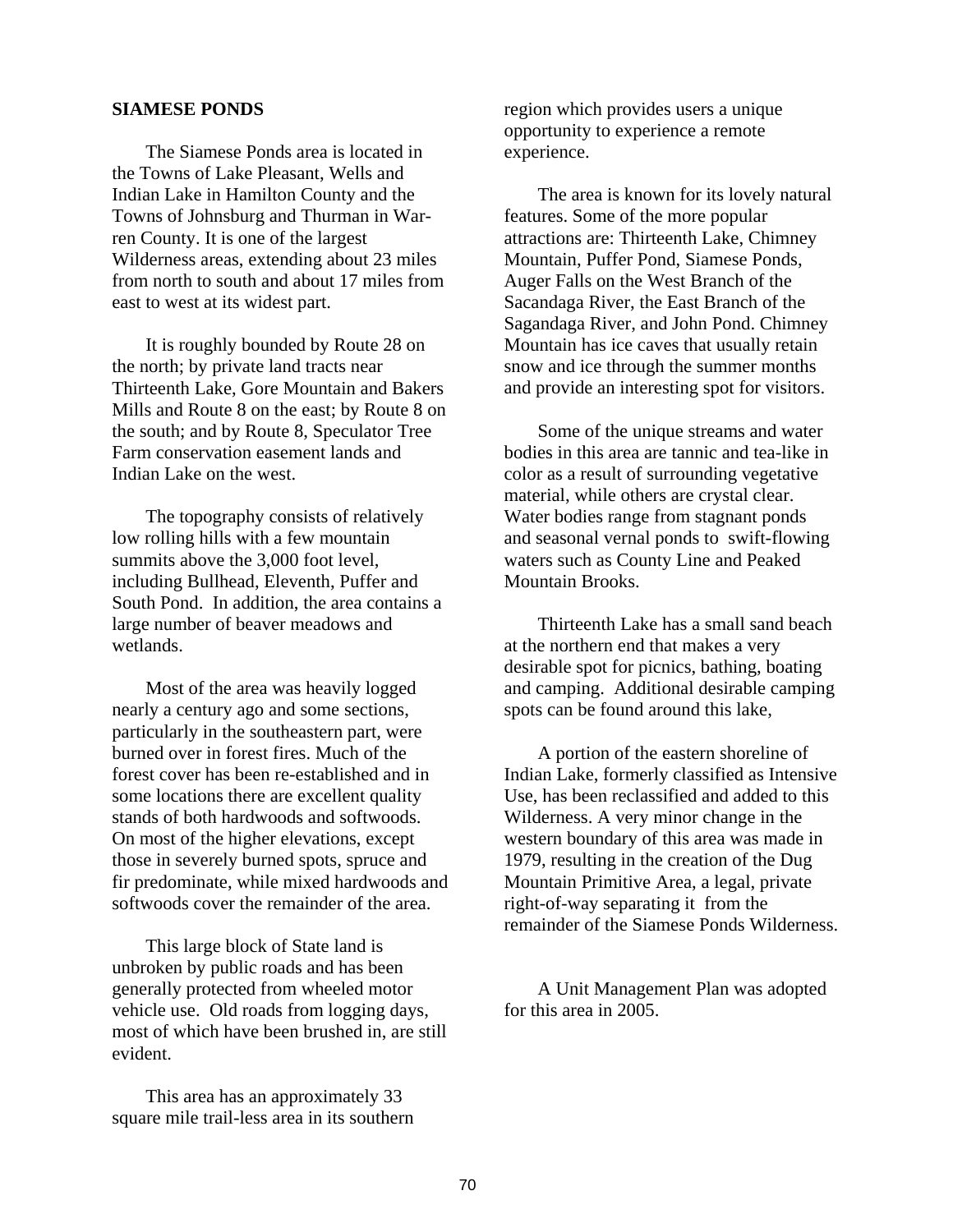**SIAMESE PONDS**

The Siamese Ponds area is located in the Towns of Lake Pleasant, Wells and Indian Lake in Hamilton County and the Towns of Johnsburg and Thurman in Warren County. It is one of the largest Wilderness areas, extending about 23 miles from north to south and about 17 miles from east to west at its widest part.

It is roughly bounded by Route 28 on the north; by private land tracts near Thirteenth Lake, Gore Mountain and Bakers Mills and Route 8 on the east; by Route 8 on the south; and by Route 8, Speculator Tree Farm conservation easement lands and Indian Lake on the west.

The topography consists of relatively low rolling hills with a few mountain summits above the 3,000 foot level, including Bullhead, Eleventh, Puffer and South Pond. In addition, the area contains a large number of beaver meadows and wetlands.

Most of the area was heavily logged nearly a century ago and some sections, particularly in the southeastern part, were burned over in forest fires. Much of the forest cover has been re-established and in some locations there are excellent quality stands of both hardwoods and softwoods. On most of the higher elevations, except those in severely burned spots, spruce and fir predominate, while mixed hardwoods and softwoods cover the remainder of the area.

This large block of State land is unbroken by public roads and has been generally protected from wheeled motor vehicle use. Old roads from logging days, most of which have been brushed in, are still evident.

This area has an approximately 33 square mile trail-less area in its southern region which provides users a unique opportunity to experience a remote experience.

The area is known for its lovely natural features. Some of the more popular attractions are: Thirteenth Lake, Chimney Mountain, Puffer Pond, Siamese Ponds, Auger Falls on the West Branch of the Sacandaga River, the East Branch of the Sagandaga River, and John Pond. Chimney Mountain has ice caves that usually retain snow and ice through the summer months and provide an interesting spot for visitors.

Some of the unique streams and water bodies in this area are tannic and tea-like in color as a result of surrounding vegetative material, while others are crystal clear. Water bodies range from stagnant ponds and seasonal vernal ponds to swift-flowing waters such as County Line and Peaked Mountain Brooks.

Thirteenth Lake has a small sand beach at the northern end that makes a very desirable spot for picnics, bathing, boating and camping. Additional desirable camping spots can be found around this lake,

A portion of the eastern shoreline of Indian Lake, formerly classified as Intensive Use, has been reclassified and added to this Wilderness. A very minor change in the western boundary of this area was made in 1979, resulting in the creation of the Dug Mountain Primitive Area, a legal, private right-of-way separating it from the remainder of the Siamese Ponds Wilderness.

A Unit Management Plan was adopted for this area in 2005.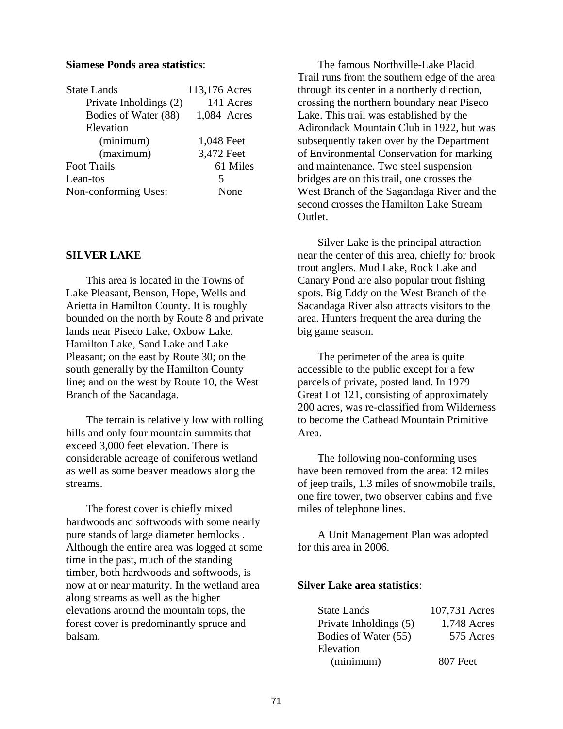**Siamese Ponds area statistics**:

| | |
|---|---|
| State Lands | 113,176 Acres |
| Private Inholdings (2) | 141 Acres |
| Bodies of Water (88) | 1,084 Acres |
| Elevation | |
| (minimum) | 1,048 Feet |
| (maximum) | 3,472 Feet |
| Foot Trails | 61 Miles |
| Lean-tos | 5 |
| Non-conforming Uses: | None |

## SILVER LAKE

This area is located in the Towns of Lake Pleasant, Benson, Hope, Wells and Arietta in Hamilton County. It is roughly bounded on the north by Route 8 and private lands near Piseco Lake, Oxbow Lake, Hamilton Lake, Sand Lake and Lake Pleasant; on the east by Route 30; on the south generally by the Hamilton County line; and on the west by Route 10, the West Branch of the Sacandaga.

The terrain is relatively low with rolling hills and only four mountain summits that exceed 3,000 feet elevation. There is considerable acreage of coniferous wetland as well as some beaver meadows along the streams.

The forest cover is chiefly mixed hardwoods and softwoods with some nearly pure stands of large diameter hemlocks . Although the entire area was logged at some time in the past, much of the standing timber, both hardwoods and softwoods, is now at or near maturity. In the wetland area along streams as well as the higher elevations around the mountain tops, the forest cover is predominantly spruce and balsam.

The famous Northville-Lake Placid Trail runs from the southern edge of the area through its center in a northerly direction, crossing the northern boundary near Piseco Lake. This trail was established by the Adirondack Mountain Club in 1922, but was subsequently taken over by the Department of Environmental Conservation for marking and maintenance. Two steel suspension bridges are on this trail, one crosses the West Branch of the Sagandaga River and the second crosses the Hamilton Lake Stream Outlet.

Silver Lake is the principal attraction near the center of this area, chiefly for brook trout anglers. Mud Lake, Rock Lake and Canary Pond are also popular trout fishing spots. Big Eddy on the West Branch of the Sacandaga River also attracts visitors to the area. Hunters frequent the area during the big game season.

The perimeter of the area is quite accessible to the public except for a few parcels of private, posted land. In 1979 Great Lot 121, consisting of approximately 200 acres, was re-classified from Wilderness to become the Cathead Mountain Primitive Area.

The following non-conforming uses have been removed from the area: 12 miles of jeep trails, 1.3 miles of snowmobile trails, one fire tower, two observer cabins and five miles of telephone lines.

A Unit Management Plan was adopted for this area in 2006.

**Silver Lake area statistics**:

| | |
|---|---|
| State Lands | 107,731 Acres |
| Private Inholdings (5) | 1,748 Acres |
| Bodies of Water (55) | 575 Acres |
| Elevation | |
| (minimum) | 807 Feet |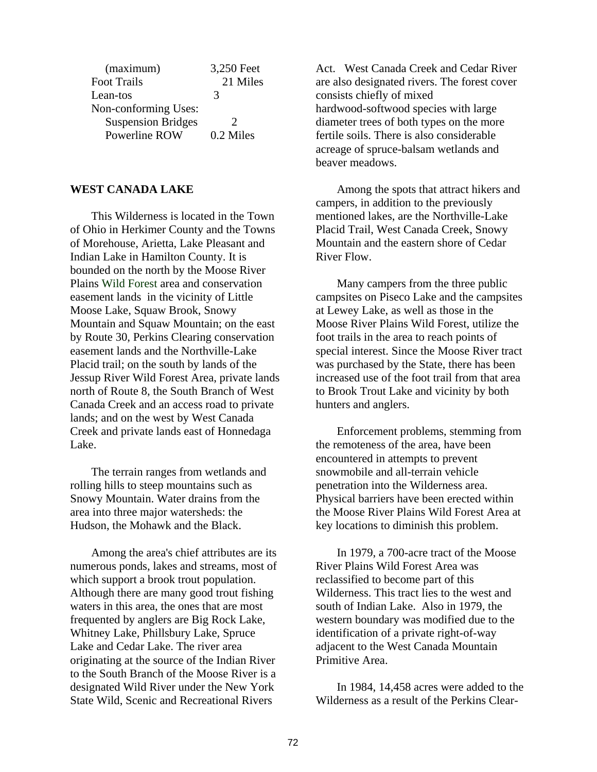| | |
|---|---|
| (maximum) | 3,250 Feet |
| Foot Trails | 21 Miles |
| Lean-tos | 3 |
| Non-conforming Uses: | |
| Suspension Bridges | 2 |
| Powerline ROW | 0.2 Miles |

**WEST CANADA LAKE**

This Wilderness is located in the Town of Ohio in Herkimer County and the Towns of Morehouse, Arietta, Lake Pleasant and Indian Lake in Hamilton County. It is bounded on the north by the Moose River Plains Wild Forest area and conservation easement lands in the vicinity of Little Moose Lake, Squaw Brook, Snowy Mountain and Squaw Mountain; on the east by Route 30, Perkins Clearing conservation easement lands and the Northville-Lake Placid trail; on the south by lands of the Jessup River Wild Forest Area, private lands north of Route 8, the South Branch of West Canada Creek and an access road to private lands; and on the west by West Canada Creek and private lands east of Honnedaga Lake.

The terrain ranges from wetlands and rolling hills to steep mountains such as Snowy Mountain. Water drains from the area into three major watersheds: the Hudson, the Mohawk and the Black.

Among the area's chief attributes are its numerous ponds, lakes and streams, most of which support a brook trout population. Although there are many good trout fishing waters in this area, the ones that are most frequented by anglers are Big Rock Lake, Whitney Lake, Phillsbury Lake, Spruce Lake and Cedar Lake. The river area originating at the source of the Indian River to the South Branch of the Moose River is a designated Wild River under the New York State Wild, Scenic and Recreational Rivers Act. West Canada Creek and Cedar River are also designated rivers. The forest cover consists chiefly of mixed hardwood-softwood species with large diameter trees of both types on the more fertile soils. There is also considerable acreage of spruce-balsam wetlands and beaver meadows.

Among the spots that attract hikers and campers, in addition to the previously mentioned lakes, are the Northville-Lake Placid Trail, West Canada Creek, Snowy Mountain and the eastern shore of Cedar River Flow.

Many campers from the three public campsites on Piseco Lake and the campsites at Lewey Lake, as well as those in the Moose River Plains Wild Forest, utilize the foot trails in the area to reach points of special interest. Since the Moose River tract was purchased by the State, there has been increased use of the foot trail from that area to Brook Trout Lake and vicinity by both hunters and anglers.

Enforcement problems, stemming from the remoteness of the area, have been encountered in attempts to prevent snowmobile and all-terrain vehicle penetration into the Wilderness area. Physical barriers have been erected within the Moose River Plains Wild Forest Area at key locations to diminish this problem.

In 1979, a 700-acre tract of the Moose River Plains Wild Forest Area was reclassified to become part of this Wilderness. This tract lies to the west and south of Indian Lake. Also in 1979, the western boundary was modified due to the identification of a private right-of-way adjacent to the West Canada Mountain Primitive Area.

In 1984, 14,458 acres were added to the Wilderness as a result of the Perkins Clear-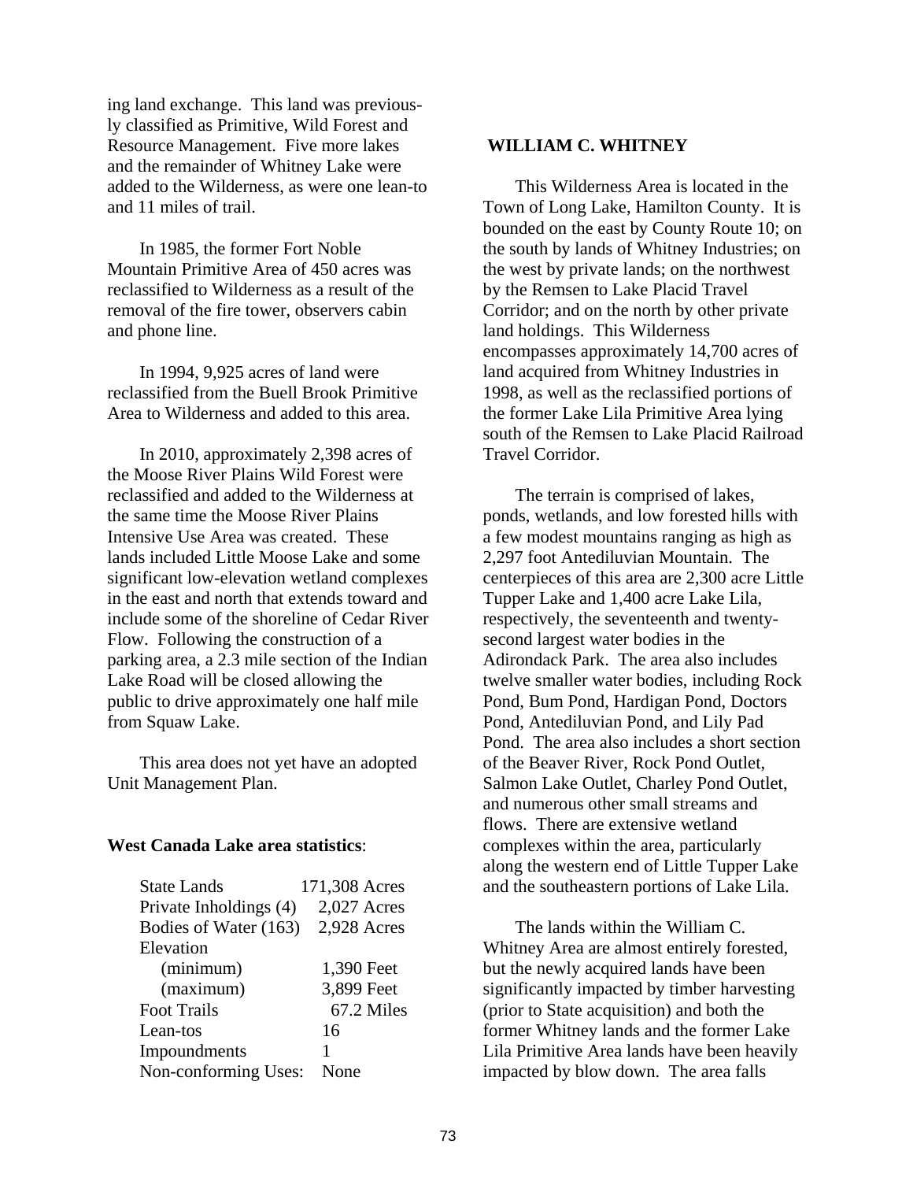ing land exchange. This land was previously classified as Primitive, Wild Forest and Resource Management. Five more lakes and the remainder of Whitney Lake were added to the Wilderness, as were one lean-to and 11 miles of trail.

In 1985, the former Fort Noble Mountain Primitive Area of 450 acres was reclassified to Wilderness as a result of the removal of the fire tower, observers cabin and phone line.

In 1994, 9,925 acres of land were reclassified from the Buell Brook Primitive Area to Wilderness and added to this area.

In 2010, approximately 2,398 acres of the Moose River Plains Wild Forest were reclassified and added to the Wilderness at the same time the Moose River Plains Intensive Use Area was created. These lands included Little Moose Lake and some significant low-elevation wetland complexes in the east and north that extends toward and include some of the shoreline of Cedar River Flow. Following the construction of a parking area, a 2.3 mile section of the Indian Lake Road will be closed allowing the public to drive approximately one half mile from Squaw Lake.

This area does not yet have an adopted Unit Management Plan.

**West Canada Lake area statistics**:

| | |
|---|---|
| State Lands | 171,308 Acres |
| Private Inholdings (4) | 2,027 Acres |
| Bodies of Water (163) | 2,928 Acres |
| Elevation | |
| (minimum) | 1,390 Feet |
| (maximum) | 3,899 Feet |
| Foot Trails | 67.2 Miles |
| Lean-tos | 16 |
| Impoundments | 1 |
| Non-conforming Uses: | None |

## WILLIAM C. WHITNEY

This Wilderness Area is located in the Town of Long Lake, Hamilton County. It is bounded on the east by County Route 10; on the south by lands of Whitney Industries; on the west by private lands; on the northwest by the Remsen to Lake Placid Travel Corridor; and on the north by other private land holdings. This Wilderness encompasses approximately 14,700 acres of land acquired from Whitney Industries in 1998, as well as the reclassified portions of the former Lake Lila Primitive Area lying south of the Remsen to Lake Placid Railroad Travel Corridor.

The terrain is comprised of lakes, ponds, wetlands, and low forested hills with a few modest mountains ranging as high as 2,297 foot Antediluvian Mountain. The centerpieces of this area are 2,300 acre Little Tupper Lake and 1,400 acre Lake Lila, respectively, the seventeenth and twenty-second largest water bodies in the Adirondack Park. The area also includes twelve smaller water bodies, including Rock Pond, Bum Pond, Hardigan Pond, Doctors Pond, Antediluvian Pond, and Lily Pad Pond. The area also includes a short section of the Beaver River, Rock Pond Outlet, Salmon Lake Outlet, Charley Pond Outlet, and numerous other small streams and flows. There are extensive wetland complexes within the area, particularly along the western end of Little Tupper Lake and the southeastern portions of Lake Lila.

The lands within the William C. Whitney Area are almost entirely forested, but the newly acquired lands have been significantly impacted by timber harvesting (prior to State acquisition) and both the former Whitney lands and the former Lake Lila Primitive Area lands have been heavily impacted by blow down. The area falls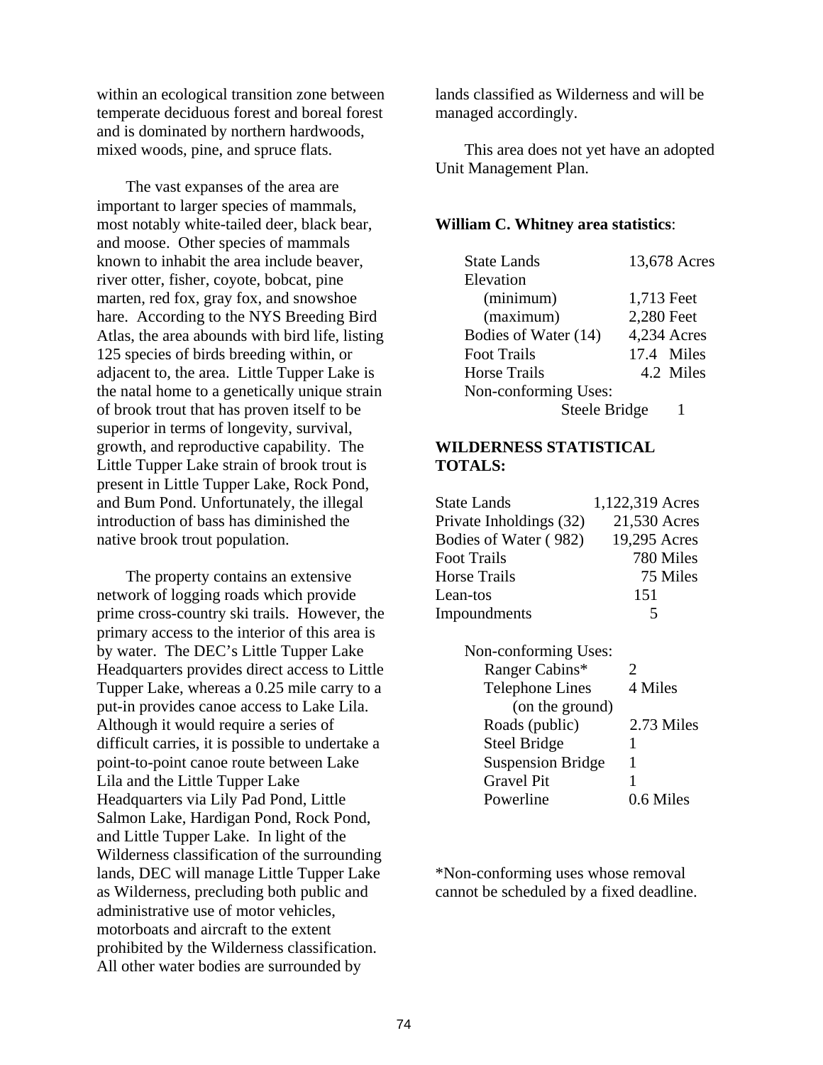within an ecological transition zone between temperate deciduous forest and boreal forest and is dominated by northern hardwoods, mixed woods, pine, and spruce flats.

The vast expanses of the area are important to larger species of mammals, most notably white-tailed deer, black bear, and moose. Other species of mammals known to inhabit the area include beaver, river otter, fisher, coyote, bobcat, pine marten, red fox, gray fox, and snowshoe hare. According to the NYS Breeding Bird Atlas, the area abounds with bird life, listing 125 species of birds breeding within, or adjacent to, the area. Little Tupper Lake is the natal home to a genetically unique strain of brook trout that has proven itself to be superior in terms of longevity, survival, growth, and reproductive capability. The Little Tupper Lake strain of brook trout is present in Little Tupper Lake, Rock Pond, and Bum Pond. Unfortunately, the illegal introduction of bass has diminished the native brook trout population.

The property contains an extensive network of logging roads which provide prime cross-country ski trails. However, the primary access to the interior of this area is by water. The DEC's Little Tupper Lake Headquarters provides direct access to Little Tupper Lake, whereas a 0.25 mile carry to a put-in provides canoe access to Lake Lila. Although it would require a series of difficult carries, it is possible to undertake a point-to-point canoe route between Lake Lila and the Little Tupper Lake Headquarters via Lily Pad Pond, Little Salmon Lake, Hardigan Pond, Rock Pond, and Little Tupper Lake. In light of the Wilderness classification of the surrounding lands, DEC will manage Little Tupper Lake as Wilderness, precluding both public and administrative use of motor vehicles, motorboats and aircraft to the extent prohibited by the Wilderness classification. All other water bodies are surrounded by lands classified as Wilderness and will be managed accordingly.

This area does not yet have an adopted Unit Management Plan.

**William C. Whitney area statistics**:

| | |
|---|---|
| State Lands | 13,678 Acres |
| Elevation | |
| (minimum) | 1,713 Feet |
| (maximum) | 2,280 Feet |
| Bodies of Water (14) | 4,234 Acres |
| Foot Trails | 17.4 Miles |
| Horse Trails | 4.2 Miles |
| Non-conforming Uses: | |
| Steele Bridge | 1 |

**WILDERNESS STATISTICAL TOTALS:**

| | |
|---|---|
| State Lands | 1,122,319 Acres |
| Private Inholdings (32) | 21,530 Acres |
| Bodies of Water ( 982) | 19,295 Acres |
| Foot Trails | 780 Miles |
| Horse Trails | 75 Miles |
| Lean-tos | 151 |
| Impoundments | 5 |

| Non-conforming Uses: | |
|---|---|
| Ranger Cabins* | 2 |
| Telephone Lines (on the ground) | 4 Miles |
| Roads (public) | 2.73 Miles |
| Steel Bridge | 1 |
| Suspension Bridge | 1 |
| Gravel Pit | 1 |
| Powerline | 0.6 Miles |

*Non-conforming uses whose removal cannot be scheduled by a fixed deadline.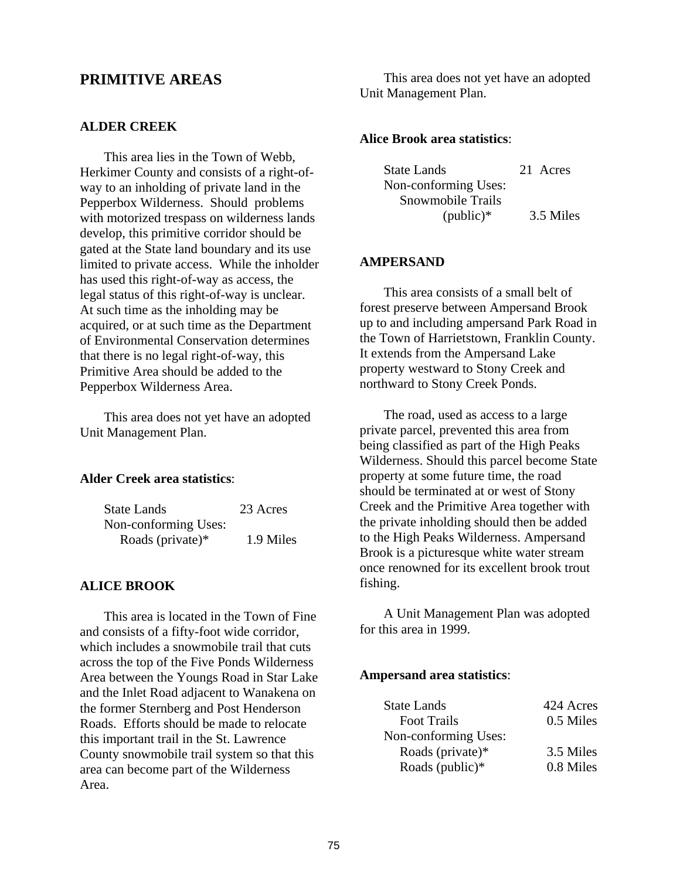## PRIMITIVE AREAS

### ALDER CREEK

This area lies in the Town of Webb, Herkimer County and consists of a right-of-way to an inholding of private land in the Pepperbox Wilderness. Should problems with motorized trespass on wilderness lands develop, this primitive corridor should be gated at the State land boundary and its use limited to private access. While the inholder has used this right-of-way as access, the legal status of this right-of-way is unclear. At such time as the inholding may be acquired, or at such time as the Department of Environmental Conservation determines that there is no legal right-of-way, this Primitive Area should be added to the Pepperbox Wilderness Area.

This area does not yet have an adopted Unit Management Plan.

**Alder Creek area statistics**:

| | |
|---|---|
| State Lands | 23 Acres |
| Non-conforming Uses: | |
| Roads (private)* | 1.9 Miles |

### ALICE BROOK

This area is located in the Town of Fine and consists of a fifty-foot wide corridor, which includes a snowmobile trail that cuts across the top of the Five Ponds Wilderness Area between the Youngs Road in Star Lake and the Inlet Road adjacent to Wanakena on the former Sternberg and Post Henderson Roads. Efforts should be made to relocate this important trail in the St. Lawrence County snowmobile trail system so that this area can become part of the Wilderness Area.

This area does not yet have an adopted Unit Management Plan.

**Alice Brook area statistics**:

| | |
|---|---|
| State Lands | 21 Acres |
| Non-conforming Uses: | |
| Snowmobile Trails (public)* | 3.5 Miles |

### AMPERSAND

This area consists of a small belt of forest preserve between Ampersand Brook up to and including ampersand Park Road in the Town of Harrietstown, Franklin County. It extends from the Ampersand Lake property westward to Stony Creek and northward to Stony Creek Ponds.

The road, used as access to a large private parcel, prevented this area from being classified as part of the High Peaks Wilderness. Should this parcel become State property at some future time, the road should be terminated at or west of Stony Creek and the Primitive Area together with the private inholding should then be added to the High Peaks Wilderness. Ampersand Brook is a picturesque white water stream once renowned for its excellent brook trout fishing.

A Unit Management Plan was adopted for this area in 1999.

**Ampersand area statistics**:

| | |
|---|---|
| State Lands | 424 Acres |
| Foot Trails | 0.5 Miles |
| Non-conforming Uses: | |
| Roads (private)* | 3.5 Miles |
| Roads (public)* | 0.8 Miles |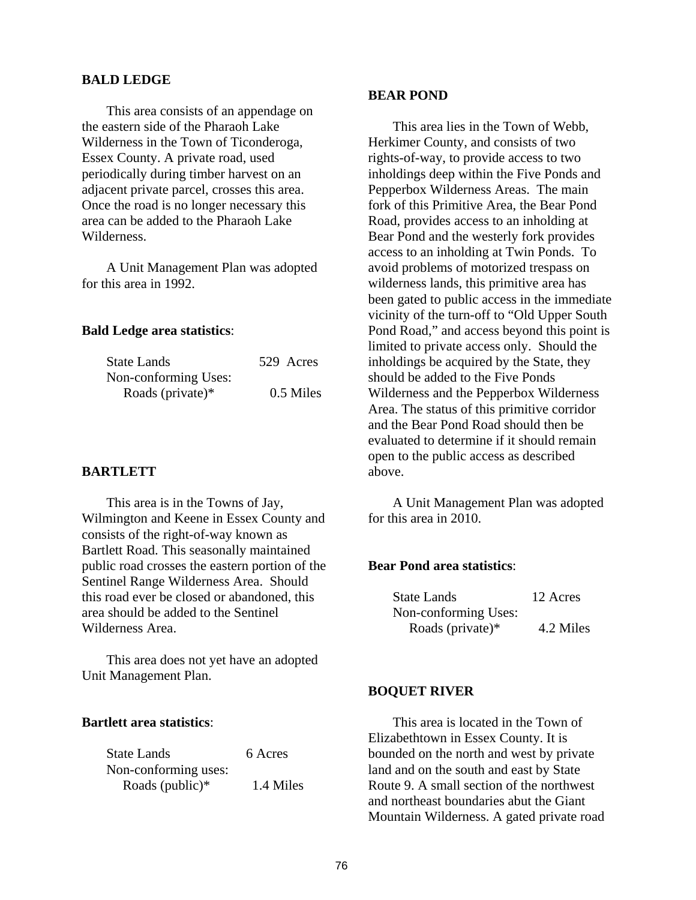## BALD LEDGE

This area consists of an appendage on the eastern side of the Pharaoh Lake Wilderness in the Town of Ticonderoga, Essex County. A private road, used periodically during timber harvest on an adjacent private parcel, crosses this area. Once the road is no longer necessary this area can be added to the Pharaoh Lake Wilderness.

A Unit Management Plan was adopted for this area in 1992.

**Bald Ledge area statistics**:

| | |
|---|---|
| State Lands | 529 Acres |
| Non-conforming Uses: | |
| Roads (private)* | 0.5 Miles |

## BARTLETT

This area is in the Towns of Jay, Wilmington and Keene in Essex County and consists of the right-of-way known as Bartlett Road. This seasonally maintained public road crosses the eastern portion of the Sentinel Range Wilderness Area. Should this road ever be closed or abandoned, this area should be added to the Sentinel Wilderness Area.

This area does not yet have an adopted Unit Management Plan.

**Bartlett area statistics**:

| | |
|---|---|
| State Lands | 6 Acres |
| Non-conforming uses: | |
| Roads (public)* | 1.4 Miles |

## BEAR POND

This area lies in the Town of Webb, Herkimer County, and consists of two rights-of-way, to provide access to two inholdings deep within the Five Ponds and Pepperbox Wilderness Areas. The main fork of this Primitive Area, the Bear Pond Road, provides access to an inholding at Bear Pond and the westerly fork provides access to an inholding at Twin Ponds. To avoid problems of motorized trespass on wilderness lands, this primitive area has been gated to public access in the immediate vicinity of the turn-off to "Old Upper South Pond Road," and access beyond this point is limited to private access only. Should the inholdings be acquired by the State, they should be added to the Five Ponds Wilderness and the Pepperbox Wilderness Area. The status of this primitive corridor and the Bear Pond Road should then be evaluated to determine if it should remain open to the public access as described above.

A Unit Management Plan was adopted for this area in 2010.

**Bear Pond area statistics**:

| | |
|---|---|
| State Lands | 12 Acres |
| Non-conforming Uses: | |
| Roads (private)* | 4.2 Miles |

## BOQUET RIVER

This area is located in the Town of Elizabethtown in Essex County. It is bounded on the north and west by private land and on the south and east by State Route 9. A small section of the northwest and northeast boundaries abut the Giant Mountain Wilderness. A gated private road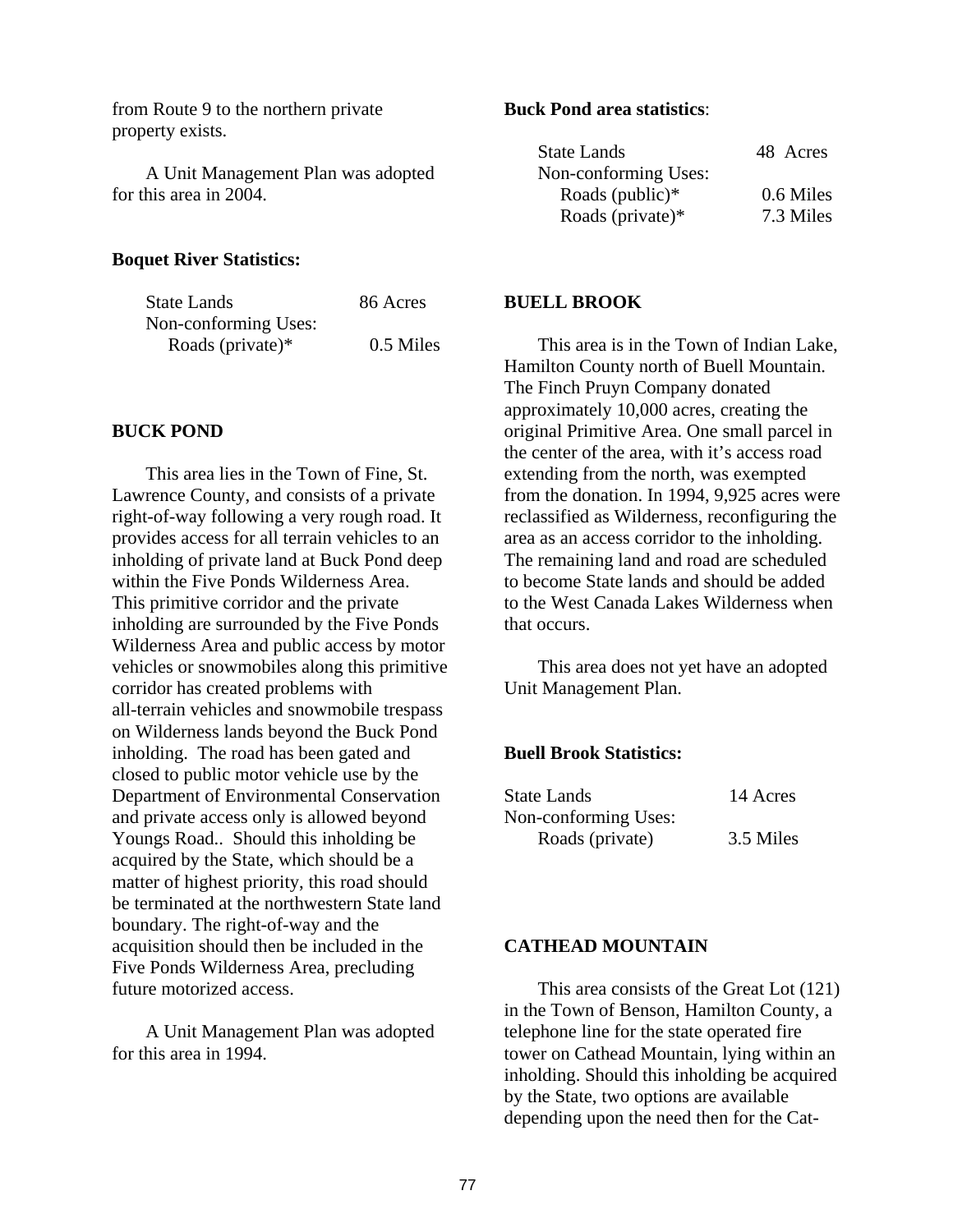from Route 9 to the northern private property exists.

A Unit Management Plan was adopted for this area in 2004.

**Boquet River Statistics:**

| | |
|---|---|
| State Lands | 86 Acres |
| Non-conforming Uses: | |
| Roads (private)* | 0.5 Miles |

## BUCK POND

This area lies in the Town of Fine, St. Lawrence County, and consists of a private right-of-way following a very rough road. It provides access for all terrain vehicles to an inholding of private land at Buck Pond deep within the Five Ponds Wilderness Area. This primitive corridor and the private inholding are surrounded by the Five Ponds Wilderness Area and public access by motor vehicles or snowmobiles along this primitive corridor has created problems with all-terrain vehicles and snowmobile trespass on Wilderness lands beyond the Buck Pond inholding. The road has been gated and closed to public motor vehicle use by the Department of Environmental Conservation and private access only is allowed beyond Youngs Road.. Should this inholding be acquired by the State, which should be a matter of highest priority, this road should be terminated at the northwestern State land boundary. The right-of-way and the acquisition should then be included in the Five Ponds Wilderness Area, precluding future motorized access.

A Unit Management Plan was adopted for this area in 1994.

**Buck Pond area statistics**:

| | |
|---|---|
| State Lands | 48 Acres |
| Non-conforming Uses: | |
| Roads (public)* | 0.6 Miles |
| Roads (private)* | 7.3 Miles |

## BUELL BROOK

This area is in the Town of Indian Lake, Hamilton County north of Buell Mountain. The Finch Pruyn Company donated approximately 10,000 acres, creating the original Primitive Area. One small parcel in the center of the area, with it's access road extending from the north, was exempted from the donation. In 1994, 9,925 acres were reclassified as Wilderness, reconfiguring the area as an access corridor to the inholding. The remaining land and road are scheduled to become State lands and should be added to the West Canada Lakes Wilderness when that occurs.

This area does not yet have an adopted Unit Management Plan.

**Buell Brook Statistics:**

| | |
|---|---|
| State Lands | 14 Acres |
| Non-conforming Uses: | |
| Roads (private) | 3.5 Miles |

## CATHEAD MOUNTAIN

This area consists of the Great Lot (121) in the Town of Benson, Hamilton County, a telephone line for the state operated fire tower on Cathead Mountain, lying within an inholding. Should this inholding be acquired by the State, two options are available depending upon the need then for the Cat-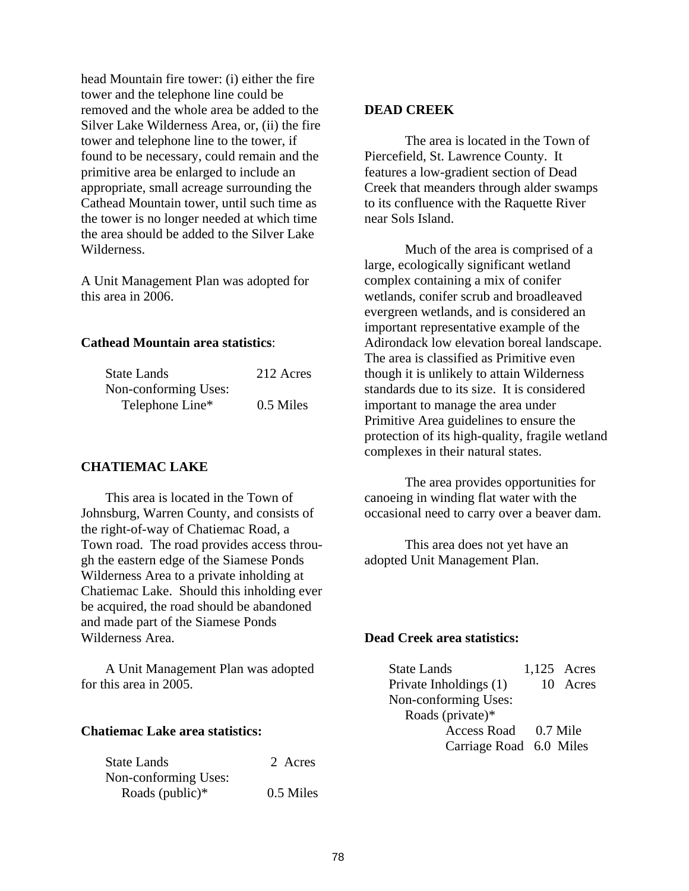head Mountain fire tower: (i) either the fire tower and the telephone line could be removed and the whole area be added to the Silver Lake Wilderness Area, or, (ii) the fire tower and telephone line to the tower, if found to be necessary, could remain and the primitive area be enlarged to include an appropriate, small acreage surrounding the Cathead Mountain tower, until such time as the tower is no longer needed at which time the area should be added to the Silver Lake Wilderness.

A Unit Management Plan was adopted for this area in 2006.

**Cathead Mountain area statistics**:

| | |
|---|---|
| State Lands | 212 Acres |
| Non-conforming Uses: | |
| Telephone Line* | 0.5 Miles |

## CHATIEMAC LAKE

This area is located in the Town of Johnsburg, Warren County, and consists of the right-of-way of Chatiemac Road, a Town road. The road provides access through the eastern edge of the Siamese Ponds Wilderness Area to a private inholding at Chatiemac Lake. Should this inholding ever be acquired, the road should be abandoned and made part of the Siamese Ponds Wilderness Area.

A Unit Management Plan was adopted for this area in 2005.

**Chatiemac Lake area statistics:**

| | |
|---|---|
| State Lands | 2 Acres |
| Non-conforming Uses: | |
| Roads (public)* | 0.5 Miles |

## DEAD CREEK

The area is located in the Town of Piercefield, St. Lawrence County. It features a low-gradient section of Dead Creek that meanders through alder swamps to its confluence with the Raquette River near Sols Island.

Much of the area is comprised of a large, ecologically significant wetland complex containing a mix of conifer wetlands, conifer scrub and broadleaved evergreen wetlands, and is considered an important representative example of the Adirondack low elevation boreal landscape. The area is classified as Primitive even though it is unlikely to attain Wilderness standards due to its size. It is considered important to manage the area under Primitive Area guidelines to ensure the protection of its high-quality, fragile wetland complexes in their natural states.

The area provides opportunities for canoeing in winding flat water with the occasional need to carry over a beaver dam.

This area does not yet have an adopted Unit Management Plan.

**Dead Creek area statistics:**

| | |
|---|---|
| State Lands | 1,125 Acres |
| Private Inholdings (1) | 10 Acres |
| Non-conforming Uses: | |
| Roads (private)* | |
| Access Road | 0.7 Mile |
| Carriage Road | 6.0 Miles |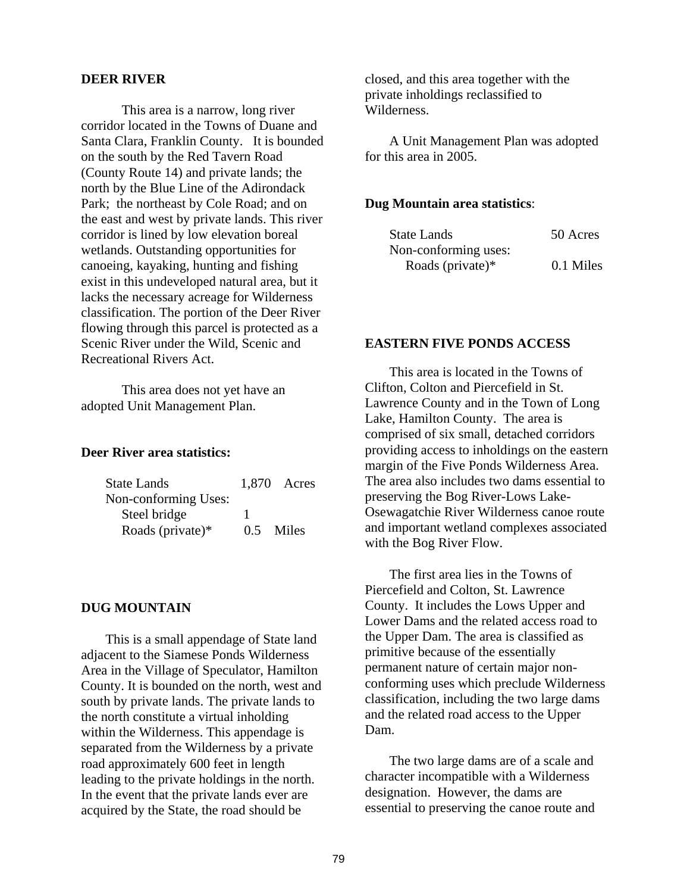## DEER RIVER

This area is a narrow, long river corridor located in the Towns of Duane and Santa Clara, Franklin County. It is bounded on the south by the Red Tavern Road (County Route 14) and private lands; the north by the Blue Line of the Adirondack Park; the northeast by Cole Road; and on the east and west by private lands. This river corridor is lined by low elevation boreal wetlands. Outstanding opportunities for canoeing, kayaking, hunting and fishing exist in this undeveloped natural area, but it lacks the necessary acreage for Wilderness classification. The portion of the Deer River flowing through this parcel is protected as a Scenic River under the Wild, Scenic and Recreational Rivers Act.

This area does not yet have an adopted Unit Management Plan.

**Deer River area statistics:**

| | | |
|---|---|---|
| State Lands | 1,870 | Acres |
| Non-conforming Uses: | | |
| Steel bridge | 1 | |
| Roads (private)* | 0.5 | Miles |

## DUG MOUNTAIN

This is a small appendage of State land adjacent to the Siamese Ponds Wilderness Area in the Village of Speculator, Hamilton County. It is bounded on the north, west and south by private lands. The private lands to the north constitute a virtual inholding within the Wilderness. This appendage is separated from the Wilderness by a private road approximately 600 feet in length leading to the private holdings in the north. In the event that the private lands ever are acquired by the State, the road should be closed, and this area together with the private inholdings reclassified to Wilderness.

A Unit Management Plan was adopted for this area in 2005.

**Dug Mountain area statistics**:

| | |
|---|---|
| State Lands | 50 Acres |
| Non-conforming uses: | |
| Roads (private)* | 0.1 Miles |

## EASTERN FIVE PONDS ACCESS

This area is located in the Towns of Clifton, Colton and Piercefield in St. Lawrence County and in the Town of Long Lake, Hamilton County. The area is comprised of six small, detached corridors providing access to inholdings on the eastern margin of the Five Ponds Wilderness Area. The area also includes two dams essential to preserving the Bog River-Lows Lake-Osewagatchie River Wilderness canoe route and important wetland complexes associated with the Bog River Flow.

The first area lies in the Towns of Piercefield and Colton, St. Lawrence County. It includes the Lows Upper and Lower Dams and the related access road to the Upper Dam. The area is classified as primitive because of the essentially permanent nature of certain major non-conforming uses which preclude Wilderness classification, including the two large dams and the related road access to the Upper Dam.

The two large dams are of a scale and character incompatible with a Wilderness designation. However, the dams are essential to preserving the canoe route and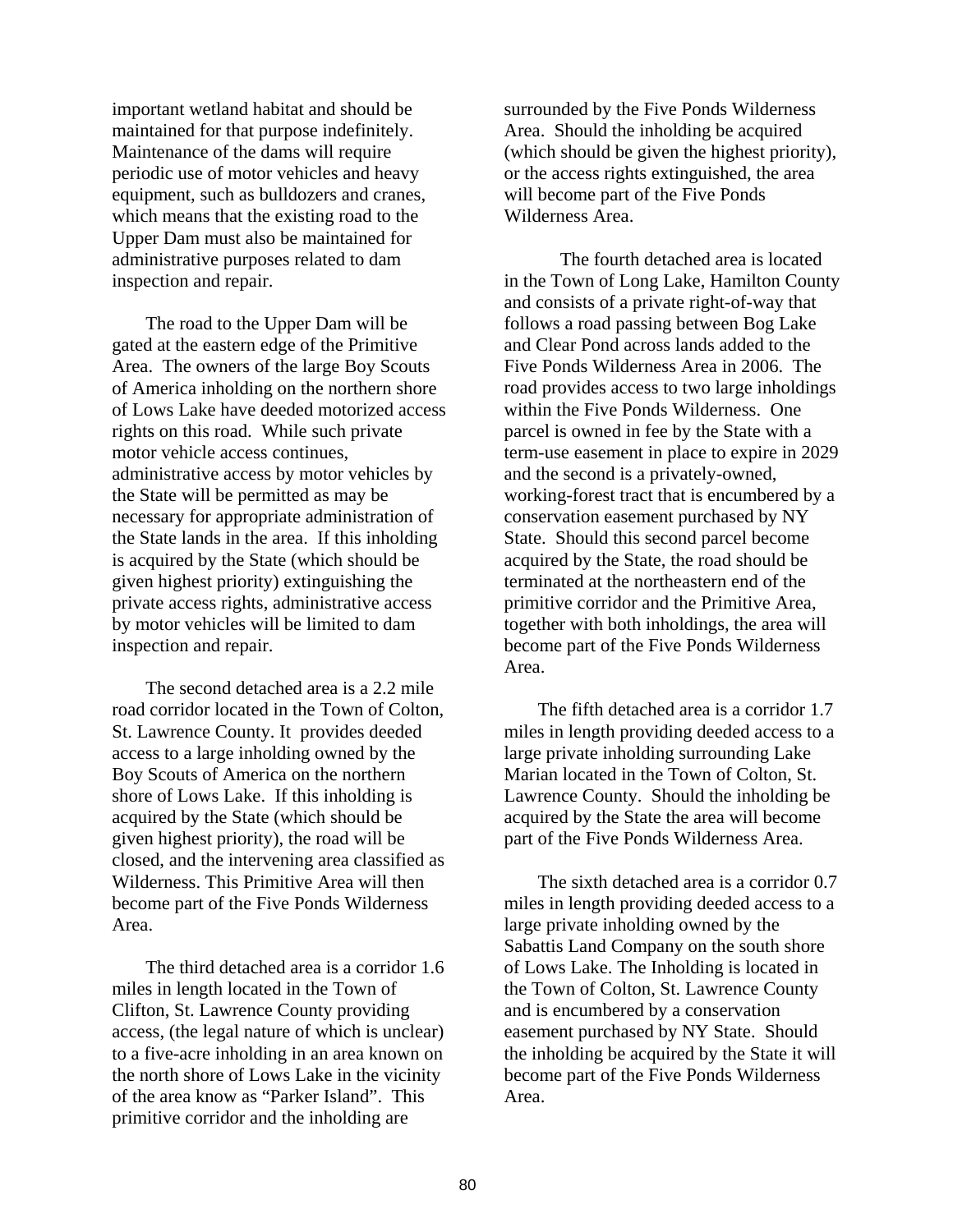important wetland habitat and should be maintained for that purpose indefinitely. Maintenance of the dams will require periodic use of motor vehicles and heavy equipment, such as bulldozers and cranes, which means that the existing road to the Upper Dam must also be maintained for administrative purposes related to dam inspection and repair.

The road to the Upper Dam will be gated at the eastern edge of the Primitive Area. The owners of the large Boy Scouts of America inholding on the northern shore of Lows Lake have deeded motorized access rights on this road. While such private motor vehicle access continues, administrative access by motor vehicles by the State will be permitted as may be necessary for appropriate administration of the State lands in the area. If this inholding is acquired by the State (which should be given highest priority) extinguishing the private access rights, administrative access by motor vehicles will be limited to dam inspection and repair.

The second detached area is a 2.2 mile road corridor located in the Town of Colton, St. Lawrence County. It provides deeded access to a large inholding owned by the Boy Scouts of America on the northern shore of Lows Lake. If this inholding is acquired by the State (which should be given highest priority), the road will be closed, and the intervening area classified as Wilderness. This Primitive Area will then become part of the Five Ponds Wilderness Area.

The third detached area is a corridor 1.6 miles in length located in the Town of Clifton, St. Lawrence County providing access, (the legal nature of which is unclear) to a five-acre inholding in an area known on the north shore of Lows Lake in the vicinity of the area know as "Parker Island". This primitive corridor and the inholding are surrounded by the Five Ponds Wilderness Area. Should the inholding be acquired (which should be given the highest priority), or the access rights extinguished, the area will become part of the Five Ponds Wilderness Area.

The fourth detached area is located in the Town of Long Lake, Hamilton County and consists of a private right-of-way that follows a road passing between Bog Lake and Clear Pond across lands added to the Five Ponds Wilderness Area in 2006. The road provides access to two large inholdings within the Five Ponds Wilderness. One parcel is owned in fee by the State with a term-use easement in place to expire in 2029 and the second is a privately-owned, working-forest tract that is encumbered by a conservation easement purchased by NY State. Should this second parcel become acquired by the State, the road should be terminated at the northeastern end of the primitive corridor and the Primitive Area, together with both inholdings, the area will become part of the Five Ponds Wilderness Area.

The fifth detached area is a corridor 1.7 miles in length providing deeded access to a large private inholding surrounding Lake Marian located in the Town of Colton, St. Lawrence County. Should the inholding be acquired by the State the area will become part of the Five Ponds Wilderness Area.

The sixth detached area is a corridor 0.7 miles in length providing deeded access to a large private inholding owned by the Sabattis Land Company on the south shore of Lows Lake. The Inholding is located in the Town of Colton, St. Lawrence County and is encumbered by a conservation easement purchased by NY State. Should the inholding be acquired by the State it will become part of the Five Ponds Wilderness Area.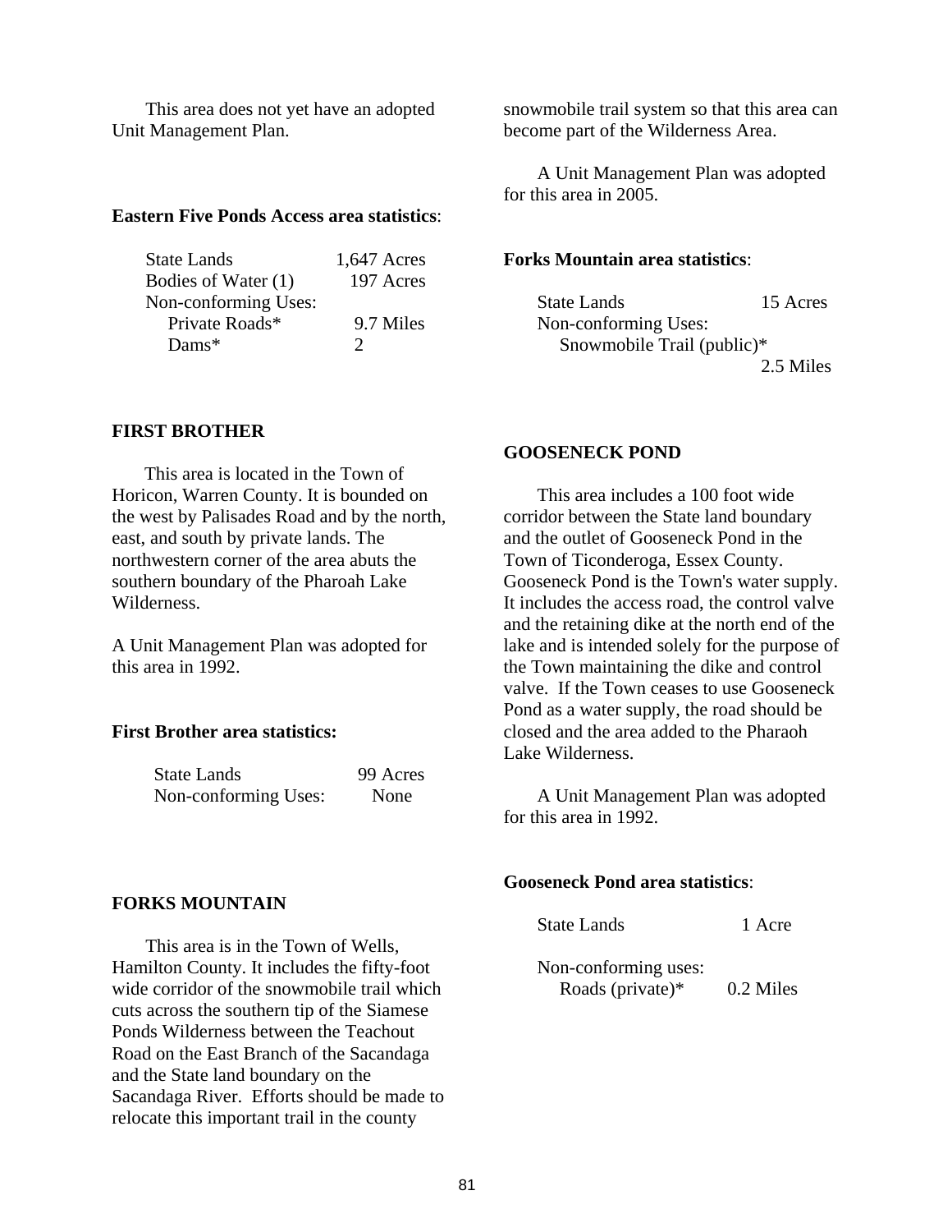This area does not yet have an adopted Unit Management Plan.

**Eastern Five Ponds Access area statistics**:

| | |
|---|---|
| State Lands | 1,647 Acres |
| Bodies of Water (1) | 197 Acres |
| Non-conforming Uses: | |
| Private Roads* | 9.7 Miles |
| Dams* | 2 |

## FIRST BROTHER

This area is located in the Town of Horicon, Warren County. It is bounded on the west by Palisades Road and by the north, east, and south by private lands. The northwestern corner of the area abuts the southern boundary of the Pharoah Lake Wilderness.

A Unit Management Plan was adopted for this area in 1992.

**First Brother area statistics:**

| | |
|---|---|
| State Lands | 99 Acres |
| Non-conforming Uses: | None |

## FORKS MOUNTAIN

This area is in the Town of Wells, Hamilton County. It includes the fifty-foot wide corridor of the snowmobile trail which cuts across the southern tip of the Siamese Ponds Wilderness between the Teachout Road on the East Branch of the Sacandaga and the State land boundary on the Sacandaga River. Efforts should be made to relocate this important trail in the county snowmobile trail system so that this area can become part of the Wilderness Area.

A Unit Management Plan was adopted for this area in 2005.

**Forks Mountain area statistics**:

| | |
|---|---|
| State Lands | 15 Acres |
| Non-conforming Uses: | |
| Snowmobile Trail (public)* | 2.5 Miles |

## GOOSENECK POND

This area includes a 100 foot wide corridor between the State land boundary and the outlet of Gooseneck Pond in the Town of Ticonderoga, Essex County. Gooseneck Pond is the Town's water supply. It includes the access road, the control valve and the retaining dike at the north end of the lake and is intended solely for the purpose of the Town maintaining the dike and control valve. If the Town ceases to use Gooseneck Pond as a water supply, the road should be closed and the area added to the Pharaoh Lake Wilderness.

A Unit Management Plan was adopted for this area in 1992.

**Gooseneck Pond area statistics**:

| | |
|---|---|
| State Lands | 1 Acre |
| Non-conforming uses: | |
| Roads (private)* | 0.2 Miles |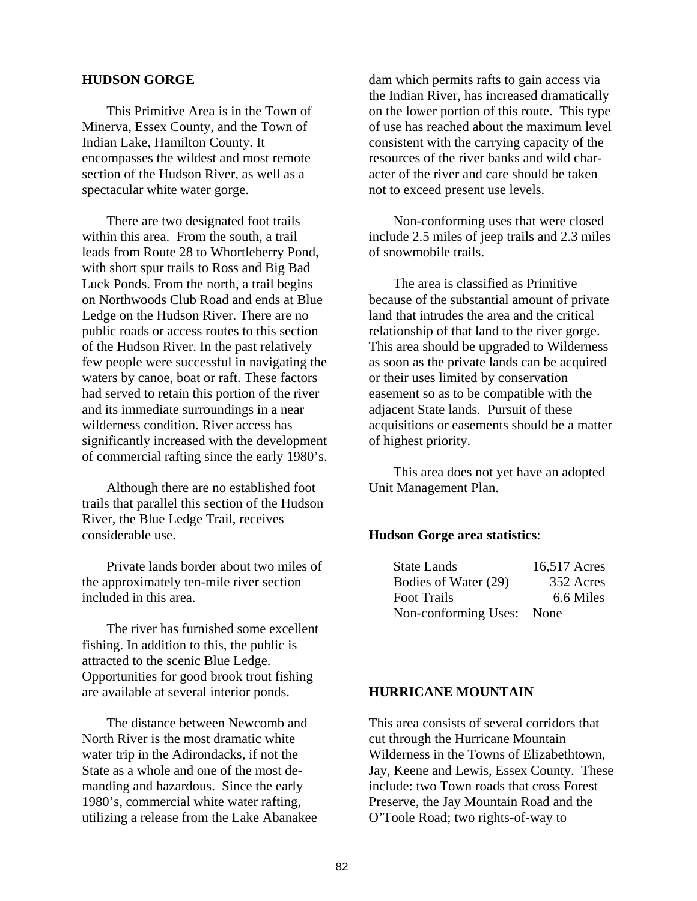## HUDSON GORGE

This Primitive Area is in the Town of Minerva, Essex County, and the Town of Indian Lake, Hamilton County. It encompasses the wildest and most remote section of the Hudson River, as well as a spectacular white water gorge.

There are two designated foot trails within this area. From the south, a trail leads from Route 28 to Whortleberry Pond, with short spur trails to Ross and Big Bad Luck Ponds. From the north, a trail begins on Northwoods Club Road and ends at Blue Ledge on the Hudson River. There are no public roads or access routes to this section of the Hudson River. In the past relatively few people were successful in navigating the waters by canoe, boat or raft. These factors had served to retain this portion of the river and its immediate surroundings in a near wilderness condition. River access has significantly increased with the development of commercial rafting since the early 1980's.

Although there are no established foot trails that parallel this section of the Hudson River, the Blue Ledge Trail, receives considerable use.

Private lands border about two miles of the approximately ten-mile river section included in this area.

The river has furnished some excellent fishing. In addition to this, the public is attracted to the scenic Blue Ledge. Opportunities for good brook trout fishing are available at several interior ponds.

The distance between Newcomb and North River is the most dramatic white water trip in the Adirondacks, if not the State as a whole and one of the most demanding and hazardous. Since the early 1980's, commercial white water rafting, utilizing a release from the Lake Abanakee dam which permits rafts to gain access via the Indian River, has increased dramatically on the lower portion of this route. This type of use has reached about the maximum level consistent with the carrying capacity of the resources of the river banks and wild character of the river and care should be taken not to exceed present use levels.

Non-conforming uses that were closed include 2.5 miles of jeep trails and 2.3 miles of snowmobile trails.

The area is classified as Primitive because of the substantial amount of private land that intrudes the area and the critical relationship of that land to the river gorge. This area should be upgraded to Wilderness as soon as the private lands can be acquired or their uses limited by conservation easement so as to be compatible with the adjacent State lands. Pursuit of these acquisitions or easements should be a matter of highest priority.

This area does not yet have an adopted Unit Management Plan.

**Hudson Gorge area statistics**:

| | |
|---|---|
| State Lands | 16,517 Acres |
| Bodies of Water (29) | 352 Acres |
| Foot Trails | 6.6 Miles |
| Non-conforming Uses: | None |

## HURRICANE MOUNTAIN

This area consists of several corridors that cut through the Hurricane Mountain Wilderness in the Towns of Elizabethtown, Jay, Keene and Lewis, Essex County. These include: two Town roads that cross Forest Preserve, the Jay Mountain Road and the O'Toole Road; two rights-of-way to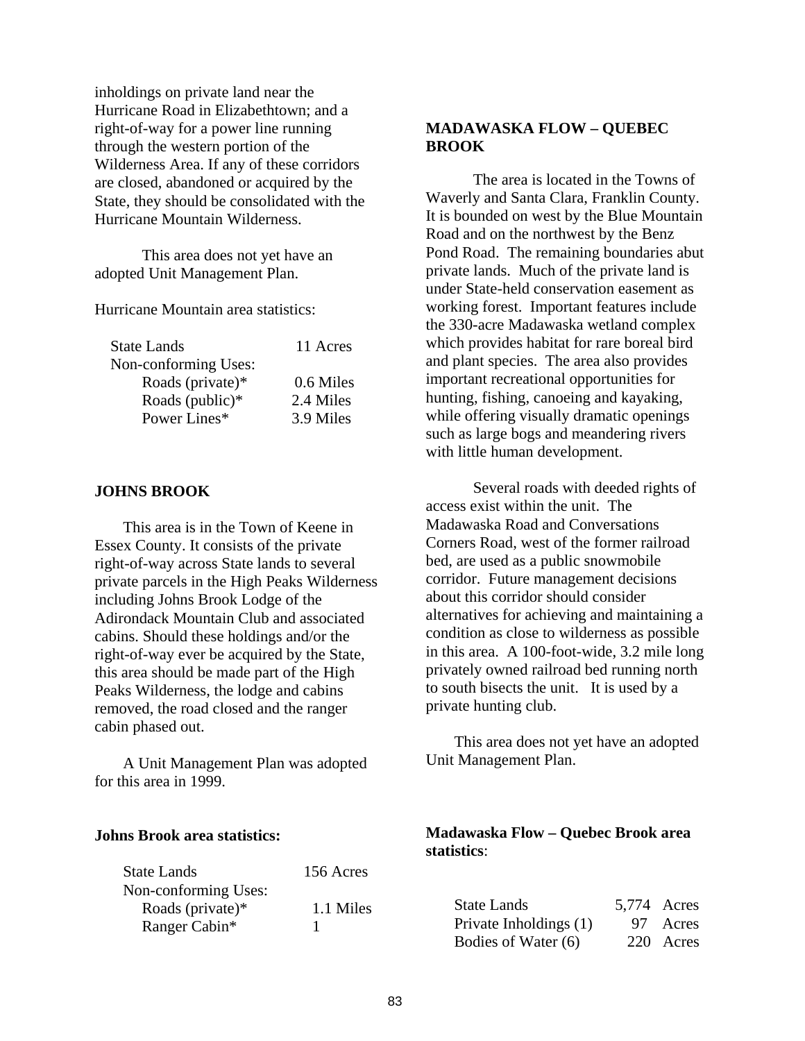inholdings on private land near the Hurricane Road in Elizabethtown; and a right-of-way for a power line running through the western portion of the Wilderness Area. If any of these corridors are closed, abandoned or acquired by the State, they should be consolidated with the Hurricane Mountain Wilderness.

This area does not yet have an adopted Unit Management Plan.

Hurricane Mountain area statistics:

| | |
|---|---|
| State Lands | 11 Acres |
| Non-conforming Uses: | |
| Roads (private)* | 0.6 Miles |
| Roads (public)* | 2.4 Miles |
| Power Lines* | 3.9 Miles |

## JOHNS BROOK

This area is in the Town of Keene in Essex County. It consists of the private right-of-way across State lands to several private parcels in the High Peaks Wilderness including Johns Brook Lodge of the Adirondack Mountain Club and associated cabins. Should these holdings and/or the right-of-way ever be acquired by the State, this area should be made part of the High Peaks Wilderness, the lodge and cabins removed, the road closed and the ranger cabin phased out.

A Unit Management Plan was adopted for this area in 1999.

**Johns Brook area statistics:**

| | |
|---|---|
| State Lands | 156 Acres |
| Non-conforming Uses: | |
| Roads (private)* | 1.1 Miles |
| Ranger Cabin* | 1 |

## MADAWASKA FLOW – QUEBEC BROOK

The area is located in the Towns of Waverly and Santa Clara, Franklin County. It is bounded on west by the Blue Mountain Road and on the northwest by the Benz Pond Road. The remaining boundaries abut private lands. Much of the private land is under State-held conservation easement as working forest. Important features include the 330-acre Madawaska wetland complex which provides habitat for rare boreal bird and plant species. The area also provides important recreational opportunities for hunting, fishing, canoeing and kayaking, while offering visually dramatic openings such as large bogs and meandering rivers with little human development.

Several roads with deeded rights of access exist within the unit. The Madawaska Road and Conversations Corners Road, west of the former railroad bed, are used as a public snowmobile corridor. Future management decisions about this corridor should consider alternatives for achieving and maintaining a condition as close to wilderness as possible in this area. A 100-foot-wide, 3.2 mile long privately owned railroad bed running north to south bisects the unit. It is used by a private hunting club.

This area does not yet have an adopted Unit Management Plan.

**Madawaska Flow – Quebec Brook area statistics**:

| | |
|---|---|
| State Lands | 5,774 Acres |
| Private Inholdings (1) | 97 Acres |
| Bodies of Water (6) | 220 Acres |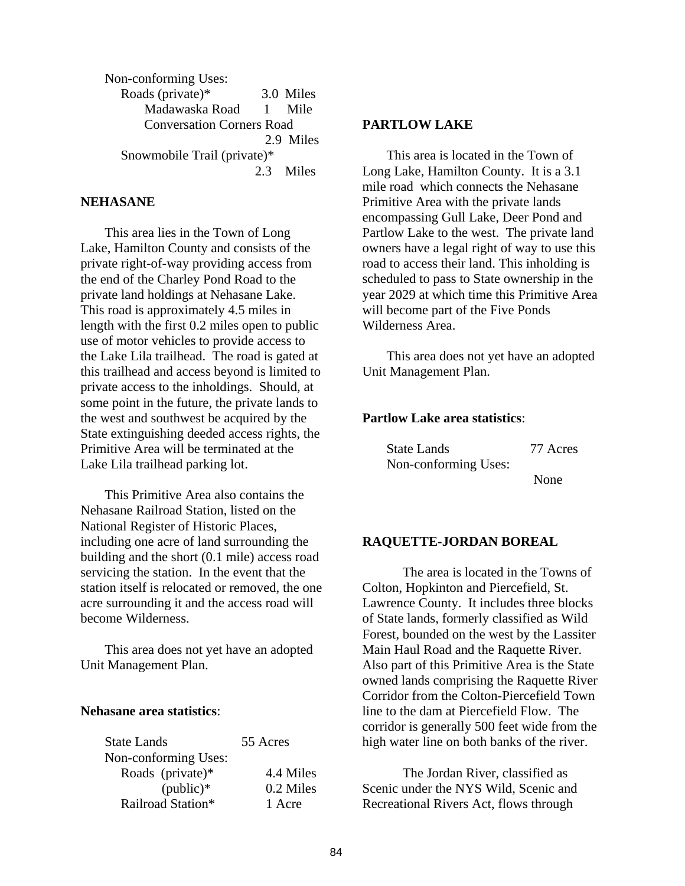Non-conforming Uses:

| | |
|---|---|
| Roads (private)* | 3.0 Miles |
| Madawaska Road | 1 Mile |
| Conversation Corners Road | 2.9 Miles |
| Snowmobile Trail (private)* | 2.3 Miles |

**NEHASANE**

This area lies in the Town of Long Lake, Hamilton County and consists of the private right-of-way providing access from the end of the Charley Pond Road to the private land holdings at Nehasane Lake. This road is approximately 4.5 miles in length with the first 0.2 miles open to public use of motor vehicles to provide access to the Lake Lila trailhead. The road is gated at this trailhead and access beyond is limited to private access to the inholdings. Should, at some point in the future, the private lands to the west and southwest be acquired by the State extinguishing deeded access rights, the Primitive Area will be terminated at the Lake Lila trailhead parking lot.

This Primitive Area also contains the Nehasane Railroad Station, listed on the National Register of Historic Places, including one acre of land surrounding the building and the short (0.1 mile) access road servicing the station. In the event that the station itself is relocated or removed, the one acre surrounding it and the access road will become Wilderness.

This area does not yet have an adopted Unit Management Plan.

**Nehasane area statistics**:

| | |
|---|---|
| State Lands | 55 Acres |
| Non-conforming Uses: | |
| Roads (private)* | 4.4 Miles |
| (public)* | 0.2 Miles |
| Railroad Station* | 1 Acre |

**PARTLOW LAKE**

This area is located in the Town of Long Lake, Hamilton County. It is a 3.1 mile road which connects the Nehasane Primitive Area with the private lands encompassing Gull Lake, Deer Pond and Partlow Lake to the west. The private land owners have a legal right of way to use this road to access their land. This inholding is scheduled to pass to State ownership in the year 2029 at which time this Primitive Area will become part of the Five Ponds Wilderness Area.

This area does not yet have an adopted Unit Management Plan.

**Partlow Lake area statistics**:

| | |
|---|---|
| State Lands | 77 Acres |
| Non-conforming Uses: | None |

**RAQUETTE-JORDAN BOREAL**

The area is located in the Towns of Colton, Hopkinton and Piercefield, St. Lawrence County. It includes three blocks of State lands, formerly classified as Wild Forest, bounded on the west by the Lassiter Main Haul Road and the Raquette River. Also part of this Primitive Area is the State owned lands comprising the Raquette River Corridor from the Colton-Piercefield Town line to the dam at Piercefield Flow. The corridor is generally 500 feet wide from the high water line on both banks of the river.

The Jordan River, classified as Scenic under the NYS Wild, Scenic and Recreational Rivers Act, flows through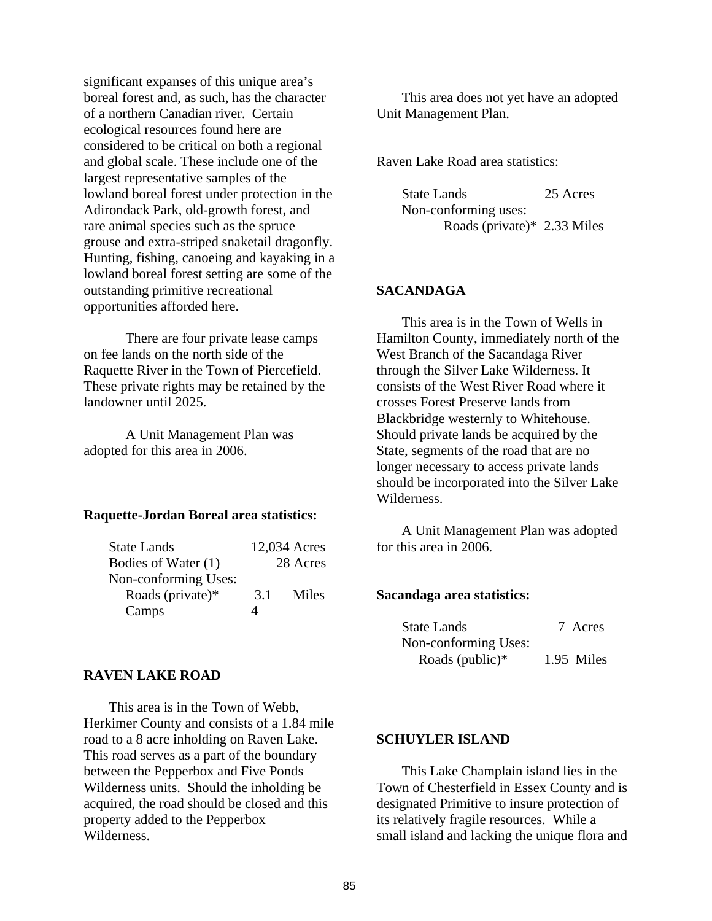significant expanses of this unique area's boreal forest and, as such, has the character of a northern Canadian river. Certain ecological resources found here are considered to be critical on both a regional and global scale. These include one of the largest representative samples of the lowland boreal forest under protection in the Adirondack Park, old-growth forest, and rare animal species such as the spruce grouse and extra-striped snaketail dragonfly. Hunting, fishing, canoeing and kayaking in a lowland boreal forest setting are some of the outstanding primitive recreational opportunities afforded here.

There are four private lease camps on fee lands on the north side of the Raquette River in the Town of Piercefield. These private rights may be retained by the landowner until 2025.

A Unit Management Plan was adopted for this area in 2006.

**Raquette-Jordan Boreal area statistics:**

| | | |
|---|---|---|
| State Lands | 12,034 | Acres |
| Bodies of Water (1) | 28 | Acres |
| Non-conforming Uses: | | |
| Roads (private)* | 3.1 | Miles |
| Camps | 4 | |

## RAVEN LAKE ROAD

This area is in the Town of Webb, Herkimer County and consists of a 1.84 mile road to a 8 acre inholding on Raven Lake. This road serves as a part of the boundary between the Pepperbox and Five Ponds Wilderness units. Should the inholding be acquired, the road should be closed and this property added to the Pepperbox Wilderness.

This area does not yet have an adopted Unit Management Plan.

Raven Lake Road area statistics:

| | | |
|---|---|---|
| State Lands | 25 | Acres |
| Non-conforming uses: | | |
| Roads (private)* | 2.33 | Miles |

## SACANDAGA

This area is in the Town of Wells in Hamilton County, immediately north of the West Branch of the Sacandaga River through the Silver Lake Wilderness. It consists of the West River Road where it crosses Forest Preserve lands from Blackbridge westernly to Whitehouse. Should private lands be acquired by the State, segments of the road that are no longer necessary to access private lands should be incorporated into the Silver Lake Wilderness.

A Unit Management Plan was adopted for this area in 2006.

**Sacandaga area statistics:**

| | | |
|---|---|---|
| State Lands | 7 | Acres |
| Non-conforming Uses: | | |
| Roads (public)* | 1.95 | Miles |

## SCHUYLER ISLAND

This Lake Champlain island lies in the Town of Chesterfield in Essex County and is designated Primitive to insure protection of its relatively fragile resources. While a small island and lacking the unique flora and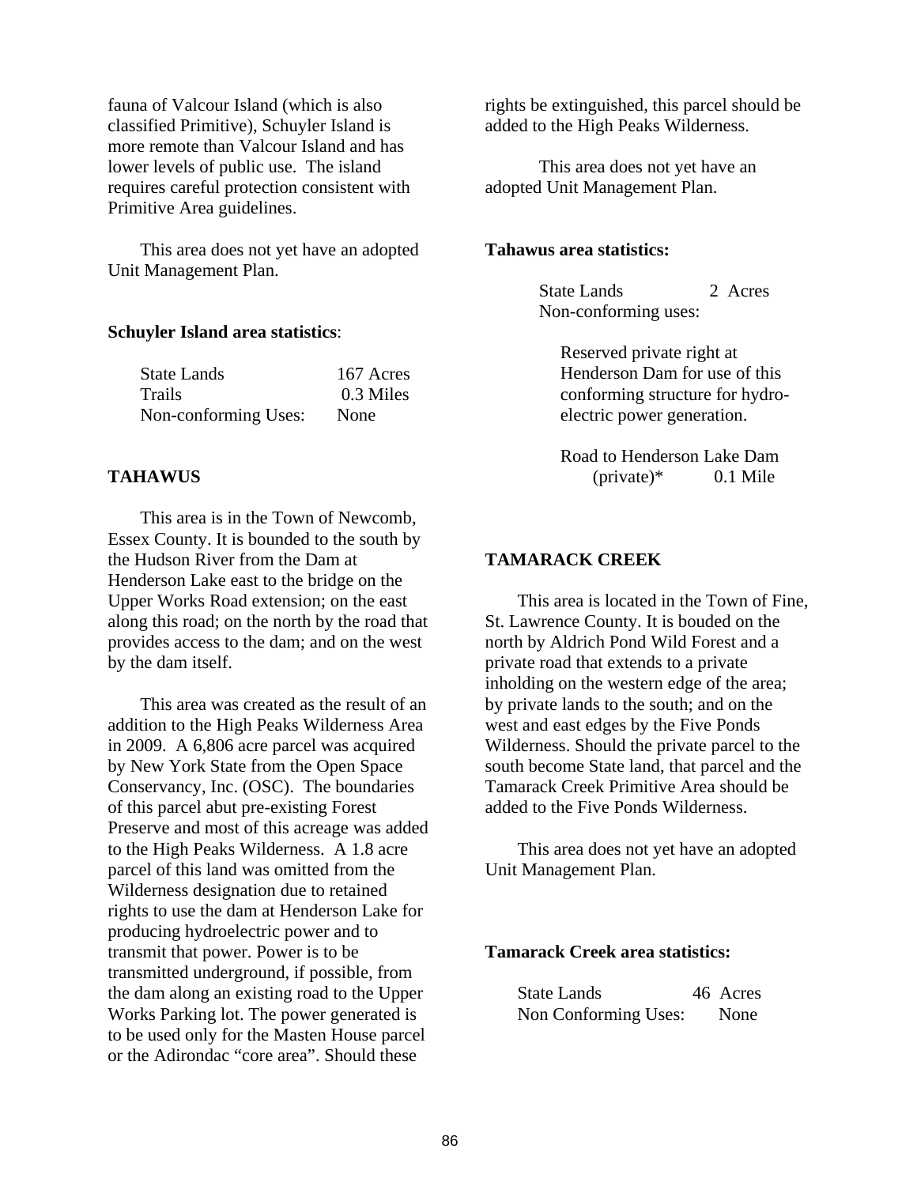fauna of Valcour Island (which is also classified Primitive), Schuyler Island is more remote than Valcour Island and has lower levels of public use. The island requires careful protection consistent with Primitive Area guidelines.

This area does not yet have an adopted Unit Management Plan.

**Schuyler Island area statistics**:

| | |
|---|---|
| State Lands | 167 Acres |
| Trails | 0.3 Miles |
| Non-conforming Uses: | None |

**TAHAWUS**

This area is in the Town of Newcomb, Essex County. It is bounded to the south by the Hudson River from the Dam at Henderson Lake east to the bridge on the Upper Works Road extension; on the east along this road; on the north by the road that provides access to the dam; and on the west by the dam itself.

This area was created as the result of an addition to the High Peaks Wilderness Area in 2009. A 6,806 acre parcel was acquired by New York State from the Open Space Conservancy, Inc. (OSC). The boundaries of this parcel abut pre-existing Forest Preserve and most of this acreage was added to the High Peaks Wilderness. A 1.8 acre parcel of this land was omitted from the Wilderness designation due to retained rights to use the dam at Henderson Lake for producing hydroelectric power and to transmit that power. Power is to be transmitted underground, if possible, from the dam along an existing road to the Upper Works Parking lot. The power generated is to be used only for the Masten House parcel or the Adirondac "core area". Should these rights be extinguished, this parcel should be added to the High Peaks Wilderness.

This area does not yet have an adopted Unit Management Plan.

**Tahawus area statistics:**

State Lands 2 Acres

Non-conforming uses:

Reserved private right at Henderson Dam for use of this conforming structure for hydro-electric power generation.

Road to Henderson Lake Dam (private)* 0.1 Mile

**TAMARACK CREEK**

This area is located in the Town of Fine, St. Lawrence County. It is bouded on the north by Aldrich Pond Wild Forest and a private road that extends to a private inholding on the western edge of the area; by private lands to the south; and on the west and east edges by the Five Ponds Wilderness. Should the private parcel to the south become State land, that parcel and the Tamarack Creek Primitive Area should be added to the Five Ponds Wilderness.

This area does not yet have an adopted Unit Management Plan.

**Tamarack Creek area statistics:**

| | |
|---|---|
| State Lands | 46 Acres |
| Non Conforming Uses: | None |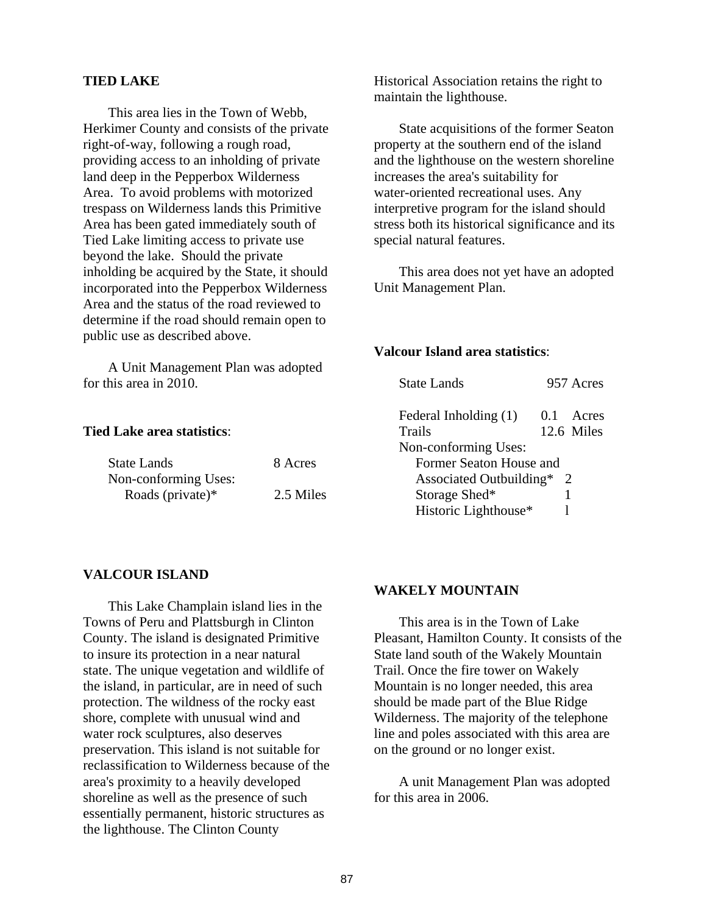## TIED LAKE

This area lies in the Town of Webb, Herkimer County and consists of the private right-of-way, following a rough road, providing access to an inholding of private land deep in the Pepperbox Wilderness Area. To avoid problems with motorized trespass on Wilderness lands this Primitive Area has been gated immediately south of Tied Lake limiting access to private use beyond the lake. Should the private inholding be acquired by the State, it should incorporated into the Pepperbox Wilderness Area and the status of the road reviewed to determine if the road should remain open to public use as described above.

A Unit Management Plan was adopted for this area in 2010.

**Tied Lake area statistics**:

| | |
|---|---|
| State Lands | 8 Acres |
| Non-conforming Uses: | |
| Roads (private)* | 2.5 Miles |

## VALCOUR ISLAND

This Lake Champlain island lies in the Towns of Peru and Plattsburgh in Clinton County. The island is designated Primitive to insure its protection in a near natural state. The unique vegetation and wildlife of the island, in particular, are in need of such protection. The wildness of the rocky east shore, complete with unusual wind and water rock sculptures, also deserves preservation. This island is not suitable for reclassification to Wilderness because of the area's proximity to a heavily developed shoreline as well as the presence of such essentially permanent, historic structures as the lighthouse. The Clinton County Historical Association retains the right to maintain the lighthouse.

State acquisitions of the former Seaton property at the southern end of the island and the lighthouse on the western shoreline increases the area's suitability for water-oriented recreational uses. Any interpretive program for the island should stress both its historical significance and its special natural features.

This area does not yet have an adopted Unit Management Plan.

**Valcour Island area statistics**:

| | |
|---|---|
| State Lands | 957 Acres |
| Federal Inholding (1) | 0.1 Acres |
| Trails | 12.6 Miles |
| Non-conforming Uses: | |
| Former Seaton House and Associated Outbuilding* | 2 |
| Storage Shed* | 1 |
| Historic Lighthouse* | l |

## WAKELY MOUNTAIN

This area is in the Town of Lake Pleasant, Hamilton County. It consists of the State land south of the Wakely Mountain Trail. Once the fire tower on Wakely Mountain is no longer needed, this area should be made part of the Blue Ridge Wilderness. The majority of the telephone line and poles associated with this area are on the ground or no longer exist.

A unit Management Plan was adopted for this area in 2006.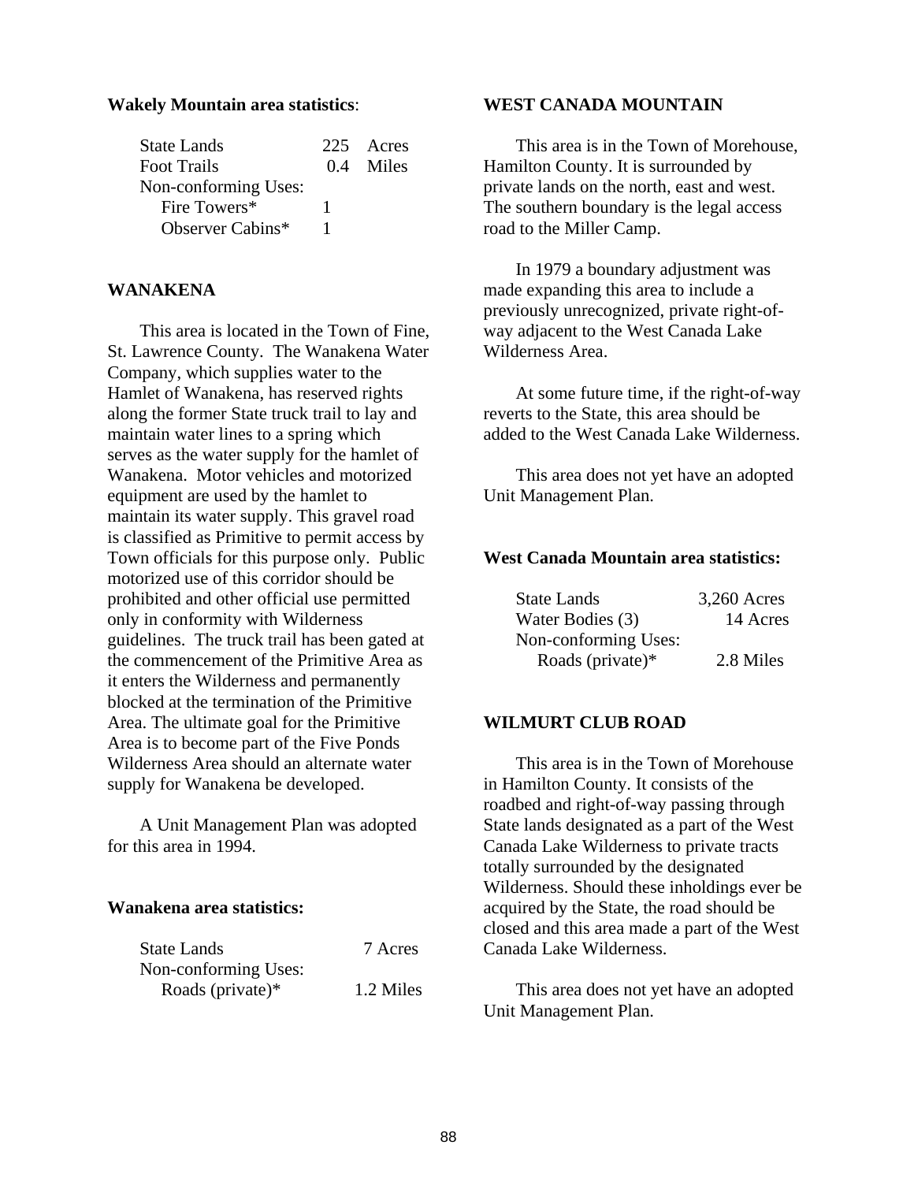**Wakely Mountain area statistics**:

| | | |
|---|---|---|
| State Lands | 225 | Acres |
| Foot Trails | 0.4 | Miles |
| Non-conforming Uses: | | |
| Fire Towers* | 1 | |
| Observer Cabins* | 1 | |

## WANAKENA

This area is located in the Town of Fine, St. Lawrence County. The Wanakena Water Company, which supplies water to the Hamlet of Wanakena, has reserved rights along the former State truck trail to lay and maintain water lines to a spring which serves as the water supply for the hamlet of Wanakena. Motor vehicles and motorized equipment are used by the hamlet to maintain its water supply. This gravel road is classified as Primitive to permit access by Town officials for this purpose only. Public motorized use of this corridor should be prohibited and other official use permitted only in conformity with Wilderness guidelines. The truck trail has been gated at the commencement of the Primitive Area as it enters the Wilderness and permanently blocked at the termination of the Primitive Area. The ultimate goal for the Primitive Area is to become part of the Five Ponds Wilderness Area should an alternate water supply for Wanakena be developed.

A Unit Management Plan was adopted for this area in 1994.

**Wanakena area statistics:**

| | |
|---|---|
| State Lands | 7 Acres |
| Non-conforming Uses: | |
| Roads (private)* | 1.2 Miles |

## WEST CANADA MOUNTAIN

This area is in the Town of Morehouse, Hamilton County. It is surrounded by private lands on the north, east and west. The southern boundary is the legal access road to the Miller Camp.

In 1979 a boundary adjustment was made expanding this area to include a previously unrecognized, private right-of-way adjacent to the West Canada Lake Wilderness Area.

At some future time, if the right-of-way reverts to the State, this area should be added to the West Canada Lake Wilderness.

This area does not yet have an adopted Unit Management Plan.

**West Canada Mountain area statistics:**

| | |
|---|---|
| State Lands | 3,260 Acres |
| Water Bodies (3) | 14 Acres |
| Non-conforming Uses: | |
| Roads (private)* | 2.8 Miles |

## WILMURT CLUB ROAD

This area is in the Town of Morehouse in Hamilton County. It consists of the roadbed and right-of-way passing through State lands designated as a part of the West Canada Lake Wilderness to private tracts totally surrounded by the designated Wilderness. Should these inholdings ever be acquired by the State, the road should be closed and this area made a part of the West Canada Lake Wilderness.

This area does not yet have an adopted Unit Management Plan.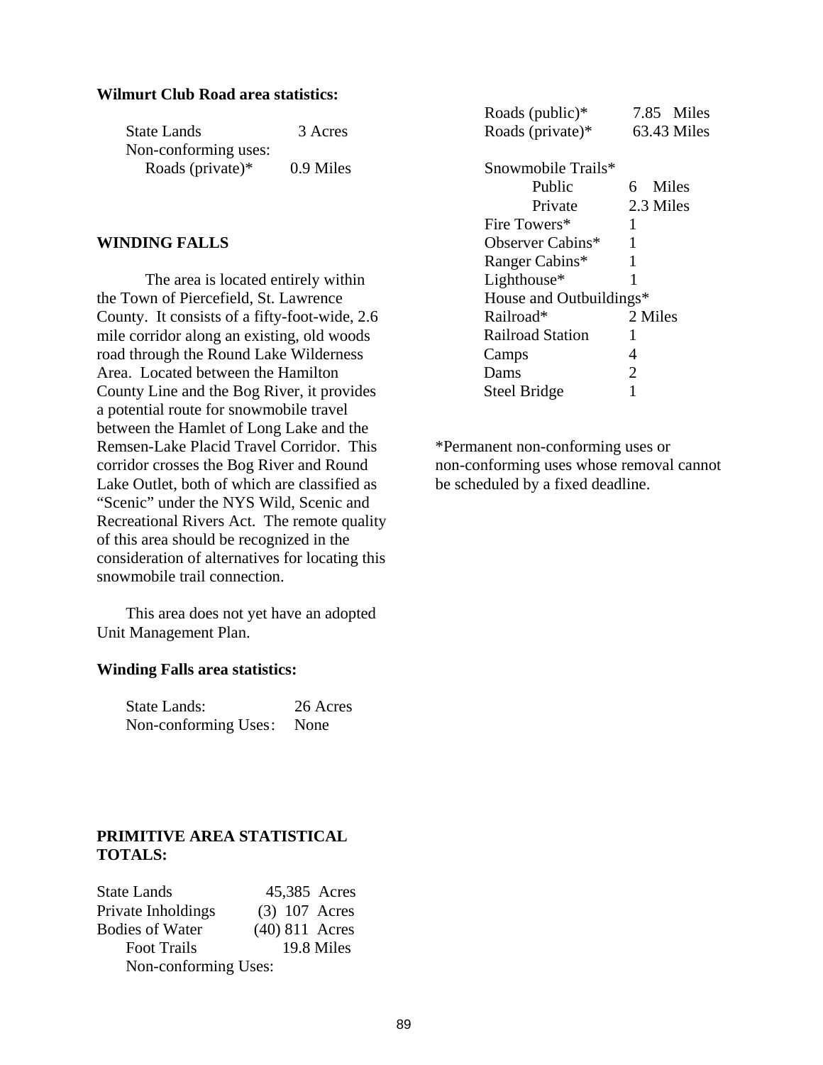**Wilmurt Club Road area statistics:**

| | |
|---|---|
| State Lands | 3 Acres |
| Non-conforming uses: | |
| Roads (private)* | 0.9 Miles |

**WINDING FALLS**

The area is located entirely within the Town of Piercefield, St. Lawrence County. It consists of a fifty-foot-wide, 2.6 mile corridor along an existing, old woods road through the Round Lake Wilderness Area. Located between the Hamilton County Line and the Bog River, it provides a potential route for snowmobile travel between the Hamlet of Long Lake and the Remsen-Lake Placid Travel Corridor. This corridor crosses the Bog River and Round Lake Outlet, both of which are classified as "Scenic" under the NYS Wild, Scenic and Recreational Rivers Act. The remote quality of this area should be recognized in the consideration of alternatives for locating this snowmobile trail connection.

This area does not yet have an adopted Unit Management Plan.

**Winding Falls area statistics:**

| | |
|---|---|
| State Lands: | 26 Acres |
| Non-conforming Uses: | None |

**PRIMITIVE AREA STATISTICAL TOTALS:**

| | |
|---|---|
| State Lands | 45,385 Acres |
| Private Inholdings | (3) 107 Acres |
| Bodies of Water | (40) 811 Acres |
| Foot Trails | 19.8 Miles |
| Non-conforming Uses: | |
| Roads (public)* | 7.85 Miles |
| Roads (private)* | 63.43 Miles |
| Snowmobile Trails* | |
| Public | 6 Miles |
| Private | 2.3 Miles |
| Fire Towers* | 1 |
| Observer Cabins* | 1 |
| Ranger Cabins* | 1 |
| Lighthouse* | 1 |
| House and Outbuildings* | |
| Railroad* | 2 Miles |
| Railroad Station | 1 |
| Camps | 4 |
| Dams | 2 |
| Steel Bridge | 1 |

*Permanent non-conforming uses or non-conforming uses whose removal cannot be scheduled by a fixed deadline.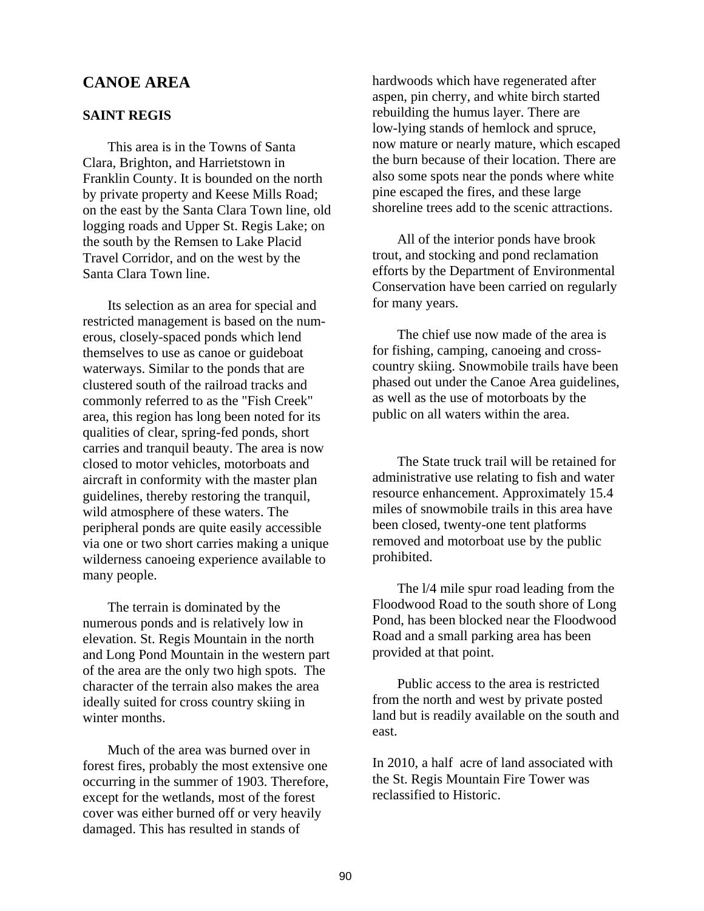## CANOE AREA

### SAINT REGIS

This area is in the Towns of Santa Clara, Brighton, and Harrietstown in Franklin County. It is bounded on the north by private property and Keese Mills Road; on the east by the Santa Clara Town line, old logging roads and Upper St. Regis Lake; on the south by the Remsen to Lake Placid Travel Corridor, and on the west by the Santa Clara Town line.

Its selection as an area for special and restricted management is based on the numerous, closely-spaced ponds which lend themselves to use as canoe or guideboat waterways. Similar to the ponds that are clustered south of the railroad tracks and commonly referred to as the "Fish Creek" area, this region has long been noted for its qualities of clear, spring-fed ponds, short carries and tranquil beauty. The area is now closed to motor vehicles, motorboats and aircraft in conformity with the master plan guidelines, thereby restoring the tranquil, wild atmosphere of these waters. The peripheral ponds are quite easily accessible via one or two short carries making a unique wilderness canoeing experience available to many people.

The terrain is dominated by the numerous ponds and is relatively low in elevation. St. Regis Mountain in the north and Long Pond Mountain in the western part of the area are the only two high spots. The character of the terrain also makes the area ideally suited for cross country skiing in winter months.

Much of the area was burned over in forest fires, probably the most extensive one occurring in the summer of 1903. Therefore, except for the wetlands, most of the forest cover was either burned off or very heavily damaged. This has resulted in stands of hardwoods which have regenerated after aspen, pin cherry, and white birch started rebuilding the humus layer. There are low-lying stands of hemlock and spruce, now mature or nearly mature, which escaped the burn because of their location. There are also some spots near the ponds where white pine escaped the fires, and these large shoreline trees add to the scenic attractions.

All of the interior ponds have brook trout, and stocking and pond reclamation efforts by the Department of Environmental Conservation have been carried on regularly for many years.

The chief use now made of the area is for fishing, camping, canoeing and cross-country skiing. Snowmobile trails have been phased out under the Canoe Area guidelines, as well as the use of motorboats by the public on all waters within the area.

The State truck trail will be retained for administrative use relating to fish and water resource enhancement. Approximately 15.4 miles of snowmobile trails in this area have been closed, twenty-one tent platforms removed and motorboat use by the public prohibited.

The l/4 mile spur road leading from the Floodwood Road to the south shore of Long Pond, has been blocked near the Floodwood Road and a small parking area has been provided at that point.

Public access to the area is restricted from the north and west by private posted land but is readily available on the south and east.

In 2010, a half acre of land associated with the St. Regis Mountain Fire Tower was reclassified to Historic.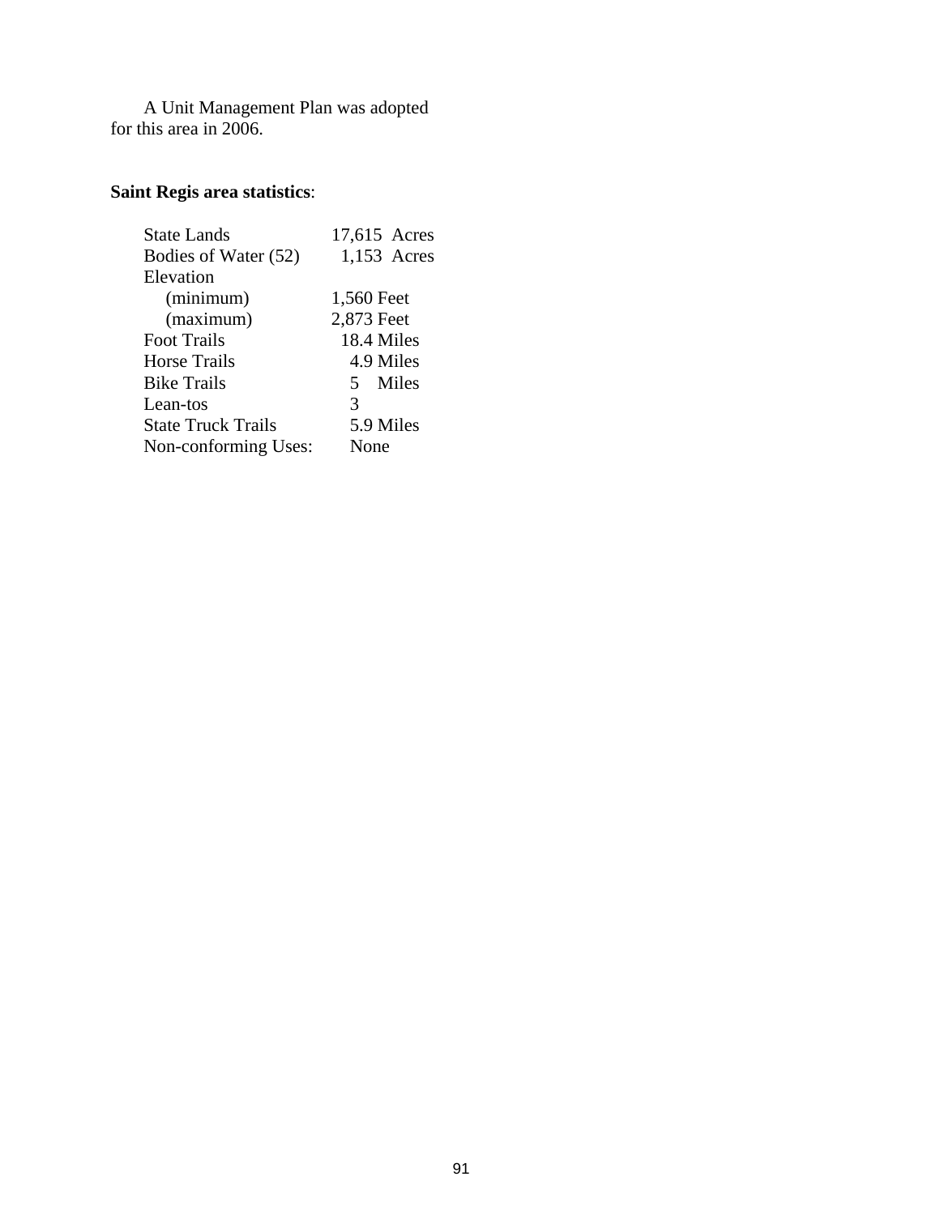A Unit Management Plan was adopted for this area in 2006.

**Saint Regis area statistics**:

| | |
|---|---|
| State Lands | 17,615 Acres |
| Bodies of Water (52) | 1,153 Acres |
| Elevation | |
| (minimum) | 1,560 Feet |
| (maximum) | 2,873 Feet |
| Foot Trails | 18.4 Miles |
| Horse Trails | 4.9 Miles |
| Bike Trails | 5 Miles |
| Lean-tos | 3 |
| State Truck Trails | 5.9 Miles |
| Non-conforming Uses: | None |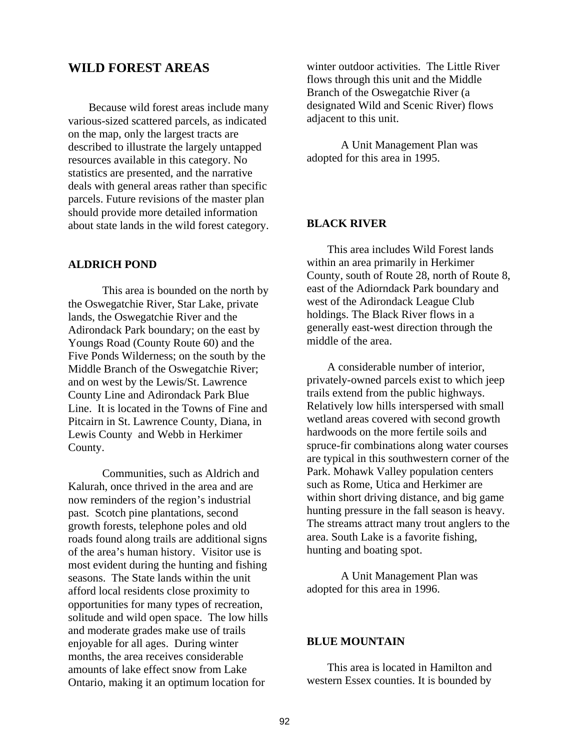## WILD FOREST AREAS

Because wild forest areas include many various-sized scattered parcels, as indicated on the map, only the largest tracts are described to illustrate the largely untapped resources available in this category. No statistics are presented, and the narrative deals with general areas rather than specific parcels. Future revisions of the master plan should provide more detailed information about state lands in the wild forest category.

### ALDRICH POND

This area is bounded on the north by the Oswegatchie River, Star Lake, private lands, the Oswegatchie River and the Adirondack Park boundary; on the east by Youngs Road (County Route 60) and the Five Ponds Wilderness; on the south by the Middle Branch of the Oswegatchie River; and on west by the Lewis/St. Lawrence County Line and Adirondack Park Blue Line. It is located in the Towns of Fine and Pitcairn in St. Lawrence County, Diana, in Lewis County and Webb in Herkimer County.

Communities, such as Aldrich and Kalurah, once thrived in the area and are now reminders of the region's industrial past. Scotch pine plantations, second growth forests, telephone poles and old roads found along trails are additional signs of the area's human history. Visitor use is most evident during the hunting and fishing seasons. The State lands within the unit afford local residents close proximity to opportunities for many types of recreation, solitude and wild open space. The low hills and moderate grades make use of trails enjoyable for all ages. During winter months, the area receives considerable amounts of lake effect snow from Lake Ontario, making it an optimum location for winter outdoor activities. The Little River flows through this unit and the Middle Branch of the Oswegatchie River (a designated Wild and Scenic River) flows adjacent to this unit.

A Unit Management Plan was adopted for this area in 1995.

### BLACK RIVER

This area includes Wild Forest lands within an area primarily in Herkimer County, south of Route 28, north of Route 8, east of the Adiorndack Park boundary and west of the Adirondack League Club holdings. The Black River flows in a generally east-west direction through the middle of the area.

A considerable number of interior, privately-owned parcels exist to which jeep trails extend from the public highways. Relatively low hills interspersed with small wetland areas covered with second growth hardwoods on the more fertile soils and spruce-fir combinations along water courses are typical in this southwestern corner of the Park. Mohawk Valley population centers such as Rome, Utica and Herkimer are within short driving distance, and big game hunting pressure in the fall season is heavy. The streams attract many trout anglers to the area. South Lake is a favorite fishing, hunting and boating spot.

A Unit Management Plan was adopted for this area in 1996.

### BLUE MOUNTAIN

This area is located in Hamilton and western Essex counties. It is bounded by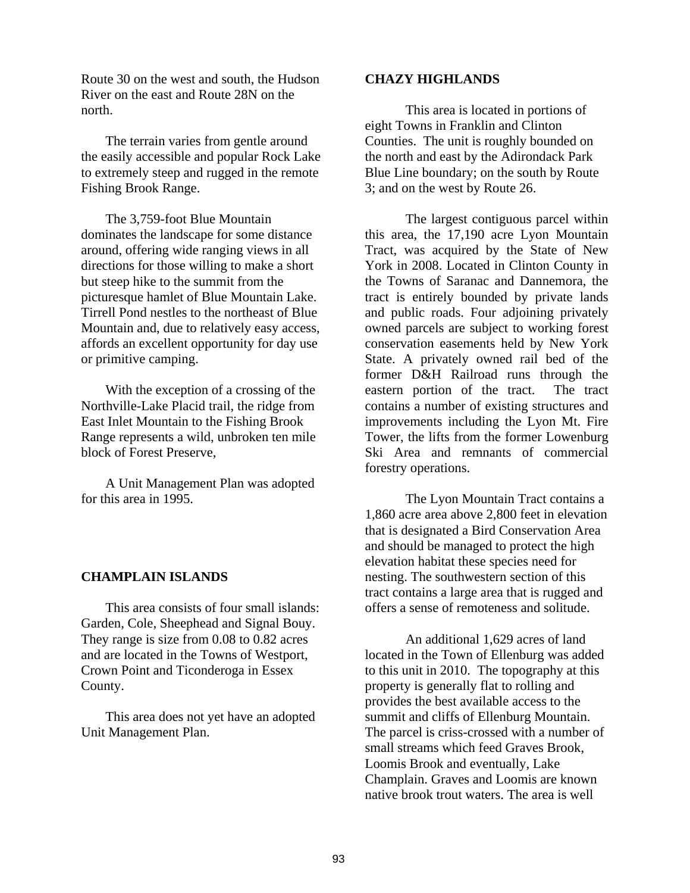Route 30 on the west and south, the Hudson River on the east and Route 28N on the north.

The terrain varies from gentle around the easily accessible and popular Rock Lake to extremely steep and rugged in the remote Fishing Brook Range.

The 3,759-foot Blue Mountain dominates the landscape for some distance around, offering wide ranging views in all directions for those willing to make a short but steep hike to the summit from the picturesque hamlet of Blue Mountain Lake. Tirrell Pond nestles to the northeast of Blue Mountain and, due to relatively easy access, affords an excellent opportunity for day use or primitive camping.

With the exception of a crossing of the Northville-Lake Placid trail, the ridge from East Inlet Mountain to the Fishing Brook Range represents a wild, unbroken ten mile block of Forest Preserve,

A Unit Management Plan was adopted for this area in 1995.

## CHAMPLAIN ISLANDS

This area consists of four small islands: Garden, Cole, Sheephead and Signal Bouy. They range is size from 0.08 to 0.82 acres and are located in the Towns of Westport, Crown Point and Ticonderoga in Essex County.

This area does not yet have an adopted Unit Management Plan.

## CHAZY HIGHLANDS

This area is located in portions of eight Towns in Franklin and Clinton Counties. The unit is roughly bounded on the north and east by the Adirondack Park Blue Line boundary; on the south by Route 3; and on the west by Route 26.

The largest contiguous parcel within this area, the 17,190 acre Lyon Mountain Tract, was acquired by the State of New York in 2008. Located in Clinton County in the Towns of Saranac and Dannemora, the tract is entirely bounded by private lands and public roads. Four adjoining privately owned parcels are subject to working forest conservation easements held by New York State. A privately owned rail bed of the former D&H Railroad runs through the eastern portion of the tract. The tract contains a number of existing structures and improvements including the Lyon Mt. Fire Tower, the lifts from the former Lowenburg Ski Area and remnants of commercial forestry operations.

The Lyon Mountain Tract contains a 1,860 acre area above 2,800 feet in elevation that is designated a Bird Conservation Area and should be managed to protect the high elevation habitat these species need for nesting. The southwestern section of this tract contains a large area that is rugged and offers a sense of remoteness and solitude.

An additional 1,629 acres of land located in the Town of Ellenburg was added to this unit in 2010. The topography at this property is generally flat to rolling and provides the best available access to the summit and cliffs of Ellenburg Mountain. The parcel is criss-crossed with a number of small streams which feed Graves Brook, Loomis Brook and eventually, Lake Champlain. Graves and Loomis are known native brook trout waters. The area is well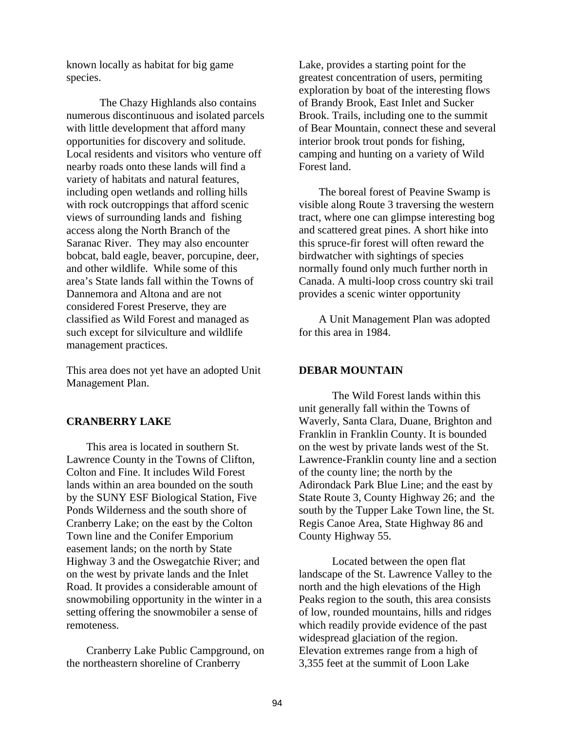known locally as habitat for big game species.

The Chazy Highlands also contains numerous discontinuous and isolated parcels with little development that afford many opportunities for discovery and solitude. Local residents and visitors who venture off nearby roads onto these lands will find a variety of habitats and natural features, including open wetlands and rolling hills with rock outcroppings that afford scenic views of surrounding lands and fishing access along the North Branch of the Saranac River. They may also encounter bobcat, bald eagle, beaver, porcupine, deer, and other wildlife. While some of this area's State lands fall within the Towns of Dannemora and Altona and are not considered Forest Preserve, they are classified as Wild Forest and managed as such except for silviculture and wildlife management practices.

This area does not yet have an adopted Unit Management Plan.

**CRANBERRY LAKE**

This area is located in southern St. Lawrence County in the Towns of Clifton, Colton and Fine. It includes Wild Forest lands within an area bounded on the south by the SUNY ESF Biological Station, Five Ponds Wilderness and the south shore of Cranberry Lake; on the east by the Colton Town line and the Conifer Emporium easement lands; on the north by State Highway 3 and the Oswegatchie River; and on the west by private lands and the Inlet Road. It provides a considerable amount of snowmobiling opportunity in the winter in a setting offering the snowmobiler a sense of remoteness.

Cranberry Lake Public Campground, on the northeastern shoreline of Cranberry Lake, provides a starting point for the greatest concentration of users, permiting exploration by boat of the interesting flows of Brandy Brook, East Inlet and Sucker Brook. Trails, including one to the summit of Bear Mountain, connect these and several interior brook trout ponds for fishing, camping and hunting on a variety of Wild Forest land.

The boreal forest of Peavine Swamp is visible along Route 3 traversing the western tract, where one can glimpse interesting bog and scattered great pines. A short hike into this spruce-fir forest will often reward the birdwatcher with sightings of species normally found only much further north in Canada. A multi-loop cross country ski trail provides a scenic winter opportunity

A Unit Management Plan was adopted for this area in 1984.

**DEBAR MOUNTAIN**

The Wild Forest lands within this unit generally fall within the Towns of Waverly, Santa Clara, Duane, Brighton and Franklin in Franklin County. It is bounded on the west by private lands west of the St. Lawrence-Franklin county line and a section of the county line; the north by the Adirondack Park Blue Line; and the east by State Route 3, County Highway 26; and the south by the Tupper Lake Town line, the St. Regis Canoe Area, State Highway 86 and County Highway 55.

Located between the open flat landscape of the St. Lawrence Valley to the north and the high elevations of the High Peaks region to the south, this area consists of low, rounded mountains, hills and ridges which readily provide evidence of the past widespread glaciation of the region. Elevation extremes range from a high of 3,355 feet at the summit of Loon Lake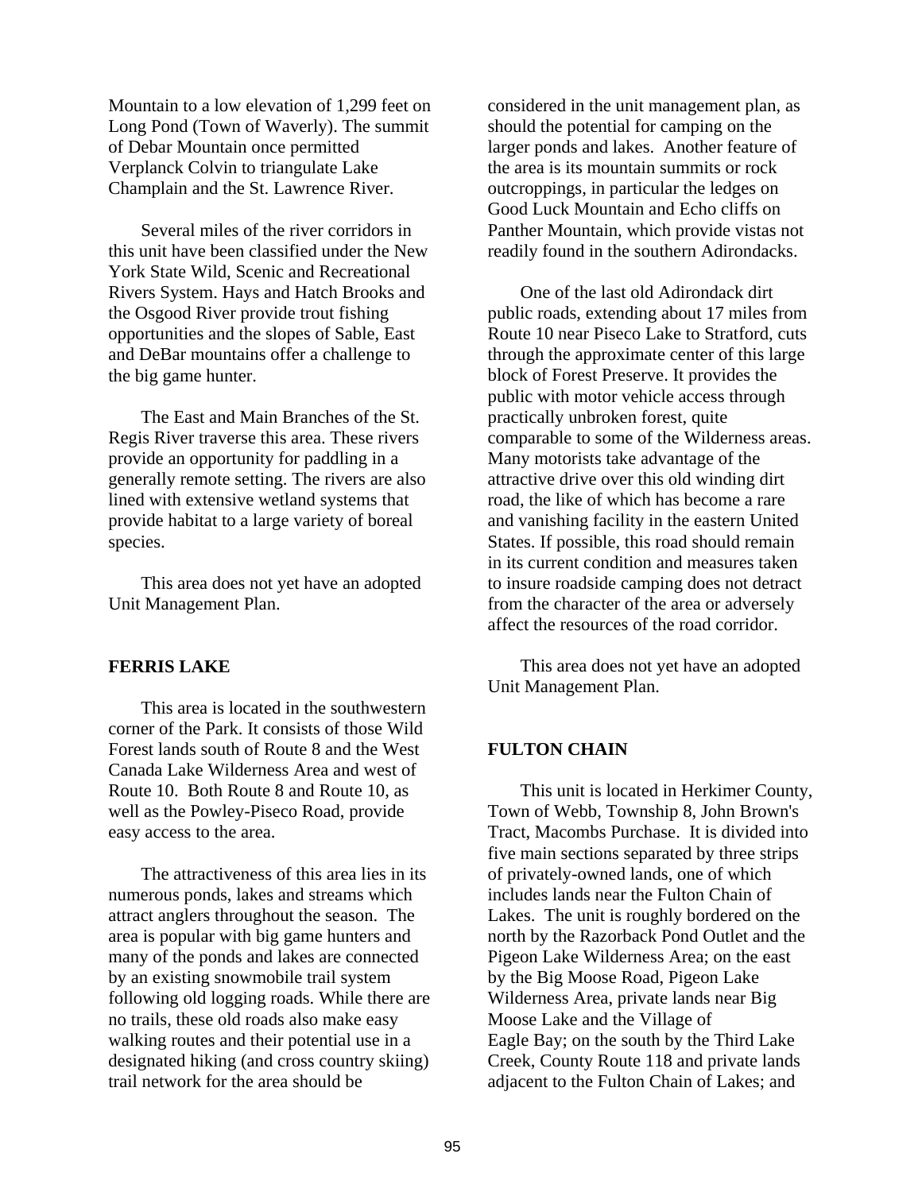Mountain to a low elevation of 1,299 feet on Long Pond (Town of Waverly). The summit of Debar Mountain once permitted Verplanck Colvin to triangulate Lake Champlain and the St. Lawrence River.

Several miles of the river corridors in this unit have been classified under the New York State Wild, Scenic and Recreational Rivers System. Hays and Hatch Brooks and the Osgood River provide trout fishing opportunities and the slopes of Sable, East and DeBar mountains offer a challenge to the big game hunter.

The East and Main Branches of the St. Regis River traverse this area. These rivers provide an opportunity for paddling in a generally remote setting. The rivers are also lined with extensive wetland systems that provide habitat to a large variety of boreal species.

This area does not yet have an adopted Unit Management Plan.

**FERRIS LAKE**

This area is located in the southwestern corner of the Park. It consists of those Wild Forest lands south of Route 8 and the West Canada Lake Wilderness Area and west of Route 10. Both Route 8 and Route 10, as well as the Powley-Piseco Road, provide easy access to the area.

The attractiveness of this area lies in its numerous ponds, lakes and streams which attract anglers throughout the season. The area is popular with big game hunters and many of the ponds and lakes are connected by an existing snowmobile trail system following old logging roads. While there are no trails, these old roads also make easy walking routes and their potential use in a designated hiking (and cross country skiing) trail network for the area should be considered in the unit management plan, as should the potential for camping on the larger ponds and lakes. Another feature of the area is its mountain summits or rock outcroppings, in particular the ledges on Good Luck Mountain and Echo cliffs on Panther Mountain, which provide vistas not readily found in the southern Adirondacks.

One of the last old Adirondack dirt public roads, extending about 17 miles from Route 10 near Piseco Lake to Stratford, cuts through the approximate center of this large block of Forest Preserve. It provides the public with motor vehicle access through practically unbroken forest, quite comparable to some of the Wilderness areas. Many motorists take advantage of the attractive drive over this old winding dirt road, the like of which has become a rare and vanishing facility in the eastern United States. If possible, this road should remain in its current condition and measures taken to insure roadside camping does not detract from the character of the area or adversely affect the resources of the road corridor.

This area does not yet have an adopted Unit Management Plan.

**FULTON CHAIN**

This unit is located in Herkimer County, Town of Webb, Township 8, John Brown's Tract, Macombs Purchase. It is divided into five main sections separated by three strips of privately-owned lands, one of which includes lands near the Fulton Chain of Lakes. The unit is roughly bordered on the north by the Razorback Pond Outlet and the Pigeon Lake Wilderness Area; on the east by the Big Moose Road, Pigeon Lake Wilderness Area, private lands near Big Moose Lake and the Village of Eagle Bay; on the south by the Third Lake Creek, County Route 118 and private lands adjacent to the Fulton Chain of Lakes; and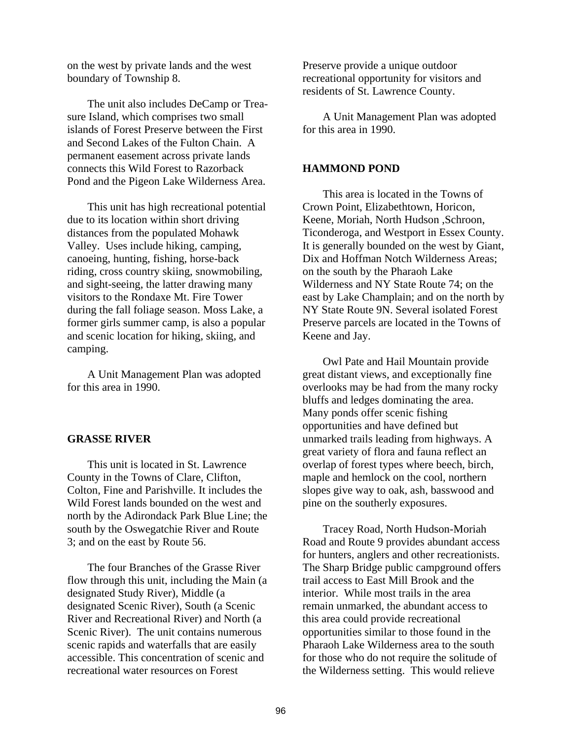on the west by private lands and the west boundary of Township 8.

The unit also includes DeCamp or Treasure Island, which comprises two small islands of Forest Preserve between the First and Second Lakes of the Fulton Chain. A permanent easement across private lands connects this Wild Forest to Razorback Pond and the Pigeon Lake Wilderness Area.

This unit has high recreational potential due to its location within short driving distances from the populated Mohawk Valley. Uses include hiking, camping, canoeing, hunting, fishing, horse-back riding, cross country skiing, snowmobiling, and sight-seeing, the latter drawing many visitors to the Rondaxe Mt. Fire Tower during the fall foliage season. Moss Lake, a former girls summer camp, is also a popular and scenic location for hiking, skiing, and camping.

A Unit Management Plan was adopted for this area in 1990.

**GRASSE RIVER**

This unit is located in St. Lawrence County in the Towns of Clare, Clifton, Colton, Fine and Parishville. It includes the Wild Forest lands bounded on the west and north by the Adirondack Park Blue Line; the south by the Oswegatchie River and Route 3; and on the east by Route 56.

The four Branches of the Grasse River flow through this unit, including the Main (a designated Study River), Middle (a designated Scenic River), South (a Scenic River and Recreational River) and North (a Scenic River). The unit contains numerous scenic rapids and waterfalls that are easily accessible. This concentration of scenic and recreational water resources on Forest Preserve provide a unique outdoor recreational opportunity for visitors and residents of St. Lawrence County.

A Unit Management Plan was adopted for this area in 1990.

**HAMMOND POND**

This area is located in the Towns of Crown Point, Elizabethtown, Horicon, Keene, Moriah, North Hudson ,Schroon, Ticonderoga, and Westport in Essex County. It is generally bounded on the west by Giant, Dix and Hoffman Notch Wilderness Areas; on the south by the Pharaoh Lake Wilderness and NY State Route 74; on the east by Lake Champlain; and on the north by NY State Route 9N. Several isolated Forest Preserve parcels are located in the Towns of Keene and Jay.

Owl Pate and Hail Mountain provide great distant views, and exceptionally fine overlooks may be had from the many rocky bluffs and ledges dominating the area. Many ponds offer scenic fishing opportunities and have defined but unmarked trails leading from highways. A great variety of flora and fauna reflect an overlap of forest types where beech, birch, maple and hemlock on the cool, northern slopes give way to oak, ash, basswood and pine on the southerly exposures.

Tracey Road, North Hudson-Moriah Road and Route 9 provides abundant access for hunters, anglers and other recreationists. The Sharp Bridge public campground offers trail access to East Mill Brook and the interior. While most trails in the area remain unmarked, the abundant access to this area could provide recreational opportunities similar to those found in the Pharaoh Lake Wilderness area to the south for those who do not require the solitude of the Wilderness setting. This would relieve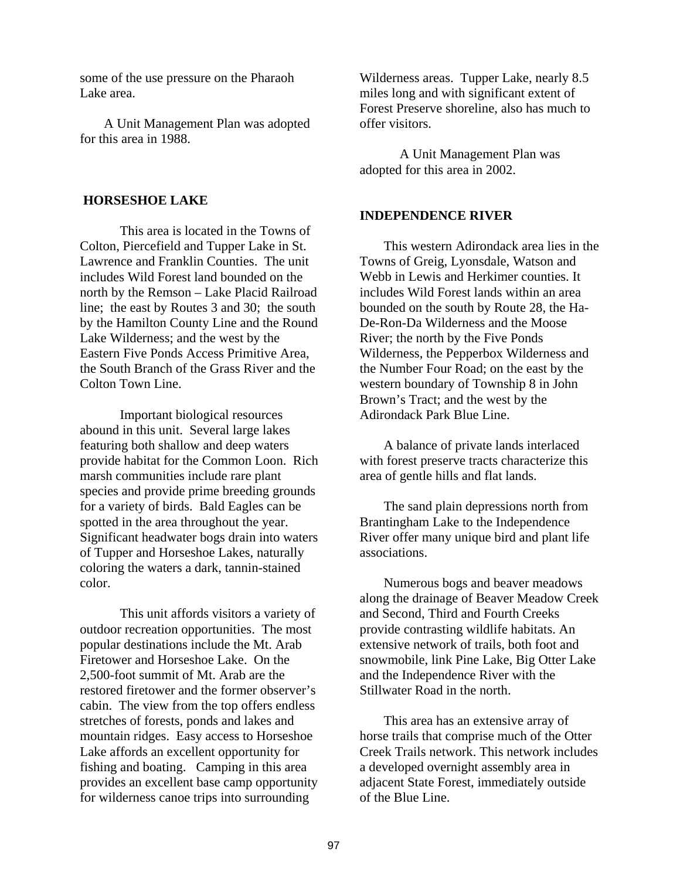some of the use pressure on the Pharaoh Lake area.

A Unit Management Plan was adopted for this area in 1988.

## HORSESHOE LAKE

This area is located in the Towns of Colton, Piercefield and Tupper Lake in St. Lawrence and Franklin Counties. The unit includes Wild Forest land bounded on the north by the Remson – Lake Placid Railroad line; the east by Routes 3 and 30; the south by the Hamilton County Line and the Round Lake Wilderness; and the west by the Eastern Five Ponds Access Primitive Area, the South Branch of the Grass River and the Colton Town Line.

Important biological resources abound in this unit. Several large lakes featuring both shallow and deep waters provide habitat for the Common Loon. Rich marsh communities include rare plant species and provide prime breeding grounds for a variety of birds. Bald Eagles can be spotted in the area throughout the year. Significant headwater bogs drain into waters of Tupper and Horseshoe Lakes, naturally coloring the waters a dark, tannin-stained color.

This unit affords visitors a variety of outdoor recreation opportunities. The most popular destinations include the Mt. Arab Firetower and Horseshoe Lake. On the 2,500-foot summit of Mt. Arab are the restored firetower and the former observer's cabin. The view from the top offers endless stretches of forests, ponds and lakes and mountain ridges. Easy access to Horseshoe Lake affords an excellent opportunity for fishing and boating. Camping in this area provides an excellent base camp opportunity for wilderness canoe trips into surrounding Wilderness areas. Tupper Lake, nearly 8.5 miles long and with significant extent of Forest Preserve shoreline, also has much to offer visitors.

A Unit Management Plan was adopted for this area in 2002.

## INDEPENDENCE RIVER

This western Adirondack area lies in the Towns of Greig, Lyonsdale, Watson and Webb in Lewis and Herkimer counties. It includes Wild Forest lands within an area bounded on the south by Route 28, the Ha-De-Ron-Da Wilderness and the Moose River; the north by the Five Ponds Wilderness, the Pepperbox Wilderness and the Number Four Road; on the east by the western boundary of Township 8 in John Brown's Tract; and the west by the Adirondack Park Blue Line.

A balance of private lands interlaced with forest preserve tracts characterize this area of gentle hills and flat lands.

The sand plain depressions north from Brantingham Lake to the Independence River offer many unique bird and plant life associations.

Numerous bogs and beaver meadows along the drainage of Beaver Meadow Creek and Second, Third and Fourth Creeks provide contrasting wildlife habitats. An extensive network of trails, both foot and snowmobile, link Pine Lake, Big Otter Lake and the Independence River with the Stillwater Road in the north.

This area has an extensive array of horse trails that comprise much of the Otter Creek Trails network. This network includes a developed overnight assembly area in adjacent State Forest, immediately outside of the Blue Line.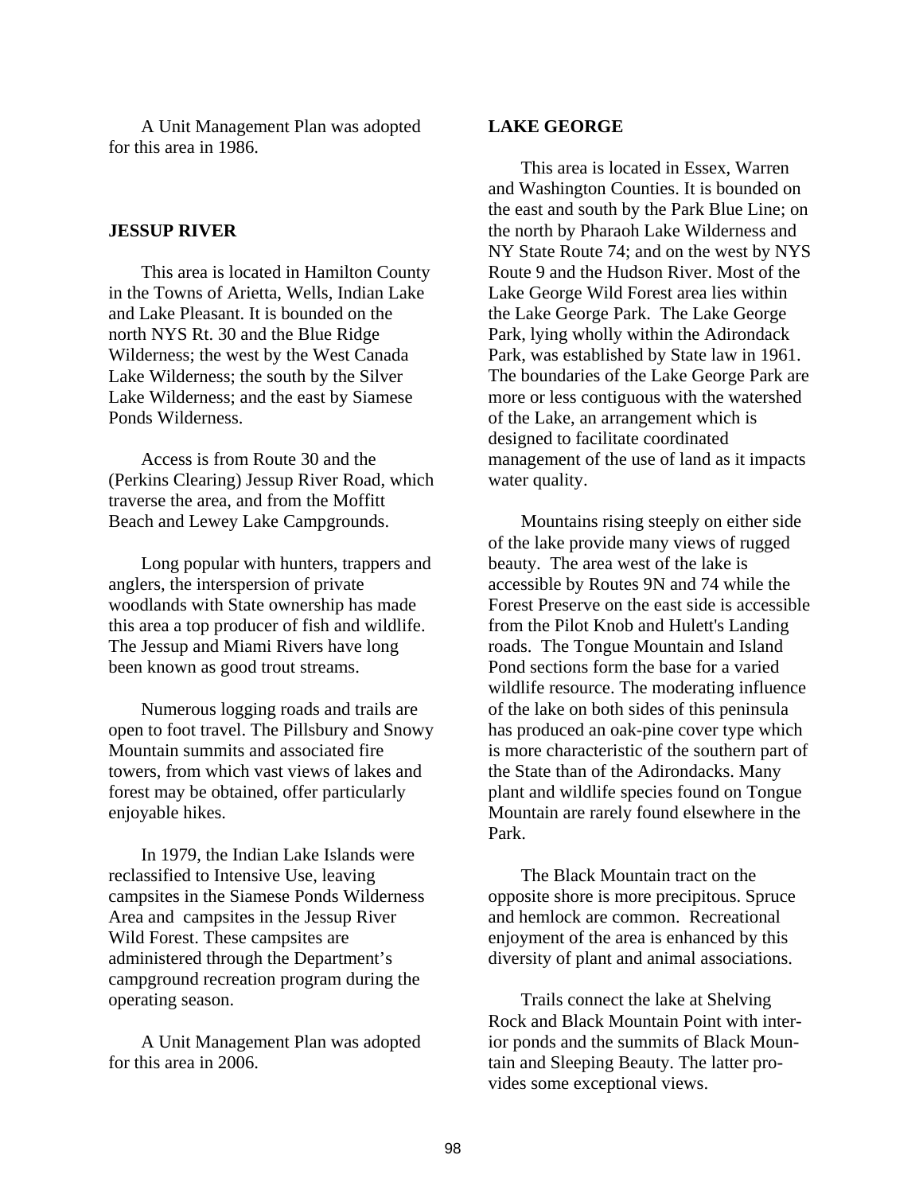A Unit Management Plan was adopted for this area in 1986.

## JESSUP RIVER

This area is located in Hamilton County in the Towns of Arietta, Wells, Indian Lake and Lake Pleasant. It is bounded on the north NYS Rt. 30 and the Blue Ridge Wilderness; the west by the West Canada Lake Wilderness; the south by the Silver Lake Wilderness; and the east by Siamese Ponds Wilderness.

Access is from Route 30 and the (Perkins Clearing) Jessup River Road, which traverse the area, and from the Moffitt Beach and Lewey Lake Campgrounds.

Long popular with hunters, trappers and anglers, the interspersion of private woodlands with State ownership has made this area a top producer of fish and wildlife. The Jessup and Miami Rivers have long been known as good trout streams.

Numerous logging roads and trails are open to foot travel. The Pillsbury and Snowy Mountain summits and associated fire towers, from which vast views of lakes and forest may be obtained, offer particularly enjoyable hikes.

In 1979, the Indian Lake Islands were reclassified to Intensive Use, leaving campsites in the Siamese Ponds Wilderness Area and campsites in the Jessup River Wild Forest. These campsites are administered through the Department's campground recreation program during the operating season.

A Unit Management Plan was adopted for this area in 2006.

## LAKE GEORGE

This area is located in Essex, Warren and Washington Counties. It is bounded on the east and south by the Park Blue Line; on the north by Pharaoh Lake Wilderness and NY State Route 74; and on the west by NYS Route 9 and the Hudson River. Most of the Lake George Wild Forest area lies within the Lake George Park. The Lake George Park, lying wholly within the Adirondack Park, was established by State law in 1961. The boundaries of the Lake George Park are more or less contiguous with the watershed of the Lake, an arrangement which is designed to facilitate coordinated management of the use of land as it impacts water quality.

Mountains rising steeply on either side of the lake provide many views of rugged beauty. The area west of the lake is accessible by Routes 9N and 74 while the Forest Preserve on the east side is accessible from the Pilot Knob and Hulett's Landing roads. The Tongue Mountain and Island Pond sections form the base for a varied wildlife resource. The moderating influence of the lake on both sides of this peninsula has produced an oak-pine cover type which is more characteristic of the southern part of the State than of the Adirondacks. Many plant and wildlife species found on Tongue Mountain are rarely found elsewhere in the Park.

The Black Mountain tract on the opposite shore is more precipitous. Spruce and hemlock are common. Recreational enjoyment of the area is enhanced by this diversity of plant and animal associations.

Trails connect the lake at Shelving Rock and Black Mountain Point with interior ponds and the summits of Black Mountain and Sleeping Beauty. The latter provides some exceptional views.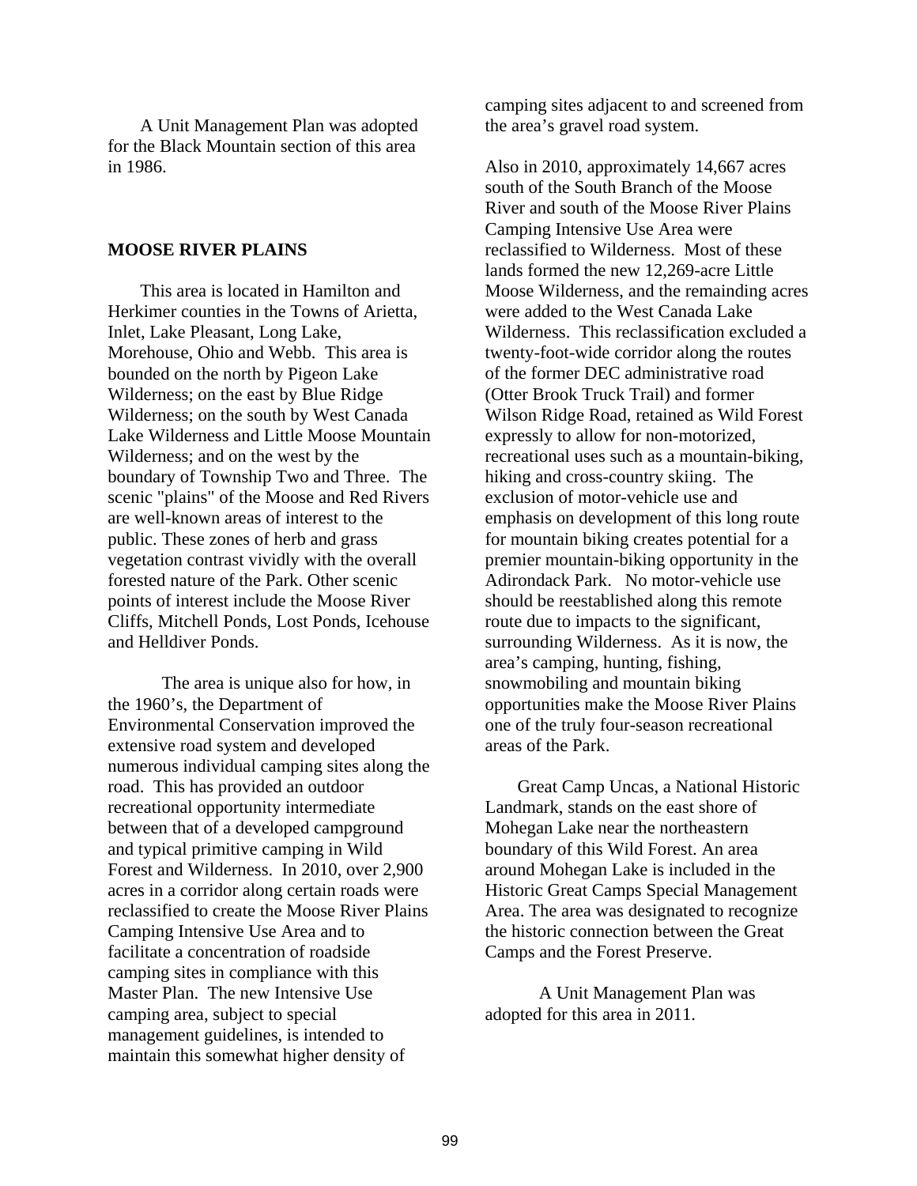A Unit Management Plan was adopted for the Black Mountain section of this area in 1986.

## MOOSE RIVER PLAINS

This area is located in Hamilton and Herkimer counties in the Towns of Arietta, Inlet, Lake Pleasant, Long Lake, Morehouse, Ohio and Webb. This area is bounded on the north by Pigeon Lake Wilderness; on the east by Blue Ridge Wilderness; on the south by West Canada Lake Wilderness and Little Moose Mountain Wilderness; and on the west by the boundary of Township Two and Three. The scenic "plains" of the Moose and Red Rivers are well-known areas of interest to the public. These zones of herb and grass vegetation contrast vividly with the overall forested nature of the Park. Other scenic points of interest include the Moose River Cliffs, Mitchell Ponds, Lost Ponds, Icehouse and Helldiver Ponds.

The area is unique also for how, in the 1960's, the Department of Environmental Conservation improved the extensive road system and developed numerous individual camping sites along the road. This has provided an outdoor recreational opportunity intermediate between that of a developed campground and typical primitive camping in Wild Forest and Wilderness. In 2010, over 2,900 acres in a corridor along certain roads were reclassified to create the Moose River Plains Camping Intensive Use Area and to facilitate a concentration of roadside camping sites in compliance with this Master Plan. The new Intensive Use camping area, subject to special management guidelines, is intended to maintain this somewhat higher density of camping sites adjacent to and screened from the area's gravel road system.

Also in 2010, approximately 14,667 acres south of the South Branch of the Moose River and south of the Moose River Plains Camping Intensive Use Area were reclassified to Wilderness. Most of these lands formed the new 12,269-acre Little Moose Wilderness, and the remainding acres were added to the West Canada Lake Wilderness. This reclassification excluded a twenty-foot-wide corridor along the routes of the former DEC administrative road (Otter Brook Truck Trail) and former Wilson Ridge Road, retained as Wild Forest expressly to allow for non-motorized, recreational uses such as a mountain-biking, hiking and cross-country skiing. The exclusion of motor-vehicle use and emphasis on development of this long route for mountain biking creates potential for a premier mountain-biking opportunity in the Adirondack Park. No motor-vehicle use should be reestablished along this remote route due to impacts to the significant, surrounding Wilderness. As it is now, the area's camping, hunting, fishing, snowmobiling and mountain biking opportunities make the Moose River Plains one of the truly four-season recreational areas of the Park.

Great Camp Uncas, a National Historic Landmark, stands on the east shore of Mohegan Lake near the northeastern boundary of this Wild Forest. An area around Mohegan Lake is included in the Historic Great Camps Special Management Area. The area was designated to recognize the historic connection between the Great Camps and the Forest Preserve.

A Unit Management Plan was adopted for this area in 2011.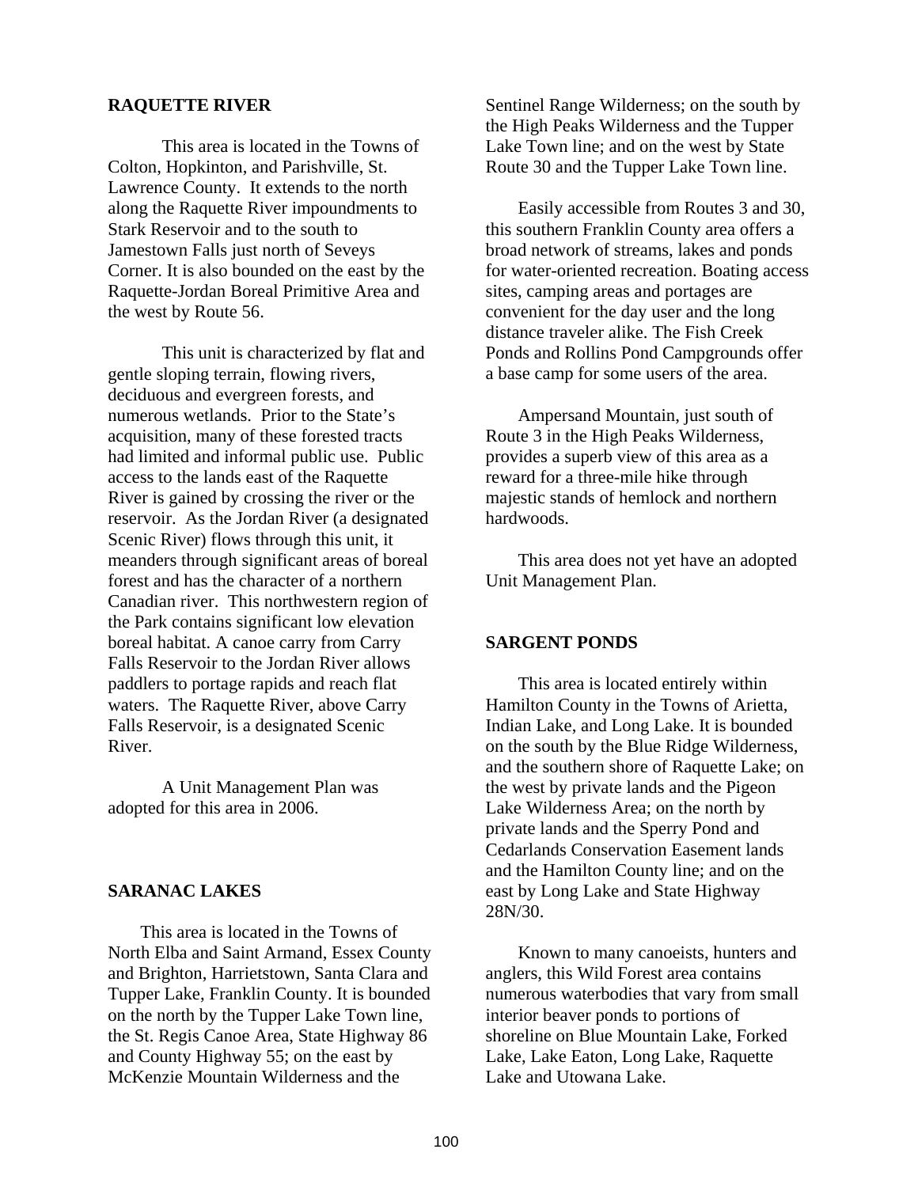## RAQUETTE RIVER

This area is located in the Towns of Colton, Hopkinton, and Parishville, St. Lawrence County. It extends to the north along the Raquette River impoundments to Stark Reservoir and to the south to Jamestown Falls just north of Seveys Corner. It is also bounded on the east by the Raquette-Jordan Boreal Primitive Area and the west by Route 56.

This unit is characterized by flat and gentle sloping terrain, flowing rivers, deciduous and evergreen forests, and numerous wetlands. Prior to the State's acquisition, many of these forested tracts had limited and informal public use. Public access to the lands east of the Raquette River is gained by crossing the river or the reservoir. As the Jordan River (a designated Scenic River) flows through this unit, it meanders through significant areas of boreal forest and has the character of a northern Canadian river. This northwestern region of the Park contains significant low elevation boreal habitat. A canoe carry from Carry Falls Reservoir to the Jordan River allows paddlers to portage rapids and reach flat waters. The Raquette River, above Carry Falls Reservoir, is a designated Scenic River.

A Unit Management Plan was adopted for this area in 2006.

## SARANAC LAKES

This area is located in the Towns of North Elba and Saint Armand, Essex County and Brighton, Harrietstown, Santa Clara and Tupper Lake, Franklin County. It is bounded on the north by the Tupper Lake Town line, the St. Regis Canoe Area, State Highway 86 and County Highway 55; on the east by McKenzie Mountain Wilderness and the Sentinel Range Wilderness; on the south by the High Peaks Wilderness and the Tupper Lake Town line; and on the west by State Route 30 and the Tupper Lake Town line.

Easily accessible from Routes 3 and 30, this southern Franklin County area offers a broad network of streams, lakes and ponds for water-oriented recreation. Boating access sites, camping areas and portages are convenient for the day user and the long distance traveler alike. The Fish Creek Ponds and Rollins Pond Campgrounds offer a base camp for some users of the area.

Ampersand Mountain, just south of Route 3 in the High Peaks Wilderness, provides a superb view of this area as a reward for a three-mile hike through majestic stands of hemlock and northern hardwoods.

This area does not yet have an adopted Unit Management Plan.

## SARGENT PONDS

This area is located entirely within Hamilton County in the Towns of Arietta, Indian Lake, and Long Lake. It is bounded on the south by the Blue Ridge Wilderness, and the southern shore of Raquette Lake; on the west by private lands and the Pigeon Lake Wilderness Area; on the north by private lands and the Sperry Pond and Cedarlands Conservation Easement lands and the Hamilton County line; and on the east by Long Lake and State Highway 28N/30.

Known to many canoeists, hunters and anglers, this Wild Forest area contains numerous waterbodies that vary from small interior beaver ponds to portions of shoreline on Blue Mountain Lake, Forked Lake, Lake Eaton, Long Lake, Raquette Lake and Utowana Lake.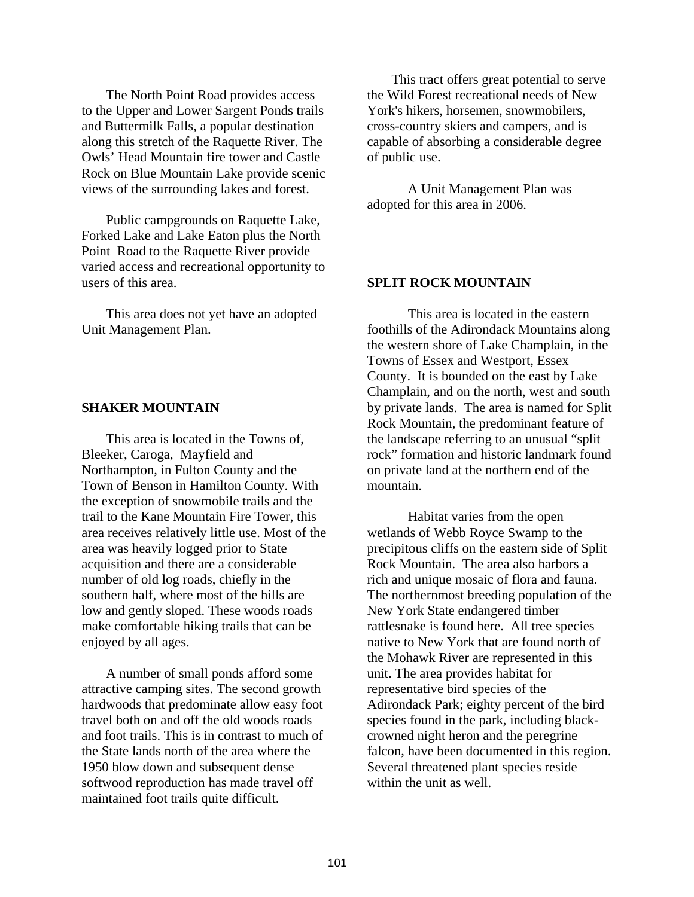The North Point Road provides access to the Upper and Lower Sargent Ponds trails and Buttermilk Falls, a popular destination along this stretch of the Raquette River. The Owls' Head Mountain fire tower and Castle Rock on Blue Mountain Lake provide scenic views of the surrounding lakes and forest.

Public campgrounds on Raquette Lake, Forked Lake and Lake Eaton plus the North Point Road to the Raquette River provide varied access and recreational opportunity to users of this area.

This area does not yet have an adopted Unit Management Plan.

## SHAKER MOUNTAIN

This area is located in the Towns of, Bleeker, Caroga, Mayfield and Northampton, in Fulton County and the Town of Benson in Hamilton County. With the exception of snowmobile trails and the trail to the Kane Mountain Fire Tower, this area receives relatively little use. Most of the area was heavily logged prior to State acquisition and there are a considerable number of old log roads, chiefly in the southern half, where most of the hills are low and gently sloped. These woods roads make comfortable hiking trails that can be enjoyed by all ages.

A number of small ponds afford some attractive camping sites. The second growth hardwoods that predominate allow easy foot travel both on and off the old woods roads and foot trails. This is in contrast to much of the State lands north of the area where the 1950 blow down and subsequent dense softwood reproduction has made travel off maintained foot trails quite difficult.

This tract offers great potential to serve the Wild Forest recreational needs of New York's hikers, horsemen, snowmobilers, cross-country skiers and campers, and is capable of absorbing a considerable degree of public use.

A Unit Management Plan was adopted for this area in 2006.

## SPLIT ROCK MOUNTAIN

This area is located in the eastern foothills of the Adirondack Mountains along the western shore of Lake Champlain, in the Towns of Essex and Westport, Essex County. It is bounded on the east by Lake Champlain, and on the north, west and south by private lands. The area is named for Split Rock Mountain, the predominant feature of the landscape referring to an unusual "split rock" formation and historic landmark found on private land at the northern end of the mountain.

Habitat varies from the open wetlands of Webb Royce Swamp to the precipitous cliffs on the eastern side of Split Rock Mountain. The area also harbors a rich and unique mosaic of flora and fauna. The northernmost breeding population of the New York State endangered timber rattlesnake is found here. All tree species native to New York that are found north of the Mohawk River are represented in this unit. The area provides habitat for representative bird species of the Adirondack Park; eighty percent of the bird species found in the park, including black-crowned night heron and the peregrine falcon, have been documented in this region. Several threatened plant species reside within the unit as well.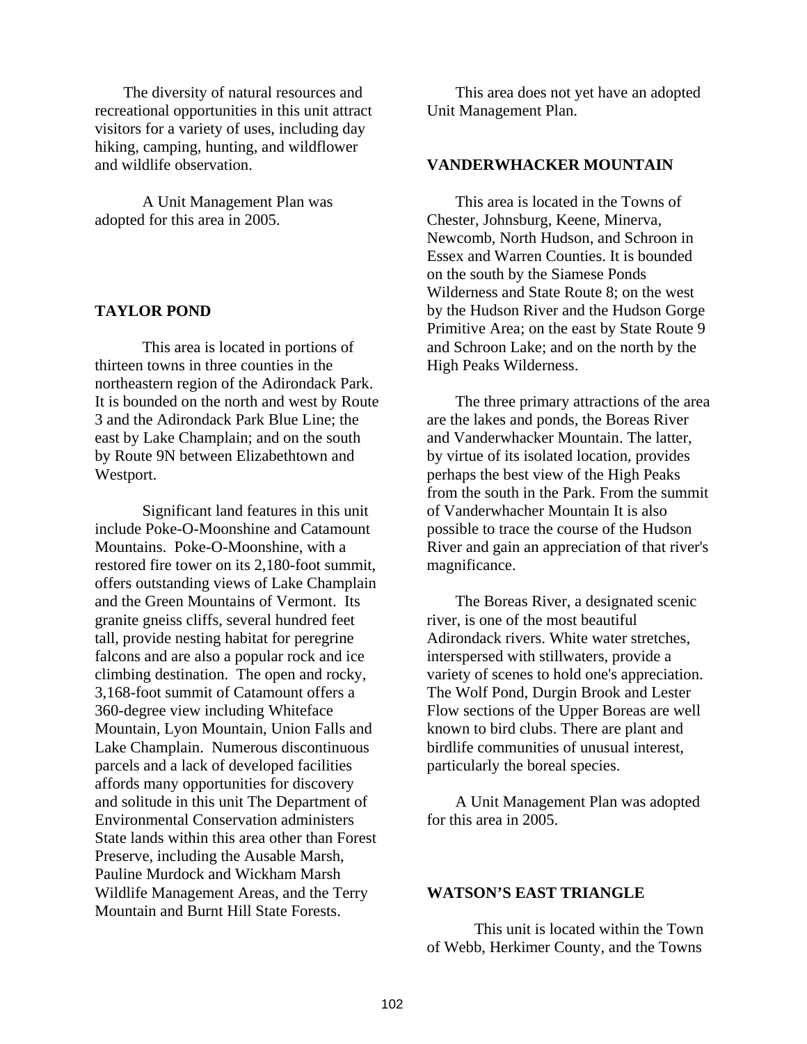The diversity of natural resources and recreational opportunities in this unit attract visitors for a variety of uses, including day hiking, camping, hunting, and wildflower and wildlife observation.

A Unit Management Plan was adopted for this area in 2005.

### TAYLOR POND

This area is located in portions of thirteen towns in three counties in the northeastern region of the Adirondack Park. It is bounded on the north and west by Route 3 and the Adirondack Park Blue Line; the east by Lake Champlain; and on the south by Route 9N between Elizabethtown and Westport.

Significant land features in this unit include Poke-O-Moonshine and Catamount Mountains. Poke-O-Moonshine, with a restored fire tower on its 2,180-foot summit, offers outstanding views of Lake Champlain and the Green Mountains of Vermont. Its granite gneiss cliffs, several hundred feet tall, provide nesting habitat for peregrine falcons and are also a popular rock and ice climbing destination. The open and rocky, 3,168-foot summit of Catamount offers a 360-degree view including Whiteface Mountain, Lyon Mountain, Union Falls and Lake Champlain. Numerous discontinuous parcels and a lack of developed facilities affords many opportunities for discovery and solitude in this unit The Department of Environmental Conservation administers State lands within this area other than Forest Preserve, including the Ausable Marsh, Pauline Murdock and Wickham Marsh Wildlife Management Areas, and the Terry Mountain and Burnt Hill State Forests.

This area does not yet have an adopted Unit Management Plan.

### VANDERWHACKER MOUNTAIN

This area is located in the Towns of Chester, Johnsburg, Keene, Minerva, Newcomb, North Hudson, and Schroon in Essex and Warren Counties. It is bounded on the south by the Siamese Ponds Wilderness and State Route 8; on the west by the Hudson River and the Hudson Gorge Primitive Area; on the east by State Route 9 and Schroon Lake; and on the north by the High Peaks Wilderness.

The three primary attractions of the area are the lakes and ponds, the Boreas River and Vanderwhacker Mountain. The latter, by virtue of its isolated location, provides perhaps the best view of the High Peaks from the south in the Park. From the summit of Vanderwhacher Mountain It is also possible to trace the course of the Hudson River and gain an appreciation of that river's magnificance.

The Boreas River, a designated scenic river, is one of the most beautiful Adirondack rivers. White water stretches, interspersed with stillwaters, provide a variety of scenes to hold one's appreciation. The Wolf Pond, Durgin Brook and Lester Flow sections of the Upper Boreas are well known to bird clubs. There are plant and birdlife communities of unusual interest, particularly the boreal species.

A Unit Management Plan was adopted for this area in 2005.

### WATSON'S EAST TRIANGLE

This unit is located within the Town of Webb, Herkimer County, and the Towns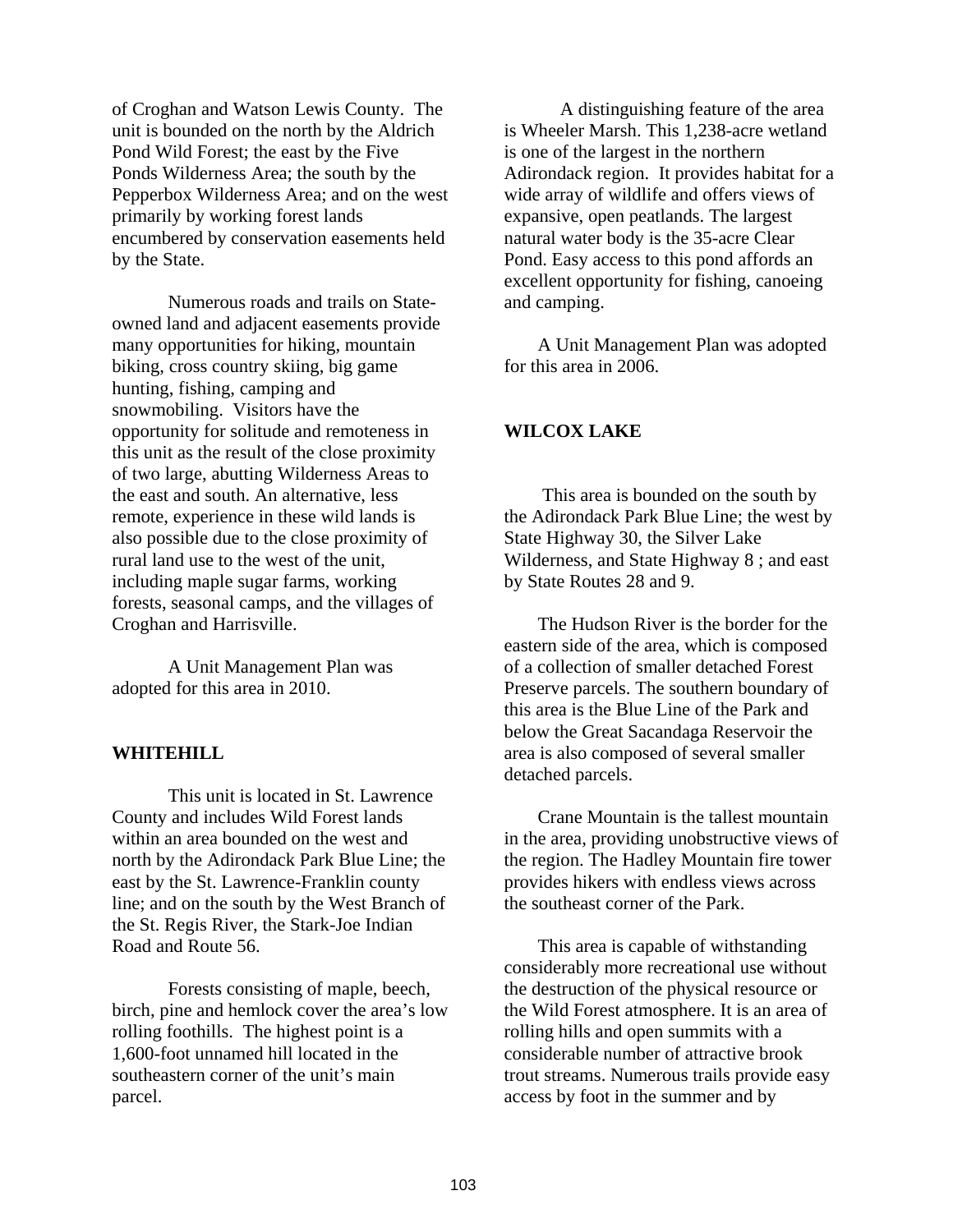of Croghan and Watson Lewis County. The unit is bounded on the north by the Aldrich Pond Wild Forest; the east by the Five Ponds Wilderness Area; the south by the Pepperbox Wilderness Area; and on the west primarily by working forest lands encumbered by conservation easements held by the State.

Numerous roads and trails on State-owned land and adjacent easements provide many opportunities for hiking, mountain biking, cross country skiing, big game hunting, fishing, camping and snowmobiling. Visitors have the opportunity for solitude and remoteness in this unit as the result of the close proximity of two large, abutting Wilderness Areas to the east and south. An alternative, less remote, experience in these wild lands is also possible due to the close proximity of rural land use to the west of the unit, including maple sugar farms, working forests, seasonal camps, and the villages of Croghan and Harrisville.

A Unit Management Plan was adopted for this area in 2010.

**WHITEHILL**

This unit is located in St. Lawrence County and includes Wild Forest lands within an area bounded on the west and north by the Adirondack Park Blue Line; the east by the St. Lawrence-Franklin county line; and on the south by the West Branch of the St. Regis River, the Stark-Joe Indian Road and Route 56.

Forests consisting of maple, beech, birch, pine and hemlock cover the area's low rolling foothills. The highest point is a 1,600-foot unnamed hill located in the southeastern corner of the unit's main parcel.

A distinguishing feature of the area is Wheeler Marsh. This 1,238-acre wetland is one of the largest in the northern Adirondack region. It provides habitat for a wide array of wildlife and offers views of expansive, open peatlands. The largest natural water body is the 35-acre Clear Pond. Easy access to this pond affords an excellent opportunity for fishing, canoeing and camping.

A Unit Management Plan was adopted for this area in 2006.

**WILCOX LAKE**

This area is bounded on the south by the Adirondack Park Blue Line; the west by State Highway 30, the Silver Lake Wilderness, and State Highway 8 ; and east by State Routes 28 and 9.

The Hudson River is the border for the eastern side of the area, which is composed of a collection of smaller detached Forest Preserve parcels. The southern boundary of this area is the Blue Line of the Park and below the Great Sacandaga Reservoir the area is also composed of several smaller detached parcels.

Crane Mountain is the tallest mountain in the area, providing unobstructive views of the region. The Hadley Mountain fire tower provides hikers with endless views across the southeast corner of the Park.

This area is capable of withstanding considerably more recreational use without the destruction of the physical resource or the Wild Forest atmosphere. It is an area of rolling hills and open summits with a considerable number of attractive brook trout streams. Numerous trails provide easy access by foot in the summer and by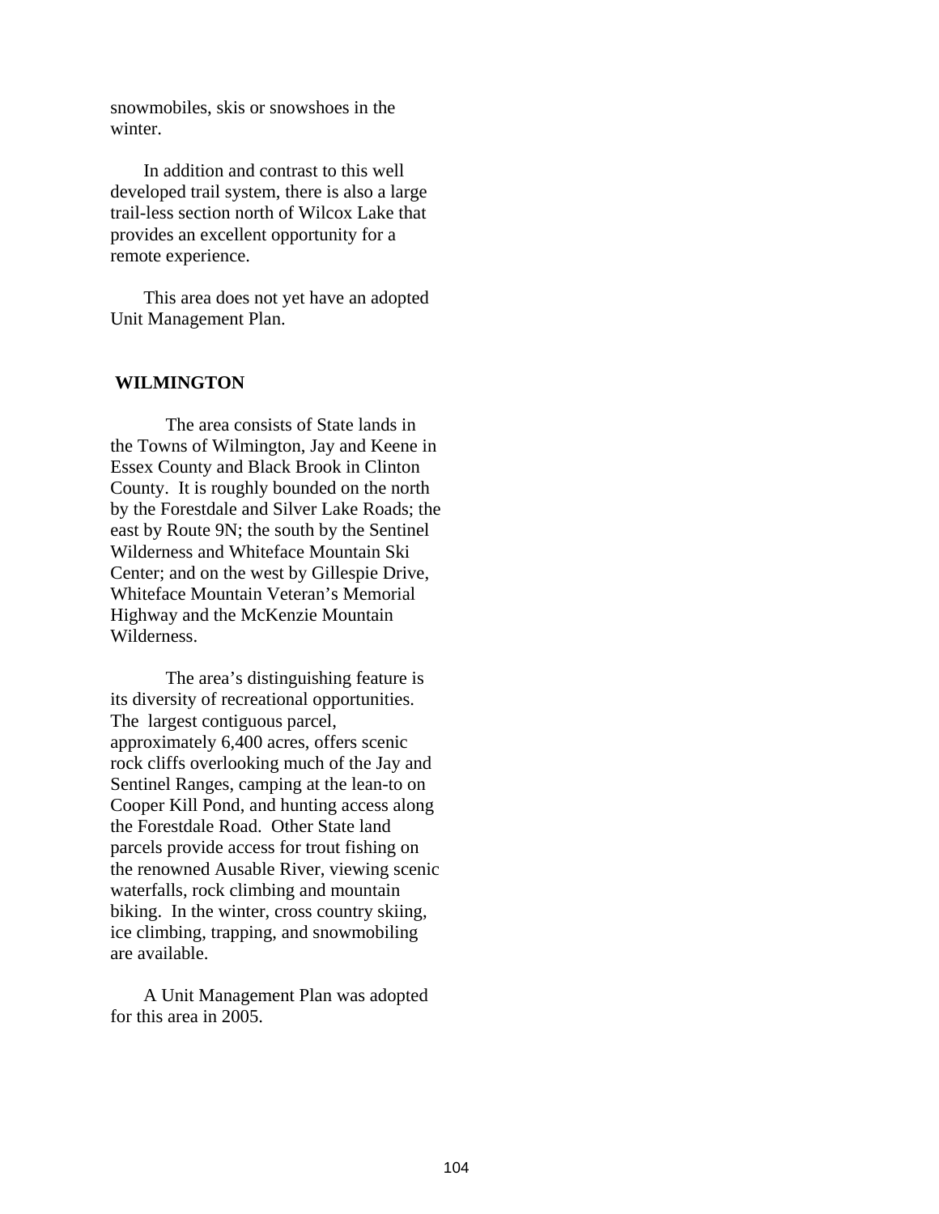snowmobiles, skis or snowshoes in the winter.

In addition and contrast to this well developed trail system, there is also a large trail-less section north of Wilcox Lake that provides an excellent opportunity for a remote experience.

This area does not yet have an adopted Unit Management Plan.

## WILMINGTON

The area consists of State lands in the Towns of Wilmington, Jay and Keene in Essex County and Black Brook in Clinton County. It is roughly bounded on the north by the Forestdale and Silver Lake Roads; the east by Route 9N; the south by the Sentinel Wilderness and Whiteface Mountain Ski Center; and on the west by Gillespie Drive, Whiteface Mountain Veteran's Memorial Highway and the McKenzie Mountain Wilderness.

The area's distinguishing feature is its diversity of recreational opportunities. The largest contiguous parcel, approximately 6,400 acres, offers scenic rock cliffs overlooking much of the Jay and Sentinel Ranges, camping at the lean-to on Cooper Kill Pond, and hunting access along the Forestdale Road. Other State land parcels provide access for trout fishing on the renowned Ausable River, viewing scenic waterfalls, rock climbing and mountain biking. In the winter, cross country skiing, ice climbing, trapping, and snowmobiling are available.

A Unit Management Plan was adopted for this area in 2005.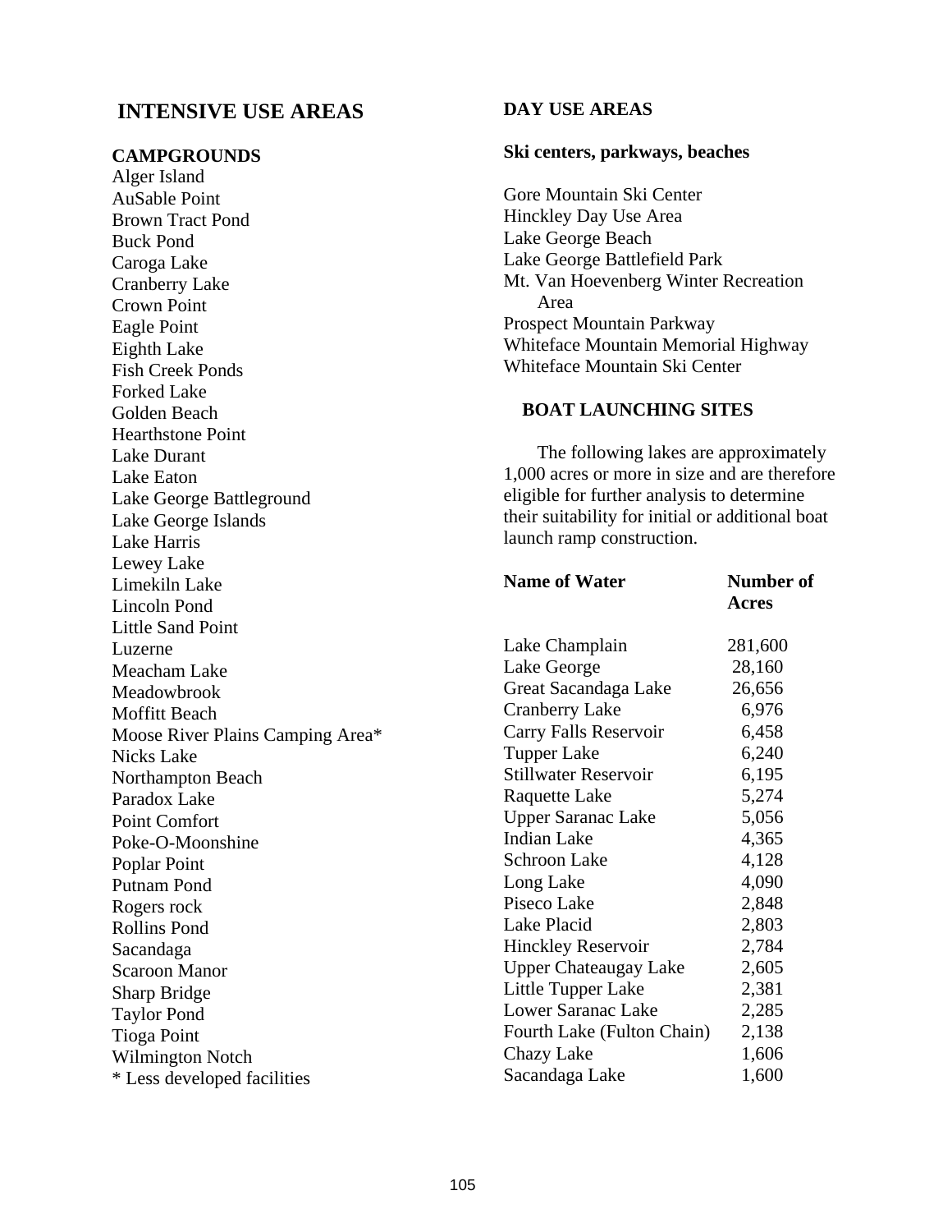## INTENSIVE USE AREAS

### CAMPGROUNDS

Alger Island
AuSable Point
Brown Tract Pond
Buck Pond
Caroga Lake
Cranberry Lake
Crown Point
Eagle Point
Eighth Lake
Fish Creek Ponds
Forked Lake
Golden Beach
Hearthstone Point
Lake Durant
Lake Eaton
Lake George Battleground
Lake George Islands
Lake Harris
Lewey Lake
Limekiln Lake
Lincoln Pond
Little Sand Point
Luzerne
Meacham Lake
Meadowbrook
Moffitt Beach
Moose River Plains Camping Area*
Nicks Lake
Northampton Beach
Paradox Lake
Point Comfort
Poke-O-Moonshine
Poplar Point
Putnam Pond
Rogers rock
Rollins Pond
Sacandaga
Scaroon Manor
Sharp Bridge
Taylor Pond
Tioga Point
Wilmington Notch
* Less developed facilities

### DAY USE AREAS

**Ski centers, parkways, beaches**

Gore Mountain Ski Center
Hinckley Day Use Area
Lake George Beach
Lake George Battlefield Park
Mt. Van Hoevenberg Winter Recreation Area
Prospect Mountain Parkway
Whiteface Mountain Memorial Highway
Whiteface Mountain Ski Center

### BOAT LAUNCHING SITES

The following lakes are approximately 1,000 acres or more in size and are therefore eligible for further analysis to determine their suitability for initial or additional boat launch ramp construction.

| Name of Water | Number of Acres |
|---|---|
| Lake Champlain | 281,600 |
| Lake George | 28,160 |
| Great Sacandaga Lake | 26,656 |
| Cranberry Lake | 6,976 |
| Carry Falls Reservoir | 6,458 |
| Tupper Lake | 6,240 |
| Stillwater Reservoir | 6,195 |
| Raquette Lake | 5,274 |
| Upper Saranac Lake | 5,056 |
| Indian Lake | 4,365 |
| Schroon Lake | 4,128 |
| Long Lake | 4,090 |
| Piseco Lake | 2,848 |
| Lake Placid | 2,803 |
| Hinckley Reservoir | 2,784 |
| Upper Chateaugay Lake | 2,605 |
| Little Tupper Lake | 2,381 |
| Lower Saranac Lake | 2,285 |
| Fourth Lake (Fulton Chain) | 2,138 |
| Chazy Lake | 1,606 |
| Sacandaga Lake | 1,600 |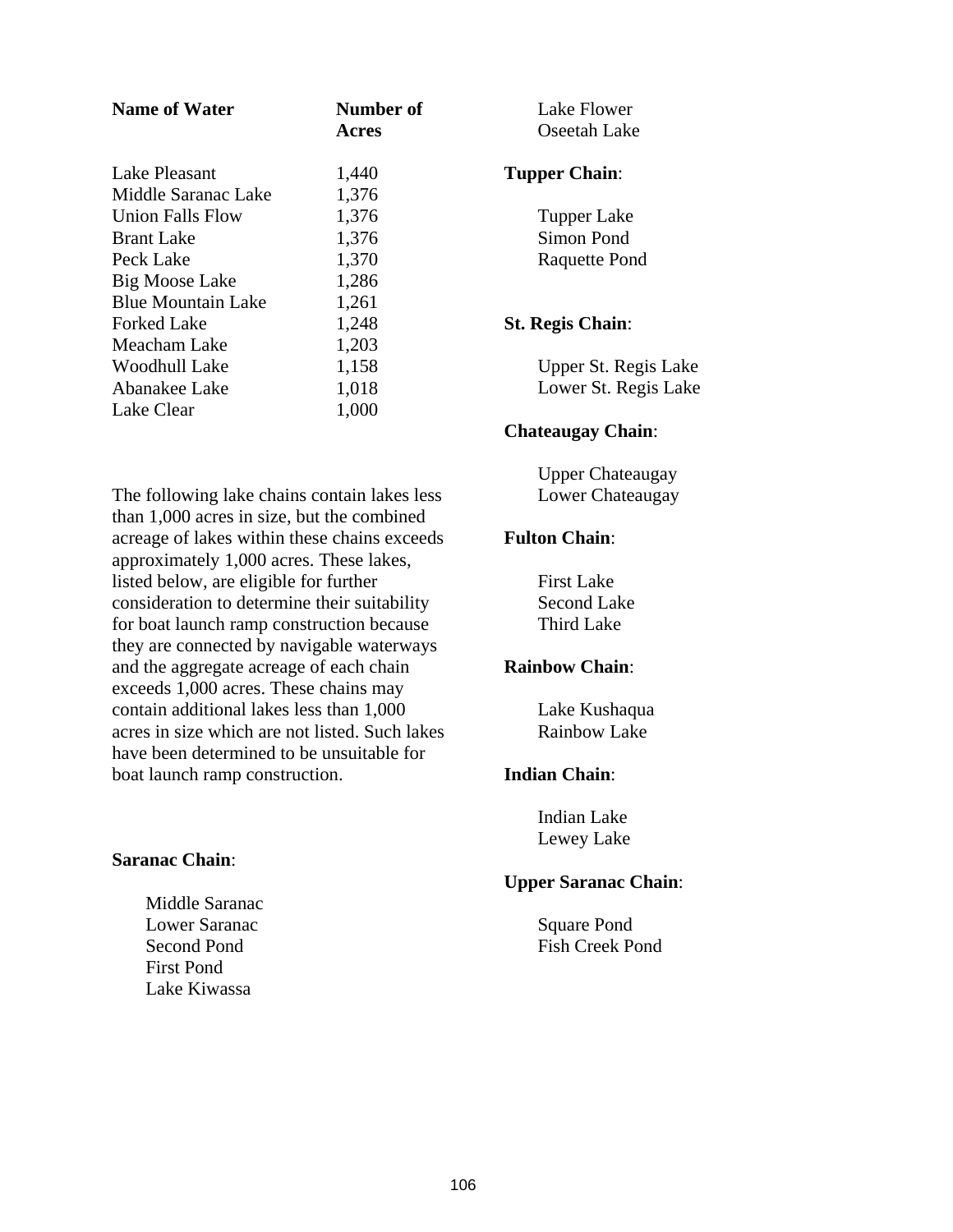| Name of Water | Number of Acres |
|---|---|
| Lake Pleasant | 1,440 |
| Middle Saranac Lake | 1,376 |
| Union Falls Flow | 1,376 |
| Brant Lake | 1,376 |
| Peck Lake | 1,370 |
| Big Moose Lake | 1,286 |
| Blue Mountain Lake | 1,261 |
| Forked Lake | 1,248 |
| Meacham Lake | 1,203 |
| Woodhull Lake | 1,158 |
| Abanakee Lake | 1,018 |
| Lake Clear | 1,000 |

The following lake chains contain lakes less than 1,000 acres in size, but the combined acreage of lakes within these chains exceeds approximately 1,000 acres. These lakes, listed below, are eligible for further consideration to determine their suitability for boat launch ramp construction because they are connected by navigable waterways and the aggregate acreage of each chain exceeds 1,000 acres. These chains may contain additional lakes less than 1,000 acres in size which are not listed. Such lakes have been determined to be unsuitable for boat launch ramp construction.

**Saranac Chain**:

- Middle Saranac
- Lower Saranac
- Second Pond
- First Pond
- Lake Kiwassa
- Lake Flower
- Oseetah Lake

**Tupper Chain**:

- Tupper Lake
- Simon Pond
- Raquette Pond

**St. Regis Chain**:

- Upper St. Regis Lake
- Lower St. Regis Lake

**Chateaugay Chain**:

- Upper Chateaugay
- Lower Chateaugay

**Fulton Chain**:

- First Lake
- Second Lake
- Third Lake

**Rainbow Chain**:

- Lake Kushaqua
- Rainbow Lake

**Indian Chain**:

- Indian Lake
- Lewey Lake

**Upper Saranac Chain**:

- Square Pond
- Fish Creek Pond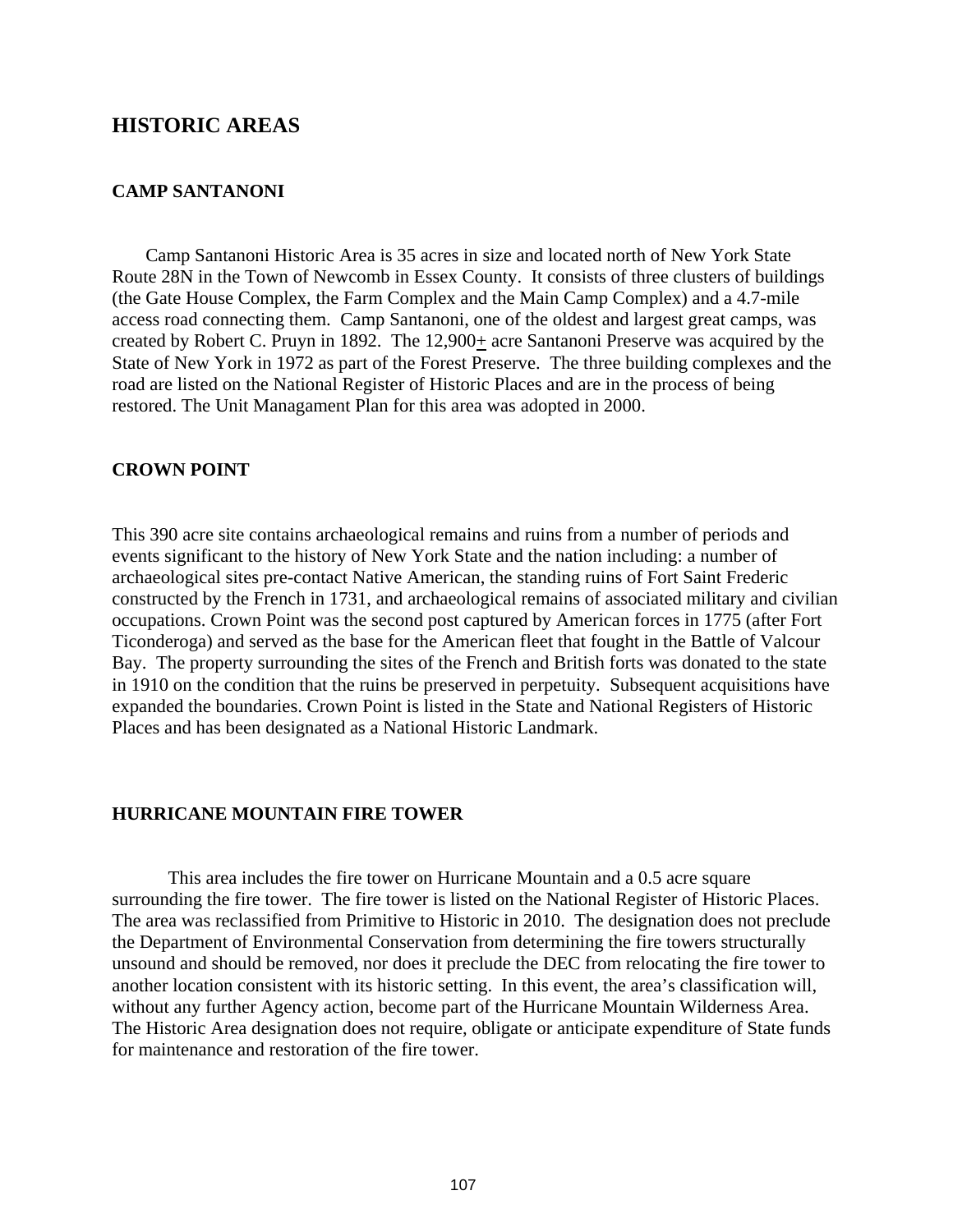## HISTORIC AREAS

### CAMP SANTANONI

Camp Santanoni Historic Area is 35 acres in size and located north of New York State Route 28N in the Town of Newcomb in Essex County. It consists of three clusters of buildings (the Gate House Complex, the Farm Complex and the Main Camp Complex) and a 4.7-mile access road connecting them. Camp Santanoni, one of the oldest and largest great camps, was created by Robert C. Pruyn in 1892. The 12,900± acre Santanoni Preserve was acquired by the State of New York in 1972 as part of the Forest Preserve. The three building complexes and the road are listed on the National Register of Historic Places and are in the process of being restored. The Unit Managament Plan for this area was adopted in 2000.

### CROWN POINT

This 390 acre site contains archaeological remains and ruins from a number of periods and events significant to the history of New York State and the nation including: a number of archaeological sites pre-contact Native American, the standing ruins of Fort Saint Frederic constructed by the French in 1731, and archaeological remains of associated military and civilian occupations. Crown Point was the second post captured by American forces in 1775 (after Fort Ticonderoga) and served as the base for the American fleet that fought in the Battle of Valcour Bay. The property surrounding the sites of the French and British forts was donated to the state in 1910 on the condition that the ruins be preserved in perpetuity. Subsequent acquisitions have expanded the boundaries. Crown Point is listed in the State and National Registers of Historic Places and has been designated as a National Historic Landmark.

### HURRICANE MOUNTAIN FIRE TOWER

This area includes the fire tower on Hurricane Mountain and a 0.5 acre square surrounding the fire tower. The fire tower is listed on the National Register of Historic Places. The area was reclassified from Primitive to Historic in 2010. The designation does not preclude the Department of Environmental Conservation from determining the fire towers structurally unsound and should be removed, nor does it preclude the DEC from relocating the fire tower to another location consistent with its historic setting. In this event, the area's classification will, without any further Agency action, become part of the Hurricane Mountain Wilderness Area. The Historic Area designation does not require, obligate or anticipate expenditure of State funds for maintenance and restoration of the fire tower.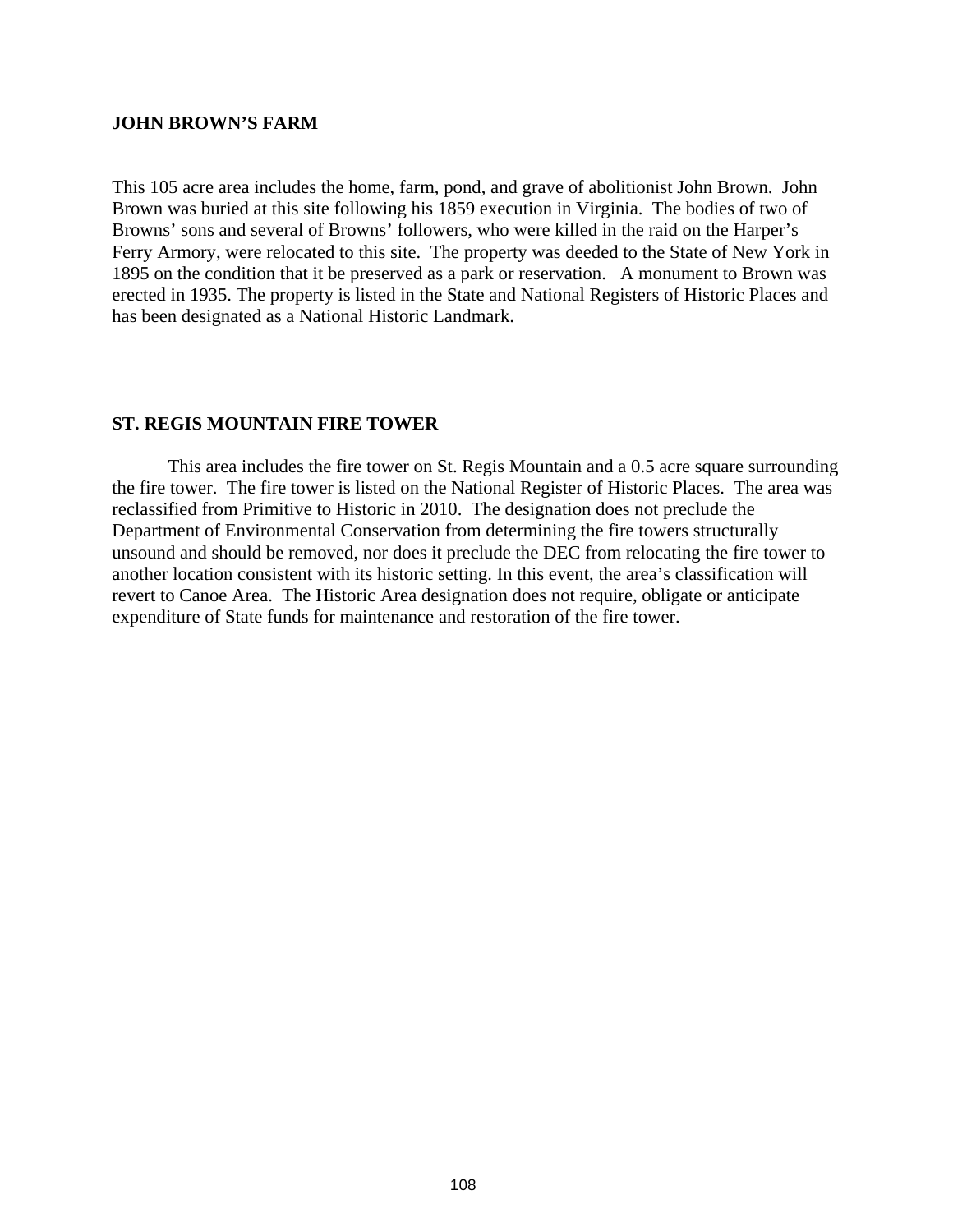**JOHN BROWN'S FARM**

This 105 acre area includes the home, farm, pond, and grave of abolitionist John Brown. John Brown was buried at this site following his 1859 execution in Virginia. The bodies of two of Browns' sons and several of Browns' followers, who were killed in the raid on the Harper's Ferry Armory, were relocated to this site. The property was deeded to the State of New York in 1895 on the condition that it be preserved as a park or reservation. A monument to Brown was erected in 1935. The property is listed in the State and National Registers of Historic Places and has been designated as a National Historic Landmark.

**ST. REGIS MOUNTAIN FIRE TOWER**

This area includes the fire tower on St. Regis Mountain and a 0.5 acre square surrounding the fire tower. The fire tower is listed on the National Register of Historic Places. The area was reclassified from Primitive to Historic in 2010. The designation does not preclude the Department of Environmental Conservation from determining the fire towers structurally unsound and should be removed, nor does it preclude the DEC from relocating the fire tower to another location consistent with its historic setting. In this event, the area's classification will revert to Canoe Area. The Historic Area designation does not require, obligate or anticipate expenditure of State funds for maintenance and restoration of the fire tower.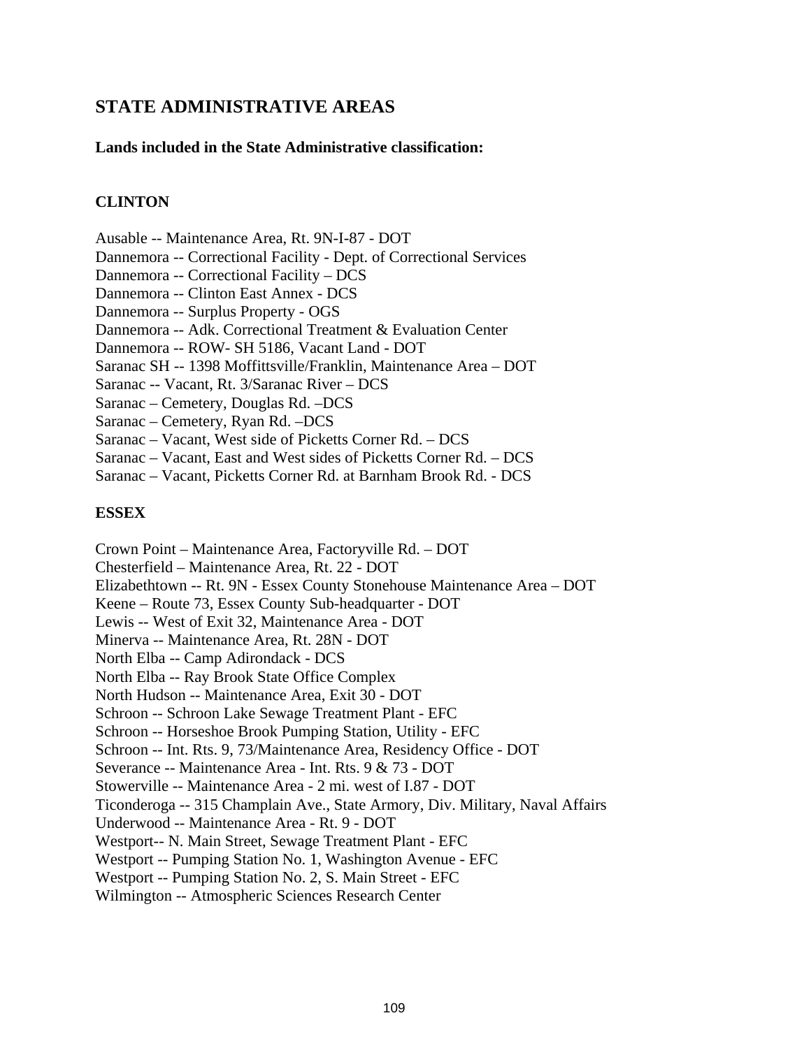## STATE ADMINISTRATIVE AREAS

**Lands included in the State Administrative classification:**

### CLINTON

Ausable -- Maintenance Area, Rt. 9N-I-87 - DOT
Dannemora -- Correctional Facility - Dept. of Correctional Services
Dannemora -- Correctional Facility – DCS
Dannemora -- Clinton East Annex - DCS
Dannemora -- Surplus Property - OGS
Dannemora -- Adk. Correctional Treatment & Evaluation Center
Dannemora -- ROW- SH 5186, Vacant Land - DOT
Saranac SH -- 1398 Moffittsville/Franklin, Maintenance Area – DOT
Saranac -- Vacant, Rt. 3/Saranac River – DCS
Saranac – Cemetery, Douglas Rd. –DCS
Saranac – Cemetery, Ryan Rd. –DCS
Saranac – Vacant, West side of Picketts Corner Rd. – DCS
Saranac – Vacant, East and West sides of Picketts Corner Rd. – DCS
Saranac – Vacant, Picketts Corner Rd. at Barnham Brook Rd. - DCS

### ESSEX

Crown Point – Maintenance Area, Factoryville Rd. – DOT
Chesterfield – Maintenance Area, Rt. 22 - DOT
Elizabethtown -- Rt. 9N - Essex County Stonehouse Maintenance Area – DOT
Keene – Route 73, Essex County Sub-headquarter - DOT
Lewis -- West of Exit 32, Maintenance Area - DOT
Minerva -- Maintenance Area, Rt. 28N - DOT
North Elba -- Camp Adirondack - DCS
North Elba -- Ray Brook State Office Complex
North Hudson -- Maintenance Area, Exit 30 - DOT
Schroon -- Schroon Lake Sewage Treatment Plant - EFC
Schroon -- Horseshoe Brook Pumping Station, Utility - EFC
Schroon -- Int. Rts. 9, 73/Maintenance Area, Residency Office - DOT
Severance -- Maintenance Area - Int. Rts. 9 & 73 - DOT
Stowerville -- Maintenance Area - 2 mi. west of I.87 - DOT
Ticonderoga -- 315 Champlain Ave., State Armory, Div. Military, Naval Affairs
Underwood -- Maintenance Area - Rt. 9 - DOT
Westport-- N. Main Street, Sewage Treatment Plant - EFC
Westport -- Pumping Station No. 1, Washington Avenue - EFC
Westport -- Pumping Station No. 2, S. Main Street - EFC
Wilmington -- Atmospheric Sciences Research Center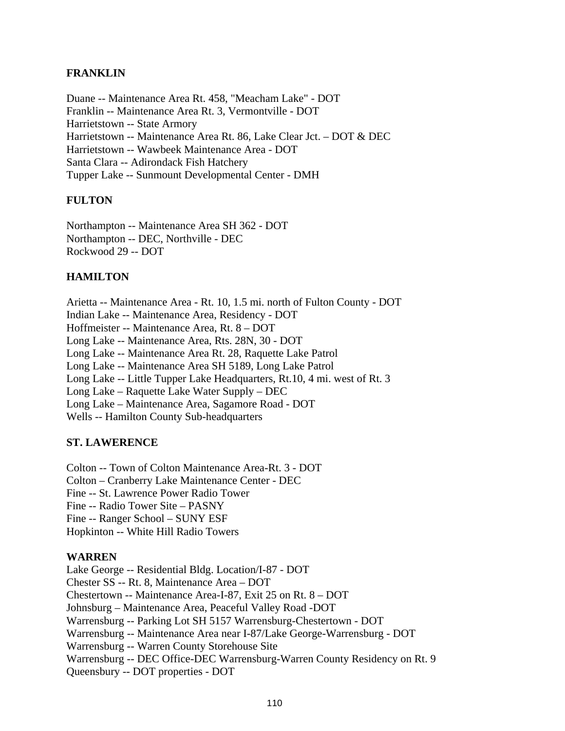**FRANKLIN**

Duane -- Maintenance Area Rt. 458, "Meacham Lake" - DOT
Franklin -- Maintenance Area Rt. 3, Vermontville - DOT
Harrietstown -- State Armory
Harrietstown -- Maintenance Area Rt. 86, Lake Clear Jct. – DOT & DEC
Harrietstown -- Wawbeek Maintenance Area - DOT
Santa Clara -- Adirondack Fish Hatchery
Tupper Lake -- Sunmount Developmental Center - DMH

**FULTON**

Northampton -- Maintenance Area SH 362 - DOT
Northampton -- DEC, Northville - DEC
Rockwood 29 -- DOT

**HAMILTON**

Arietta -- Maintenance Area - Rt. 10, 1.5 mi. north of Fulton County - DOT
Indian Lake -- Maintenance Area, Residency - DOT
Hoffmeister -- Maintenance Area, Rt. 8 – DOT
Long Lake -- Maintenance Area, Rts. 28N, 30 - DOT
Long Lake -- Maintenance Area Rt. 28, Raquette Lake Patrol
Long Lake -- Maintenance Area SH 5189, Long Lake Patrol
Long Lake -- Little Tupper Lake Headquarters, Rt.10, 4 mi. west of Rt. 3
Long Lake – Raquette Lake Water Supply – DEC
Long Lake – Maintenance Area, Sagamore Road - DOT
Wells -- Hamilton County Sub-headquarters

**ST. LAWERENCE**

Colton -- Town of Colton Maintenance Area-Rt. 3 - DOT
Colton – Cranberry Lake Maintenance Center - DEC
Fine -- St. Lawrence Power Radio Tower
Fine -- Radio Tower Site – PASNY
Fine -- Ranger School – SUNY ESF
Hopkinton -- White Hill Radio Towers

**WARREN**

Lake George -- Residential Bldg. Location/I-87 - DOT
Chester SS -- Rt. 8, Maintenance Area – DOT
Chestertown -- Maintenance Area-I-87, Exit 25 on Rt. 8 – DOT
Johnsburg – Maintenance Area, Peaceful Valley Road -DOT
Warrensburg -- Parking Lot SH 5157 Warrensburg-Chestertown - DOT
Warrensburg -- Maintenance Area near I-87/Lake George-Warrensburg - DOT
Warrensburg -- Warren County Storehouse Site
Warrensburg -- DEC Office-DEC Warrensburg-Warren County Residency on Rt. 9
Queensbury -- DOT properties - DOT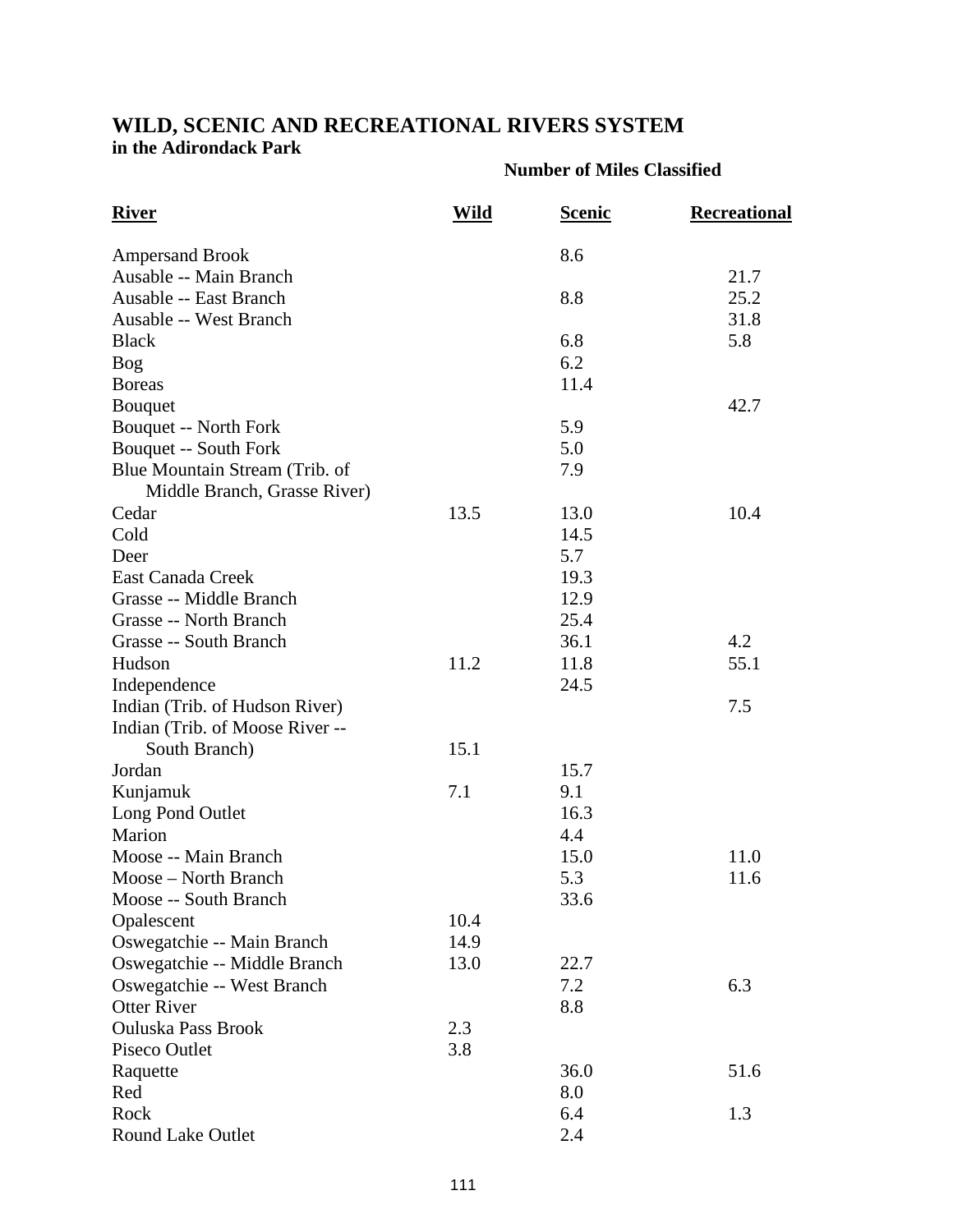# WILD, SCENIC AND RECREATIONAL RIVERS SYSTEM

**in the Adirondack Park**

| River | Number of Miles Classified | | |
|---|---|---|---|
| | **Wild** | **Scenic** | **Recreational** |
| Ampersand Brook | | 8.6 | |
| Ausable -- Main Branch | | | 21.7 |
| Ausable -- East Branch | | 8.8 | 25.2 |
| Ausable -- West Branch | | | 31.8 |
| Black | | 6.8 | 5.8 |
| Bog | | 6.2 | |
| Boreas | | 11.4 | |
| Bouquet | | | 42.7 |
| Bouquet -- North Fork | | 5.9 | |
| Bouquet -- South Fork | | 5.0 | |
| Blue Mountain Stream (Trib. of Middle Branch, Grasse River) | | 7.9 | |
| Cedar | 13.5 | 13.0 | 10.4 |
| Cold | | 14.5 | |
| Deer | | 5.7 | |
| East Canada Creek | | 19.3 | |
| Grasse -- Middle Branch | | 12.9 | |
| Grasse -- North Branch | | 25.4 | |
| Grasse -- South Branch | | 36.1 | 4.2 |
| Hudson | 11.2 | 11.8 | 55.1 |
| Independence | | 24.5 | |
| Indian (Trib. of Hudson River) | | | 7.5 |
| Indian (Trib. of Moose River -- South Branch) | 15.1 | | |
| Jordan | | 15.7 | |
| Kunjamuk | 7.1 | 9.1 | |
| Long Pond Outlet | | 16.3 | |
| Marion | | 4.4 | |
| Moose -- Main Branch | | 15.0 | 11.0 |
| Moose – North Branch | | 5.3 | 11.6 |
| Moose -- South Branch | | 33.6 | |
| Opalescent | 10.4 | | |
| Oswegatchie -- Main Branch | 14.9 | | |
| Oswegatchie -- Middle Branch | 13.0 | 22.7 | |
| Oswegatchie -- West Branch | | 7.2 | 6.3 |
| Otter River | | 8.8 | |
| Ouluska Pass Brook | 2.3 | | |
| Piseco Outlet | 3.8 | | |
| Raquette | | 36.0 | 51.6 |
| Red | | 8.0 | |
| Rock | | 6.4 | 1.3 |
| Round Lake Outlet | | 2.4 | |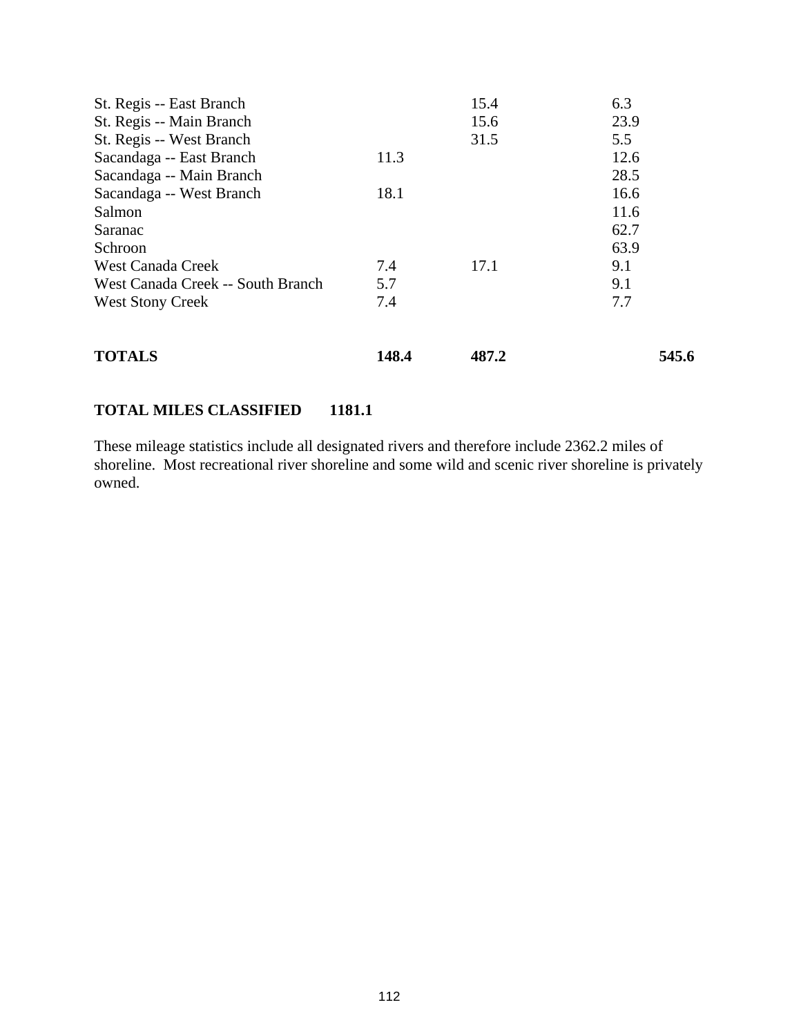| | | | |
|---|---|---|---|
| St. Regis -- East Branch | | 15.4 | 6.3 |
| St. Regis -- Main Branch | | 15.6 | 23.9 |
| St. Regis -- West Branch | | 31.5 | 5.5 |
| Sacandaga -- East Branch | 11.3 | | 12.6 |
| Sacandaga -- Main Branch | | | 28.5 |
| Sacandaga -- West Branch | 18.1 | | 16.6 |
| Salmon | | | 11.6 |
| Saranac | | | 62.7 |
| Schroon | | | 63.9 |
| West Canada Creek | 7.4 | 17.1 | 9.1 |
| West Canada Creek -- South Branch | 5.7 | | 9.1 |
| West Stony Creek | 7.4 | | 7.7 |
| **TOTALS** | **148.4** | **487.2** | **545.6** |

**TOTAL MILES CLASSIFIED 1181.1**

These mileage statistics include all designated rivers and therefore include 2362.2 miles of shoreline. Most recreational river shoreline and some wild and scenic river shoreline is privately owned.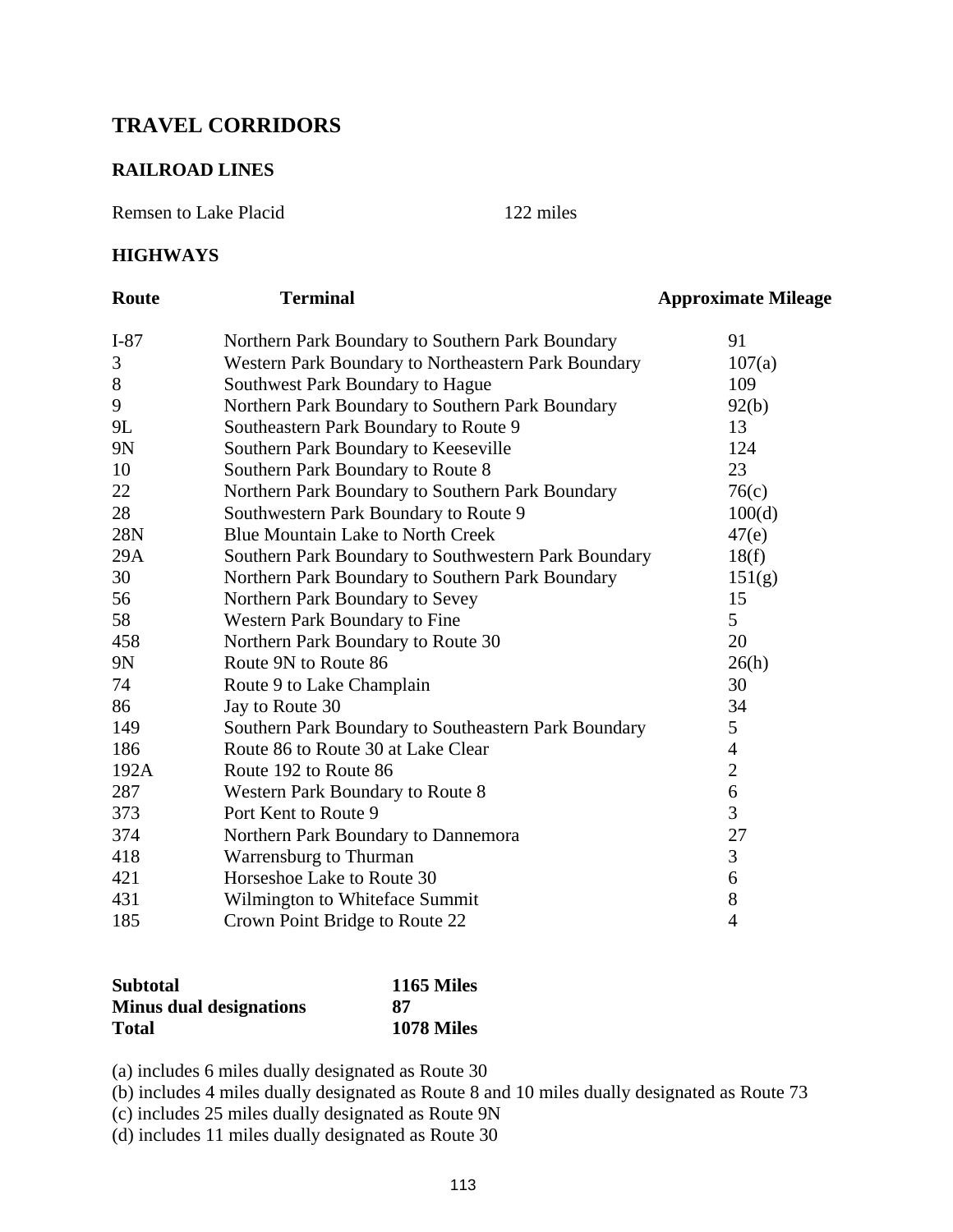# TRAVEL CORRIDORS

## RAILROAD LINES

Remsen to Lake Placid 122 miles

## HIGHWAYS

| Route | Terminal | Approximate Mileage |
|---|---|---|
| I-87 | Northern Park Boundary to Southern Park Boundary | 91 |
| 3 | Western Park Boundary to Northeastern Park Boundary | 107(a) |
| 8 | Southwest Park Boundary to Hague | 109 |
| 9 | Northern Park Boundary to Southern Park Boundary | 92(b) |
| 9L | Southeastern Park Boundary to Route 9 | 13 |
| 9N | Southern Park Boundary to Keeseville | 124 |
| 10 | Southern Park Boundary to Route 8 | 23 |
| 22 | Northern Park Boundary to Southern Park Boundary | 76(c) |
| 28 | Southwestern Park Boundary to Route 9 | 100(d) |
| 28N | Blue Mountain Lake to North Creek | 47(e) |
| 29A | Southern Park Boundary to Southwestern Park Boundary | 18(f) |
| 30 | Northern Park Boundary to Southern Park Boundary | 151(g) |
| 56 | Northern Park Boundary to Sevey | 15 |
| 58 | Western Park Boundary to Fine | 5 |
| 458 | Northern Park Boundary to Route 30 | 20 |
| 9N | Route 9N to Route 86 | 26(h) |
| 74 | Route 9 to Lake Champlain | 30 |
| 86 | Jay to Route 30 | 34 |
| 149 | Southern Park Boundary to Southeastern Park Boundary | 5 |
| 186 | Route 86 to Route 30 at Lake Clear | 4 |
| 192A | Route 192 to Route 86 | 2 |
| 287 | Western Park Boundary to Route 8 | 6 |
| 373 | Port Kent to Route 9 | 3 |
| 374 | Northern Park Boundary to Dannemora | 27 |
| 418 | Warrensburg to Thurman | 3 |
| 421 | Horseshoe Lake to Route 30 | 6 |
| 431 | Wilmington to Whiteface Summit | 8 |
| 185 | Crown Point Bridge to Route 22 | 4 |

| | |
|---|---|
| **Subtotal** | **1165 Miles** |
| **Minus dual designations** | **87** |
| **Total** | **1078 Miles** |

(a) includes 6 miles dually designated as Route 30
(b) includes 4 miles dually designated as Route 8 and 10 miles dually designated as Route 73
(c) includes 25 miles dually designated as Route 9N
(d) includes 11 miles dually designated as Route 30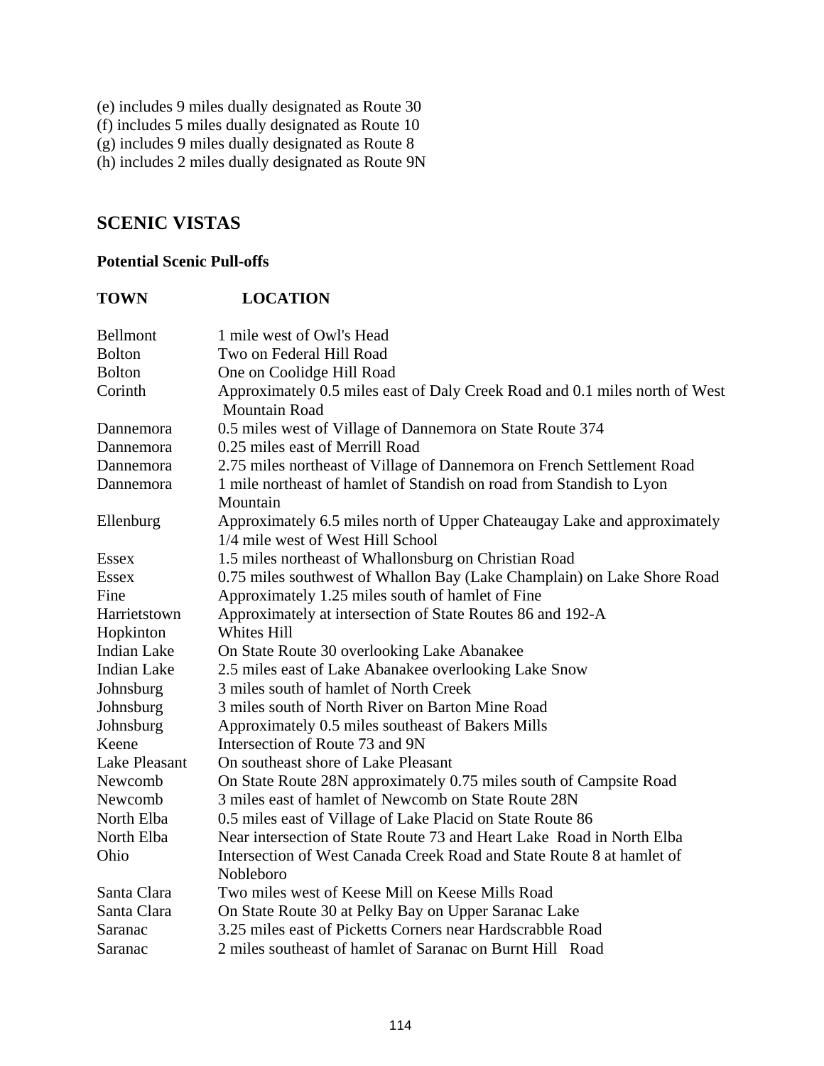(e) includes 9 miles dually designated as Route 30
(f) includes 5 miles dually designated as Route 10
(g) includes 9 miles dually designated as Route 8
(h) includes 2 miles dually designated as Route 9N

## SCENIC VISTAS

### Potential Scenic Pull-offs

| TOWN | LOCATION |
|---|---|
| Bellmont | 1 mile west of Owl's Head |
| Bolton | Two on Federal Hill Road |
| Bolton | One on Coolidge Hill Road |
| Corinth | Approximately 0.5 miles east of Daly Creek Road and 0.1 miles north of West Mountain Road |
| Dannemora | 0.5 miles west of Village of Dannemora on State Route 374 |
| Dannemora | 0.25 miles east of Merrill Road |
| Dannemora | 2.75 miles northeast of Village of Dannemora on French Settlement Road |
| Dannemora | 1 mile northeast of hamlet of Standish on road from Standish to Lyon Mountain |
| Ellenburg | Approximately 6.5 miles north of Upper Chateaugay Lake and approximately 1/4 mile west of West Hill School |
| Essex | 1.5 miles northeast of Whallonsburg on Christian Road |
| Essex | 0.75 miles southwest of Whallon Bay (Lake Champlain) on Lake Shore Road |
| Fine | Approximately 1.25 miles south of hamlet of Fine |
| Harrietstown | Approximately at intersection of State Routes 86 and 192-A |
| Hopkinton | Whites Hill |
| Indian Lake | On State Route 30 overlooking Lake Abanakee |
| Indian Lake | 2.5 miles east of Lake Abanakee overlooking Lake Snow |
| Johnsburg | 3 miles south of hamlet of North Creek |
| Johnsburg | 3 miles south of North River on Barton Mine Road |
| Johnsburg | Approximately 0.5 miles southeast of Bakers Mills |
| Keene | Intersection of Route 73 and 9N |
| Lake Pleasant | On southeast shore of Lake Pleasant |
| Newcomb | On State Route 28N approximately 0.75 miles south of Campsite Road |
| Newcomb | 3 miles east of hamlet of Newcomb on State Route 28N |
| North Elba | 0.5 miles east of Village of Lake Placid on State Route 86 |
| North Elba | Near intersection of State Route 73 and Heart Lake Road in North Elba |
| Ohio | Intersection of West Canada Creek Road and State Route 8 at hamlet of Nobleboro |
| Santa Clara | Two miles west of Keese Mill on Keese Mills Road |
| Santa Clara | On State Route 30 at Pelky Bay on Upper Saranac Lake |
| Saranac | 3.25 miles east of Picketts Corners near Hardscrabble Road |
| Saranac | 2 miles southeast of hamlet of Saranac on Burnt Hill Road |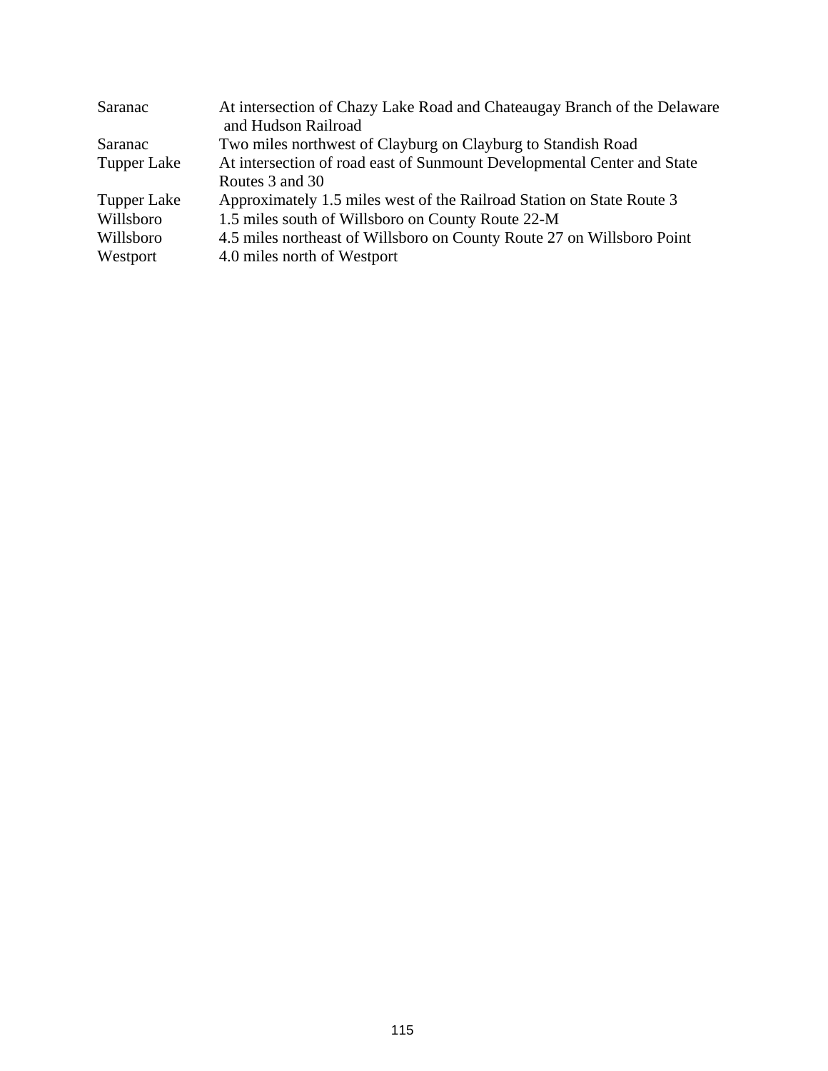| | |
|---|---|
| Saranac | At intersection of Chazy Lake Road and Chateaugay Branch of the Delaware and Hudson Railroad |
| Saranac | Two miles northwest of Clayburg on Clayburg to Standish Road |
| Tupper Lake | At intersection of road east of Sunmount Developmental Center and State Routes 3 and 30 |
| Tupper Lake | Approximately 1.5 miles west of the Railroad Station on State Route 3 |
| Willsboro | 1.5 miles south of Willsboro on County Route 22-M |
| Willsboro | 4.5 miles northeast of Willsboro on County Route 27 on Willsboro Point |
| Westport | 4.0 miles north of Westport |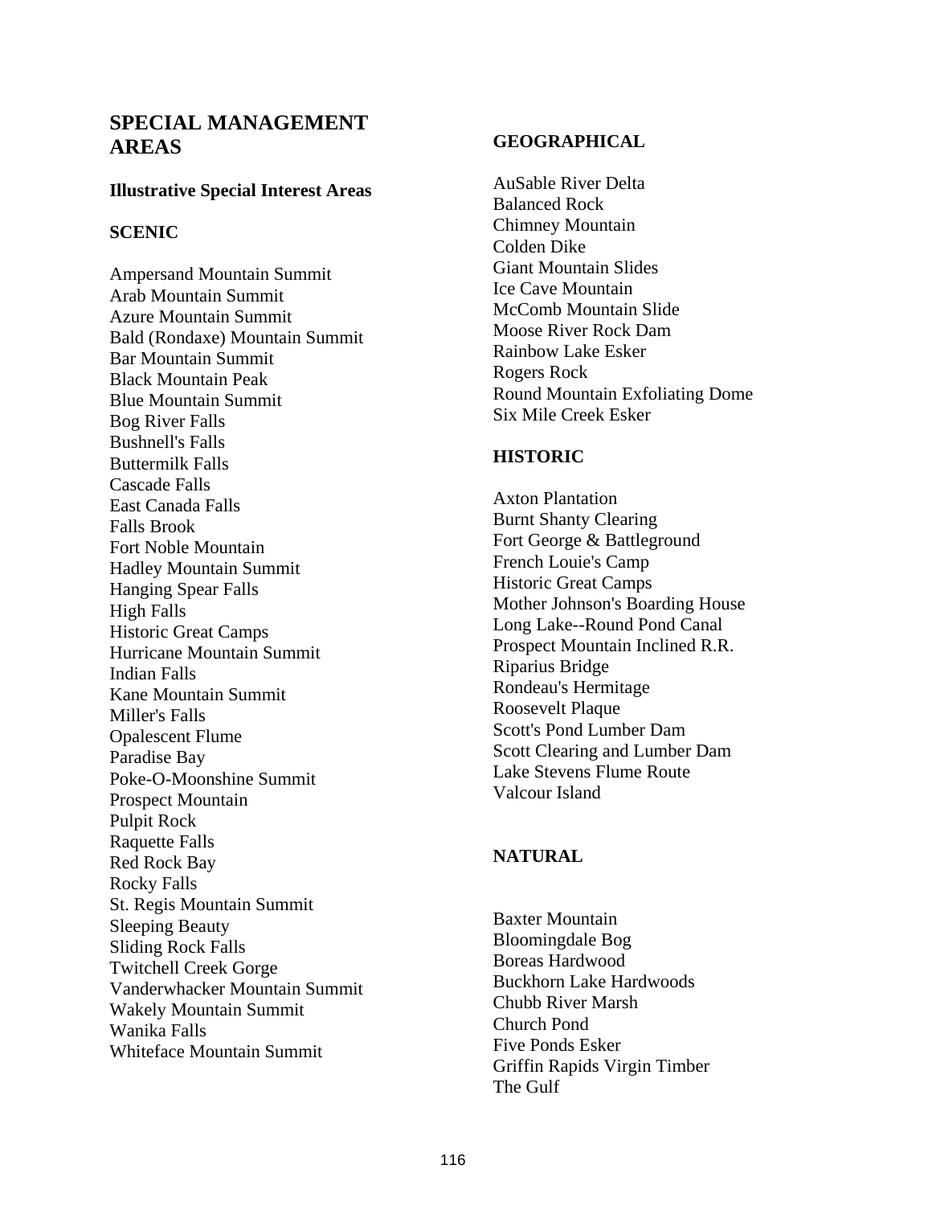# SPECIAL MANAGEMENT AREAS

### Illustrative Special Interest Areas

#### SCENIC

Ampersand Mountain Summit
Arab Mountain Summit
Azure Mountain Summit
Bald (Rondaxe) Mountain Summit
Bar Mountain Summit
Black Mountain Peak
Blue Mountain Summit
Bog River Falls
Bushnell's Falls
Buttermilk Falls
Cascade Falls
East Canada Falls
Falls Brook
Fort Noble Mountain
Hadley Mountain Summit
Hanging Spear Falls
High Falls
Historic Great Camps
Hurricane Mountain Summit
Indian Falls
Kane Mountain Summit
Miller's Falls
Opalescent Flume
Paradise Bay
Poke-O-Moonshine Summit
Prospect Mountain
Pulpit Rock
Raquette Falls
Red Rock Bay
Rocky Falls
St. Regis Mountain Summit
Sleeping Beauty
Sliding Rock Falls
Twitchell Creek Gorge
Vanderwhacker Mountain Summit
Wakely Mountain Summit
Wanika Falls
Whiteface Mountain Summit

#### GEOGRAPHICAL

AuSable River Delta
Balanced Rock
Chimney Mountain
Colden Dike
Giant Mountain Slides
Ice Cave Mountain
McComb Mountain Slide
Moose River Rock Dam
Rainbow Lake Esker
Rogers Rock
Round Mountain Exfoliating Dome
Six Mile Creek Esker

#### HISTORIC

Axton Plantation
Burnt Shanty Clearing
Fort George & Battleground
French Louie's Camp
Historic Great Camps
Mother Johnson's Boarding House
Long Lake--Round Pond Canal
Prospect Mountain Inclined R.R.
Riparius Bridge
Rondeau's Hermitage
Roosevelt Plaque
Scott's Pond Lumber Dam
Scott Clearing and Lumber Dam
Lake Stevens Flume Route
Valcour Island

#### NATURAL

Baxter Mountain
Bloomingdale Bog
Boreas Hardwood
Buckhorn Lake Hardwoods
Chubb River Marsh
Church Pond
Five Ponds Esker
Griffin Rapids Virgin Timber
The Gulf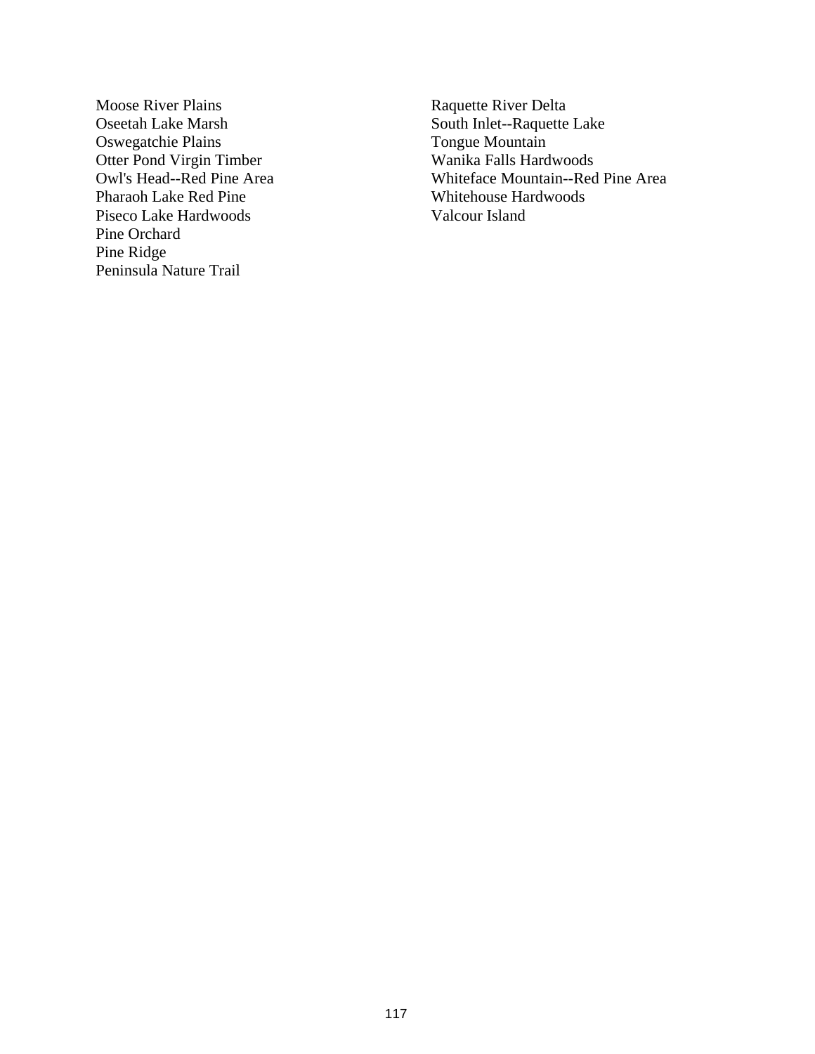Moose River Plains
Oseetah Lake Marsh
Oswegatchie Plains
Otter Pond Virgin Timber
Owl's Head--Red Pine Area
Pharaoh Lake Red Pine
Piseco Lake Hardwoods
Pine Orchard
Pine Ridge
Peninsula Nature Trail
Raquette River Delta
South Inlet--Raquette Lake
Tongue Mountain
Wanika Falls Hardwoods
Whiteface Mountain--Red Pine Area
Whitehouse Hardwoods
Valcour Island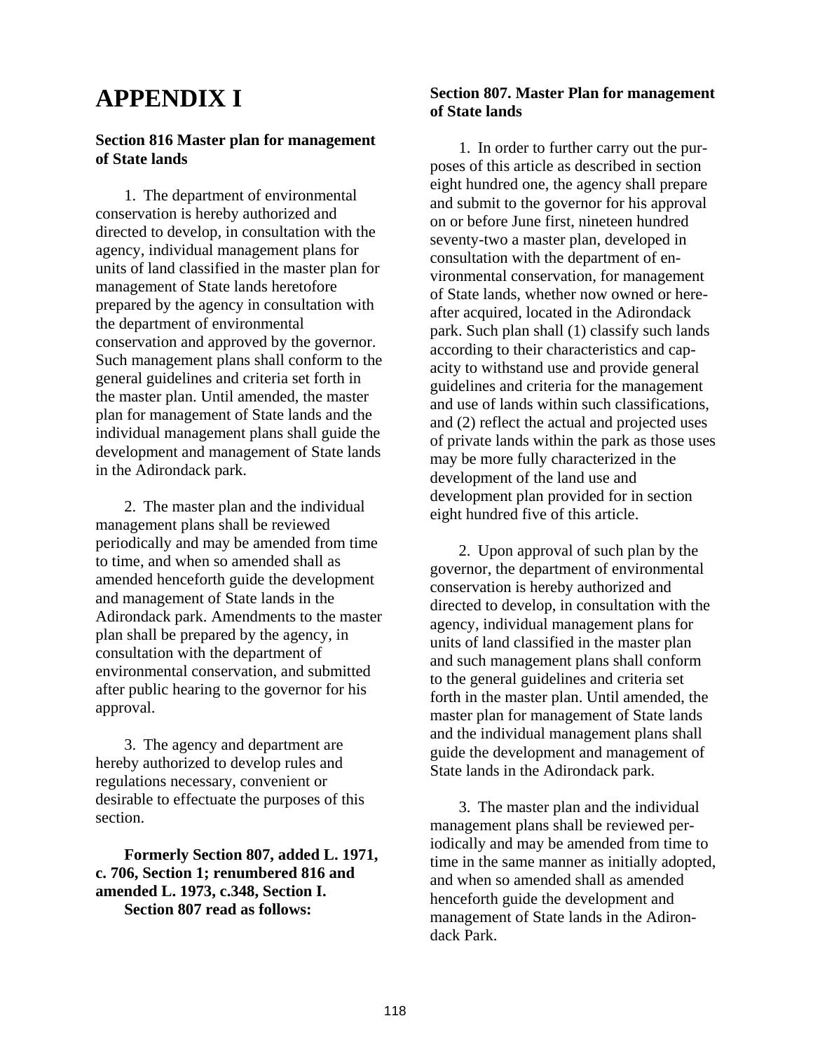# APPENDIX I

### Section 816 Master plan for management of State lands

1. The department of environmental conservation is hereby authorized and directed to develop, in consultation with the agency, individual management plans for units of land classified in the master plan for management of State lands heretofore prepared by the agency in consultation with the department of environmental conservation and approved by the governor. Such management plans shall conform to the general guidelines and criteria set forth in the master plan. Until amended, the master plan for management of State lands and the individual management plans shall guide the development and management of State lands in the Adirondack park.

2. The master plan and the individual management plans shall be reviewed periodically and may be amended from time to time, and when so amended shall as amended henceforth guide the development and management of State lands in the Adirondack park. Amendments to the master plan shall be prepared by the agency, in consultation with the department of environmental conservation, and submitted after public hearing to the governor for his approval.

3. The agency and department are hereby authorized to develop rules and regulations necessary, convenient or desirable to effectuate the purposes of this section.

**Formerly Section 807, added L. 1971, c. 706, Section 1; renumbered 816 and amended L. 1973, c.348, Section I.**
**Section 807 read as follows:**

### Section 807. Master Plan for management of State lands

1. In order to further carry out the purposes of this article as described in section eight hundred one, the agency shall prepare and submit to the governor for his approval on or before June first, nineteen hundred seventy-two a master plan, developed in consultation with the department of environmental conservation, for management of State lands, whether now owned or hereafter acquired, located in the Adirondack park. Such plan shall (1) classify such lands according to their characteristics and capacity to withstand use and provide general guidelines and criteria for the management and use of lands within such classifications, and (2) reflect the actual and projected uses of private lands within the park as those uses may be more fully characterized in the development of the land use and development plan provided for in section eight hundred five of this article.

2. Upon approval of such plan by the governor, the department of environmental conservation is hereby authorized and directed to develop, in consultation with the agency, individual management plans for units of land classified in the master plan and such management plans shall conform to the general guidelines and criteria set forth in the master plan. Until amended, the master plan for management of State lands and the individual management plans shall guide the development and management of State lands in the Adirondack park.

3. The master plan and the individual management plans shall be reviewed periodically and may be amended from time to time in the same manner as initially adopted, and when so amended shall as amended henceforth guide the development and management of State lands in the Adirondack Park.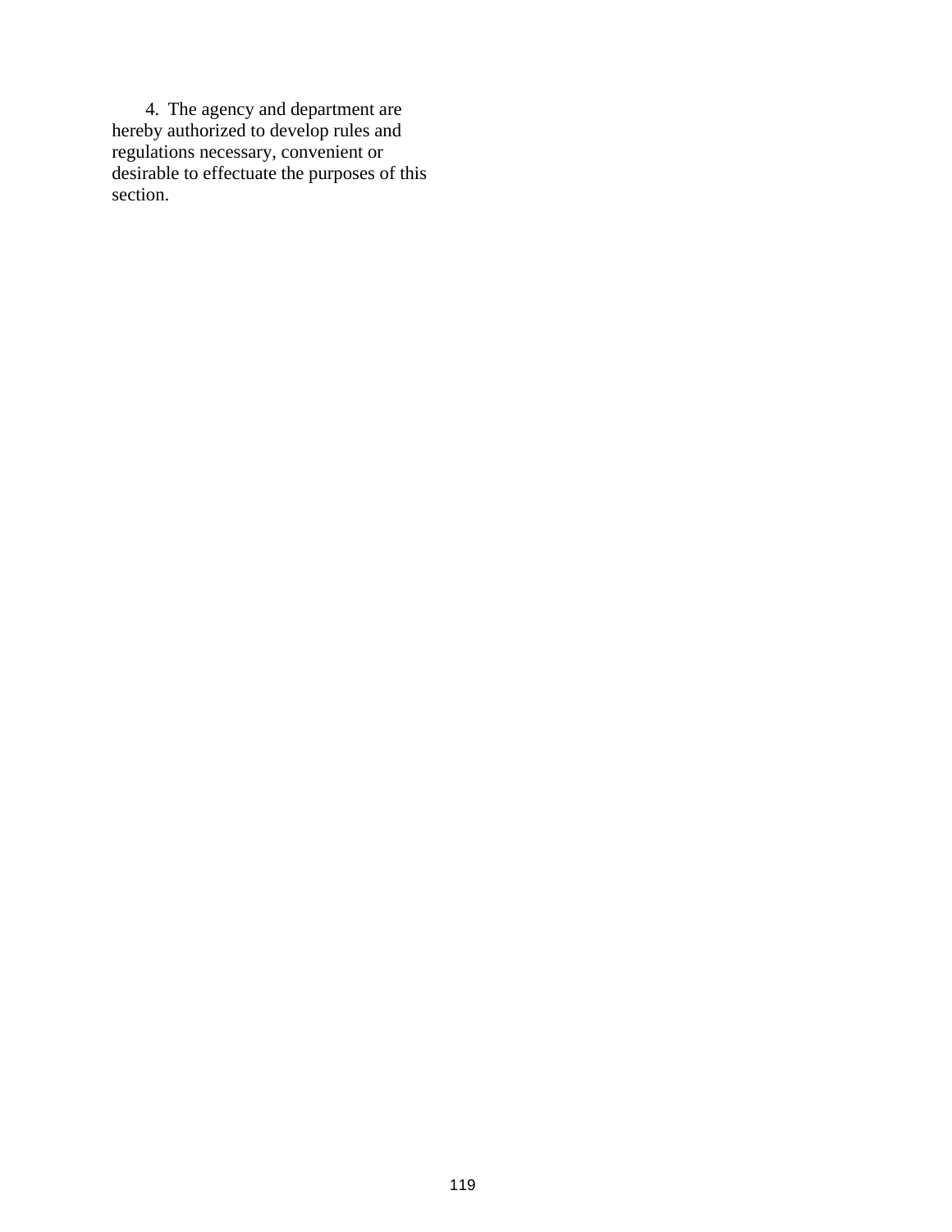4. The agency and department are hereby authorized to develop rules and regulations necessary, convenient or desirable to effectuate the purposes of this section.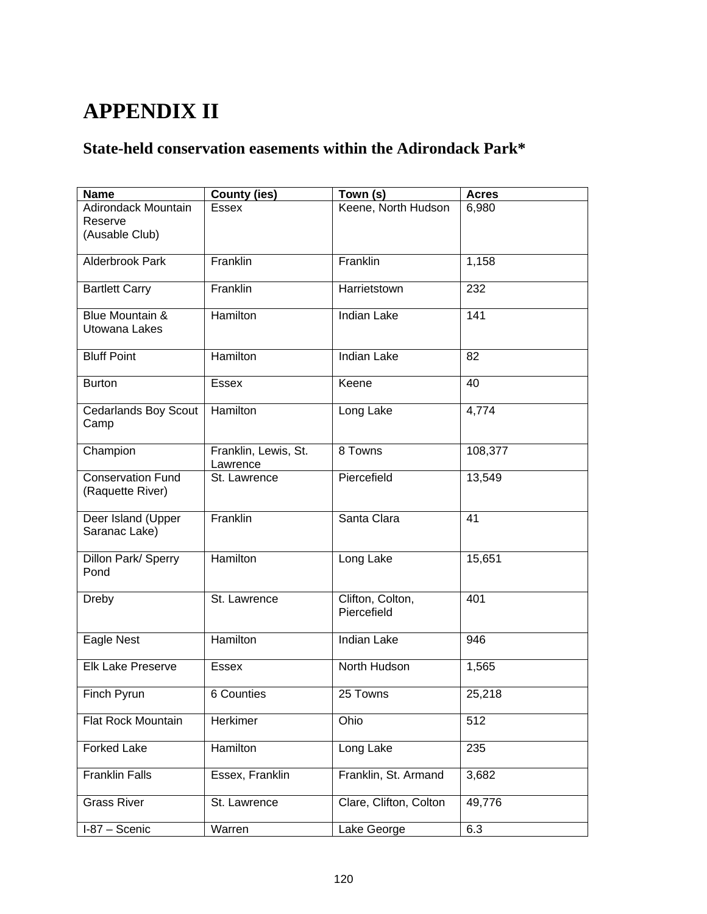# APPENDIX II

## State-held conservation easements within the Adirondack Park*

| Name | County (ies) | Town (s) | Acres |
|---|---|---|---|
| Adirondack Mountain Reserve (Ausable Club) | Essex | Keene, North Hudson | 6,980 |
| Alderbrook Park | Franklin | Franklin | 1,158 |
| Bartlett Carry | Franklin | Harrietstown | 232 |
| Blue Mountain & Utowana Lakes | Hamilton | Indian Lake | 141 |
| Bluff Point | Hamilton | Indian Lake | 82 |
| Burton | Essex | Keene | 40 |
| Cedarlands Boy Scout Camp | Hamilton | Long Lake | 4,774 |
| Champion | Franklin, Lewis, St. Lawrence | 8 Towns | 108,377 |
| Conservation Fund (Raquette River) | St. Lawrence | Piercefield | 13,549 |
| Deer Island (Upper Saranac Lake) | Franklin | Santa Clara | 41 |
| Dillon Park/ Sperry Pond | Hamilton | Long Lake | 15,651 |
| Dreby | St. Lawrence | Clifton, Colton, Piercefield | 401 |
| Eagle Nest | Hamilton | Indian Lake | 946 |
| Elk Lake Preserve | Essex | North Hudson | 1,565 |
| Finch Pyrun | 6 Counties | 25 Towns | 25,218 |
| Flat Rock Mountain | Herkimer | Ohio | 512 |
| Forked Lake | Hamilton | Long Lake | 235 |
| Franklin Falls | Essex, Franklin | Franklin, St. Armand | 3,682 |
| Grass River | St. Lawrence | Clare, Clifton, Colton | 49,776 |
| I-87 – Scenic | Warren | Lake George | 6.3 |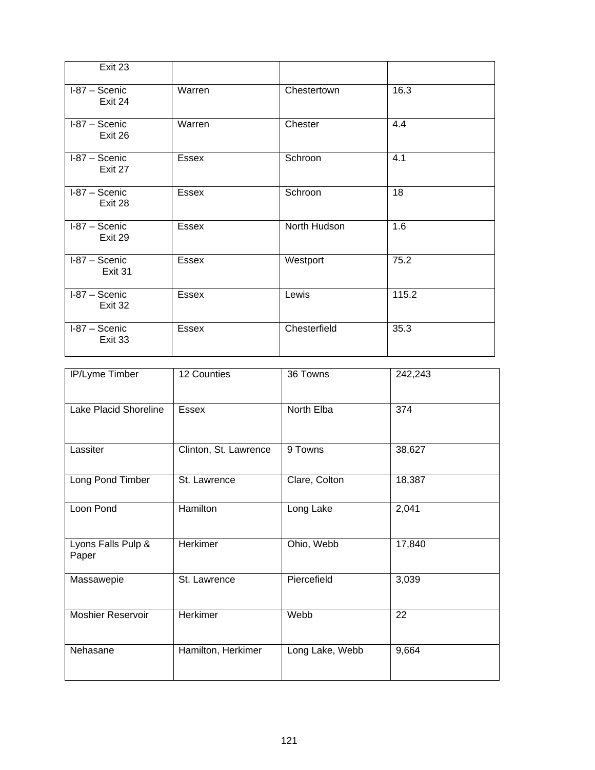| | | | |
|---|---|---|---|
| Exit 23 | | | |
| I-87 – Scenic Exit 24 | Warren | Chestertown | 16.3 |
| I-87 – Scenic Exit 26 | Warren | Chester | 4.4 |
| I-87 – Scenic Exit 27 | Essex | Schroon | 4.1 |
| I-87 – Scenic Exit 28 | Essex | Schroon | 18 |
| I-87 – Scenic Exit 29 | Essex | North Hudson | 1.6 |
| I-87 – Scenic Exit 31 | Essex | Westport | 75.2 |
| I-87 – Scenic Exit 32 | Essex | Lewis | 115.2 |
| I-87 – Scenic Exit 33 | Essex | Chesterfield | 35.3 |

| | | | |
|---|---|---|---|
| IP/Lyme Timber | 12 Counties | 36 Towns | 242,243 |
| Lake Placid Shoreline | Essex | North Elba | 374 |
| Lassiter | Clinton, St. Lawrence | 9 Towns | 38,627 |
| Long Pond Timber | St. Lawrence | Clare, Colton | 18,387 |
| Loon Pond | Hamilton | Long Lake | 2,041 |
| Lyons Falls Pulp & Paper | Herkimer | Ohio, Webb | 17,840 |
| Massawepie | St. Lawrence | Piercefield | 3,039 |
| Moshier Reservoir | Herkimer | Webb | 22 |
| Nehasane | Hamilton, Herkimer | Long Lake, Webb | 9,664 |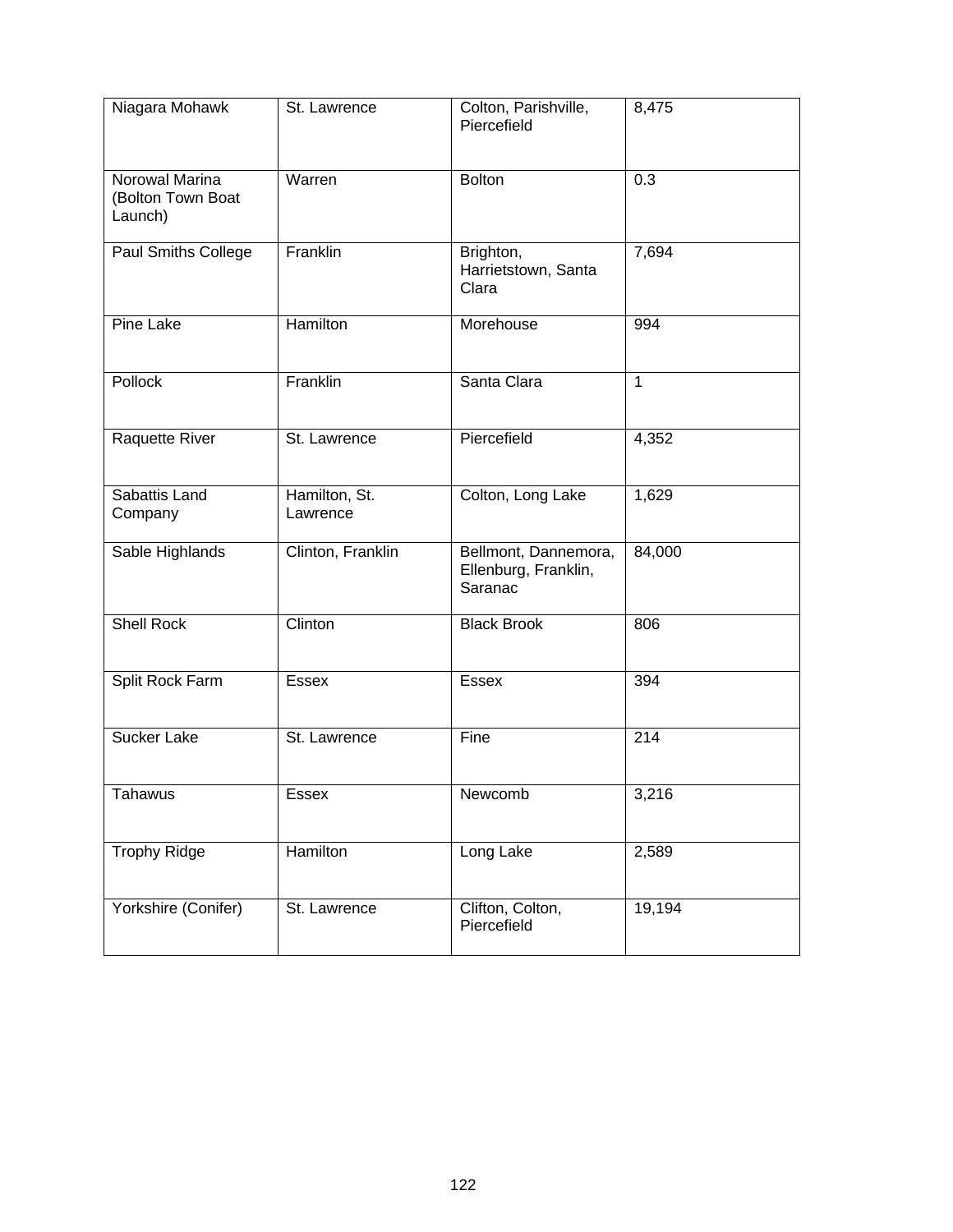| Niagara Mohawk | St. Lawrence | Colton, Parishville, Piercefield | 8,475 |
|---|---|---|---|
| Norowal Marina (Bolton Town Boat Launch) | Warren | Bolton | 0.3 |
| Paul Smiths College | Franklin | Brighton, Harrietstown, Santa Clara | 7,694 |
| Pine Lake | Hamilton | Morehouse | 994 |
| Pollock | Franklin | Santa Clara | 1 |
| Raquette River | St. Lawrence | Piercefield | 4,352 |
| Sabattis Land Company | Hamilton, St. Lawrence | Colton, Long Lake | 1,629 |
| Sable Highlands | Clinton, Franklin | Bellmont, Dannemora, Ellenburg, Franklin, Saranac | 84,000 |
| Shell Rock | Clinton | Black Brook | 806 |
| Split Rock Farm | Essex | Essex | 394 |
| Sucker Lake | St. Lawrence | Fine | 214 |
| Tahawus | Essex | Newcomb | 3,216 |
| Trophy Ridge | Hamilton | Long Lake | 2,589 |
| Yorkshire (Conifer) | St. Lawrence | Clifton, Colton, Piercefield | 19,194 |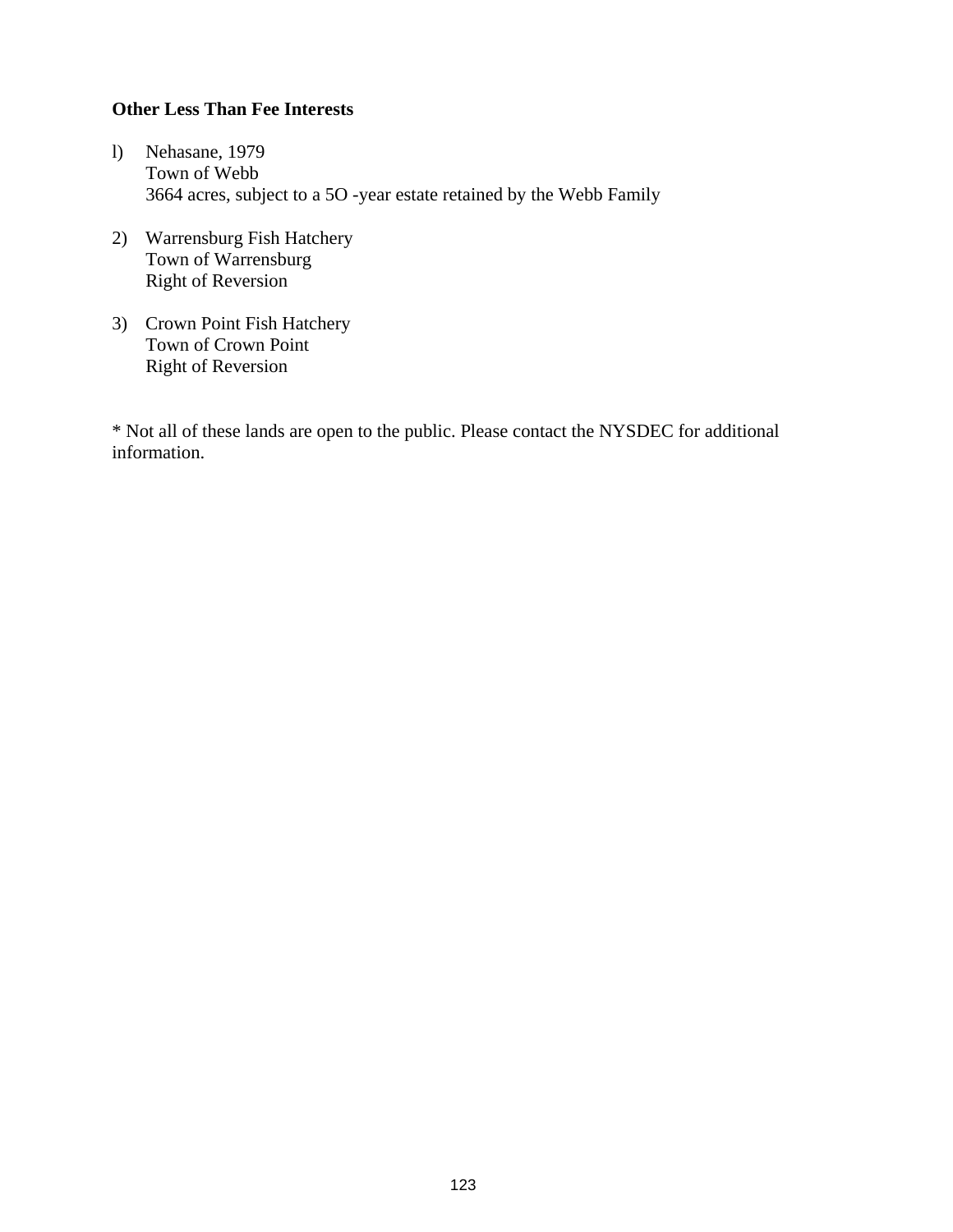**Other Less Than Fee Interests**

l) Nehasane, 1979
   Town of Webb
   3664 acres, subject to a 5O -year estate retained by the Webb Family

2) Warrensburg Fish Hatchery
   Town of Warrensburg
   Right of Reversion

3) Crown Point Fish Hatchery
   Town of Crown Point
   Right of Reversion

* Not all of these lands are open to the public. Please contact the NYSDEC for additional information.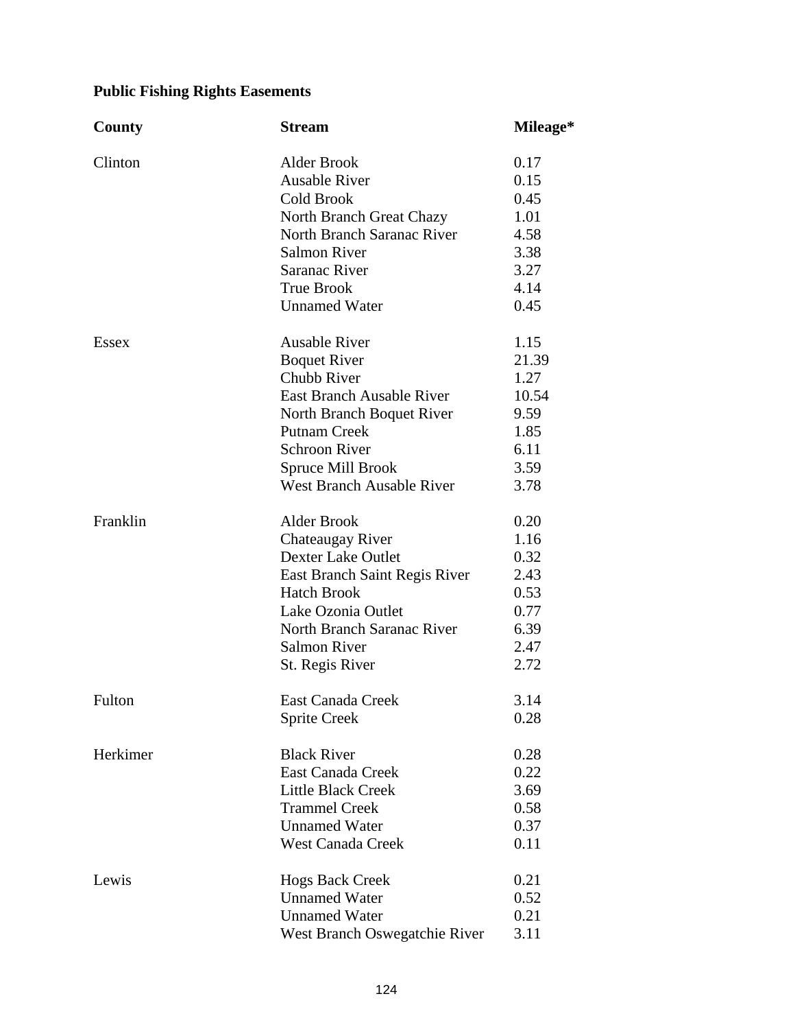**Public Fishing Rights Easements**

| County | Stream | Mileage* |
|---|---|---|
| Clinton | Alder Brook | 0.17 |
| | Ausable River | 0.15 |
| | Cold Brook | 0.45 |
| | North Branch Great Chazy | 1.01 |
| | North Branch Saranac River | 4.58 |
| | Salmon River | 3.38 |
| | Saranac River | 3.27 |
| | True Brook | 4.14 |
| | Unnamed Water | 0.45 |
| Essex | Ausable River | 1.15 |
| | Boquet River | 21.39 |
| | Chubb River | 1.27 |
| | East Branch Ausable River | 10.54 |
| | North Branch Boquet River | 9.59 |
| | Putnam Creek | 1.85 |
| | Schroon River | 6.11 |
| | Spruce Mill Brook | 3.59 |
| | West Branch Ausable River | 3.78 |
| Franklin | Alder Brook | 0.20 |
| | Chateaugay River | 1.16 |
| | Dexter Lake Outlet | 0.32 |
| | East Branch Saint Regis River | 2.43 |
| | Hatch Brook | 0.53 |
| | Lake Ozonia Outlet | 0.77 |
| | North Branch Saranac River | 6.39 |
| | Salmon River | 2.47 |
| | St. Regis River | 2.72 |
| Fulton | East Canada Creek | 3.14 |
| | Sprite Creek | 0.28 |
| Herkimer | Black River | 0.28 |
| | East Canada Creek | 0.22 |
| | Little Black Creek | 3.69 |
| | Trammel Creek | 0.58 |
| | Unnamed Water | 0.37 |
| | West Canada Creek | 0.11 |
| Lewis | Hogs Back Creek | 0.21 |
| | Unnamed Water | 0.52 |
| | Unnamed Water | 0.21 |
| | West Branch Oswegatchie River | 3.11 |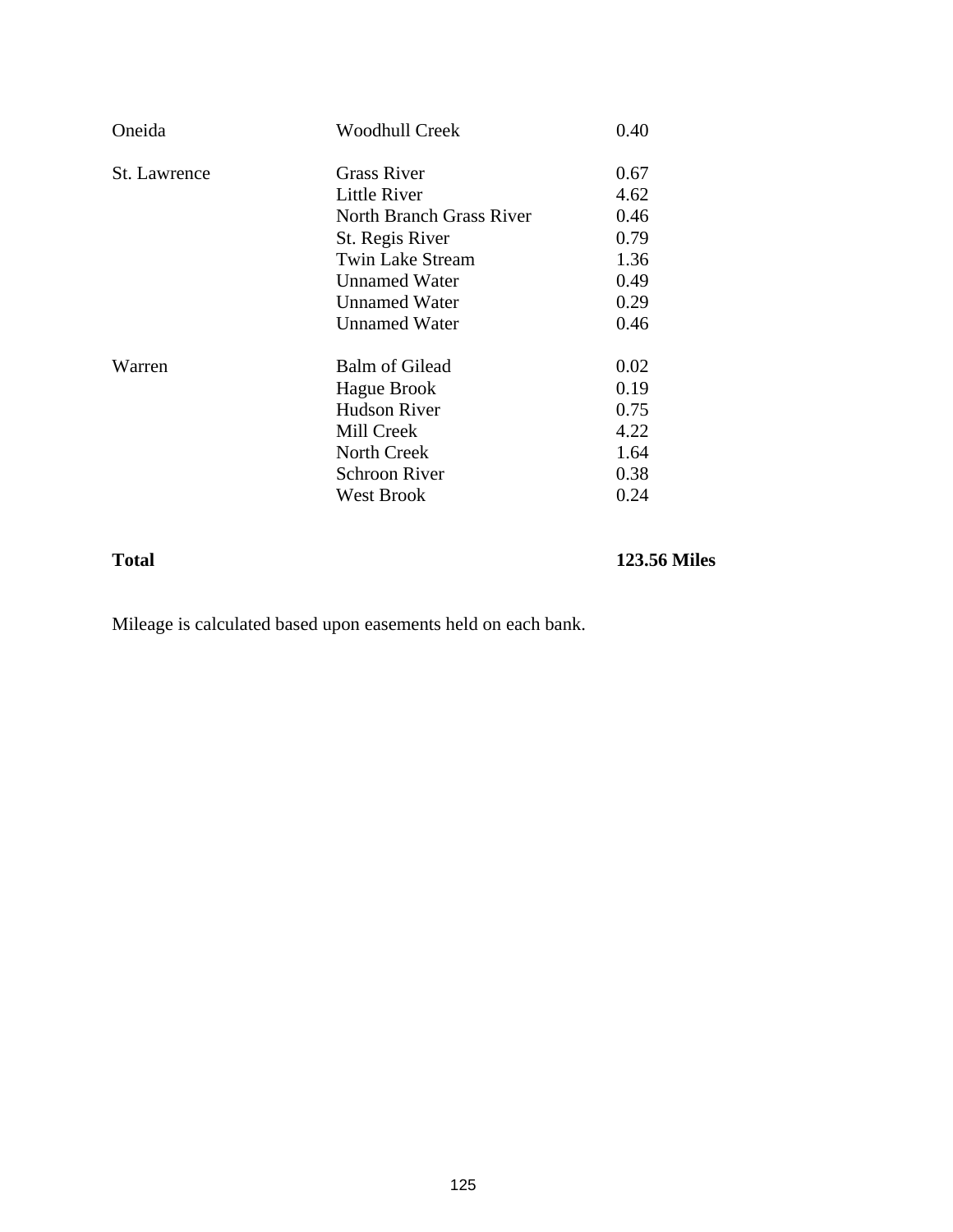| | | |
|---|---|---|
| Oneida | Woodhull Creek | 0.40 |
| St. Lawrence | Grass River | 0.67 |
| | Little River | 4.62 |
| | North Branch Grass River | 0.46 |
| | St. Regis River | 0.79 |
| | Twin Lake Stream | 1.36 |
| | Unnamed Water | 0.49 |
| | Unnamed Water | 0.29 |
| | Unnamed Water | 0.46 |
| Warren | Balm of Gilead | 0.02 |
| | Hague Brook | 0.19 |
| | Hudson River | 0.75 |
| | Mill Creek | 4.22 |
| | North Creek | 1.64 |
| | Schroon River | 0.38 |
| | West Brook | 0.24 |
| **Total** | | **123.56 Miles** |

Mileage is calculated based upon easements held on each bank.